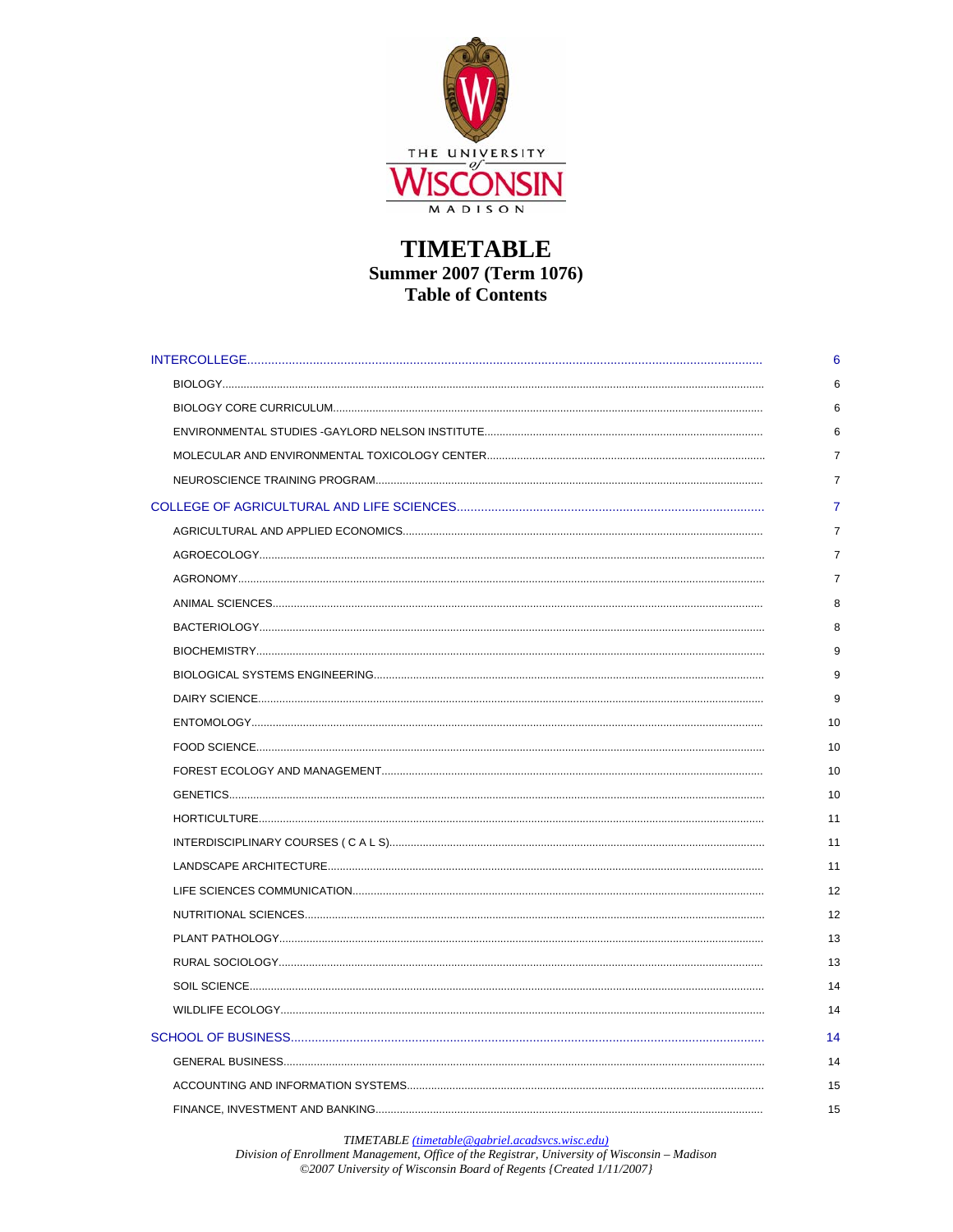THE UNIVERSITY *of* WISCONSIN MADISON

# TIMETABLE
## Summer 2007 (Term 1076)
## Table of Contents

| | |
|---|---|
| INTERCOLLEGE | 6 |
| BIOLOGY | 6 |
| BIOLOGY CORE CURRICULUM | 6 |
| ENVIRONMENTAL STUDIES -GAYLORD NELSON INSTITUTE | 6 |
| MOLECULAR AND ENVIRONMENTAL TOXICOLOGY CENTER | 7 |
| NEUROSCIENCE TRAINING PROGRAM | 7 |
| COLLEGE OF AGRICULTURAL AND LIFE SCIENCES | 7 |
| AGRICULTURAL AND APPLIED ECONOMICS | 7 |
| AGROECOLOGY | 7 |
| AGRONOMY | 7 |
| ANIMAL SCIENCES | 8 |
| BACTERIOLOGY | 8 |
| BIOCHEMISTRY | 9 |
| BIOLOGICAL SYSTEMS ENGINEERING | 9 |
| DAIRY SCIENCE | 9 |
| ENTOMOLOGY | 10 |
| FOOD SCIENCE | 10 |
| FOREST ECOLOGY AND MANAGEMENT | 10 |
| GENETICS | 10 |
| HORTICULTURE | 11 |
| INTERDISCIPLINARY COURSES ( C A L S) | 11 |
| LANDSCAPE ARCHITECTURE | 11 |
| LIFE SCIENCES COMMUNICATION | 12 |
| NUTRITIONAL SCIENCES | 12 |
| PLANT PATHOLOGY | 13 |
| RURAL SOCIOLOGY | 13 |
| SOIL SCIENCE | 14 |
| WILDLIFE ECOLOGY | 14 |
| SCHOOL OF BUSINESS | 14 |
| GENERAL BUSINESS | 14 |
| ACCOUNTING AND INFORMATION SYSTEMS | 15 |
| FINANCE, INVESTMENT AND BANKING | 15 |

*TIMETABLE (timetable@gabriel.acadsvcs.wisc.edu)*
*Division of Enrollment Management, Office of the Registrar, University of Wisconsin – Madison*
*©2007 University of Wisconsin Board of Regents {Created 1/11/2007}*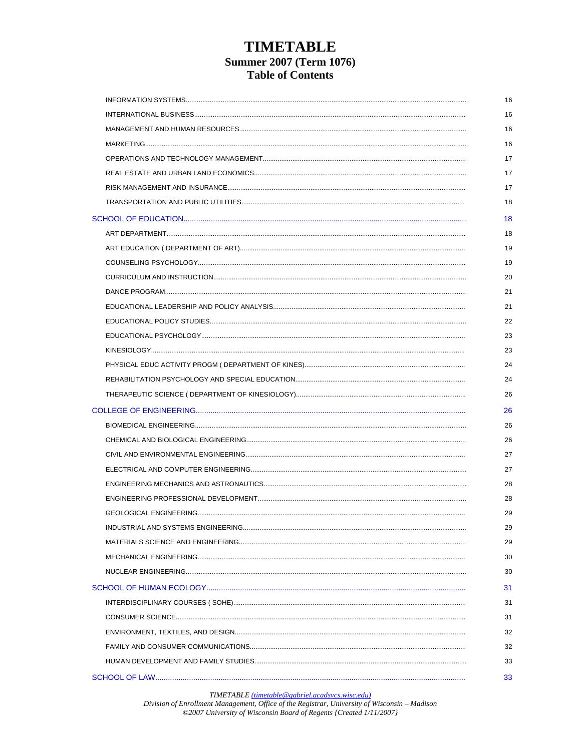# TIMETABLE
## Summer 2007 (Term 1076)
## Table of Contents

| | |
|---|---|
| INFORMATION SYSTEMS | 16 |
| INTERNATIONAL BUSINESS | 16 |
| MANAGEMENT AND HUMAN RESOURCES | 16 |
| MARKETING | 16 |
| OPERATIONS AND TECHNOLOGY MANAGEMENT | 17 |
| REAL ESTATE AND URBAN LAND ECONOMICS | 17 |
| RISK MANAGEMENT AND INSURANCE | 17 |
| TRANSPORTATION AND PUBLIC UTILITIES | 18 |
| SCHOOL OF EDUCATION | 18 |
| ART DEPARTMENT | 18 |
| ART EDUCATION ( DEPARTMENT OF ART) | 19 |
| COUNSELING PSYCHOLOGY | 19 |
| CURRICULUM AND INSTRUCTION | 20 |
| DANCE PROGRAM | 21 |
| EDUCATIONAL LEADERSHIP AND POLICY ANALYSIS | 21 |
| EDUCATIONAL POLICY STUDIES | 22 |
| EDUCATIONAL PSYCHOLOGY | 23 |
| KINESIOLOGY | 23 |
| PHYSICAL EDUC ACTIVITY PROGM ( DEPARTMENT OF KINES) | 24 |
| REHABILITATION PSYCHOLOGY AND SPECIAL EDUCATION | 24 |
| THERAPEUTIC SCIENCE ( DEPARTMENT OF KINESIOLOGY) | 26 |
| COLLEGE OF ENGINEERING | 26 |
| BIOMEDICAL ENGINEERING | 26 |
| CHEMICAL AND BIOLOGICAL ENGINEERING | 26 |
| CIVIL AND ENVIRONMENTAL ENGINEERING | 27 |
| ELECTRICAL AND COMPUTER ENGINEERING | 27 |
| ENGINEERING MECHANICS AND ASTRONAUTICS | 28 |
| ENGINEERING PROFESSIONAL DEVELOPMENT | 28 |
| GEOLOGICAL ENGINEERING | 29 |
| INDUSTRIAL AND SYSTEMS ENGINEERING | 29 |
| MATERIALS SCIENCE AND ENGINEERING | 29 |
| MECHANICAL ENGINEERING | 30 |
| NUCLEAR ENGINEERING | 30 |
| SCHOOL OF HUMAN ECOLOGY | 31 |
| INTERDISCIPLINARY COURSES ( SOHE) | 31 |
| CONSUMER SCIENCE | 31 |
| ENVIRONMENT, TEXTILES, AND DESIGN | 32 |
| FAMILY AND CONSUMER COMMUNICATIONS | 32 |
| HUMAN DEVELOPMENT AND FAMILY STUDIES | 33 |
| SCHOOL OF LAW | 33 |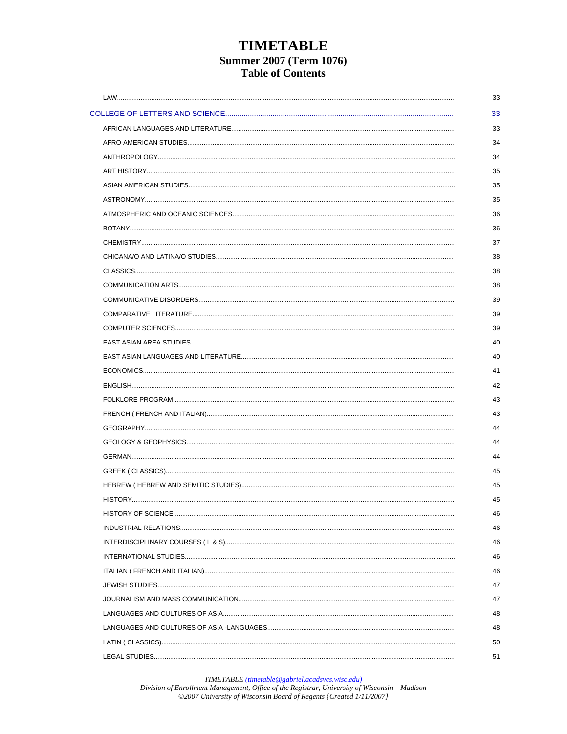# TIMETABLE
## Summer 2007 (Term 1076)
## Table of Contents

| | |
|---|---|
| LAW | 33 |
| COLLEGE OF LETTERS AND SCIENCE | 33 |
| AFRICAN LANGUAGES AND LITERATURE | 33 |
| AFRO-AMERICAN STUDIES | 34 |
| ANTHROPOLOGY | 34 |
| ART HISTORY | 35 |
| ASIAN AMERICAN STUDIES | 35 |
| ASTRONOMY | 35 |
| ATMOSPHERIC AND OCEANIC SCIENCES | 36 |
| BOTANY | 36 |
| CHEMISTRY | 37 |
| CHICANA/O AND LATINA/O STUDIES | 38 |
| CLASSICS | 38 |
| COMMUNICATION ARTS | 38 |
| COMMUNICATIVE DISORDERS | 39 |
| COMPARATIVE LITERATURE | 39 |
| COMPUTER SCIENCES | 39 |
| EAST ASIAN AREA STUDIES | 40 |
| EAST ASIAN LANGUAGES AND LITERATURE | 40 |
| ECONOMICS | 41 |
| ENGLISH | 42 |
| FOLKLORE PROGRAM | 43 |
| FRENCH ( FRENCH AND ITALIAN) | 43 |
| GEOGRAPHY | 44 |
| GEOLOGY & GEOPHYSICS | 44 |
| GERMAN | 44 |
| GREEK ( CLASSICS) | 45 |
| HEBREW ( HEBREW AND SEMITIC STUDIES) | 45 |
| HISTORY | 45 |
| HISTORY OF SCIENCE | 46 |
| INDUSTRIAL RELATIONS | 46 |
| INTERDISCIPLINARY COURSES ( L & S) | 46 |
| INTERNATIONAL STUDIES | 46 |
| ITALIAN ( FRENCH AND ITALIAN) | 46 |
| JEWISH STUDIES | 47 |
| JOURNALISM AND MASS COMMUNICATION | 47 |
| LANGUAGES AND CULTURES OF ASIA | 48 |
| LANGUAGES AND CULTURES OF ASIA -LANGUAGES | 48 |
| LATIN ( CLASSICS) | 50 |
| LEGAL STUDIES | 51 |

*TIMETABLE (timetable@gabriel.acadsvcs.wisc.edu)*
*Division of Enrollment Management, Office of the Registrar, University of Wisconsin – Madison*
*©2007 University of Wisconsin Board of Regents {Created 1/11/2007}*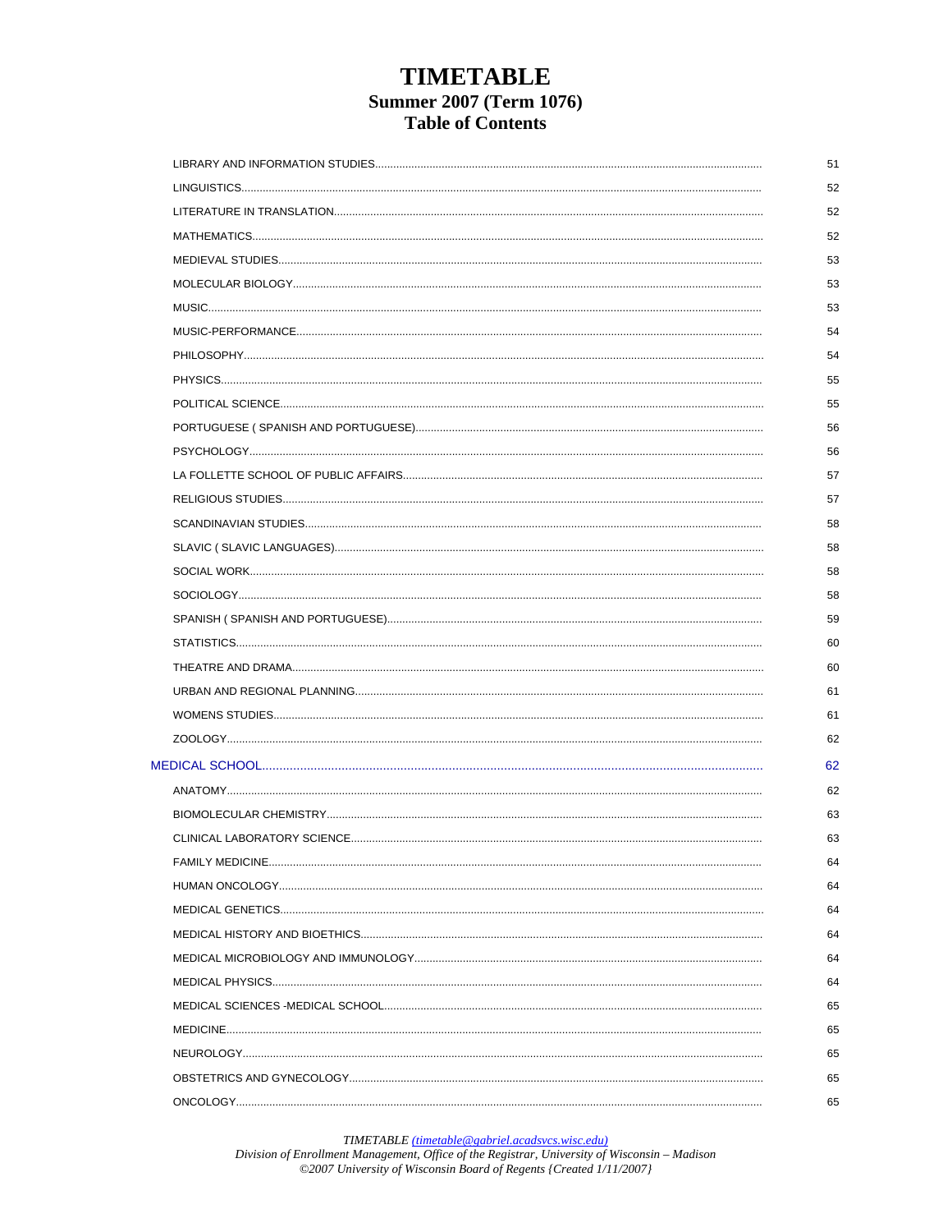# TIMETABLE
## Summer 2007 (Term 1076)
## Table of Contents

| | |
|---|---|
| LIBRARY AND INFORMATION STUDIES | 51 |
| LINGUISTICS | 52 |
| LITERATURE IN TRANSLATION | 52 |
| MATHEMATICS | 52 |
| MEDIEVAL STUDIES | 53 |
| MOLECULAR BIOLOGY | 53 |
| MUSIC | 53 |
| MUSIC-PERFORMANCE | 54 |
| PHILOSOPHY | 54 |
| PHYSICS | 55 |
| POLITICAL SCIENCE | 55 |
| PORTUGUESE ( SPANISH AND PORTUGUESE) | 56 |
| PSYCHOLOGY | 56 |
| LA FOLLETTE SCHOOL OF PUBLIC AFFAIRS | 57 |
| RELIGIOUS STUDIES | 57 |
| SCANDINAVIAN STUDIES | 58 |
| SLAVIC ( SLAVIC LANGUAGES) | 58 |
| SOCIAL WORK | 58 |
| SOCIOLOGY | 58 |
| SPANISH ( SPANISH AND PORTUGUESE) | 59 |
| STATISTICS | 60 |
| THEATRE AND DRAMA | 60 |
| URBAN AND REGIONAL PLANNING | 61 |
| WOMENS STUDIES | 61 |
| ZOOLOGY | 62 |
| **MEDICAL SCHOOL** | **62** |
| ANATOMY | 62 |
| BIOMOLECULAR CHEMISTRY | 63 |
| CLINICAL LABORATORY SCIENCE | 63 |
| FAMILY MEDICINE | 64 |
| HUMAN ONCOLOGY | 64 |
| MEDICAL GENETICS | 64 |
| MEDICAL HISTORY AND BIOETHICS | 64 |
| MEDICAL MICROBIOLOGY AND IMMUNOLOGY | 64 |
| MEDICAL PHYSICS | 64 |
| MEDICAL SCIENCES -MEDICAL SCHOOL | 65 |
| MEDICINE | 65 |
| NEUROLOGY | 65 |
| OBSTETRICS AND GYNECOLOGY | 65 |
| ONCOLOGY | 65 |

*TIMETABLE (timetable@gabriel.acadsvcs.wisc.edu)*
*Division of Enrollment Management, Office of the Registrar, University of Wisconsin – Madison*
*©2007 University of Wisconsin Board of Regents {Created 1/11/2007}*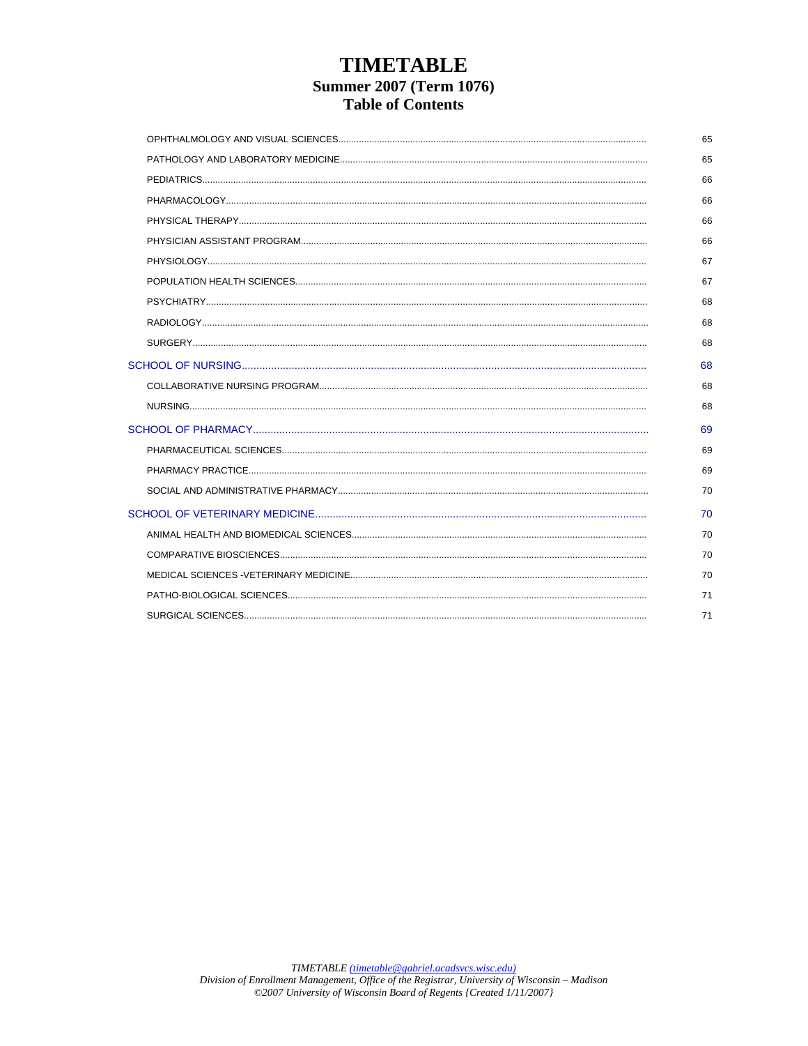# TIMETABLE
## Summer 2007 (Term 1076)
## Table of Contents

| | |
|---|---|
| OPHTHALMOLOGY AND VISUAL SCIENCES | 65 |
| PATHOLOGY AND LABORATORY MEDICINE | 65 |
| PEDIATRICS | 66 |
| PHARMACOLOGY | 66 |
| PHYSICAL THERAPY | 66 |
| PHYSICIAN ASSISTANT PROGRAM | 66 |
| PHYSIOLOGY | 67 |
| POPULATION HEALTH SCIENCES | 67 |
| PSYCHIATRY | 68 |
| RADIOLOGY | 68 |
| SURGERY | 68 |
| **SCHOOL OF NURSING** | **68** |
| COLLABORATIVE NURSING PROGRAM | 68 |
| NURSING | 68 |
| **SCHOOL OF PHARMACY** | **69** |
| PHARMACEUTICAL SCIENCES | 69 |
| PHARMACY PRACTICE | 69 |
| SOCIAL AND ADMINISTRATIVE PHARMACY | 70 |
| **SCHOOL OF VETERINARY MEDICINE** | **70** |
| ANIMAL HEALTH AND BIOMEDICAL SCIENCES | 70 |
| COMPARATIVE BIOSCIENCES | 70 |
| MEDICAL SCIENCES -VETERINARY MEDICINE | 70 |
| PATHO-BIOLOGICAL SCIENCES | 71 |
| SURGICAL SCIENCES | 71 |

*TIMETABLE (timetable@gabriel.acadsvcs.wisc.edu)*
*Division of Enrollment Management, Office of the Registrar, University of Wisconsin – Madison*
*©2007 University of Wisconsin Board of Regents {Created 1/11/2007}*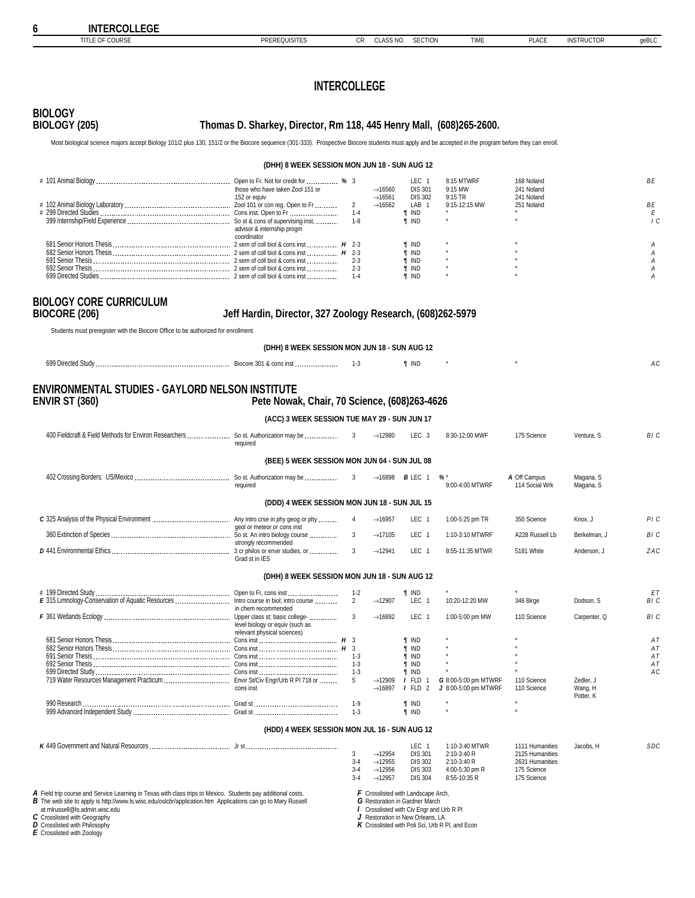# INTERCOLLEGE

## BIOLOGY

### BIOLOGY (205) — Thomas D. Sharkey, Director, Rm 118, 445 Henry Mall, (608)265-2600.

Most biological science majors accept Biology 101/2 plus 130, 151/2 or the Biocore sequence (301-333). Prospective Biocore students must apply and be accepted in the program before they can enroll.

**(DHH) 8 WEEK SESSION MON JUN 18 - SUN AUG 12**

| TITLE OF COURSE | PREREQUISITES | CR | CLASS NO. | SECTION | TIME | PLACE | INSTRUCTOR | geBLC |
|---|---|---|---|---|---|---|---|---|
| # 101 Animal Biology | Open to Fr. Not for credit for those who have taken Zool 151 or 152 or equiv % | 3 | →16560 | LEC 1 | 8:15 MTWRF | 168 Noland | | BE |
| | | | →16561 | DIS 301 | 9:15 MW | 241 Noland | | |
| | | | →16562 | DIS 302 | 9:15 TR | 241 Noland | | |
| # 102 Animal Biology Laboratory | Zool 101 or con reg. Open to Fr | 2 | | LAB 1 | 9:15-12:15 MW | 251 Noland | | BE |
| # 299 Directed Studies | Cons inst. Open to Fr | 1-4 | | ¶ IND | * | * | | E |
| 399 Internship/Field Experience | So st & cons of supervising inst, advisor & internship progm coordinator | 1-8 | | ¶ IND | * | * | | I C |
| 681 Senior Honors Thesis | 2 sem of coll biol & cons inst H | 2-3 | | ¶ IND | * | * | | A |
| 682 Senior Honors Thesis | 2 sem of coll biol & cons inst H | 2-3 | | ¶ IND | * | * | | A |
| 691 Senior Thesis | 2 sem of coll biol & cons inst | 2-3 | | ¶ IND | * | * | | A |
| 692 Senior Thesis | 2 sem of coll biol & cons inst | 2-3 | | ¶ IND | * | * | | A |
| 699 Directed Studies | 2 sem of coll biol & cons inst | 1-4 | | ¶ IND | * | * | | A |

## BIOLOGY CORE CURRICULUM

### BIOCORE (206) — Jeff Hardin, Director, 327 Zoology Research, (608)262-5979

Students must preregister with the Biocore Office to be authorized for enrollment.

**(DHH) 8 WEEK SESSION MON JUN 18 - SUN AUG 12**

| TITLE OF COURSE | PREREQUISITES | CR | CLASS NO. | SECTION | TIME | PLACE | INSTRUCTOR | geBLC |
|---|---|---|---|---|---|---|---|---|
| 699 Directed Study | Biocore 301 & cons inst | 1-3 | | ¶ IND | * | * | | AC |

## ENVIRONMENTAL STUDIES - GAYLORD NELSON INSTITUTE

### ENVIR ST (360) — Pete Nowak, Chair, 70 Science, (608)263-4626

**(ACC) 3 WEEK SESSION TUE MAY 29 - SUN JUN 17**

| TITLE OF COURSE | PREREQUISITES | CR | CLASS NO. | SECTION | TIME | PLACE | INSTRUCTOR | geBLC |
|---|---|---|---|---|---|---|---|---|
| 400 Fieldcraft & Field Methods for Environ Researchers | So st. Authorization may be required | 3 | →12980 | LEC 3 | 8:30-12:00 MWF | 175 Science | Ventura, S | BI C |

**(BEE) 5 WEEK SESSION MON JUN 04 - SUN JUL 08**

| TITLE OF COURSE | PREREQUISITES | CR | CLASS NO. | SECTION | TIME | PLACE | INSTRUCTOR | geBLC |
|---|---|---|---|---|---|---|---|---|
| 402 Crossing Borders: US/Mexico | So st. Authorization may be required | 3 | →16898 | B LEC 1 | % * | A Off Campus | Magana, S | |
| | | | | | 9:00-4:00 MTWRF | 114 Social Wrk | Magana, S | |

**(DDD) 4 WEEK SESSION MON JUN 18 - SUN JUL 15**

| TITLE OF COURSE | PREREQUISITES | CR | CLASS NO. | SECTION | TIME | PLACE | INSTRUCTOR | geBLC |
|---|---|---|---|---|---|---|---|---|
| C 325 Analysis of the Physical Environment | Any intro crse in phy geog or phy geol or meteor or cons inst | 4 | →16957 | LEC 1 | 1:00-5:25 pm TR | 350 Science | Knox, J | PI C |
| 360 Extinction of Species | So st. An intro biology course strongly recommended | 3 | →17105 | LEC 1 | 1:10-3:10 MTWRF | A228 Russell Lb | Berkelman, J | BI C |
| D 441 Environmental Ethics | 3 cr philos or envir studies, or Grad st in IES | 3 | →12941 | LEC 1 | 8:55-11:35 MTWR | 5181 White | Anderson, J | ZAC |

**(DHH) 8 WEEK SESSION MON JUN 18 - SUN AUG 12**

| TITLE OF COURSE | PREREQUISITES | CR | CLASS NO. | SECTION | TIME | PLACE | INSTRUCTOR | geBLC |
|---|---|---|---|---|---|---|---|---|
| # 199 Directed Study | Open to Fr, cons inst | 1-2 | | ¶ IND | * | * | | ET |
| E 315 Limnology-Conservation of Aquatic Resources | Intro course in biol; intro course in chem recommended | 2 | →12907 | LEC 1 | 10:20-12:20 MW | 346 Birge | Dodson, S | BI C |
| F 361 Wetlands Ecology | Upper class st; basic college-level biology or equiv (such as relevant physical sciences) | 3 | →16892 | LEC 1 | 1:00-5:00 pm MW | 110 Science | Carpenter, Q | BI C |
| 681 Senior Honors Thesis | Cons inst H | 3 | | ¶ IND | * | * | | AT |
| 682 Senior Honors Thesis | Cons inst H | 3 | | ¶ IND | * | * | | AT |
| 691 Senior Thesis | Cons inst | 1-3 | | ¶ IND | * | * | | AT |
| 692 Senior Thesis | Cons inst | 1-3 | | ¶ IND | * | * | | AT |
| 699 Directed Study | Cons inst | 1-3 | | ¶ IND | * | * | | AC |
| 719 Water Resources Management Practicum | Envir St/Civ Engr/Urb R Pl 718 or cons inst | 5 | →12909 | I FLD 1 | G 8:00-5:00 pm MTWRF | 110 Science | Zedler, J | |
| | | | →16897 | I FLD 2 | J 8:00-5:00 pm MTWRF | 110 Science | Wang, H; Potter, K | |
| 990 Research | Grad st | 1-9 | | ¶ IND | * | * | | |
| 999 Advanced Independent Study | Grad st | 1-3 | | ¶ IND | * | * | | |

**(HDD) 4 WEEK SESSION MON JUL 16 - SUN AUG 12**

| TITLE OF COURSE | PREREQUISITES | CR | CLASS NO. | SECTION | TIME | PLACE | INSTRUCTOR | geBLC |
|---|---|---|---|---|---|---|---|---|
| K 449 Government and Natural Resources | Jr st | | | LEC 1 | 1:10-3:40 MTWR | 1111 Humanities | Jacobs, H | SDC |
| | | 3 | →12954 | DIS 301 | 2:10-3:40 R | 2125 Humanities | | |
| | | 3-4 | →12955 | DIS 302 | 2:10-3:40 R | 2631 Humanities | | |
| | | 3-4 | →12956 | DIS 303 | 4:00-5:30 pm R | 175 Science | | |
| | | 3-4 | →12957 | DIS 304 | 8:55-10:35 R | 175 Science | | |

*A* Field trip course and Service Learning in Texas with class trips to Mexico. Students pay additional costs.
*B* The web site to apply is http://www.ls.wisc.edu/oslcbr/application.htm Applications can go to Mary Russell at mlrussell@ls.admin.wisc.edu
*C* Crosslisted with Geography
*D* Crosslisted with Philosophy
*E* Crosslisted with Zoology
*F* Crosslisted with Landscape Arch,
*G* Restoration in Gardner March
*I* Crosslisted with Civ Engr and Urb R Pl
*J* Restoration in New Orleans, LA
*K* Crosslisted with Poli Sci, Urb R Pl, and Econ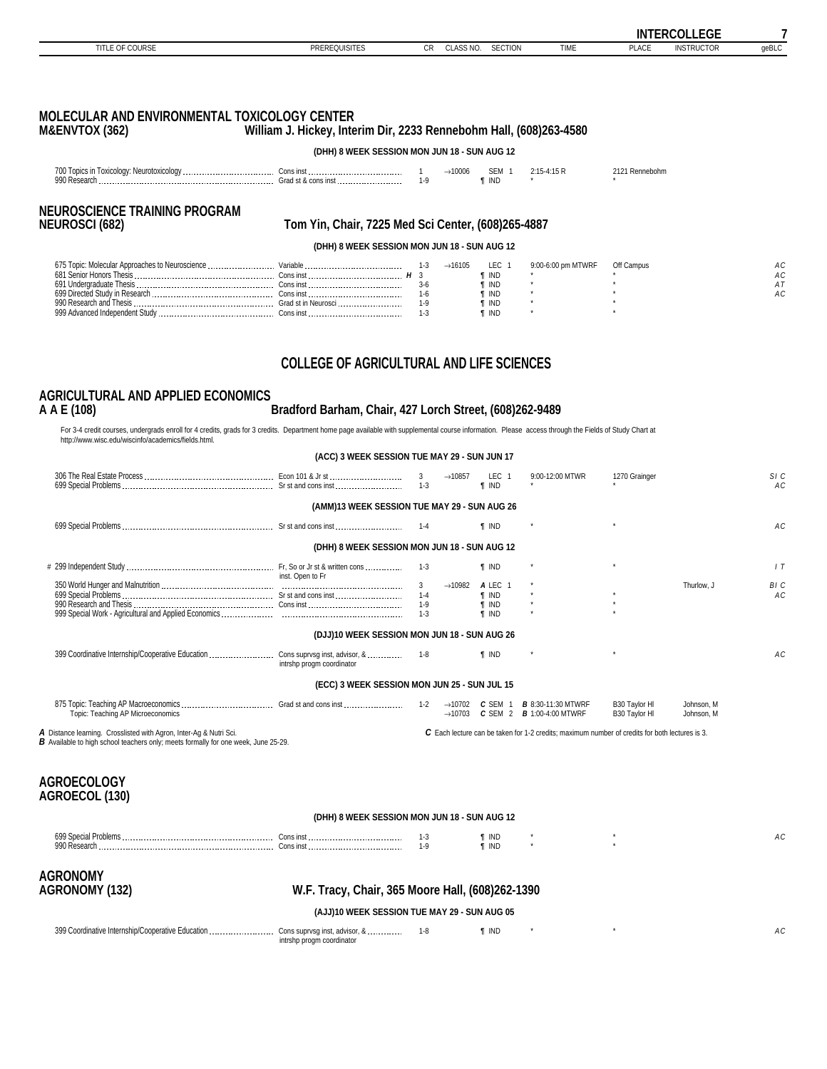## MOLECULAR AND ENVIRONMENTAL TOXICOLOGY CENTER
### M&ENVTOX (362) — William J. Hickey, Interim Dir, 2233 Rennebohm Hall, (608)263-4580

**(DHH) 8 WEEK SESSION MON JUN 18 - SUN AUG 12**

| TITLE OF COURSE | PREREQUISITES | CR | CLASS NO. | SECTION | TIME | PLACE | INSTRUCTOR | geBLC |
|---|---|---|---|---|---|---|---|---|
| 700 Topics in Toxicology: Neurotoxicology | Cons inst | 1 | →10006 | SEM 1 | 2:15-4:15 R | 2121 Rennebohm | | |
| 990 Research | Grad st & cons inst | 1-9 | | ¶ IND | * | * | | |

## NEUROSCIENCE TRAINING PROGRAM
### NEUROSCI (682) — Tom Yin, Chair, 7225 Med Sci Center, (608)265-4887

**(DHH) 8 WEEK SESSION MON JUN 18 - SUN AUG 12**

| TITLE OF COURSE | PREREQUISITES | CR | CLASS NO. | SECTION | TIME | PLACE | INSTRUCTOR | geBLC |
|---|---|---|---|---|---|---|---|---|
| 675 Topic: Molecular Approaches to Neuroscience | Variable | 1-3 | →16105 | LEC 1 | 9:00-6:00 pm MTWRF | Off Campus | | A C |
| 681 Senior Honors Thesis | Cons inst *H* | 3 | | ¶ IND | * | * | | A C |
| 691 Undergraduate Thesis | Cons inst | 3-6 | | ¶ IND | * | * | | A T |
| 699 Directed Study in Research | Cons inst | 1-6 | | ¶ IND | * | * | | A C |
| 990 Research and Thesis | Grad st in Neurosci | 1-9 | | ¶ IND | * | * | | |
| 999 Advanced Independent Study | Cons inst | 1-3 | | ¶ IND | * | * | | |

# COLLEGE OF AGRICULTURAL AND LIFE SCIENCES

## AGRICULTURAL AND APPLIED ECONOMICS
### A A E (108) — Bradford Barham, Chair, 427 Lorch Street, (608)262-9489

For 3-4 credit courses, undergrads enroll for 4 credits, grads for 3 credits. Department home page available with supplemental course information. Please access through the Fields of Study Chart at http://www.wisc.edu/wiscinfo/academics/fields.html.

**(ACC) 3 WEEK SESSION TUE MAY 29 - SUN JUN 17**

| TITLE OF COURSE | PREREQUISITES | CR | CLASS NO. | SECTION | TIME | PLACE | INSTRUCTOR | geBLC |
|---|---|---|---|---|---|---|---|---|
| 306 The Real Estate Process | Econ 101 & Jr st | 3 | →10857 | LEC 1 | 9:00-12:00 MTWR | 1270 Grainger | | S I C |
| 699 Special Problems | Sr st and cons inst | 1-3 | | ¶ IND | * | * | | A C |

**(AMM)13 WEEK SESSION TUE MAY 29 - SUN AUG 26**

| TITLE OF COURSE | PREREQUISITES | CR | CLASS NO. | SECTION | TIME | PLACE | INSTRUCTOR | geBLC |
|---|---|---|---|---|---|---|---|---|
| 699 Special Problems | Sr st and cons inst | 1-4 | | ¶ IND | * | * | | A C |

**(DHH) 8 WEEK SESSION MON JUN 18 - SUN AUG 12**

| TITLE OF COURSE | PREREQUISITES | CR | CLASS NO. | SECTION | TIME | PLACE | INSTRUCTOR | geBLC |
|---|---|---|---|---|---|---|---|---|
| # 299 Independent Study | Fr, So or Jr st & written cons inst. Open to Fr | 1-3 | | ¶ IND | * | * | | I T |
| 350 World Hunger and Malnutrition | | 3 | →10982 | *A* LEC 1 | * | | Thurlow, J | B I C |
| 699 Special Problems | Sr st and cons inst | 1-4 | | ¶ IND | * | * | | A C |
| 990 Research and Thesis | Cons inst | 1-9 | | ¶ IND | * | * | | |
| 999 Special Work - Agricultural and Applied Economics | | 1-3 | | ¶ IND | * | * | | |

**(DJJ)10 WEEK SESSION MON JUN 18 - SUN AUG 26**

| TITLE OF COURSE | PREREQUISITES | CR | CLASS NO. | SECTION | TIME | PLACE | INSTRUCTOR | geBLC |
|---|---|---|---|---|---|---|---|---|
| 399 Coordinative Internship/Cooperative Education | Cons suprvsg inst, advisor, & intrshp progm coordinator | 1-8 | | ¶ IND | * | * | | A C |

**(ECC) 3 WEEK SESSION MON JUN 25 - SUN JUL 15**

| TITLE OF COURSE | PREREQUISITES | CR | CLASS NO. | SECTION | TIME | PLACE | INSTRUCTOR | geBLC |
|---|---|---|---|---|---|---|---|---|
| 875 Topic: Teaching AP Macroeconomics | Grad st and cons inst | 1-2 | →10702 | *C* SEM 1 | *B* 8:30-11:30 MTWRF | B30 Taylor Hl | Johnson, M | |
| Topic: Teaching AP Microeconomics | | | →10703 | *C* SEM 2 | *B* 1:00-4:00 MTWRF | B30 Taylor Hl | Johnson, M | |

***A*** Distance learning. Crosslisted with Agron, Inter-Ag & Nutri Sci.
***B*** Available to high school teachers only; meets formally for one week, June 25-29.
***C*** Each lecture can be taken for 1-2 credits; maximum number of credits for both lectures is 3.

## AGROECOLOGY
### AGROECOL (130)

**(DHH) 8 WEEK SESSION MON JUN 18 - SUN AUG 12**

| TITLE OF COURSE | PREREQUISITES | CR | CLASS NO. | SECTION | TIME | PLACE | INSTRUCTOR | geBLC |
|---|---|---|---|---|---|---|---|---|
| 699 Special Problems | Cons inst | 1-3 | | ¶ IND | * | * | | A C |
| 990 Research | Cons inst | 1-9 | | ¶ IND | * | * | | |

## AGRONOMY
### AGRONOMY (132) — W.F. Tracy, Chair, 365 Moore Hall, (608)262-1390

**(AJJ)10 WEEK SESSION TUE MAY 29 - SUN AUG 05**

| TITLE OF COURSE | PREREQUISITES | CR | CLASS NO. | SECTION | TIME | PLACE | INSTRUCTOR | geBLC |
|---|---|---|---|---|---|---|---|---|
| 399 Coordinative Internship/Cooperative Education | Cons suprvsg inst, advisor, & intrshp progm coordinator | 1-8 | | ¶ IND | * | * | | A C |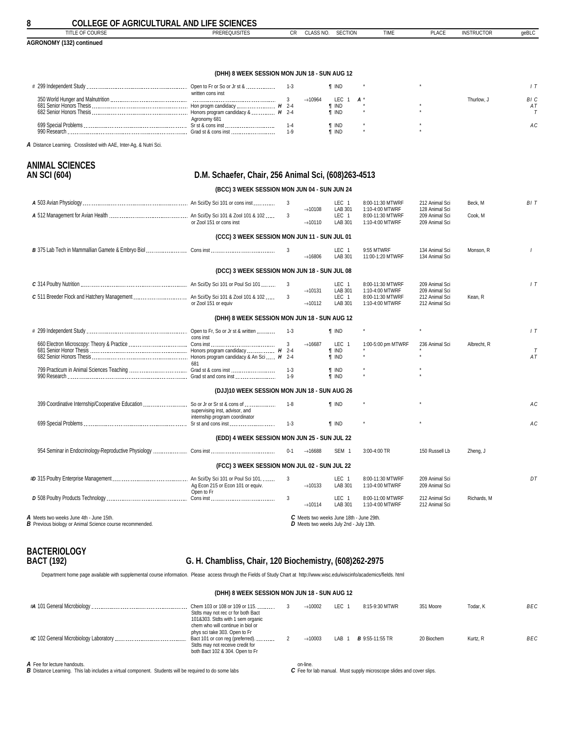## COLLEGE OF AGRICULTURAL AND LIFE SCIENCES

**AGRONOMY (132) continued**

**(DHH) 8 WEEK SESSION MON JUN 18 - SUN AUG 12**

| TITLE OF COURSE | PREREQUISITES | CR | CLASS NO. | SECTION | TIME | PLACE | INSTRUCTOR | geBLC |
|---|---|---|---|---|---|---|---|---|
| # 299 Independent Study | Open to Fr or So or Jr st & written cons inst | 1-3 | | ¶ IND | * | * | | I T |
| 350 World Hunger and Malnutrition | | 3 | →10964 | LEC 1 | A * | | Thurlow, J | BI C |
| 681 Senior Honors Thesis | Hon progm candidacy H | 2-4 | | ¶ IND | * | * | | A T |
| 682 Senior Honors Thesis | Honors program candidacy & Agronomy 681 H | 2-4 | | ¶ IND | * | * | | T |
| 699 Special Problems | Sr st & cons inst | 1-4 | | ¶ IND | * | * | | A C |
| 990 Research | Grad st & cons inst | 1-9 | | ¶ IND | * | * | | |

*A* Distance Learning. Crosslisted with AAE, Inter-Ag, & Nutri Sci.

## ANIMAL SCIENCES
## AN SCI (604) — D.M. Schaefer, Chair, 256 Animal Sci, (608)263-4513

| TITLE OF COURSE | PREREQUISITES | CR | CLASS NO. | SECTION | TIME | PLACE | INSTRUCTOR | geBLC |
|---|---|---|---|---|---|---|---|---|
| **(BCC) 3 WEEK SESSION MON JUN 04 - SUN JUN 24** | | | | | | | | |
| *A* 503 Avian Physiology | An Sci/Dy Sci 101 or cons inst | 3 | | LEC 1 | 8:00-11:30 MTWRF | 212 Animal Sci | Beck, M | BI T |
| | | | →10108 | LAB 301 | 1:10-4:00 MTWRF | 128 Animal Sci | | |
| *A* 512 Management for Avian Health | An Sci/Dy Sci 101 & Zool 101 & 102 or Zool 151 or cons inst | 3 | | LEC 1 | 8:00-11:30 MTWRF | 209 Animal Sci | Cook, M | |
| | | | →10110 | LAB 301 | 1:10-4:00 MTWRF | 209 Animal Sci | | |
| **(CCC) 3 WEEK SESSION MON JUN 11 - SUN JUL 01** | | | | | | | | |
| *B* 375 Lab Tech in Mammallian Gamete & Embryo Biol | Cons inst | 3 | | LEC 1 | 9:55 MTWRF | 134 Animal Sci | Monson, R | I |
| | | | →16806 | LAB 301 | 11:00-1:20 MTWRF | 134 Animal Sci | | |
| **(DCC) 3 WEEK SESSION MON JUN 18 - SUN JUL 08** | | | | | | | | |
| *C* 314 Poultry Nutrition | An Sci/Dy Sci 101 or Poul Sci 101 | 3 | | LEC 1 | 8:00-11:30 MTWRF | 209 Animal Sci | | I T |
| | | | →10131 | LAB 301 | 1:10-4:00 MTWRF | 209 Animal Sci | | |
| *C* 511 Breeder Flock and Hatchery Management | An Sci/Dy Sci 101 & Zool 101 & 102 or Zool 151 or equiv | 3 | | LEC 1 | 8:00-11:30 MTWRF | 212 Animal Sci | Kean, R | |
| | | | →10112 | LAB 301 | 1:10-4:00 MTWRF | 212 Animal Sci | | |
| **(DHH) 8 WEEK SESSION MON JUN 18 - SUN AUG 12** | | | | | | | | |
| # 299 Independent Study | Open to Fr, So or Jr st & written cons inst | 1-3 | | ¶ IND | * | * | | I T |
| 660 Electron Microscopy: Theory & Practice | Cons inst | 3 | →16687 | LEC 1 | 1:00-5:00 pm MTWRF | 236 Animal Sci | Albrecht, R | |
| 681 Senior Honor Thesis | Honors program candidacy H | 2-4 | | ¶ IND | * | * | | T |
| 682 Senior Honors Thesis | Honors program candidacy & An Sci 681 H | 2-4 | | ¶ IND | * | * | | A T |
| 799 Practicum in Animal Sciences Teaching | Grad st & cons inst | 1-3 | | ¶ IND | * | * | | |
| 990 Research | Grad st and cons inst | 1-9 | | ¶ IND | * | * | | |
| **(DJJ)10 WEEK SESSION MON JUN 18 - SUN AUG 26** | | | | | | | | |
| 399 Coordinative Internship/Cooperative Education | So or Jr or Sr st & cons of supervising inst, advisor, and internship program coordinator | 1-8 | | ¶ IND | * | * | | A C |
| 699 Special Problems | Sr st and cons inst | 1-3 | | ¶ IND | * | * | | A C |
| **(EDD) 4 WEEK SESSION MON JUN 25 - SUN JUL 22** | | | | | | | | |
| 954 Seminar in Endocrinology-Reproductive Physiology | Cons inst | 0-1 | →16688 | SEM 1 | 3:00-4:00 TR | 150 Russell Lb | Zheng, J | |
| **(FCC) 3 WEEK SESSION MON JUL 02 - SUN JUL 22** | | | | | | | | |
| #*D* 315 Poultry Enterprise Management | An Sci/Dy Sci 101 or Poul Sci 101, Ag Econ 215 or Econ 101 or equiv. Open to Fr | 3 | | LEC 1 | 8:00-11:30 MTWRF | 209 Animal Sci | | D T |
| | | | →10133 | LAB 301 | 1:10-4:00 MTWRF | 209 Animal Sci | | |
| *D* 508 Poultry Products Technology | Cons inst | 3 | | LEC 1 | 8:00-11:00 MTWRF | 212 Animal Sci | Richards, M | |
| | | | →10114 | LAB 301 | 1:10-4:00 MTWRF | 212 Animal Sci | | |

*A* Meets two weeks June 4th - June 15th.
*B* Previous biology or Animal Science course recommended.
*C* Meets two weeks June 18th - June 29th.
*D* Meets two weeks July 2nd - July 13th.

## BACTERIOLOGY
## BACT (192) — G. H. Chambliss, Chair, 120 Biochemistry, (608)262-2975

Department home page available with supplemental course information. Please access through the Fields of Study Chart at http://www.wisc.edu/wiscinfo/academics/fields. html

**(DHH) 8 WEEK SESSION MON JUN 18 - SUN AUG 12**

| TITLE OF COURSE | PREREQUISITES | CR | CLASS NO. | SECTION | TIME | PLACE | INSTRUCTOR | geBLC |
|---|---|---|---|---|---|---|---|---|
| #*A* 101 General Microbiology | Chem 103 or 108 or 109 or 115. Stdts may not rec cr for both Bact 101&303. Stdts with 1 sem organic chem who will continue in biol or phys sci take 303. Open to Fr | 3 | →10002 | LEC 1 | 8:15-9:30 MTWR | 351 Moore | Todar, K | BEC |
| #*C* 102 General Microbiology Laboratory | Bact 101 or con reg (preferred). Stdts may not receive credit for both Bact 102 & 304. Open to Fr | 2 | →10003 | LAB 1 | *B* 9:55-11:55 TR | 20 Biochem | Kurtz, R | BEC |

*A* Fee for lecture handouts.
*B* Distance Learning. This lab includes a virtual component. Students will be required to do some labs on-line.
*C* Fee for lab manual. Must supply microscope slides and cover slips.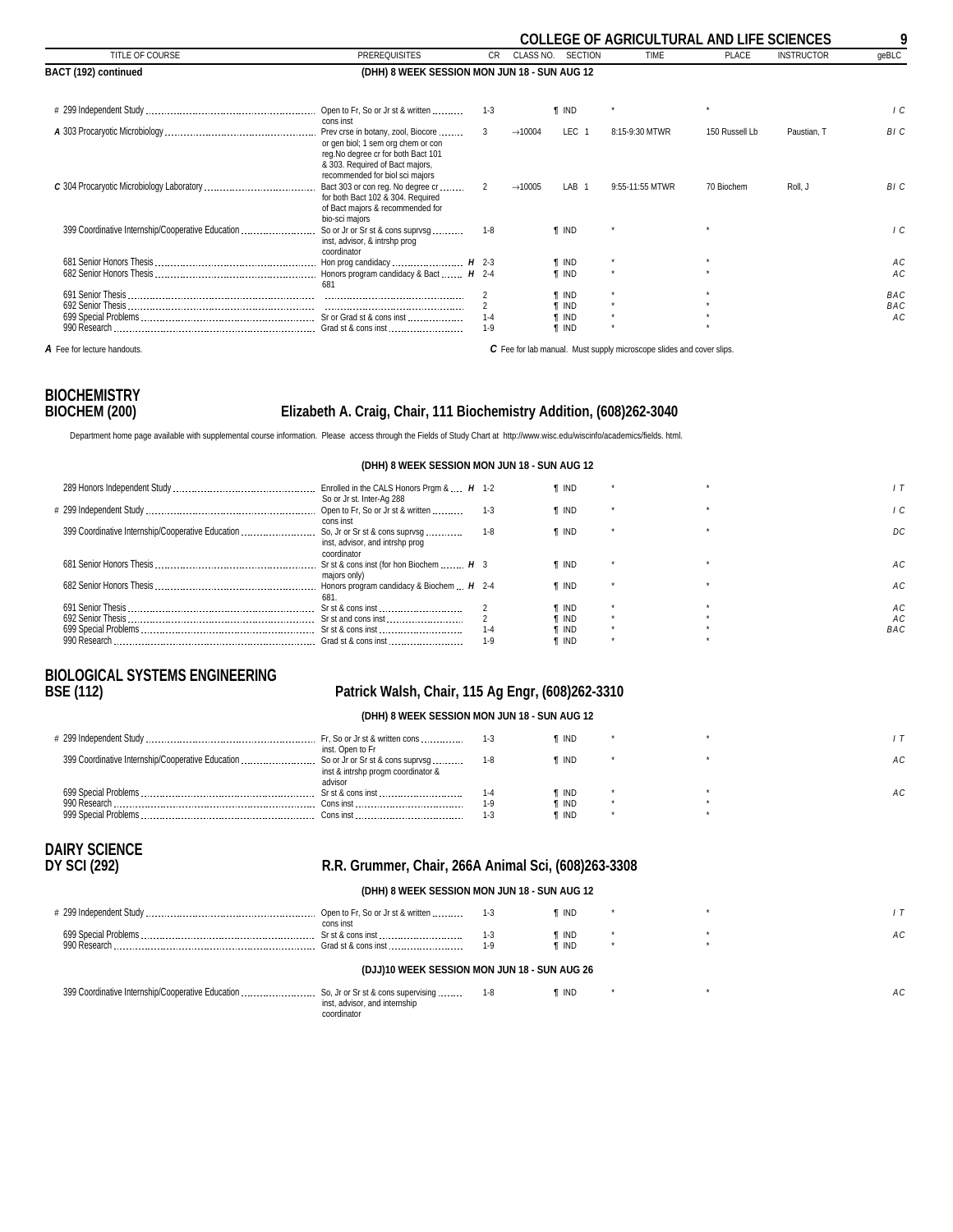## COLLEGE OF AGRICULTURAL AND LIFE SCIENCES

**BACT (192) continued**

**(DHH) 8 WEEK SESSION MON JUN 18 - SUN AUG 12**

| TITLE OF COURSE | PREREQUISITES | CR | CLASS NO. | SECTION | TIME | PLACE | INSTRUCTOR | geBLC |
|---|---|---|---|---|---|---|---|---|
| # 299 Independent Study | Open to Fr, So or Jr st & written cons inst | 1-3 | | ¶ IND | * | * | | I C |
| *A* 303 Procaryotic Microbiology | Prev crse in botany, zool, Biocore or gen biol; 1 sem org chem or con reg.No degree cr for both Bact 101 & 303. Required of Bact majors, recommended for biol sci majors | 3 | →10004 | LEC 1 | 8:15-9:30 MTWR | 150 Russell Lb | Paustian, T | B I C |
| *C* 304 Procaryotic Microbiology Laboratory | Bact 303 or con reg. No degree cr for both Bact 102 & 304. Required of Bact majors & recommended for bio-sci majors | 2 | →10005 | LAB 1 | 9:55-11:55 MTWR | 70 Biochem | Roll, J | B I C |
| 399 Coordinative Internship/Cooperative Education | So or Jr or Sr st & cons suprvsg inst, advisor, & intrshp prog coordinator | 1-8 | | ¶ IND | * | * | | I C |
| 681 Senior Honors Thesis | Hon prog candidacy *H* | 2-3 | | ¶ IND | * | * | | A C |
| 682 Senior Honors Thesis | Honors program candidacy & Bact 681 *H* | 2-4 | | ¶ IND | * | * | | A C |
| 691 Senior Thesis | | 2 | | ¶ IND | * | * | | B A C |
| 692 Senior Thesis | | 2 | | ¶ IND | * | * | | B A C |
| 699 Special Problems | Sr or Grad st & cons inst | 1-4 | | ¶ IND | * | * | | A C |
| 990 Research | Grad st & cons inst | 1-9 | | ¶ IND | * | * | | |

*A* Fee for lecture handouts.

*C* Fee for lab manual. Must supply microscope slides and cover slips.

## BIOCHEMISTRY
## BIOCHEM (200) — Elizabeth A. Craig, Chair, 111 Biochemistry Addition, (608)262-3040

Department home page available with supplemental course information. Please access through the Fields of Study Chart at http://www.wisc.edu/wiscinfo/academics/fields. html.

**(DHH) 8 WEEK SESSION MON JUN 18 - SUN AUG 12**

| TITLE OF COURSE | PREREQUISITES | CR | CLASS NO. | SECTION | TIME | PLACE | INSTRUCTOR | geBLC |
|---|---|---|---|---|---|---|---|---|
| 289 Honors Independent Study | Enrolled in the CALS Honors Prgm & So or Jr st. Inter-Ag 288 *H* | 1-2 | | ¶ IND | * | * | | I T |
| # 299 Independent Study | Open to Fr, So or Jr st & written cons inst | 1-3 | | ¶ IND | * | * | | I C |
| 399 Coordinative Internship/Cooperative Education | So, Jr or Sr st & cons suprvsg inst, advisor, and intrshp prog coordinator | 1-8 | | ¶ IND | * | * | | D C |
| 681 Senior Honors Thesis | Sr st & cons inst (for hon Biochem majors only) *H* | 3 | | ¶ IND | * | * | | A C |
| 682 Senior Honors Thesis | Honors program candidacy & Biochem 681 *H* | 2-4 | | ¶ IND | * | * | | A C |
| 691 Senior Thesis | Sr st & cons inst | 2 | | ¶ IND | * | * | | A C |
| 692 Senior Thesis | Sr st and cons inst | 2 | | ¶ IND | * | * | | A C |
| 699 Special Problems | Sr st & cons inst | 1-4 | | ¶ IND | * | * | | B A C |
| 990 Research | Grad st & cons inst | 1-9 | | ¶ IND | * | * | | |

## BIOLOGICAL SYSTEMS ENGINEERING
## BSE (112) — Patrick Walsh, Chair, 115 Ag Engr, (608)262-3310

**(DHH) 8 WEEK SESSION MON JUN 18 - SUN AUG 12**

| TITLE OF COURSE | PREREQUISITES | CR | CLASS NO. | SECTION | TIME | PLACE | INSTRUCTOR | geBLC |
|---|---|---|---|---|---|---|---|---|
| # 299 Independent Study | Fr, So or Jr st & written cons inst. Open to Fr | 1-3 | | ¶ IND | * | * | | I T |
| 399 Coordinative Internship/Cooperative Education | So or Jr or Sr st & cons suprvsg inst & intrshp progm coordinator & advisor | 1-8 | | ¶ IND | * | * | | A C |
| 699 Special Problems | Sr st & cons inst | 1-4 | | ¶ IND | * | * | | A C |
| 990 Research | Cons inst | 1-9 | | ¶ IND | * | * | | |
| 999 Special Problems | Cons inst | 1-3 | | ¶ IND | * | * | | |

## DAIRY SCIENCE
## DY SCI (292) — R.R. Grummer, Chair, 266A Animal Sci, (608)263-3308

**(DHH) 8 WEEK SESSION MON JUN 18 - SUN AUG 12**

| TITLE OF COURSE | PREREQUISITES | CR | CLASS NO. | SECTION | TIME | PLACE | INSTRUCTOR | geBLC |
|---|---|---|---|---|---|---|---|---|
| # 299 Independent Study | Open to Fr, So or Jr st & written cons inst | 1-3 | | ¶ IND | * | * | | I T |
| 699 Special Problems | Sr st & cons inst | 1-3 | | ¶ IND | * | * | | A C |
| 990 Research | Grad st & cons inst | 1-9 | | ¶ IND | * | * | | |

**(DJJ)10 WEEK SESSION MON JUN 18 - SUN AUG 26**

| TITLE OF COURSE | PREREQUISITES | CR | CLASS NO. | SECTION | TIME | PLACE | INSTRUCTOR | geBLC |
|---|---|---|---|---|---|---|---|---|
| 399 Coordinative Internship/Cooperative Education | So, Jr or Sr st & cons supervising inst, advisor, and internship coordinator | 1-8 | | ¶ IND | * | * | | A C |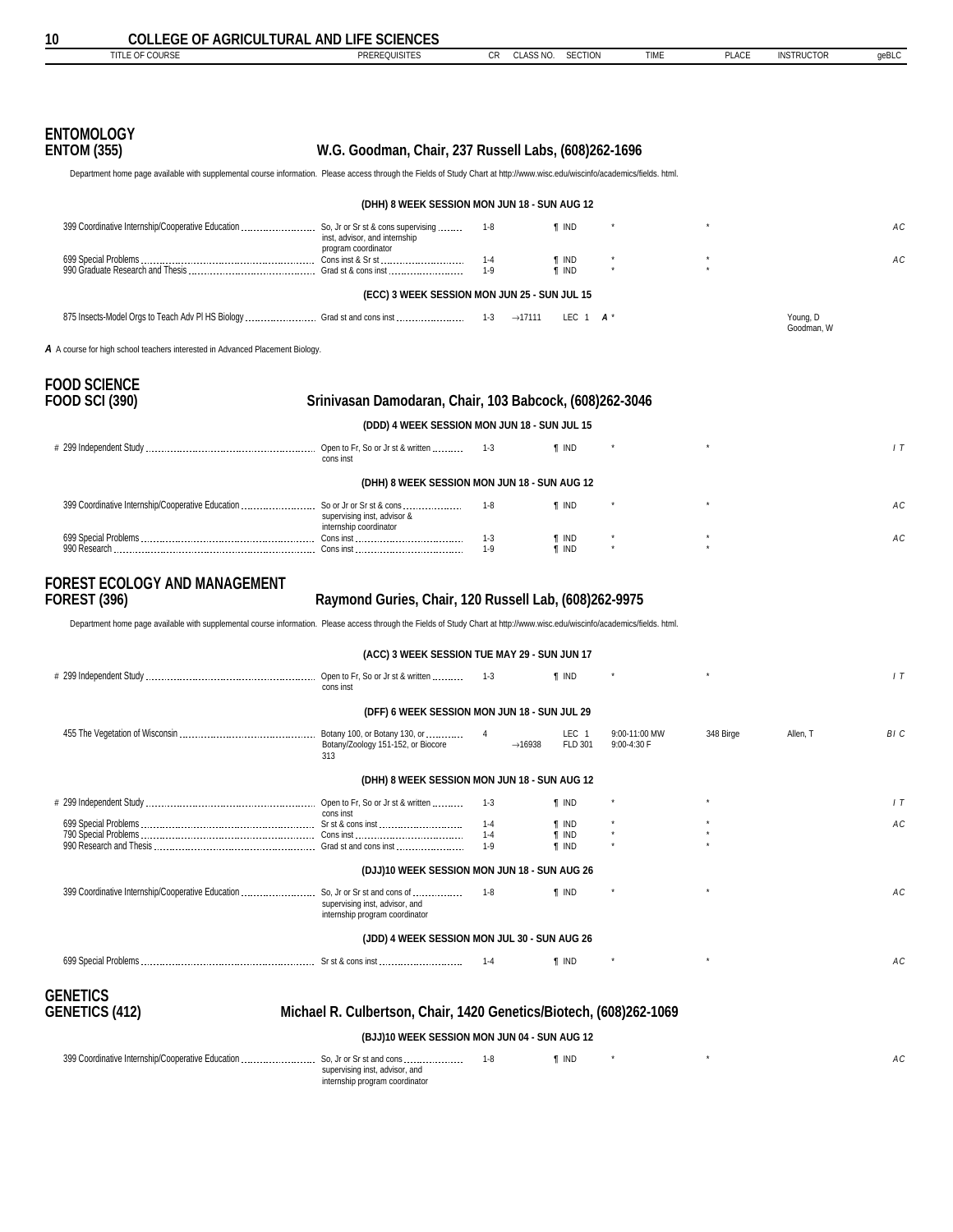## COLLEGE OF AGRICULTURAL AND LIFE SCIENCES

## ENTOMOLOGY
### ENTOM (355) — W.G. Goodman, Chair, 237 Russell Labs, (608)262-1696

Department home page available with supplemental course information. Please access through the Fields of Study Chart at http://www.wisc.edu/wiscinfo/academics/fields. html.

**(DHH) 8 WEEK SESSION MON JUN 18 - SUN AUG 12**

| TITLE OF COURSE | PREREQUISITES | CR | CLASS NO. | SECTION | TIME | PLACE | INSTRUCTOR | geBLC |
|---|---|---|---|---|---|---|---|---|
| 399 Coordinative Internship/Cooperative Education | So, Jr or Sr st & cons supervising inst, advisor, and internship program coordinator | 1-8 | | ¶ IND | * | * | | AC |
| 699 Special Problems | Cons inst & Sr st | 1-4 | | ¶ IND | * | * | | AC |
| 990 Graduate Research and Thesis | Grad st & cons inst | 1-9 | | ¶ IND | * | * | | |

**(ECC) 3 WEEK SESSION MON JUN 25 - SUN JUL 15**

| TITLE OF COURSE | PREREQUISITES | CR | CLASS NO. | SECTION | TIME | PLACE | INSTRUCTOR | geBLC |
|---|---|---|---|---|---|---|---|---|
| 875 Insects-Model Orgs to Teach Adv Pl HS Biology | Grad st and cons inst | 1-3 | →17111 | LEC 1 *A* | * | | Young, D<br>Goodman, W | |

*A* A course for high school teachers interested in Advanced Placement Biology.

## FOOD SCIENCE
### FOOD SCI (390) — Srinivasan Damodaran, Chair, 103 Babcock, (608)262-3046

**(DDD) 4 WEEK SESSION MON JUN 18 - SUN JUL 15**

| TITLE OF COURSE | PREREQUISITES | CR | CLASS NO. | SECTION | TIME | PLACE | INSTRUCTOR | geBLC |
|---|---|---|---|---|---|---|---|---|
| # 299 Independent Study | Open to Fr, So or Jr st & written cons inst | 1-3 | | ¶ IND | * | * | | I T |

**(DHH) 8 WEEK SESSION MON JUN 18 - SUN AUG 12**

| TITLE OF COURSE | PREREQUISITES | CR | CLASS NO. | SECTION | TIME | PLACE | INSTRUCTOR | geBLC |
|---|---|---|---|---|---|---|---|---|
| 399 Coordinative Internship/Cooperative Education | So or Jr or Sr st & cons supervising inst, advisor & internship coordinator | 1-8 | | ¶ IND | * | * | | AC |
| 699 Special Problems | Cons inst | 1-3 | | ¶ IND | * | * | | AC |
| 990 Research | Cons inst | 1-9 | | ¶ IND | * | * | | |

## FOREST ECOLOGY AND MANAGEMENT
### FOREST (396) — Raymond Guries, Chair, 120 Russell Lab, (608)262-9975

Department home page available with supplemental course information. Please access through the Fields of Study Chart at http://www.wisc.edu/wiscinfo/academics/fields. html.

**(ACC) 3 WEEK SESSION TUE MAY 29 - SUN JUN 17**

| TITLE OF COURSE | PREREQUISITES | CR | CLASS NO. | SECTION | TIME | PLACE | INSTRUCTOR | geBLC |
|---|---|---|---|---|---|---|---|---|
| # 299 Independent Study | Open to Fr, So or Jr st & written cons inst | 1-3 | | ¶ IND | * | * | | I T |

**(DFF) 6 WEEK SESSION MON JUN 18 - SUN JUL 29**

| TITLE OF COURSE | PREREQUISITES | CR | CLASS NO. | SECTION | TIME | PLACE | INSTRUCTOR | geBLC |
|---|---|---|---|---|---|---|---|---|
| 455 The Vegetation of Wisconsin | Botany 100, or Botany 130, or Botany/Zoology 151-152, or Biocore 313 | 4 | →16938 | LEC 1<br>FLD 301 | 9:00-11:00 MW<br>9:00-4:30 F | 348 Birge | Allen, T | B I C |

**(DHH) 8 WEEK SESSION MON JUN 18 - SUN AUG 12**

| TITLE OF COURSE | PREREQUISITES | CR | CLASS NO. | SECTION | TIME | PLACE | INSTRUCTOR | geBLC |
|---|---|---|---|---|---|---|---|---|
| # 299 Independent Study | Open to Fr, So or Jr st & written cons inst | 1-3 | | ¶ IND | * | * | | I T |
| 699 Special Problems | Sr st & cons inst | 1-4 | | ¶ IND | * | * | | AC |
| 790 Special Problems | Cons inst | 1-4 | | ¶ IND | * | * | | |
| 990 Research and Thesis | Grad st and cons inst | 1-9 | | ¶ IND | * | * | | |

**(DJJ)10 WEEK SESSION MON JUN 18 - SUN AUG 26**

| TITLE OF COURSE | PREREQUISITES | CR | CLASS NO. | SECTION | TIME | PLACE | INSTRUCTOR | geBLC |
|---|---|---|---|---|---|---|---|---|
| 399 Coordinative Internship/Cooperative Education | So, Jr or Sr st and cons of supervising inst, advisor, and internship program coordinator | 1-8 | | ¶ IND | * | * | | AC |

**(JDD) 4 WEEK SESSION MON JUL 30 - SUN AUG 26**

| TITLE OF COURSE | PREREQUISITES | CR | CLASS NO. | SECTION | TIME | PLACE | INSTRUCTOR | geBLC |
|---|---|---|---|---|---|---|---|---|
| 699 Special Problems | Sr st & cons inst | 1-4 | | ¶ IND | * | * | | AC |

## GENETICS
### GENETICS (412) — Michael R. Culbertson, Chair, 1420 Genetics/Biotech, (608)262-1069

**(BJJ)10 WEEK SESSION MON JUN 04 - SUN AUG 12**

| TITLE OF COURSE | PREREQUISITES | CR | CLASS NO. | SECTION | TIME | PLACE | INSTRUCTOR | geBLC |
|---|---|---|---|---|---|---|---|---|
| 399 Coordinative Internship/Cooperative Education | So, Jr or Sr st and cons supervising inst, advisor, and internship program coordinator | 1-8 | | ¶ IND | * | * | | AC |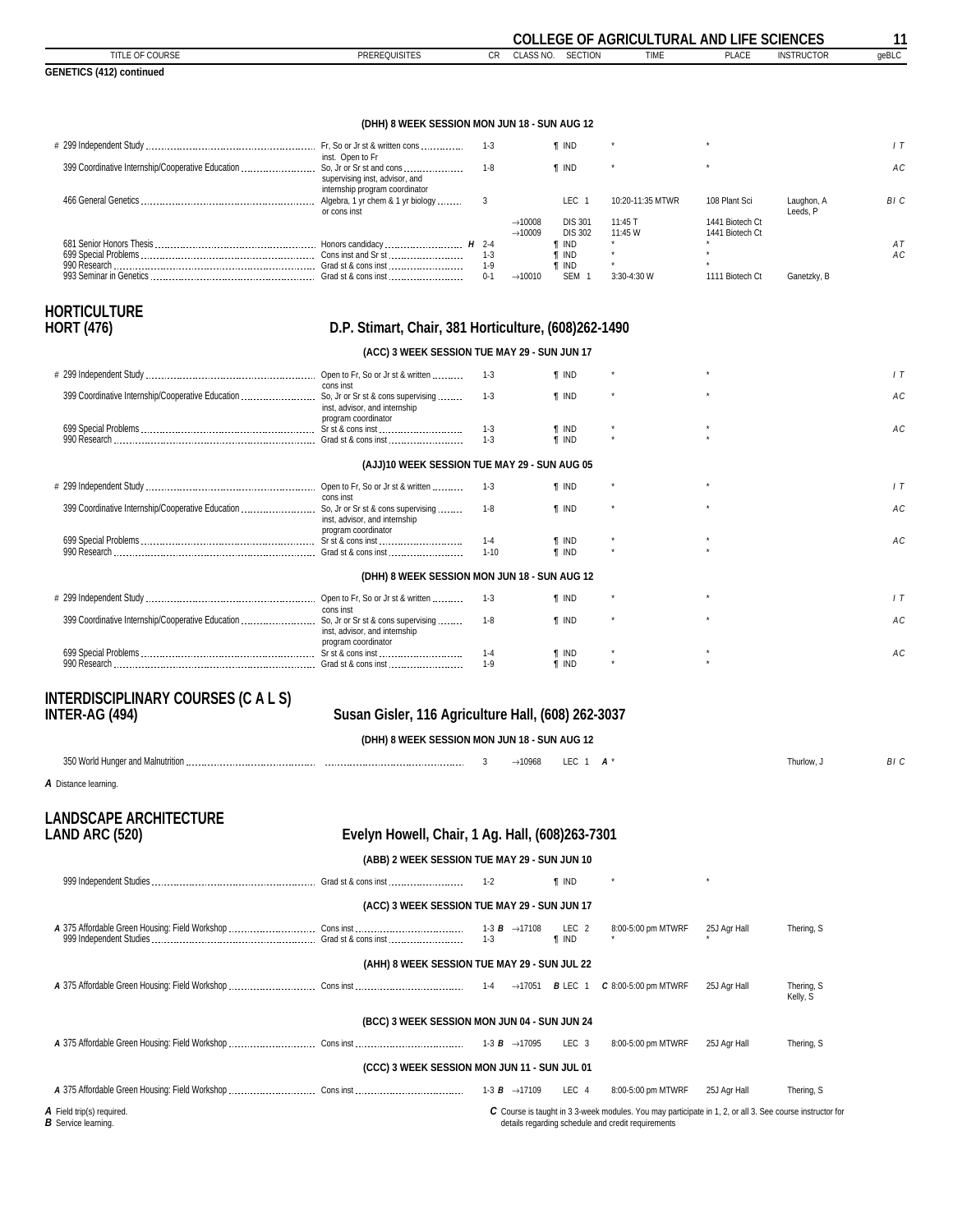**GENETICS (412) continued**

**(DHH) 8 WEEK SESSION MON JUN 18 - SUN AUG 12**

| TITLE OF COURSE | PREREQUISITES | CR | CLASS NO. | SECTION | TIME | PLACE | INSTRUCTOR | geBLC |
|---|---|---|---|---|---|---|---|---|
| # 299 Independent Study | Fr, So or Jr st & written cons inst. Open to Fr | 1-3 | | ¶ IND | * | * | | I T |
| 399 Coordinative Internship/Cooperative Education | So, Jr or Sr st and cons supervising inst, advisor, and internship program coordinator | 1-8 | | ¶ IND | * | * | | A C |
| 466 General Genetics | Algebra, 1 yr chem & 1 yr biology or cons inst | 3 | | LEC 1 | 10:20-11:35 MTWR | 108 Plant Sci | Laughon, A Leeds, P | B I C |
| | | | →10008 | DIS 301 | 11:45 T | 1441 Biotech Ct | | |
| | | | →10009 | DIS 302 | 11:45 W | 1441 Biotech Ct | | |
| 681 Senior Honors Thesis | Honors candidacy *H* | 2-4 | | ¶ IND | * | * | | A T |
| 699 Special Problems | Cons inst and Sr st | 1-3 | | ¶ IND | * | * | | A C |
| 990 Research | Grad st & cons inst | 1-9 | | ¶ IND | * | * | | |
| 993 Seminar in Genetics | Grad st & cons inst | 0-1 | →10010 | SEM 1 | 3:30-4:30 W | 1111 Biotech Ct | Ganetzky, B | |

## HORTICULTURE
## HORT (476) — D.P. Stimart, Chair, 381 Horticulture, (608)262-1490

**(ACC) 3 WEEK SESSION TUE MAY 29 - SUN JUN 17**

| TITLE OF COURSE | PREREQUISITES | CR | CLASS NO. | SECTION | TIME | PLACE | INSTRUCTOR | geBLC |
|---|---|---|---|---|---|---|---|---|
| # 299 Independent Study | Open to Fr, So or Jr st & written cons inst | 1-3 | | ¶ IND | * | * | | I T |
| 399 Coordinative Internship/Cooperative Education | So, Jr or Sr st & cons supervising inst, advisor, and internship program coordinator | 1-3 | | ¶ IND | * | * | | A C |
| 699 Special Problems | Sr st & cons inst | 1-3 | | ¶ IND | * | * | | A C |
| 990 Research | Grad st & cons inst | 1-3 | | ¶ IND | * | * | | |

**(AJJ)10 WEEK SESSION TUE MAY 29 - SUN AUG 05**

| TITLE OF COURSE | PREREQUISITES | CR | CLASS NO. | SECTION | TIME | PLACE | INSTRUCTOR | geBLC |
|---|---|---|---|---|---|---|---|---|
| # 299 Independent Study | Open to Fr, So or Jr st & written cons inst | 1-3 | | ¶ IND | * | * | | I T |
| 399 Coordinative Internship/Cooperative Education | So, Jr or Sr st & cons supervising inst, advisor, and internship program coordinator | 1-8 | | ¶ IND | * | * | | A C |
| 699 Special Problems | Sr st & cons inst | 1-4 | | ¶ IND | * | * | | A C |
| 990 Research | Grad st & cons inst | 1-10 | | ¶ IND | * | * | | |

**(DHH) 8 WEEK SESSION MON JUN 18 - SUN AUG 12**

| TITLE OF COURSE | PREREQUISITES | CR | CLASS NO. | SECTION | TIME | PLACE | INSTRUCTOR | geBLC |
|---|---|---|---|---|---|---|---|---|
| # 299 Independent Study | Open to Fr, So or Jr st & written cons inst | 1-3 | | ¶ IND | * | * | | I T |
| 399 Coordinative Internship/Cooperative Education | So, Jr or Sr st & cons supervising inst, advisor, and internship program coordinator | 1-8 | | ¶ IND | * | * | | A C |
| 699 Special Problems | Sr st & cons inst | 1-4 | | ¶ IND | * | * | | A C |
| 990 Research | Grad st & cons inst | 1-9 | | ¶ IND | * | * | | |

## INTERDISCIPLINARY COURSES (C A L S)
## INTER-AG (494) — Susan Gisler, 116 Agriculture Hall, (608) 262-3037

**(DHH) 8 WEEK SESSION MON JUN 18 - SUN AUG 12**

| TITLE OF COURSE | PREREQUISITES | CR | CLASS NO. | SECTION | TIME | PLACE | INSTRUCTOR | geBLC |
|---|---|---|---|---|---|---|---|---|
| 350 World Hunger and Malnutrition | | 3 | →10968 | LEC 1 | *A* * | | Thurlow, J | B I C |

*A* Distance learning.

## LANDSCAPE ARCHITECTURE
## LAND ARC (520) — Evelyn Howell, Chair, 1 Ag. Hall, (608)263-7301

**(ABB) 2 WEEK SESSION TUE MAY 29 - SUN JUN 10**

| TITLE OF COURSE | PREREQUISITES | CR | CLASS NO. | SECTION | TIME | PLACE | INSTRUCTOR | geBLC |
|---|---|---|---|---|---|---|---|---|
| 999 Independent Studies | Grad st & cons inst | 1-2 | | ¶ IND | * | * | | |

**(ACC) 3 WEEK SESSION TUE MAY 29 - SUN JUN 17**

| TITLE OF COURSE | PREREQUISITES | CR | CLASS NO. | SECTION | TIME | PLACE | INSTRUCTOR | geBLC |
|---|---|---|---|---|---|---|---|---|
| *A* 375 Affordable Green Housing: Field Workshop | Cons inst | 1-3 *B* | →17108 | LEC 2 | 8:00-5:00 pm MTWRF | 25J Agr Hall | Thering, S | |
| 999 Independent Studies | Grad st & cons inst | 1-3 | | ¶ IND | * | * | | |

**(AHH) 8 WEEK SESSION TUE MAY 29 - SUN JUL 22**

| TITLE OF COURSE | PREREQUISITES | CR | CLASS NO. | SECTION | TIME | PLACE | INSTRUCTOR | geBLC |
|---|---|---|---|---|---|---|---|---|
| *A* 375 Affordable Green Housing: Field Workshop | Cons inst | 1-4 | →17051 | *B* LEC 1 | *C* 8:00-5:00 pm MTWRF | 25J Agr Hall | Thering, S Kelly, S | |

**(BCC) 3 WEEK SESSION MON JUN 04 - SUN JUN 24**

| TITLE OF COURSE | PREREQUISITES | CR | CLASS NO. | SECTION | TIME | PLACE | INSTRUCTOR | geBLC |
|---|---|---|---|---|---|---|---|---|
| *A* 375 Affordable Green Housing: Field Workshop | Cons inst | 1-3 *B* | →17095 | LEC 3 | 8:00-5:00 pm MTWRF | 25J Agr Hall | Thering, S | |

**(CCC) 3 WEEK SESSION MON JUN 11 - SUN JUL 01**

| TITLE OF COURSE | PREREQUISITES | CR | CLASS NO. | SECTION | TIME | PLACE | INSTRUCTOR | geBLC |
|---|---|---|---|---|---|---|---|---|
| *A* 375 Affordable Green Housing: Field Workshop | Cons inst | 1-3 *B* | →17109 | LEC 4 | 8:00-5:00 pm MTWRF | 25J Agr Hall | Thering, S | |

*A* Field trip(s) required.
*B* Service learning.
*C* Course is taught in 3 3-week modules. You may participate in 1, 2, or all 3. See course instructor for details regarding schedule and credit requirements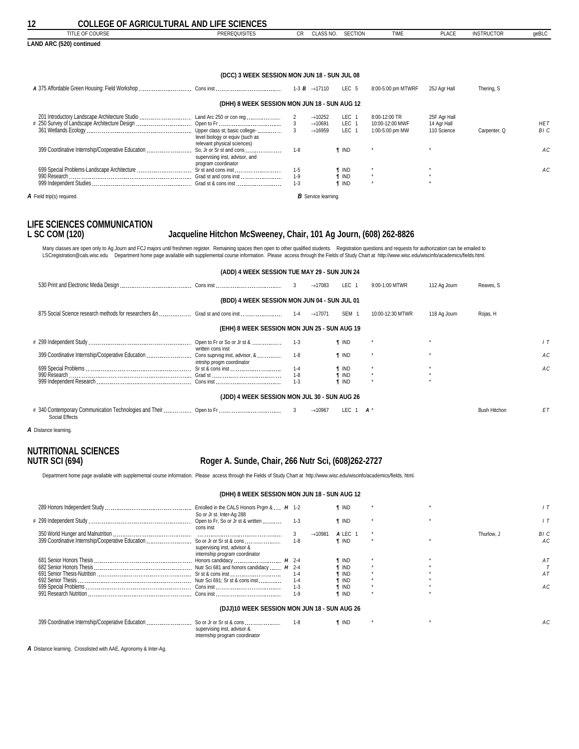## COLLEGE OF AGRICULTURAL AND LIFE SCIENCES

**LAND ARC (520) continued**

**(DCC) 3 WEEK SESSION MON JUN 18 - SUN JUL 08**

| TITLE OF COURSE | PREREQUISITES | CR | CLASS NO. | SECTION | TIME | PLACE | INSTRUCTOR | geBLC |
|---|---|---|---|---|---|---|---|---|
| *A* 375 Affordable Green Housing: Field Workshop | Cons inst | 1-3 *B* | →17110 | LEC 5 | 8:00-5:00 pm MTWRF | 25J Agr Hall | Thering, S | |

**(DHH) 8 WEEK SESSION MON JUN 18 - SUN AUG 12**

| TITLE OF COURSE | PREREQUISITES | CR | CLASS NO. | SECTION | TIME | PLACE | INSTRUCTOR | geBLC |
|---|---|---|---|---|---|---|---|---|
| 201 Introductory Landscape Architecture Studio | Land Arc 250 or con reg | 2 | →10252 | LEC 1 | 8:00-12:00 TR | 25F Agr Hall | | |
| # 250 Survey of Landscape Architecture Design | Open to Fr | 3 | →10691 | LEC 1 | 10:00-12:00 MWF | 14 Agr Hall | | HET |
| 361 Wetlands Ecology | Upper class st; basic college-level biology or equiv (such as relevant physical sciences) | 3 | →16959 | LEC 1 | 1:00-5:00 pm MW | 110 Science | Carpenter, Q | BI C |
| 399 Coordinative Internship/Cooperative Education | So, Jr or Sr st and cons supervising inst, advisor, and program coordinator | 1-8 | | ¶ IND | * | * | | AC |
| 699 Special Problems-Landscape Architecture | Sr st and cons inst | 1-5 | | ¶ IND | * | * | | AC |
| 990 Research | Grad st and cons inst | 1-9 | | ¶ IND | * | * | | |
| 999 Independent Studies | Grad st & cons inst | 1-3 | | ¶ IND | * | * | | |

*A* Field trip(s) required. *B* Service learning.

## LIFE SCIENCES COMMUNICATION
## L SC COM (120) Jacqueline Hitchon McSweeney, Chair, 101 Ag Journ, (608) 262-8826

Many classes are open only to Ag Journ and FCJ majors until freshmen register. Remaining spaces then open to other qualified students. Registration questions and requests for authorization can be emailed to LSCregistration@cals.wisc.edu Department home page available with supplemental course information. Please access through the Fields of Study Chart at http://www.wisc.edu/wiscinfo/academics/fields.html.

**(ADD) 4 WEEK SESSION TUE MAY 29 - SUN JUN 24**

| TITLE OF COURSE | PREREQUISITES | CR | CLASS NO. | SECTION | TIME | PLACE | INSTRUCTOR | geBLC |
|---|---|---|---|---|---|---|---|---|
| 530 Print and Electronic Media Design | Cons inst | 3 | →17083 | LEC 1 | 9:00-1:00 MTWR | 112 Ag Journ | Reaves, S | |

**(BDD) 4 WEEK SESSION MON JUN 04 - SUN JUL 01**

| TITLE OF COURSE | PREREQUISITES | CR | CLASS NO. | SECTION | TIME | PLACE | INSTRUCTOR | geBLC |
|---|---|---|---|---|---|---|---|---|
| 875 Social Science research methods for researchers &n | Grad st and cons inst | 1-4 | →17071 | SEM 1 | 10:00-12:30 MTWR | 118 Ag Journ | Rojas, H | |

**(EHH) 8 WEEK SESSION MON JUN 25 - SUN AUG 19**

| TITLE OF COURSE | PREREQUISITES | CR | CLASS NO. | SECTION | TIME | PLACE | INSTRUCTOR | geBLC |
|---|---|---|---|---|---|---|---|---|
| # 299 Independent Study | Open to Fr or So or Jr st & written cons inst | 1-3 | | ¶ IND | * | * | | I T |
| 399 Coordinative Internship/Cooperative Education | Cons suprvsg inst, advisor, & intrshp progm coordinator | 1-8 | | ¶ IND | * | * | | AC |
| 699 Special Problems | Sr st & cons inst | 1-4 | | ¶ IND | * | * | | AC |
| 990 Research | Grad st | 1-8 | | ¶ IND | * | * | | |
| 999 Independent Research | Cons inst | 1-3 | | ¶ IND | * | * | | |

**(JDD) 4 WEEK SESSION MON JUL 30 - SUN AUG 26**

| TITLE OF COURSE | PREREQUISITES | CR | CLASS NO. | SECTION | TIME | PLACE | INSTRUCTOR | geBLC |
|---|---|---|---|---|---|---|---|---|
| # 340 Contemporary Communication Technologies and Their Social Effects | Open to Fr | 3 | →10967 | LEC 1 *A* | * | | Bush Hitchon | ET |

*A* Distance learning.

## NUTRITIONAL SCIENCES
## NUTR SCI (694) Roger A. Sunde, Chair, 266 Nutr Sci, (608)262-2727

Department home page available with supplemental course information. Please access through the Fields of Study Chart at http://www.wisc.edu/wiscinfo/academics/fields. html.

**(DHH) 8 WEEK SESSION MON JUN 18 - SUN AUG 12**

| TITLE OF COURSE | PREREQUISITES | CR | CLASS NO. | SECTION | TIME | PLACE | INSTRUCTOR | geBLC |
|---|---|---|---|---|---|---|---|---|
| 289 Honors Independent Study | Enrolled in the CALS Honors Prgm & So or Jr st. Inter-Ag 288 *H* | 1-2 | | ¶ IND | * | * | | I T |
| # 299 Independent Study | Open to Fr, So or Jr st & written cons inst | 1-3 | | ¶ IND | * | * | | I T |
| 350 World Hunger and Malnutrition | | 3 | →10981 | *A* LEC 1 | * | | Thurlow, J | BI C |
| 399 Coordinative Internship/Cooperative Education | So or Jr or Sr st & cons supervising inst, advisor & internship program coordinator | 1-8 | | ¶ IND | * | * | | AC |
| 681 Senior Honors Thesis | Honors candidacy *H* | 2-4 | | ¶ IND | * | * | | AT |
| 682 Senior Honors Thesis | Nutr Sci 681 and honors candidacy *H* | 2-4 | | ¶ IND | * | * | | T |
| 691 Senior Thesis-Nutrition | Sr st & cons inst | 1-4 | | ¶ IND | * | * | | AT |
| 692 Senior Thesis | Nutr Sci 691; Sr st & cons inst | 1-4 | | ¶ IND | * | * | | |
| 699 Special Problems | Cons inst | 1-3 | | ¶ IND | * | * | | AC |
| 991 Research Nutrition | Cons inst | 1-9 | | ¶ IND | * | * | | |

**(DJJ)10 WEEK SESSION MON JUN 18 - SUN AUG 26**

| TITLE OF COURSE | PREREQUISITES | CR | CLASS NO. | SECTION | TIME | PLACE | INSTRUCTOR | geBLC |
|---|---|---|---|---|---|---|---|---|
| 399 Coordinative Internship/Cooperative Education | So or Jr or Sr st & cons supervising inst, advisor & internship program coordinator | 1-8 | | ¶ IND | * | * | | AC |

*A* Distance learning. Crosslisted with AAE, Agronomy & Inter-Ag.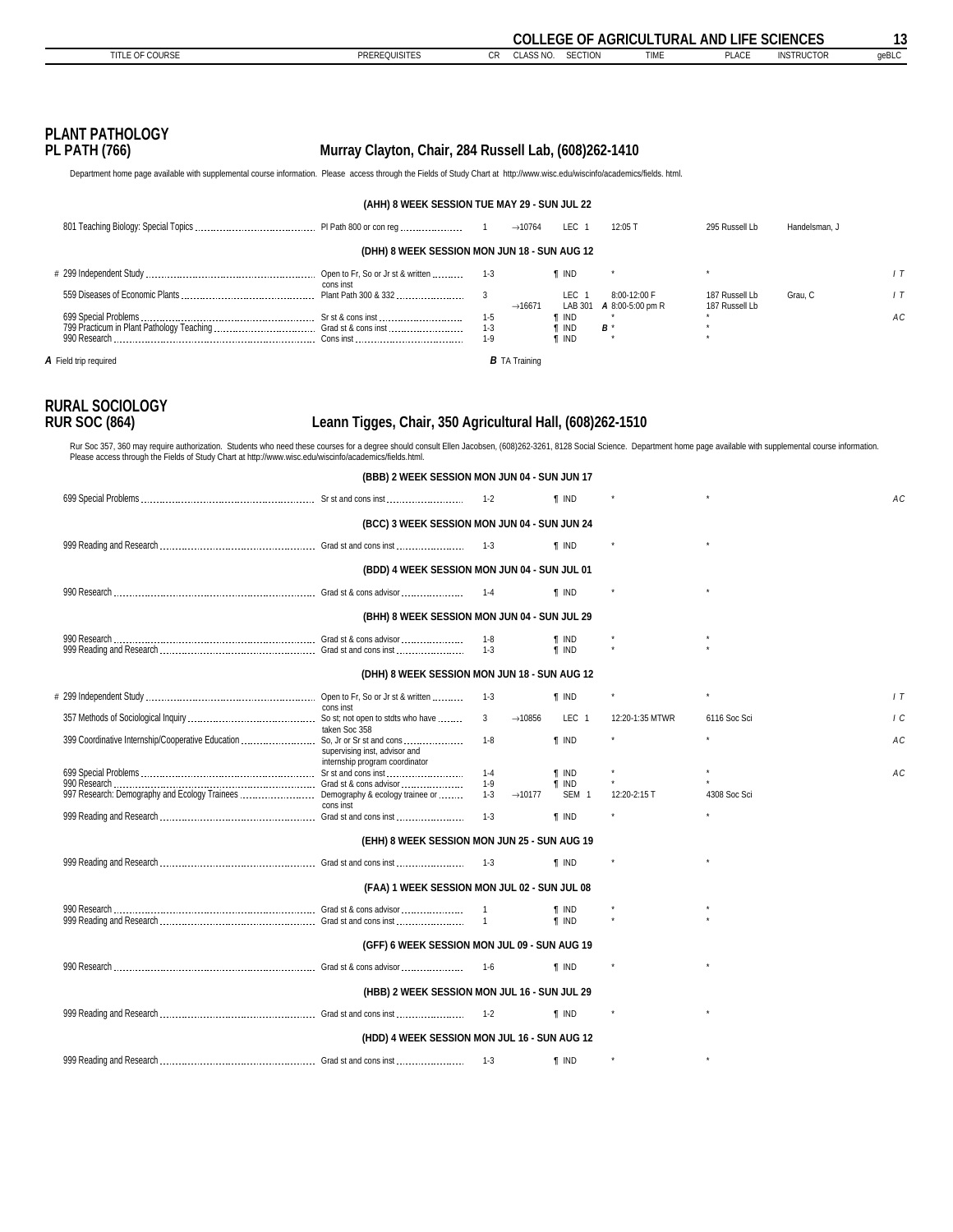## PLANT PATHOLOGY

### PL PATH (766) — Murray Clayton, Chair, 284 Russell Lab, (608)262-1410

Department home page available with supplemental course information. Please access through the Fields of Study Chart at http://www.wisc.edu/wiscinfo/academics/fields. html.

| TITLE OF COURSE | PREREQUISITES | CR | CLASS NO. | SECTION | TIME | PLACE | INSTRUCTOR | geBLC |
|---|---|---|---|---|---|---|---|---|
| **(AHH) 8 WEEK SESSION TUE MAY 29 - SUN JUL 22** | | | | | | | | |
| 801 Teaching Biology: Special Topics | Pl Path 800 or con reg | 1 | →10764 | LEC 1 | 12:05 T | 295 Russell Lb | Handelsman, J | |
| **(DHH) 8 WEEK SESSION MON JUN 18 - SUN AUG 12** | | | | | | | | |
| # 299 Independent Study | Open to Fr, So or Jr st & written cons inst | 1-3 | | ¶ IND | * | * | | I T |
| 559 Diseases of Economic Plants | Plant Path 300 & 332 | 3 | | LEC 1 | 8:00-12:00 F | 187 Russell Lb | Grau, C | I T |
| | | | →16671 | LAB 301 | *A* 8:00-5:00 pm R | 187 Russell Lb | | |
| 699 Special Problems | Sr st & cons inst | 1-5 | | ¶ IND | * | * | | A C |
| 799 Practicum in Plant Pathology Teaching | Grad st & cons inst | 1-3 | | ¶ IND | *B* * | * | | |
| 990 Research | Cons inst | 1-9 | | ¶ IND | * | * | | |

*A* Field trip required    *B* TA Training

## RURAL SOCIOLOGY

### RUR SOC (864) — Leann Tigges, Chair, 350 Agricultural Hall, (608)262-1510

Rur Soc 357, 360 may require authorization. Students who need these courses for a degree should consult Ellen Jacobsen, (608)262-3261, 8128 Social Science. Department home page available with supplemental course information. Please access through the Fields of Study Chart at http://www.wisc.edu/wiscinfo/academics/fields.html.

| TITLE OF COURSE | PREREQUISITES | CR | CLASS NO. | SECTION | TIME | PLACE | INSTRUCTOR | geBLC |
|---|---|---|---|---|---|---|---|---|
| **(BBB) 2 WEEK SESSION MON JUN 04 - SUN JUN 17** | | | | | | | | |
| 699 Special Problems | Sr st and cons inst | 1-2 | | ¶ IND | * | * | | A C |
| **(BCC) 3 WEEK SESSION MON JUN 04 - SUN JUN 24** | | | | | | | | |
| 999 Reading and Research | Grad st and cons inst | 1-3 | | ¶ IND | * | * | | |
| **(BDD) 4 WEEK SESSION MON JUN 04 - SUN JUL 01** | | | | | | | | |
| 990 Research | Grad st & cons advisor | 1-4 | | ¶ IND | * | * | | |
| **(BHH) 8 WEEK SESSION MON JUN 04 - SUN JUL 29** | | | | | | | | |
| 990 Research | Grad st & cons advisor | 1-8 | | ¶ IND | * | * | | |
| 999 Reading and Research | Grad st and cons inst | 1-3 | | ¶ IND | * | * | | |
| **(DHH) 8 WEEK SESSION MON JUN 18 - SUN AUG 12** | | | | | | | | |
| # 299 Independent Study | Open to Fr, So or Jr st & written cons inst | 1-3 | | ¶ IND | * | * | | I T |
| 357 Methods of Sociological Inquiry | So st; not open to stdts who have taken Soc 358 | 3 | →10856 | LEC 1 | 12:20-1:35 MTWR | 6116 Soc Sci | | I C |
| 399 Coordinative Internship/Cooperative Education | So, Jr or Sr st and cons supervising inst, advisor and internship program coordinator | 1-8 | | ¶ IND | * | * | | A C |
| 699 Special Problems | Sr st and cons inst | 1-4 | | ¶ IND | * | * | | A C |
| 990 Research | Grad st & cons advisor | 1-9 | | ¶ IND | * | * | | |
| 997 Research: Demography and Ecology Trainees | Demography & ecology trainee or cons inst | 1-3 | →10177 | SEM 1 | 12:20-2:15 T | 4308 Soc Sci | | |
| 999 Reading and Research | Grad st and cons inst | 1-3 | | ¶ IND | * | * | | |
| **(EHH) 8 WEEK SESSION MON JUN 25 - SUN AUG 19** | | | | | | | | |
| 999 Reading and Research | Grad st and cons inst | 1-3 | | ¶ IND | * | * | | |
| **(FAA) 1 WEEK SESSION MON JUL 02 - SUN JUL 08** | | | | | | | | |
| 990 Research | Grad st & cons advisor | 1 | | ¶ IND | * | * | | |
| 999 Reading and Research | Grad st and cons inst | 1 | | ¶ IND | * | * | | |
| **(GFF) 6 WEEK SESSION MON JUL 09 - SUN AUG 19** | | | | | | | | |
| 990 Research | Grad st & cons advisor | 1-6 | | ¶ IND | * | * | | |
| **(HBB) 2 WEEK SESSION MON JUL 16 - SUN JUL 29** | | | | | | | | |
| 999 Reading and Research | Grad st and cons inst | 1-2 | | ¶ IND | * | * | | |
| **(HDD) 4 WEEK SESSION MON JUL 16 - SUN AUG 12** | | | | | | | | |
| 999 Reading and Research | Grad st and cons inst | 1-3 | | ¶ IND | * | * | | |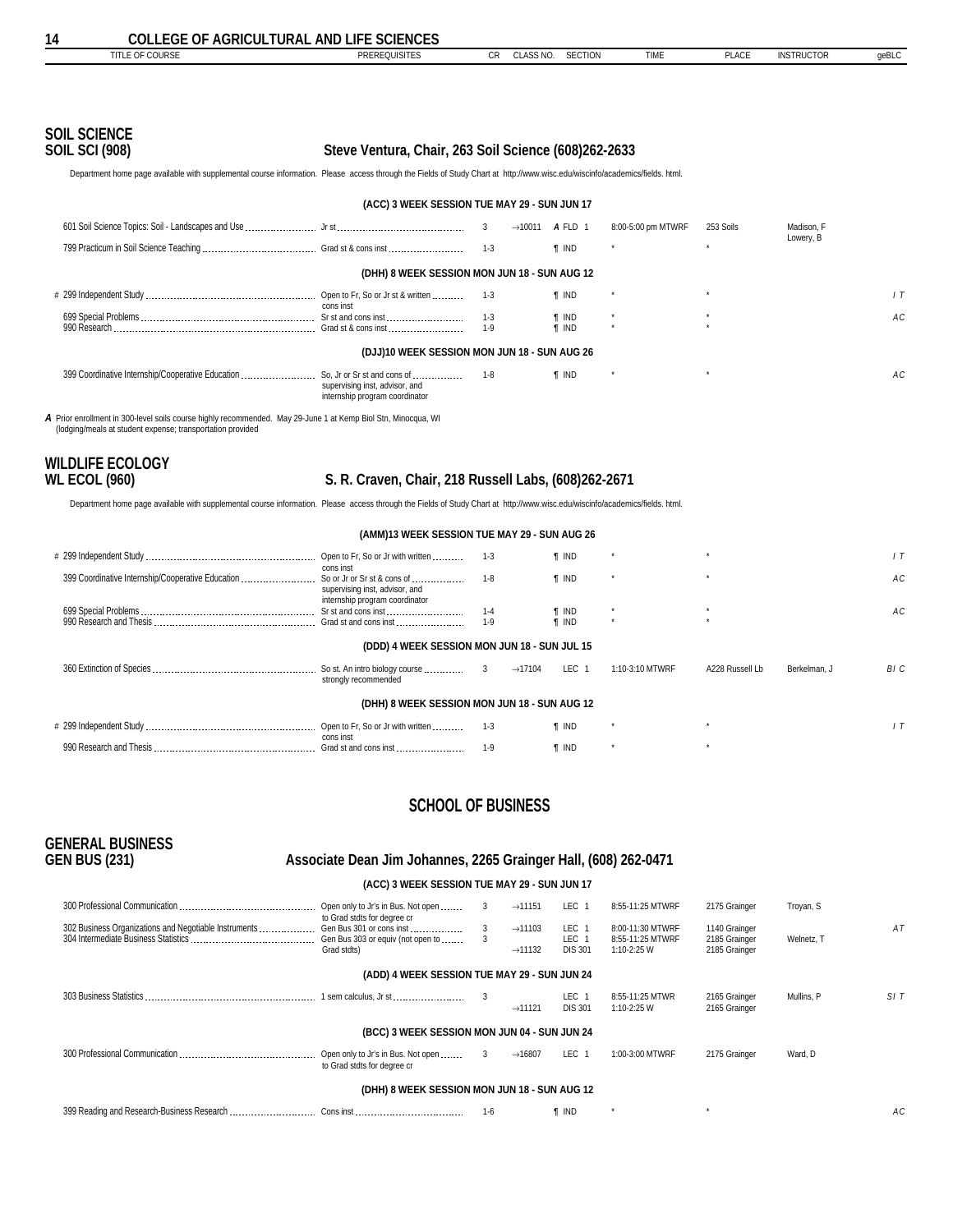## COLLEGE OF AGRICULTURAL AND LIFE SCIENCES

### SOIL SCIENCE
### SOIL SCI (908) — Steve Ventura, Chair, 263 Soil Science (608)262-2633

Department home page available with supplemental course information. Please access through the Fields of Study Chart at http://www.wisc.edu/wiscinfo/academics/fields. html.

| TITLE OF COURSE | PREREQUISITES | CR | CLASS NO. | SECTION | TIME | PLACE | INSTRUCTOR | geBLC |
|---|---|---|---|---|---|---|---|---|
| **(ACC) 3 WEEK SESSION TUE MAY 29 - SUN JUN 17** | | | | | | | | |
| 601 Soil Science Topics: Soil - Landscapes and Use | Jr st | 3 | →10011 | *A* FLD 1 | 8:00-5:00 pm MTWRF | 253 Soils | Madison, F Lowery, B | |
| 799 Practicum in Soil Science Teaching | Grad st & cons inst | 1-3 | | ¶ IND | * | * | | |
| **(DHH) 8 WEEK SESSION MON JUN 18 - SUN AUG 12** | | | | | | | | |
| # 299 Independent Study | Open to Fr, So or Jr st & written cons inst | 1-3 | | ¶ IND | * | * | | I T |
| 699 Special Problems | Sr st and cons inst | 1-3 | | ¶ IND | * | * | | A C |
| 990 Research | Grad st & cons inst | 1-9 | | ¶ IND | * | * | | |
| **(DJJ)10 WEEK SESSION MON JUN 18 - SUN AUG 26** | | | | | | | | |
| 399 Coordinative Internship/Cooperative Education | So, Jr or Sr st and cons of supervising inst, advisor, and internship program coordinator | 1-8 | | ¶ IND | * | * | | A C |

*A* Prior enrollment in 300-level soils course highly recommended. May 29-June 1 at Kemp Biol Stn, Minocqua, WI (lodging/meals at student expense; transportation provided

### WILDLIFE ECOLOGY
### WL ECOL (960) — S. R. Craven, Chair, 218 Russell Labs, (608)262-2671

Department home page available with supplemental course information. Please access through the Fields of Study Chart at http://www.wisc.edu/wiscinfo/academics/fields. html.

| TITLE OF COURSE | PREREQUISITES | CR | CLASS NO. | SECTION | TIME | PLACE | INSTRUCTOR | geBLC |
|---|---|---|---|---|---|---|---|---|
| **(AMM)13 WEEK SESSION TUE MAY 29 - SUN AUG 26** | | | | | | | | |
| # 299 Independent Study | Open to Fr, So or Jr with written cons inst | 1-3 | | ¶ IND | * | * | | I T |
| 399 Coordinative Internship/Cooperative Education | So or Jr or Sr st & cons of supervising inst, advisor, and internship program coordinator | 1-8 | | ¶ IND | * | * | | A C |
| 699 Special Problems | Sr st and cons inst | 1-4 | | ¶ IND | * | * | | A C |
| 990 Research and Thesis | Grad st and cons inst | 1-9 | | ¶ IND | * | * | | |
| **(DDD) 4 WEEK SESSION MON JUN 18 - SUN JUL 15** | | | | | | | | |
| 360 Extinction of Species | So st. An intro biology course strongly recommended | 3 | →17104 | LEC 1 | 1:10-3:10 MTWRF | A228 Russell Lb | Berkelman, J | B I C |
| **(DHH) 8 WEEK SESSION MON JUN 18 - SUN AUG 12** | | | | | | | | |
| # 299 Independent Study | Open to Fr, So or Jr with written cons inst | 1-3 | | ¶ IND | * | * | | I T |
| 990 Research and Thesis | Grad st and cons inst | 1-9 | | ¶ IND | * | * | | |

## SCHOOL OF BUSINESS

### GENERAL BUSINESS
### GEN BUS (231) — Associate Dean Jim Johannes, 2265 Grainger Hall, (608) 262-0471

| TITLE OF COURSE | PREREQUISITES | CR | CLASS NO. | SECTION | TIME | PLACE | INSTRUCTOR | geBLC |
|---|---|---|---|---|---|---|---|---|
| **(ACC) 3 WEEK SESSION TUE MAY 29 - SUN JUN 17** | | | | | | | | |
| 300 Professional Communication | Open only to Jr's in Bus. Not open to Grad stdts for degree cr | 3 | →11151 | LEC 1 | 8:55-11:25 MTWRF | 2175 Grainger | Troyan, S | |
| 302 Business Organizations and Negotiable Instruments | Gen Bus 301 or cons inst | 3 | →11103 | LEC 1 | 8:00-11:30 MTWRF | 1140 Grainger | | A T |
| 304 Intermediate Business Statistics | Gen Bus 303 or equiv (not open to Grad stdts) | 3 | | LEC 1 | 8:55-11:25 MTWRF | 2185 Grainger | Welnetz, T | |
| | | | →11132 | DIS 301 | 1:10-2:25 W | 2185 Grainger | | |
| **(ADD) 4 WEEK SESSION TUE MAY 29 - SUN JUN 24** | | | | | | | | |
| 303 Business Statistics | 1 sem calculus, Jr st | 3 | | LEC 1 | 8:55-11:25 MTWR | 2165 Grainger | Mullins, P | S I T |
| | | | →11121 | DIS 301 | 1:10-2:25 W | 2165 Grainger | | |
| **(BCC) 3 WEEK SESSION MON JUN 04 - SUN JUN 24** | | | | | | | | |
| 300 Professional Communication | Open only to Jr's in Bus. Not open to Grad stdts for degree cr | 3 | →16807 | LEC 1 | 1:00-3:00 MTWRF | 2175 Grainger | Ward, D | |
| **(DHH) 8 WEEK SESSION MON JUN 18 - SUN AUG 12** | | | | | | | | |
| 399 Reading and Research-Business Research | Cons inst | 1-6 | | ¶ IND | * | * | | A C |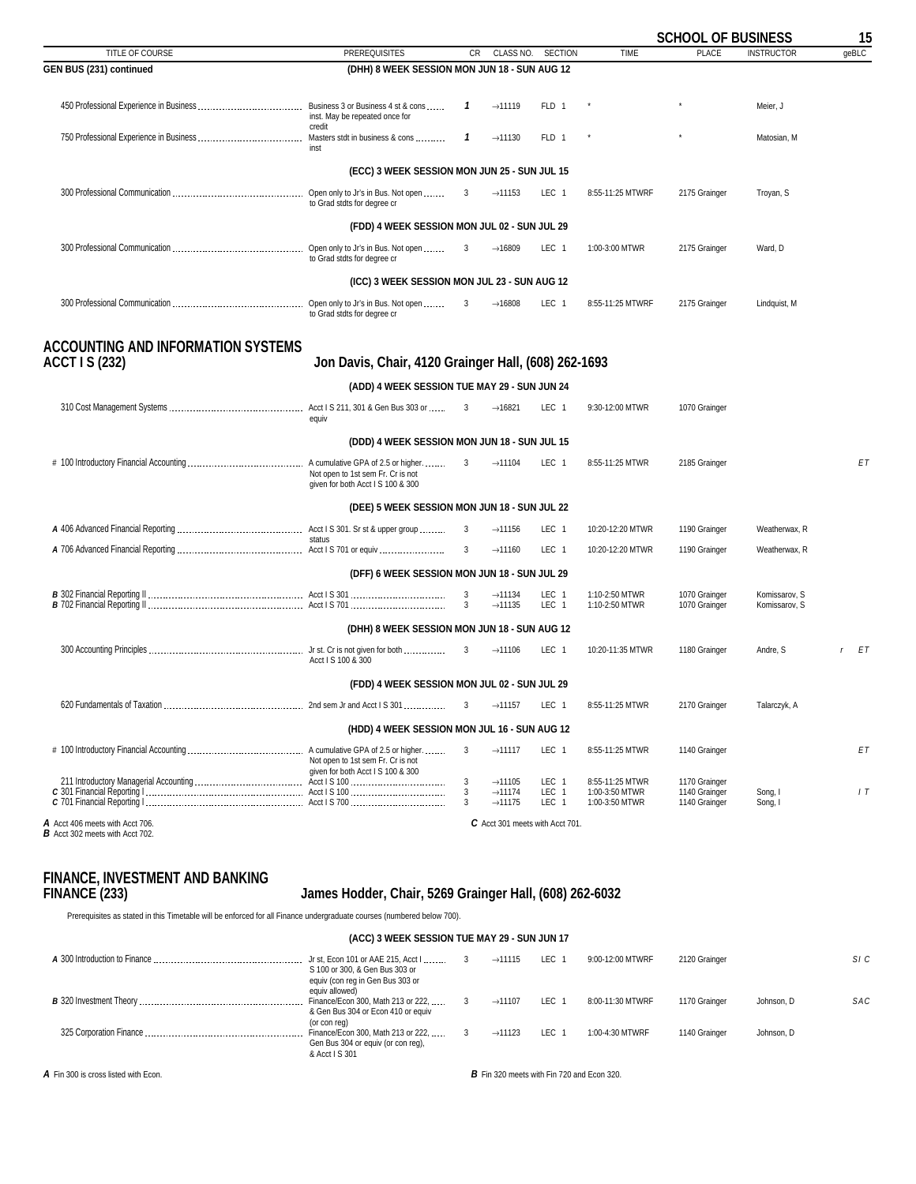| TITLE OF COURSE | PREREQUISITES | CR | CLASS NO. | SECTION | TIME | PLACE | INSTRUCTOR | geBLC |
|---|---|---|---|---|---|---|---|---|
| **GEN BUS (231) continued** | **(DHH) 8 WEEK SESSION MON JUN 18 - SUN AUG 12** | | | | | | | |
| 450 Professional Experience in Business | Business 3 or Business 4 st & cons inst. May be repeated once for credit | *1* | →11119 | FLD 1 | * | * | Meier, J | |
| 750 Professional Experience in Business | Masters stdt in business & cons inst | *1* | →11130 | FLD 1 | * | * | Matosian, M | |
| | **(ECC) 3 WEEK SESSION MON JUN 25 - SUN JUL 15** | | | | | | | |
| 300 Professional Communication | Open only to Jr's in Bus. Not open to Grad stdts for degree cr | 3 | →11153 | LEC 1 | 8:55-11:25 MTWRF | 2175 Grainger | Troyan, S | |
| | **(FDD) 4 WEEK SESSION MON JUL 02 - SUN JUL 29** | | | | | | | |
| 300 Professional Communication | Open only to Jr's in Bus. Not open to Grad stdts for degree cr | 3 | →16809 | LEC 1 | 1:00-3:00 MTWR | 2175 Grainger | Ward, D | |
| | **(ICC) 3 WEEK SESSION MON JUL 23 - SUN AUG 12** | | | | | | | |
| 300 Professional Communication | Open only to Jr's in Bus. Not open to Grad stdts for degree cr | 3 | →16808 | LEC 1 | 8:55-11:25 MTWRF | 2175 Grainger | Lindquist, M | |

## ACCOUNTING AND INFORMATION SYSTEMS
## ACCT I S (232) — Jon Davis, Chair, 4120 Grainger Hall, (608) 262-1693

| TITLE OF COURSE | PREREQUISITES | CR | CLASS NO. | SECTION | TIME | PLACE | INSTRUCTOR | geBLC |
|---|---|---|---|---|---|---|---|---|
| | **(ADD) 4 WEEK SESSION TUE MAY 29 - SUN JUN 24** | | | | | | | |
| 310 Cost Management Systems | Acct I S 211, 301 & Gen Bus 303 or equiv | 3 | →16821 | LEC 1 | 9:30-12:00 MTWR | 1070 Grainger | | |
| | **(DDD) 4 WEEK SESSION MON JUN 18 - SUN JUL 15** | | | | | | | |
| # 100 Introductory Financial Accounting | A cumulative GPA of 2.5 or higher. Not open to 1st sem Fr. Cr is not given for both Acct I S 100 & 300 | 3 | →11104 | LEC 1 | 8:55-11:25 MTWR | 2185 Grainger | | *E T* |
| | **(DEE) 5 WEEK SESSION MON JUN 18 - SUN JUL 22** | | | | | | | |
| ***A*** 406 Advanced Financial Reporting | Acct I S 301. Sr st & upper group status | 3 | →11156 | LEC 1 | 10:20-12:20 MTWR | 1190 Grainger | Weatherwax, R | |
| ***A*** 706 Advanced Financial Reporting | Acct I S 701 or equiv | 3 | →11160 | LEC 1 | 10:20-12:20 MTWR | 1190 Grainger | Weatherwax, R | |
| | **(DFF) 6 WEEK SESSION MON JUN 18 - SUN JUL 29** | | | | | | | |
| ***B*** 302 Financial Reporting II | Acct I S 301 | 3 | →11134 | LEC 1 | 1:10-2:50 MTWR | 1070 Grainger | Komissarov, S | |
| ***B*** 702 Financial Reporting II | Acct I S 701 | 3 | →11135 | LEC 1 | 1:10-2:50 MTWR | 1070 Grainger | Komissarov, S | |
| | **(DHH) 8 WEEK SESSION MON JUN 18 - SUN AUG 12** | | | | | | | |
| 300 Accounting Principles | Jr st. Cr is not given for both Acct I S 100 & 300 | 3 | →11106 | LEC 1 | 10:20-11:35 MTWR | 1180 Grainger | Andre, S | *r E T* |
| | **(FDD) 4 WEEK SESSION MON JUL 02 - SUN JUL 29** | | | | | | | |
| 620 Fundamentals of Taxation | 2nd sem Jr and Acct I S 301 | 3 | →11157 | LEC 1 | 8:55-11:25 MTWR | 2170 Grainger | Talarczyk, A | |
| | **(HDD) 4 WEEK SESSION MON JUL 16 - SUN AUG 12** | | | | | | | |
| # 100 Introductory Financial Accounting | A cumulative GPA of 2.5 or higher. Not open to 1st sem Fr. Cr is not given for both Acct I S 100 & 300 | 3 | →11117 | LEC 1 | 8:55-11:25 MTWR | 1140 Grainger | | *E T* |
| 211 Introductory Managerial Accounting | Acct I S 100 | 3 | →11105 | LEC 1 | 8:55-11:25 MTWR | 1170 Grainger | | |
| ***C*** 301 Financial Reporting I | Acct I S 100 | 3 | →11174 | LEC 1 | 1:00-3:50 MTWR | 1140 Grainger | Song, I | *I T* |
| ***C*** 701 Financial Reporting I | Acct I S 700 | 3 | →11175 | LEC 1 | 1:00-3:50 MTWR | 1140 Grainger | Song, I | |

***A*** Acct 406 meets with Acct 706.
***B*** Acct 302 meets with Acct 702.
***C*** Acct 301 meets with Acct 701.

## FINANCE, INVESTMENT AND BANKING
## FINANCE (233) — James Hodder, Chair, 5269 Grainger Hall, (608) 262-6032

Prerequisites as stated in this Timetable will be enforced for all Finance undergraduate courses (numbered below 700).

| TITLE OF COURSE | PREREQUISITES | CR | CLASS NO. | SECTION | TIME | PLACE | INSTRUCTOR | geBLC |
|---|---|---|---|---|---|---|---|---|
| | **(ACC) 3 WEEK SESSION TUE MAY 29 - SUN JUN 17** | | | | | | | |
| ***A*** 300 Introduction to Finance | Jr st, Econ 101 or AAE 215, Acct I S 100 or 300, & Gen Bus 303 or equiv (con reg in Gen Bus 303 or equiv allowed) | 3 | →11115 | LEC 1 | 9:00-12:00 MTWRF | 2120 Grainger | | *S I C* |
| ***B*** 320 Investment Theory | Finance/Econ 300, Math 213 or 222, & Gen Bus 304 or Econ 410 or equiv (or con reg) | 3 | →11107 | LEC 1 | 8:00-11:30 MTWRF | 1170 Grainger | Johnson, D | *S A C* |
| 325 Corporation Finance | Finance/Econ 300, Math 213 or 222, Gen Bus 304 or equiv (or con reg), & Acct I S 301 | 3 | →11123 | LEC 1 | 1:00-4:30 MTWRF | 1140 Grainger | Johnson, D | |

***A*** Fin 300 is cross listed with Econ.
***B*** Fin 320 meets with Fin 720 and Econ 320.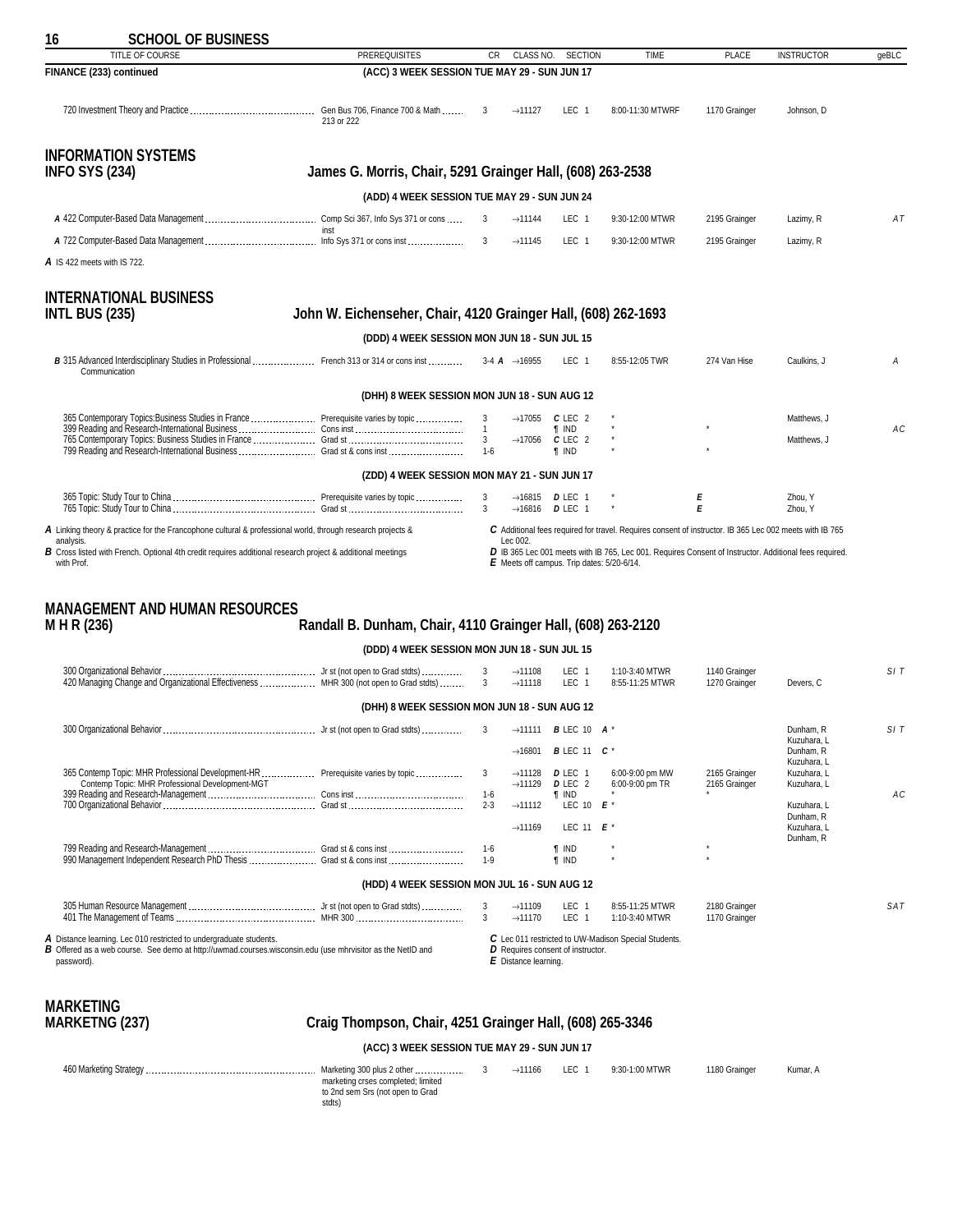# SCHOOL OF BUSINESS

| TITLE OF COURSE | PREREQUISITES | CR | CLASS NO. | SECTION | TIME | PLACE | INSTRUCTOR | geBLC |
|---|---|---|---|---|---|---|---|---|

**FINANCE (233) continued**

**(ACC) 3 WEEK SESSION TUE MAY 29 - SUN JUN 17**

| TITLE OF COURSE | PREREQUISITES | CR | CLASS NO. | SECTION | TIME | PLACE | INSTRUCTOR | geBLC |
|---|---|---|---|---|---|---|---|---|
| 720 Investment Theory and Practice | Gen Bus 706, Finance 700 & Math 213 or 222 | 3 | →11127 | LEC 1 | 8:00-11:30 MTWRF | 1170 Grainger | Johnson, D | |

## INFORMATION SYSTEMS
## INFO SYS (234) — James G. Morris, Chair, 5291 Grainger Hall, (608) 263-2538

**(ADD) 4 WEEK SESSION TUE MAY 29 - SUN JUN 24**

| TITLE OF COURSE | PREREQUISITES | CR | CLASS NO. | SECTION | TIME | PLACE | INSTRUCTOR | geBLC |
|---|---|---|---|---|---|---|---|---|
| *A* 422 Computer-Based Data Management | Comp Sci 367, Info Sys 371 or cons inst | 3 | →11144 | LEC 1 | 9:30-12:00 MTWR | 2195 Grainger | Lazimy, R | A T |
| *A* 722 Computer-Based Data Management | Info Sys 371 or cons inst | 3 | →11145 | LEC 1 | 9:30-12:00 MTWR | 2195 Grainger | Lazimy, R | |

*A* IS 422 meets with IS 722.

## INTERNATIONAL BUSINESS
## INTL BUS (235) — John W. Eichenseher, Chair, 4120 Grainger Hall, (608) 262-1693

**(DDD) 4 WEEK SESSION MON JUN 18 - SUN JUL 15**

| TITLE OF COURSE | PREREQUISITES | CR | CLASS NO. | SECTION | TIME | PLACE | INSTRUCTOR | geBLC |
|---|---|---|---|---|---|---|---|---|
| *B* 315 Advanced Interdisciplinary Studies in Professional Communication | French 313 or 314 or cons inst | 3-4 *A* | →16955 | LEC 1 | 8:55-12:05 TWR | 274 Van Hise | Caulkins, J | A |

**(DHH) 8 WEEK SESSION MON JUN 18 - SUN AUG 12**

| TITLE OF COURSE | PREREQUISITES | CR | CLASS NO. | SECTION | TIME | PLACE | INSTRUCTOR | geBLC |
|---|---|---|---|---|---|---|---|---|
| 365 Contemporary Topics:Business Studies in France | Prerequisite varies by topic | 3 | →17055 | *C* LEC 2 | * | | Matthews, J | |
| 399 Reading and Research-International Business | Cons inst | 1 | | ¶ IND | * | * | | A C |
| 765 Contemporary Topics: Business Studies in France | Grad st | 3 | →17056 | *C* LEC 2 | * | | Matthews, J | |
| 799 Reading and Research-International Business | Grad st & cons inst | 1-6 | | ¶ IND | * | * | | |

**(ZDD) 4 WEEK SESSION MON MAY 21 - SUN JUN 17**

| TITLE OF COURSE | PREREQUISITES | CR | CLASS NO. | SECTION | TIME | PLACE | INSTRUCTOR | geBLC |
|---|---|---|---|---|---|---|---|---|
| 365 Topic: Study Tour to China | Prerequisite varies by topic | 3 | →16815 | *D* LEC 1 | * | *E* | Zhou, Y | |
| 765 Topic: Study Tour to China | Grad st | 3 | →16816 | *D* LEC 1 | * | *E* | Zhou, Y | |

*A* Linking theory & practice for the Francophone cultural & professional world, through research projects & analysis.
*B* Cross listed with French. Optional 4th credit requires additional research project & additional meetings with Prof.
*C* Additional fees required for travel. Requires consent of instructor. IB 365 Lec 002 meets with IB 765 Lec 002.
*D* IB 365 Lec 001 meets with IB 765, Lec 001. Requires Consent of Instructor. Additional fees required.
*E* Meets off campus. Trip dates: 5/20-6/14.

## MANAGEMENT AND HUMAN RESOURCES
## M H R (236) — Randall B. Dunham, Chair, 4110 Grainger Hall, (608) 263-2120

**(DDD) 4 WEEK SESSION MON JUN 18 - SUN JUL 15**

| TITLE OF COURSE | PREREQUISITES | CR | CLASS NO. | SECTION | TIME | PLACE | INSTRUCTOR | geBLC |
|---|---|---|---|---|---|---|---|---|
| 300 Organizational Behavior | Jr st (not open to Grad stdts) | 3 | →11108 | LEC 1 | 1:10-3:40 MTWR | 1140 Grainger | | S I T |
| 420 Managing Change and Organizational Effectiveness | MHR 300 (not open to Grad stdts) | 3 | →11118 | LEC 1 | 8:55-11:25 MTWR | 1270 Grainger | Devers, C | |

**(DHH) 8 WEEK SESSION MON JUN 18 - SUN AUG 12**

| TITLE OF COURSE | PREREQUISITES | CR | CLASS NO. | SECTION | TIME | PLACE | INSTRUCTOR | geBLC |
|---|---|---|---|---|---|---|---|---|
| 300 Organizational Behavior | Jr st (not open to Grad stdts) | 3 | →11111 | *B* LEC 10 | *A* * | | Dunham, R; Kuzuhara, L | S I T |
| | | | →16801 | *B* LEC 11 | *C* * | | Dunham, R; Kuzuhara, L | |
| 365 Contemp Topic: MHR Professional Development-HR | Prerequisite varies by topic | 3 | →11128 | *D* LEC 1 | 6:00-9:00 pm MW | 2165 Grainger | Kuzuhara, L | |
| Contemp Topic: MHR Professional Development-MGT | | | →11129 | *D* LEC 2 | 6:00-9:00 pm TR | 2165 Grainger | Kuzuhara, L | |
| 399 Reading and Research-Management | Cons inst | 1-6 | | ¶ IND | * | * | | A C |
| 700 Organizational Behavior | Grad st | 2-3 | →11112 | LEC 10 | *E* * | | Kuzuhara, L; Dunham, R | |
| | | | →11169 | LEC 11 | *E* * | | Kuzuhara, L; Dunham, R | |
| 799 Reading and Research-Management | Grad st & cons inst | 1-6 | | ¶ IND | * | * | | |
| 990 Management Independent Research PhD Thesis | Grad st & cons inst | 1-9 | | ¶ IND | * | * | | |

**(HDD) 4 WEEK SESSION MON JUL 16 - SUN AUG 12**

| TITLE OF COURSE | PREREQUISITES | CR | CLASS NO. | SECTION | TIME | PLACE | INSTRUCTOR | geBLC |
|---|---|---|---|---|---|---|---|---|
| 305 Human Resource Management | Jr st (not open to Grad stdts) | 3 | →11109 | LEC 1 | 8:55-11:25 MTWR | 2180 Grainger | | S A T |
| 401 The Management of Teams | MHR 300 | 3 | →11170 | LEC 1 | 1:10-3:40 MTWR | 1170 Grainger | | |

*A* Distance learning. Lec 010 restricted to undergraduate students.
*B* Offered as a web course. See demo at http://uwmad.courses.wisconsin.edu (use mhrvisitor as the NetID and password).
*C* Lec 011 restricted to UW-Madison Special Students.
*D* Requires consent of instructor.
*E* Distance learning.

## MARKETING
## MARKETNG (237) — Craig Thompson, Chair, 4251 Grainger Hall, (608) 265-3346

**(ACC) 3 WEEK SESSION TUE MAY 29 - SUN JUN 17**

| TITLE OF COURSE | PREREQUISITES | CR | CLASS NO. | SECTION | TIME | PLACE | INSTRUCTOR | geBLC |
|---|---|---|---|---|---|---|---|---|
| 460 Marketing Strategy | Marketing 300 plus 2 other marketing crses completed; limited to 2nd sem Srs (not open to Grad stdts) | 3 | →11166 | LEC 1 | 9:30-1:00 MTWR | 1180 Grainger | Kumar, A | |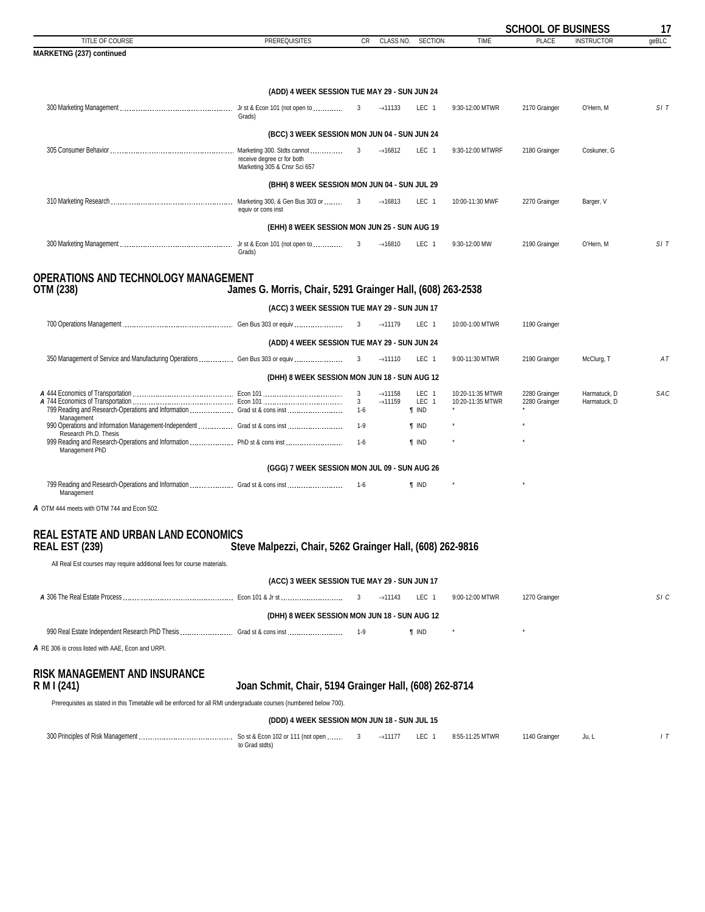MARKETNG (237) continued

| TITLE OF COURSE | PREREQUISITES | CR | CLASS NO. | SECTION | TIME | PLACE | INSTRUCTOR | geBLC |
|---|---|---|---|---|---|---|---|---|
| | **(ADD) 4 WEEK SESSION TUE MAY 29 - SUN JUN 24** | | | | | | | |
| 300 Marketing Management | Jr st & Econ 101 (not open to Grads) | 3 | →11133 | LEC 1 | 9:30-12:00 MTWR | 2170 Grainger | O'Hern, M | *S I T* |
| | **(BCC) 3 WEEK SESSION MON JUN 04 - SUN JUN 24** | | | | | | | |
| 305 Consumer Behavior | Marketing 300. Stdts cannot receive degree cr for both Marketing 305 & Cnsr Sci 657 | 3 | →16812 | LEC 1 | 9:30-12:00 MTWRF | 2180 Grainger | Coskuner, G | |
| | **(BHH) 8 WEEK SESSION MON JUN 04 - SUN JUL 29** | | | | | | | |
| 310 Marketing Research | Marketing 300, & Gen Bus 303 or equiv or cons inst | 3 | →16813 | LEC 1 | 10:00-11:30 MWF | 2270 Grainger | Barger, V | |
| | **(EHH) 8 WEEK SESSION MON JUN 25 - SUN AUG 19** | | | | | | | |
| 300 Marketing Management | Jr st & Econ 101 (not open to Grads) | 3 | →16810 | LEC 1 | 9:30-12:00 MW | 2190 Grainger | O'Hern, M | *S I T* |

## OPERATIONS AND TECHNOLOGY MANAGEMENT
## OTM (238) — James G. Morris, Chair, 5291 Grainger Hall, (608) 263-2538

| TITLE OF COURSE | PREREQUISITES | CR | CLASS NO. | SECTION | TIME | PLACE | INSTRUCTOR | geBLC |
|---|---|---|---|---|---|---|---|---|
| | **(ACC) 3 WEEK SESSION TUE MAY 29 - SUN JUN 17** | | | | | | | |
| 700 Operations Management | Gen Bus 303 or equiv | 3 | →11179 | LEC 1 | 10:00-1:00 MTWR | 1190 Grainger | | |
| | **(ADD) 4 WEEK SESSION TUE MAY 29 - SUN JUN 24** | | | | | | | |
| 350 Management of Service and Manufacturing Operations | Gen Bus 303 or equiv | 3 | →11110 | LEC 1 | 9:00-11:30 MTWR | 2190 Grainger | McClurg, T | *A T* |
| | **(DHH) 8 WEEK SESSION MON JUN 18 - SUN AUG 12** | | | | | | | |
| *A* 444 Economics of Transportation | Econ 101 | 3 | →11158 | LEC 1 | 10:20-11:35 MTWR | 2280 Grainger | Harmatuck, D | *S A C* |
| *A* 744 Economics of Transportation | Econ 101 | 3 | →11159 | LEC 1 | 10:20-11:35 MTWR | 2280 Grainger | Harmatuck, D | |
| 799 Reading and Research-Operations and Information Management | Grad st & cons inst | 1-6 | | ¶ IND | * | * | | |
| 990 Operations and Information Management-Independent Research Ph.D. Thesis | Grad st & cons inst | 1-9 | | ¶ IND | * | * | | |
| 999 Reading and Research-Operations and Information Management PhD | PhD st & cons inst | 1-6 | | ¶ IND | * | * | | |
| | **(GGG) 7 WEEK SESSION MON JUL 09 - SUN AUG 26** | | | | | | | |
| 799 Reading and Research-Operations and Information Management | Grad st & cons inst | 1-6 | | ¶ IND | * | * | | |

*A* OTM 444 meets with OTM 744 and Econ 502.

## REAL ESTATE AND URBAN LAND ECONOMICS
## REAL EST (239) — Steve Malpezzi, Chair, 5262 Grainger Hall, (608) 262-9816

All Real Est courses may require additional fees for course materials.

| TITLE OF COURSE | PREREQUISITES | CR | CLASS NO. | SECTION | TIME | PLACE | INSTRUCTOR | geBLC |
|---|---|---|---|---|---|---|---|---|
| | **(ACC) 3 WEEK SESSION TUE MAY 29 - SUN JUN 17** | | | | | | | |
| *A* 306 The Real Estate Process | Econ 101 & Jr st | 3 | →11143 | LEC 1 | 9:00-12:00 MTWR | 1270 Grainger | | *S I C* |
| | **(DHH) 8 WEEK SESSION MON JUN 18 - SUN AUG 12** | | | | | | | |
| 990 Real Estate Independent Research PhD Thesis | Grad st & cons inst | 1-9 | | ¶ IND | * | * | | |

*A* RE 306 is cross listed with AAE, Econ and URPl.

## RISK MANAGEMENT AND INSURANCE
## R M I (241) — Joan Schmit, Chair, 5194 Grainger Hall, (608) 262-8714

Prerequisites as stated in this Timetable will be enforced for all RMI undergraduate courses (numbered below 700).

| TITLE OF COURSE | PREREQUISITES | CR | CLASS NO. | SECTION | TIME | PLACE | INSTRUCTOR | geBLC |
|---|---|---|---|---|---|---|---|---|
| | **(DDD) 4 WEEK SESSION MON JUN 18 - SUN JUL 15** | | | | | | | |
| 300 Principles of Risk Management | So st & Econ 102 or 111 (not open to Grad stdts) | 3 | →11177 | LEC 1 | 8:55-11:25 MTWR | 1140 Grainger | Ju, L | *I T* |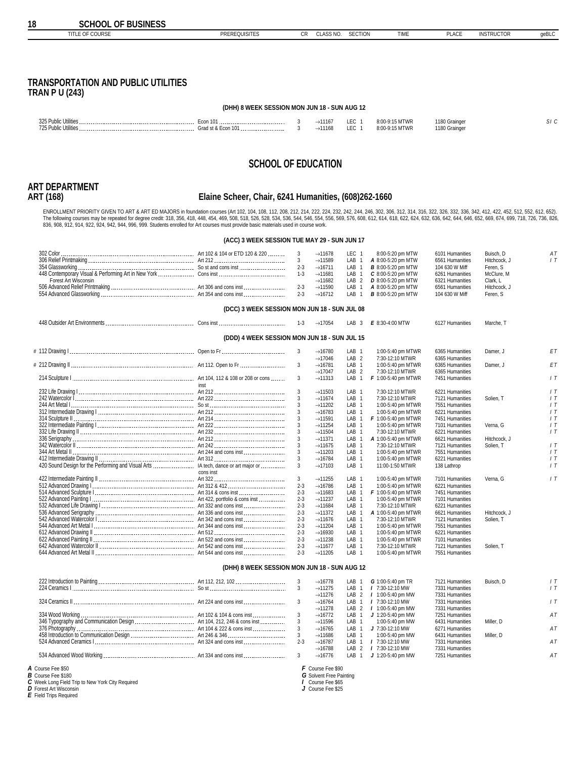## TRANSPORTATION AND PUBLIC UTILITIES
**TRAN P U (243)**

**(DHH) 8 WEEK SESSION MON JUN 18 - SUN AUG 12**

| TITLE OF COURSE | PREREQUISITES | CR | CLASS NO. | SECTION | TIME | PLACE | INSTRUCTOR | geBLC |
|---|---|---|---|---|---|---|---|---|
| 325 Public Utilities | Econ 101 | 3 | →11167 | LEC 1 | 8:00-9:15 MTWR | 1180 Grainger | | S I C |
| 725 Public Utilities | Grad st & Econ 101 | 3 | →11168 | LEC 1 | 8:00-9:15 MTWR | 1180 Grainger | | |

# SCHOOL OF EDUCATION

## ART DEPARTMENT
**ART (168)** — **Elaine Scheer, Chair, 6241 Humanities, (608)262-1660**

ENROLLMENT PRIORITY GIVEN TO ART & ART ED MAJORS in foundation courses (Art 102, 104, 108, 112, 208, 212, 214, 222, 224, 232, 242, 244, 246, 302, 306, 312, 314, 316, 322, 326, 332, 336, 342, 412, 422, 452, 512, 552, 612, 652). The following courses may be repeated for degree credit: 318, 356, 418, 448, 454, 469, 508, 518, 526, 528, 534, 536, 544, 546, 554, 556, 569, 576, 608, 612, 614, 618, 622, 624, 632, 636, 642, 644, 646, 652, 669, 674, 699, 718, 726, 736, 826, 836, 908, 912, 914, 922, 924, 942, 944, 996, 999. Students enrolled for Art courses must provide basic materials used in course work.

**(ACC) 3 WEEK SESSION TUE MAY 29 - SUN JUN 17**

| TITLE OF COURSE | PREREQUISITES | CR | CLASS NO. | SECTION | TIME | PLACE | INSTRUCTOR | geBLC |
|---|---|---|---|---|---|---|---|---|
| 302 Color | Art 102 & 104 or ETD 120 & 220 | 3 | →11678 | LEC 1 | 8:00-5:20 pm MTW | 6101 Humanities | Buisch, D | A T |
| 306 Relief Printmaking | Art 212 | 3 | →11589 | LAB 1 | *A* 8:00-5:20 pm MTW | 6561 Humanities | Hitchcock, J | I T |
| 354 Glassworking | So st and cons inst | 2-3 | →16711 | LAB 1 | *B* 8:00-5:20 pm MTW | 104 630 W Miff | Feren, S | |
| 448 Contemporary Visual & Performing Art in New York | Cons inst | 1-3 | →11681 | LAB 1 | *C* 8:00-5:20 pm MTW | 6261 Humanities | McClure, M | |
| Forest Art Wisconsin | | | →11682 | LAB 2 | *D* 8:00-5:20 pm MTW | 6321 Humanities | Clark, L | |
| 506 Advanced Relief Printmaking | Art 306 and cons inst | 2-3 | →11590 | LAB 1 | *A* 8:00-5:20 pm MTW | 6561 Humanities | Hitchcock, J | |
| 554 Advanced Glassworking | Art 354 and cons inst | 2-3 | →16712 | LAB 1 | *B* 8:00-5:20 pm MTW | 104 630 W Miff | Feren, S | |

**(DCC) 3 WEEK SESSION MON JUN 18 - SUN JUL 08**

| TITLE OF COURSE | PREREQUISITES | CR | CLASS NO. | SECTION | TIME | PLACE | INSTRUCTOR | geBLC |
|---|---|---|---|---|---|---|---|---|
| 448 Outsider Art Environments | Cons inst | 1-3 | →17054 | LAB 3 | *E* 8:30-4:00 MTW | 6127 Humanities | Marche, T | |

**(DDD) 4 WEEK SESSION MON JUN 18 - SUN JUL 15**

| TITLE OF COURSE | PREREQUISITES | CR | CLASS NO. | SECTION | TIME | PLACE | INSTRUCTOR | geBLC |
|---|---|---|---|---|---|---|---|---|
| # 112 Drawing I | Open to Fr | 3 | →16780 | LAB 1 | 1:00-5:40 pm MTWR | 6365 Humanities | Damer, J | E T |
| | | | →17046 | LAB 2 | 7:30-12:10 MTWR | 6365 Humanities | | |
| # 212 Drawing II | Art 112. Open to Fr | 3 | →16781 | LAB 1 | 1:00-5:40 pm MTWR | 6365 Humanities | Damer, J | E T |
| | | | →17047 | LAB 2 | 7:30-12:10 MTWR | 6365 Humanities | | |
| 214 Sculpture I | Art 104, 112 & 108 or 208 or cons inst | 3 | →11313 | LAB 1 | *F* 1:00-5:40 pm MTWR | 7451 Humanities | | I T |
| 232 Life Drawing I | Art 212 | 3 | →11503 | LAB 1 | 7:30-12:10 MTWR | 6221 Humanities | | I T |
| 242 Watercolor I | Art 222 | 3 | →11674 | LAB 1 | 7:30-12:10 MTWR | 7121 Humanities | Solien, T | I T |
| 244 Art Metal I | So st | 3 | →11202 | LAB 1 | 1:00-5:40 pm MTWR | 7551 Humanities | | I T |
| 312 Intermediate Drawing I | Art 212 | 3 | →16783 | LAB 1 | 1:00-5:40 pm MTWR | 6221 Humanities | | I T |
| 314 Sculpture II | Art 214 | 3 | →11591 | LAB 1 | *F* 1:00-5:40 pm MTWR | 7451 Humanities | | I T |
| 322 Intermediate Painting I | Art 222 | 3 | →11254 | LAB 1 | 1:00-5:40 pm MTWR | 7101 Humanities | Verna, G | I T |
| 332 Life Drawing II | Art 232 | 3 | →11504 | LAB 1 | 7:30-12:10 MTWR | 6221 Humanities | | I T |
| 336 Serigraphy | Art 212 | 3 | →11371 | LAB 1 | *A* 1:00-5:40 pm MTWR | 6621 Humanities | Hitchcock, J | |
| 342 Watercolor II | Art 242 | 3 | →11675 | LAB 1 | 7:30-12:10 MTWR | 7121 Humanities | Solien, T | I T |
| 344 Art Metal II | Art 244 and cons inst | 3 | →11203 | LAB 1 | 1:00-5:40 pm MTWR | 7551 Humanities | | I T |
| 412 Intermediate Drawing II | Art 312 | 3 | →16784 | LAB 1 | 1:00-5:40 pm MTWR | 6221 Humanities | | I T |
| 420 Sound Design for the Performing and Visual Arts | IA tech, dance or art major or cons inst | 3 | →17103 | LAB 1 | 11:00-1:50 MTWR | 138 Lathrop | | I T |
| 422 Intermediate Painting II | Art 322 | 3 | →11255 | LAB 1 | 1:00-5:40 pm MTWR | 7101 Humanities | Verna, G | I T |
| 512 Advanced Drawing I | Art 312 & 412 | 2-3 | →16786 | LAB 1 | 1:00-5:40 pm MTWR | 6221 Humanities | | |
| 514 Advanced Sculpture I | Art 314 & cons inst | 2-3 | →11683 | LAB 1 | *F* 1:00-5:40 pm MTWR | 7451 Humanities | | |
| 522 Advanced Painting I | Art 422, portfolio & cons inst | 2-3 | →11237 | LAB 1 | 1:00-5:40 pm MTWR | 7101 Humanities | | |
| 532 Advanced Life Drawing I | Art 332 and cons inst | 2-3 | →11684 | LAB 1 | 7:30-12:10 MTWR | 6221 Humanities | | |
| 536 Advanced Serigraphy | Art 336 and cons inst | 2-3 | →11372 | LAB 1 | *A* 1:00-5:40 pm MTWR | 6621 Humanities | Hitchcock, J | |
| 542 Advanced Watercolor I | Art 342 and cons inst | 2-3 | →11676 | LAB 1 | 7:30-12:10 MTWR | 7121 Humanities | Solien, T | |
| 544 Advanced Art Metal I | Art 344 and cons inst | 2-3 | →11204 | LAB 1 | 1:00-5:40 pm MTWR | 7551 Humanities | | |
| 612 Advanced Drawing II | Art 512 | 2-3 | →16930 | LAB 1 | 1:00-5:40 pm MTWR | 6221 Humanities | | |
| 622 Advanced Painting II | Art 522 and cons inst | 2-3 | →11238 | LAB 1 | 1:00-5:40 pm MTWR | 7101 Humanities | | |
| 642 Advanced Watercolor II | Art 542 and cons inst | 2-3 | →11677 | LAB 1 | 7:30-12:10 MTWR | 7121 Humanities | Solien, T | |
| 644 Advanced Art Metal II | Art 544 and cons inst | 2-3 | →11205 | LAB 1 | 1:00-5:40 pm MTWR | 7551 Humanities | | |

**(DHH) 8 WEEK SESSION MON JUN 18 - SUN AUG 12**

| TITLE OF COURSE | PREREQUISITES | CR | CLASS NO. | SECTION | TIME | PLACE | INSTRUCTOR | geBLC |
|---|---|---|---|---|---|---|---|---|
| 222 Introduction to Painting | Art 112, 212, 102 | 3 | →16778 | LAB 1 | *G* 1:00-5:40 pm TR | 7121 Humanities | Buisch, D | I T |
| 224 Ceramics I | So st | 3 | →11275 | LAB 1 | *I* 7:30-12:10 MW | 7331 Humanities | | I T |
| | | | →11276 | LAB 2 | *I* 1:00-5:40 pm MW | 7331 Humanities | | |
| 324 Ceramics II | Art 224 and cons inst | 3 | →16764 | LAB 1 | *I* 7:30-12:10 MW | 7331 Humanities | | I T |
| | | | →11278 | LAB 2 | *I* 1:00-5:40 pm MW | 7331 Humanities | | |
| 334 Wood Working | Art 102 & 104 & cons inst | 3 | →16772 | LAB 1 | *J* 1:20-5:40 pm MW | 7251 Humanities | | A T |
| 346 Typography and Communication Design | Art 104, 212, 246 & cons inst | 3 | →11596 | LAB 1 | 1:00-5:40 pm MW | 6431 Humanities | Miller, D | |
| 376 Photography | Art 104 & 222 & cons inst | 3 | →16765 | LAB 1 | *J* 7:30-12:10 MW | 6271 Humanities | | A T |
| 458 Introduction to Communication Design | Art 246 & 346 | 3 | →11686 | LAB 1 | 1:00-5:40 pm MW | 6431 Humanities | Miller, D | |
| 524 Advanced Ceramics I | Art 324 and cons inst | 2-3 | →16787 | LAB 1 | *I* 7:30-12:10 MW | 7331 Humanities | | A T |
| | | | →16788 | LAB 2 | *I* 7:30-12:10 MW | 7331 Humanities | | |
| 534 Advanced Wood Working | Art 334 and cons inst | 3 | →16776 | LAB 1 | *J* 1:20-5:40 pm MW | 7251 Humanities | | A T |

***A*** Course Fee $50
***B*** Course Fee $180
***C*** Week Long Field Trip to New York City Required
***D*** Forest Art Wisconsin
***E*** Field Trips Required
***F*** Course Fee $90
***G*** Solvent Free Painting
***I*** Course Fee $65
***J*** Course Fee $25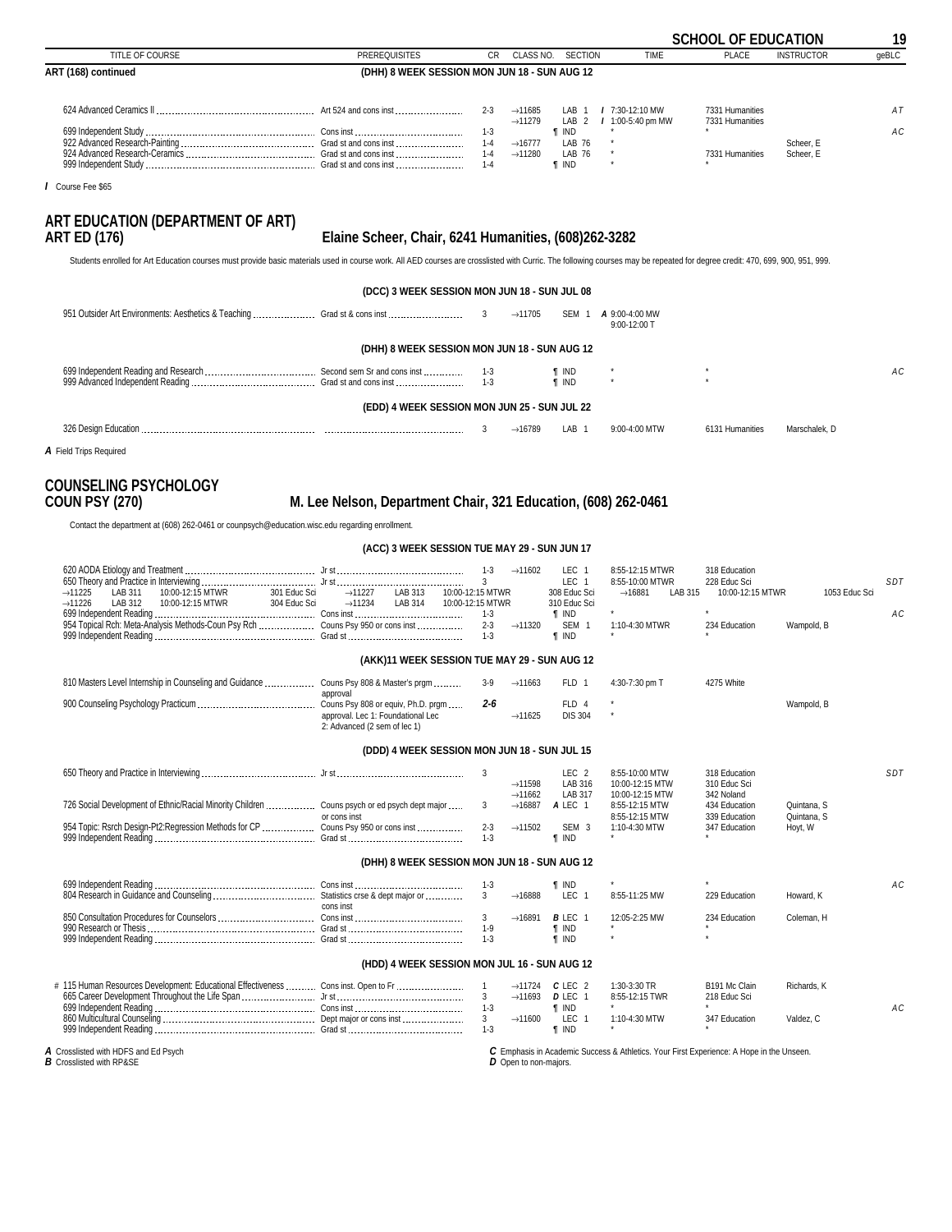**SCHOOL OF EDUCATION**

| TITLE OF COURSE | PREREQUISITES | CR | CLASS NO. | SECTION | TIME | PLACE | INSTRUCTOR | geBLC |
|---|---|---|---|---|---|---|---|---|
| **ART (168) continued** | **(DHH) 8 WEEK SESSION MON JUN 18 - SUN AUG 12** | | | | | | | |
| 624 Advanced Ceramics II | Art 524 and cons inst | 2-3 | →11685 | LAB 1 | *I* 7:30-12:10 MW | 7331 Humanities | | AT |
| | | | →11279 | LAB 2 | *I* 1:00-5:40 pm MW | 7331 Humanities | | |
| 699 Independent Study | Cons inst | 1-3 | | ¶ IND | * | * | | AC |
| 922 Advanced Research-Painting | Grad st and cons inst | 1-4 | →16777 | LAB 76 | * | | Scheer, E | |
| 924 Advanced Research-Ceramics | Grad st and cons inst | 1-4 | →11280 | LAB 76 | * | 7331 Humanities | Scheer, E | |
| 999 Independent Study | Grad st and cons inst | 1-4 | | ¶ IND | * | * | | |

*I* Course Fee $65

## ART EDUCATION (DEPARTMENT OF ART)
## ART ED (176) — Elaine Scheer, Chair, 6241 Humanities, (608)262-3282

Students enrolled for Art Education courses must provide basic materials used in course work. All AED courses are crosslisted with Curric. The following courses may be repeated for degree credit: 470, 699, 900, 951, 999.

| TITLE OF COURSE | PREREQUISITES | CR | CLASS NO. | SECTION | TIME | PLACE | INSTRUCTOR | geBLC |
|---|---|---|---|---|---|---|---|---|
| | **(DCC) 3 WEEK SESSION MON JUN 18 - SUN JUL 08** | | | | | | | |
| 951 Outsider Art Environments: Aesthetics & Teaching | Grad st & cons inst | 3 | →11705 | SEM 1 | *A* 9:00-4:00 MW; 9:00-12:00 T | | | |
| | **(DHH) 8 WEEK SESSION MON JUN 18 - SUN AUG 12** | | | | | | | |
| 699 Independent Reading and Research | Second sem Sr and cons inst | 1-3 | | ¶ IND | * | * | | AC |
| 999 Advanced Independent Reading | Grad st and cons inst | 1-3 | | ¶ IND | * | * | | |
| | **(EDD) 4 WEEK SESSION MON JUN 25 - SUN JUL 22** | | | | | | | |
| 326 Design Education | | 3 | →16789 | LAB 1 | 9:00-4:00 MTW | 6131 Humanities | Marschalek, D | |

*A* Field Trips Required

## COUNSELING PSYCHOLOGY
## COUN PSY (270) — M. Lee Nelson, Department Chair, 321 Education, (608) 262-0461

Contact the department at (608) 262-0461 or counpsych@education.wisc.edu regarding enrollment.

| TITLE OF COURSE | PREREQUISITES | CR | CLASS NO. | SECTION | TIME | PLACE | INSTRUCTOR | geBLC |
|---|---|---|---|---|---|---|---|---|
| | **(ACC) 3 WEEK SESSION TUE MAY 29 - SUN JUN 17** | | | | | | | |
| 620 AODA Etiology and Treatment | Jr st | 1-3 | →11602 | LEC 1 | 8:55-12:15 MTWR | 318 Education | | |
| 650 Theory and Practice in Interviewing | Jr st | 3 | | LEC 1 | 8:55-10:00 MTWR | 228 Educ Sci | | SDT |
| | | | →11225 | LAB 311 | 10:00-12:15 MTWR | 301 Educ Sci | | |
| | | | →11227 | LAB 313 | 10:00-12:15 MTWR | 308 Educ Sci | | |
| | | | →16881 | LAB 315 | 10:00-12:15 MTWR | 1053 Educ Sci | | |
| | | | →11226 | LAB 312 | 10:00-12:15 MTWR | 304 Educ Sci | | |
| | | | →11234 | LAB 314 | 10:00-12:15 MTWR | 310 Educ Sci | | |
| 699 Independent Reading | Cons inst | 1-3 | | ¶ IND | * | * | | AC |
| 954 Topical Rch: Meta-Analysis Methods-Coun Psy Rch | Couns Psy 950 or cons inst | 2-3 | →11320 | SEM 1 | 1:10-4:30 MTWR | 234 Education | Wampold, B | |
| 999 Independent Reading | Grad st | 1-3 | | ¶ IND | * | * | | |
| | **(AKK)11 WEEK SESSION TUE MAY 29 - SUN AUG 12** | | | | | | | |
| 810 Masters Level Internship in Counseling and Guidance | Couns Psy 808 & Master's prgm approval | 3-9 | →11663 | FLD 1 | 4:30-7:30 pm T | 4275 White | | |
| 900 Counseling Psychology Practicum | Couns Psy 808 or equiv, Ph.D. prgm approval. Lec 1: Foundational Lec 2: Advanced (2 sem of lec 1) | *2-6* | | FLD 4 | * | | Wampold, B | |
| | | | →11625 | DIS 304 | * | | | |
| | **(DDD) 4 WEEK SESSION MON JUN 18 - SUN JUL 15** | | | | | | | |
| 650 Theory and Practice in Interviewing | Jr st | 3 | | LEC 2 | 8:55-10:00 MTW | 318 Education | | SDT |
| | | | →11598 | LAB 316 | 10:00-12:15 MTW | 310 Educ Sci | | |
| | | | →11662 | LAB 317 | 10:00-12:15 MTW | 342 Noland | | |
| 726 Social Development of Ethnic/Racial Minority Children | Couns psych or ed psych dept major or cons inst | 3 | →16887 | *A* LEC 1 | 8:55-12:15 MTW | 434 Education | Quintana, S | |
| | | | | | 8:55-12:15 MTW | 339 Education | Quintana, S | |
| 954 Topic: Rsrch Design-Pt2:Regression Methods for CP | Couns Psy 950 or cons inst | 2-3 | →11502 | SEM 3 | 1:10-4:30 MTW | 347 Education | Hoyt, W | |
| 999 Independent Reading | Grad st | 1-3 | | ¶ IND | * | * | | |
| | **(DHH) 8 WEEK SESSION MON JUN 18 - SUN AUG 12** | | | | | | | |
| 699 Independent Reading | Cons inst | 1-3 | | ¶ IND | * | * | | AC |
| 804 Research in Guidance and Counseling | Statistics crse & dept major or cons inst | 3 | →16888 | LEC 1 | 8:55-11:25 MW | 229 Education | Howard, K | |
| 850 Consultation Procedures for Counselors | Cons inst | 3 | →16891 | *B* LEC 1 | 12:05-2:25 MW | 234 Education | Coleman, H | |
| 990 Research or Thesis | Grad st | 1-9 | | ¶ IND | * | * | | |
| 999 Independent Reading | Grad st | 1-3 | | ¶ IND | * | * | | |
| | **(HDD) 4 WEEK SESSION MON JUL 16 - SUN AUG 12** | | | | | | | |
| # 115 Human Resources Development: Educational Effectiveness | Cons inst. Open to Fr | 1 | →11724 | *C* LEC 2 | 1:30-3:30 TR | B191 Mc Clain | Richards, K | |
| 665 Career Development Throughout the Life Span | Jr st | 3 | →11693 | *D* LEC 1 | 8:55-12:15 TWR | 218 Educ Sci | | |
| 699 Independent Reading | Cons inst | 1-3 | | ¶ IND | * | * | | AC |
| 860 Multicultural Counseling | Dept major or cons inst | 3 | →11600 | LEC 1 | 1:10-4:30 MTW | 347 Education | Valdez, C | |
| 999 Independent Reading | Grad st | 1-3 | | ¶ IND | * | * | | |

*A* Crosslisted with HDFS and Ed Psych
*B* Crosslisted with RP&SE
*C* Emphasis in Academic Success & Athletics. Your First Experience: A Hope in the Unseen.
*D* Open to non-majors.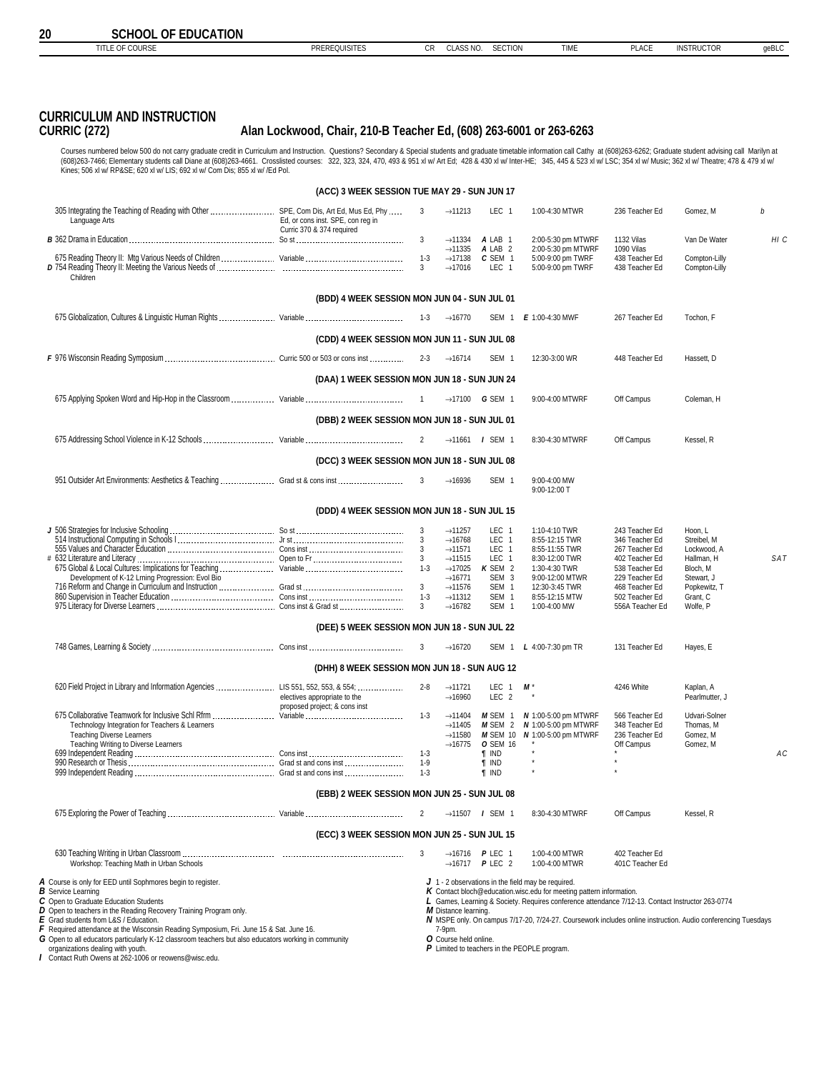## CURRICULUM AND INSTRUCTION

### CURRIC (272) — Alan Lockwood, Chair, 210-B Teacher Ed, (608) 263-6001 or 263-6263

Courses numbered below 500 do not carry graduate credit in Curriculum and Instruction. Questions? Secondary & Special students and graduate timetable information call Cathy at (608)263-6262; Graduate student advising call Marilyn at (608)263-7466; Elementary students call Diane at (608)263-4661. Crosslisted courses: 322, 323, 324, 470, 493 & 951 xl w/ Art Ed; 428 & 430 xl w/ Inter-HE; 345, 445 & 523 xl w/ LSC; 354 xl w/ Music; 362 xl w/ Theatre; 478 & 479 xl w/ Kines; 506 xl w/ RP&SE; 620 xl w/ LIS; 692 xl w/ Com Dis; 855 xl w/ /Ed Pol.

| TITLE OF COURSE | PREREQUISITES | CR | CLASS NO. | SECTION | TIME | PLACE | INSTRUCTOR | geBLC |
|---|---|---|---|---|---|---|---|---|
| **(ACC) 3 WEEK SESSION TUE MAY 29 - SUN JUN 17** | | | | | | | | |
| 305 Integrating the Teaching of Reading with Other Language Arts | SPE, Com Dis, Art Ed, Mus Ed, Phy Ed, or cons inst. SPE, con reg in Curric 370 & 374 required | 3 | →11213 | LEC 1 | 1:00-4:30 MTWR | 236 Teacher Ed | Gomez, M | b |
| *B* 362 Drama in Education | So st | 3 | →11334 | *A* LAB 1 | 2:00-5:30 pm MTWRF | 1132 Vilas | Van De Water | HI C |
| | | | →11335 | *A* LAB 2 | 2:00-5:30 pm MTWRF | 1090 Vilas | | |
| 675 Reading Theory II: Mtg Various Needs of Children | Variable | 1-3 | →17138 | *C* SEM 1 | 5:00-9:00 pm TWRF | 438 Teacher Ed | Compton-Lilly | |
| *D* 754 Reading Theory II: Meeting the Various Needs of Children | | 3 | →17016 | LEC 1 | 5:00-9:00 pm TWRF | 438 Teacher Ed | Compton-Lilly | |
| **(BDD) 4 WEEK SESSION MON JUN 04 - SUN JUL 01** | | | | | | | | |
| 675 Globalization, Cultures & Linguistic Human Rights | Variable | 1-3 | →16770 | SEM 1 | *E* 1:00-4:30 MWF | 267 Teacher Ed | Tochon, F | |
| **(CDD) 4 WEEK SESSION MON JUN 11 - SUN JUL 08** | | | | | | | | |
| *F* 976 Wisconsin Reading Symposium | Curric 500 or 503 or cons inst | 2-3 | →16714 | SEM 1 | 12:30-3:00 WR | 448 Teacher Ed | Hassett, D | |
| **(DAA) 1 WEEK SESSION MON JUN 18 - SUN JUN 24** | | | | | | | | |
| 675 Applying Spoken Word and Hip-Hop in the Classroom | Variable | 1 | →17100 | *G* SEM 1 | 9:00-4:00 MTWRF | Off Campus | Coleman, H | |
| **(DBB) 2 WEEK SESSION MON JUN 18 - SUN JUL 01** | | | | | | | | |
| 675 Addressing School Violence in K-12 Schools | Variable | 2 | →11661 | *I* SEM 1 | 8:30-4:30 MTWRF | Off Campus | Kessel, R | |
| **(DCC) 3 WEEK SESSION MON JUN 18 - SUN JUL 08** | | | | | | | | |
| 951 Outsider Art Environments: Aesthetics & Teaching | Grad st & cons inst | 3 | →16936 | SEM 1 | 9:00-4:00 MW; 9:00-12:00 T | | | |
| **(DDD) 4 WEEK SESSION MON JUN 18 - SUN JUL 15** | | | | | | | | |
| *J* 506 Strategies for Inclusive Schooling | So st | 3 | →11257 | LEC 1 | 1:10-4:10 TWR | 243 Teacher Ed | Hoon, L | |
| 514 Instructional Computing in Schools I | Jr st | 3 | →16768 | LEC 1 | 8:55-12:15 TWR | 346 Teacher Ed | Streibel, M | |
| 555 Values and Character Education | Cons inst | 3 | →11571 | LEC 1 | 8:55-11:55 TWR | 267 Teacher Ed | Lockwood, A | |
| # 632 Literature and Literacy | Open to Fr | 3 | →11515 | LEC 1 | 8:30-12:00 TWR | 402 Teacher Ed | Hallman, H | SAT |
| 675 Global & Local Cultures: Implications for Teaching | Variable | 1-3 | →17025 | *K* SEM 2 | 1:30-4:30 TWR | 538 Teacher Ed | Bloch, M | |
| Development of K-12 Lrning Progression: Evol Bio | | | →16771 | SEM 3 | 9:00-12:00 MTWR | 229 Teacher Ed | Stewart, J | |
| 716 Reform and Change in Curriculum and Instruction | Grad st | 3 | →11576 | SEM 1 | 12:30-3:45 TWR | 468 Teacher Ed | Popkewitz, T | |
| 860 Supervision in Teacher Education | Cons inst | 1-3 | →11312 | SEM 1 | 8:55-12:15 MTW | 502 Teacher Ed | Grant, C | |
| 975 Literacy for Diverse Learners | Cons inst & Grad st | 3 | →16782 | SEM 1 | 1:00-4:00 MW | 556A Teacher Ed | Wolfe, P | |
| **(DEE) 5 WEEK SESSION MON JUN 18 - SUN JUL 22** | | | | | | | | |
| 748 Games, Learning & Society | Cons inst | 3 | →16720 | SEM 1 | *L* 4:00-7:30 pm TR | 131 Teacher Ed | Hayes, E | |
| **(DHH) 8 WEEK SESSION MON JUN 18 - SUN AUG 12** | | | | | | | | |
| 620 Field Project in Library and Information Agencies | LIS 551, 552, 553, & 554; electives appropriate to the proposed project; & cons inst | 2-8 | →11721 | LEC 1 | *M* * | 4246 White | Kaplan, A | |
| | | | →16960 | LEC 2 | * | | Pearlmutter, J | |
| 675 Collaborative Teamwork for Inclusive Schl Rfrm | Variable | 1-3 | →11404 | *M* SEM 1 | *N* 1:00-5:00 pm MTWRF | 566 Teacher Ed | Udvari-Solner | |
| Technology Integration for Teachers & Learners | | | →11405 | *M* SEM 2 | *N* 1:00-5:00 pm MTWRF | 348 Teacher Ed | Thomas, M | |
| Teaching Diverse Learners | | | →11580 | *M* SEM 10 | *N* 1:00-5:00 pm MTWRF | 236 Teacher Ed | Gomez, M | |
| Teaching Writing to Diverse Learners | | | →16775 | *O* SEM 16 | * | Off Campus | Gomez, M | |
| 699 Independent Reading | Cons inst | 1-3 | | ¶ IND | * | * | | AC |
| 990 Research or Thesis | Grad st and cons inst | 1-9 | | ¶ IND | * | * | | |
| 999 Independent Reading | Grad st and cons inst | 1-3 | | ¶ IND | * | * | | |
| **(EBB) 2 WEEK SESSION MON JUN 25 - SUN JUL 08** | | | | | | | | |
| 675 Exploring the Power of Teaching | Variable | 2 | →11507 | *I* SEM 1 | 8:30-4:30 MTWRF | Off Campus | Kessel, R | |
| **(ECC) 3 WEEK SESSION MON JUN 25 - SUN JUL 15** | | | | | | | | |
| 630 Teaching Writing in Urban Classroom | | 3 | →16716 | *P* LEC 1 | 1:00-4:00 MTWR | 402 Teacher Ed | | |
| Workshop: Teaching Math in Urban Schools | | | →17187 | *P* LEC 2 | 1:00-4:00 MTWR | 401C Teacher Ed | | |

*A* Course is only for EED until Sophmores begin to register.
*B* Service Learning
*C* Open to Graduate Education Students
*D* Open to teachers in the Reading Recovery Training Program only.
*E* Grad students from L&S / Education.
*F* Required attendance at the Wisconsin Reading Symposium, Fri. June 15 & Sat. June 16.
*G* Open to all educators particularly K-12 classroom teachers but also educators working in community organizations dealing with youth.
*I* Contact Ruth Owens at 262-1006 or reowens@wisc.edu.
*J* 1 - 2 observations in the field may be required.
*K* Contact bloch@education.wisc.edu for meeting pattern information.
*L* Games, Learning & Society. Requires conference attendance 7/12-13. Contact Instructor 263-0774
*M* Distance learning.
*N* MSPE only. On campus 7/17-20, 7/24-27. Coursework includes online instruction. Audio conferencing Tuesdays 7-9pm.
*O* Course held online.
*P* Limited to teachers in the PEOPLE program.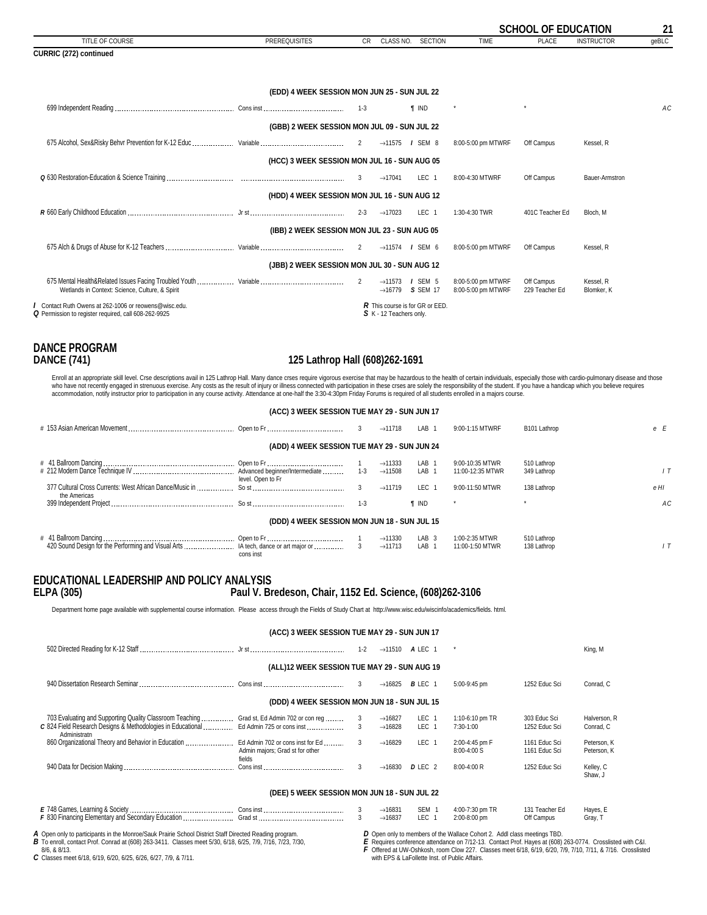## SCHOOL OF EDUCATION

**CURRIC (272) continued**

| TITLE OF COURSE | PREREQUISITES | CR | CLASS NO. | SECTION | TIME | PLACE | INSTRUCTOR | geBLC |
|---|---|---|---|---|---|---|---|---|
| **(EDD) 4 WEEK SESSION MON JUN 25 - SUN JUL 22** | | | | | | | | |
| 699 Independent Reading | Cons inst | 1-3 | | ¶ IND | * | * | | AC |
| **(GBB) 2 WEEK SESSION MON JUL 09 - SUN JUL 22** | | | | | | | | |
| 675 Alcohol, Sex&Risky Behvr Prevention for K-12 Educ | Variable | 2 | →11575 | *I* SEM 8 | 8:00-5:00 pm MTWRF | Off Campus | Kessel, R | |
| **(HCC) 3 WEEK SESSION MON JUL 16 - SUN AUG 05** | | | | | | | | |
| *Q* 630 Restoration-Education & Science Training | | 3 | →17041 | LEC 1 | 8:00-4:30 MTWRF | Off Campus | Bauer-Armstron | |
| **(HDD) 4 WEEK SESSION MON JUL 16 - SUN AUG 12** | | | | | | | | |
| *R* 660 Early Childhood Education | Jr st | 2-3 | →17023 | LEC 1 | 1:30-4:30 TWR | 401C Teacher Ed | Bloch, M | |
| **(IBB) 2 WEEK SESSION MON JUL 23 - SUN AUG 05** | | | | | | | | |
| 675 Alch & Drugs of Abuse for K-12 Teachers | Variable | 2 | →11574 | *I* SEM 6 | 8:00-5:00 pm MTWRF | Off Campus | Kessel, R | |
| **(JBB) 2 WEEK SESSION MON JUL 30 - SUN AUG 12** | | | | | | | | |
| 675 Mental Health&Related Issues Facing Troubled Youth | Variable | 2 | →11573 | *I* SEM 5 | 8:00-5:00 pm MTWRF | Off Campus | Kessel, R | |
| Wetlands in Context: Science, Culture, & Spirit | | | →16779 | *S* SEM 17 | 8:00-5:00 pm MTWRF | 229 Teacher Ed | Blomker, K | |

*I* Contact Ruth Owens at 262-1006 or reowens@wisc.edu.
*Q* Permission to register required, call 608-262-9925
*R* This course is for GR or EED.
*S* K - 12 Teachers only.

# DANCE PROGRAM

## DANCE (741) — 125 Lathrop Hall (608)262-1691

Enroll at an appropriate skill level. Crse descriptions avail in 125 Lathrop Hall. Many dance crses require vigorous exercise that may be hazardous to the health of certain individuals, especially those with cardio-pulmonary disease and those who have not recently engaged in strenuous exercise. Any costs as the result of injury or illness connected with participation in these crses are solely the responsibility of the student. If you have a handicap which you believe requires accommodation, notify instructor prior to participation in any course activity. Attendance at one-half the 3:30-4:30pm Friday Forums is required of all students enrolled in a majors course.

| TITLE OF COURSE | PREREQUISITES | CR | CLASS NO. | SECTION | TIME | PLACE | INSTRUCTOR | geBLC |
|---|---|---|---|---|---|---|---|---|
| **(ACC) 3 WEEK SESSION TUE MAY 29 - SUN JUN 17** | | | | | | | | |
| # 153 Asian American Movement | Open to Fr | 3 | →11718 | LAB 1 | 9:00-1:15 MTWRF | B101 Lathrop | | e E |
| **(ADD) 4 WEEK SESSION TUE MAY 29 - SUN JUN 24** | | | | | | | | |
| # 41 Ballroom Dancing | Open to Fr | 1 | →11333 | LAB 1 | 9:00-10:35 MTWR | 510 Lathrop | | |
| # 212 Modern Dance Technique IV | Advanced beginner/Intermediate level. Open to Fr | 1-3 | →11508 | LAB 1 | 11:00-12:35 MTWR | 349 Lathrop | | I T |
| 377 Cultural Cross Currents: West African Dance/Music in the Americas | So st | 3 | →11719 | LEC 1 | 9:00-11:50 MTWR | 138 Lathrop | | e HI |
| 399 Independent Project | So st | 1-3 | | ¶ IND | * | * | | AC |
| **(DDD) 4 WEEK SESSION MON JUN 18 - SUN JUL 15** | | | | | | | | |
| # 41 Ballroom Dancing | Open to Fr | 1 | →11330 | LAB 3 | 1:00-2:35 MTWR | 510 Lathrop | | |
| 420 Sound Design for the Performing and Visual Arts | IA tech, dance or art major or cons inst | 3 | →11713 | LAB 1 | 11:00-1:50 MTWR | 138 Lathrop | | I T |

# EDUCATIONAL LEADERSHIP AND POLICY ANALYSIS

## ELPA (305) — Paul V. Bredeson, Chair, 1152 Ed. Science, (608)262-3106

Department home page available with supplemental course information. Please access through the Fields of Study Chart at http://www.wisc.edu/wiscinfo/academics/fields. html.

| TITLE OF COURSE | PREREQUISITES | CR | CLASS NO. | SECTION | TIME | PLACE | INSTRUCTOR | geBLC |
|---|---|---|---|---|---|---|---|---|
| **(ACC) 3 WEEK SESSION TUE MAY 29 - SUN JUN 17** | | | | | | | | |
| 502 Directed Reading for K-12 Staff | Jr st | 1-2 | →11510 | *A* LEC 1 | * | | King, M | |
| **(ALL)12 WEEK SESSION TUE MAY 29 - SUN AUG 19** | | | | | | | | |
| 940 Dissertation Research Seminar | Cons inst | 3 | →16825 | *B* LEC 1 | 5:00-9:45 pm | 1252 Educ Sci | Conrad, C | |
| **(DDD) 4 WEEK SESSION MON JUN 18 - SUN JUL 15** | | | | | | | | |
| 703 Evaluating and Supporting Quality Classroom Teaching | Grad st, Ed Admin 702 or con reg | 3 | →16827 | LEC 1 | 1:10-6:10 pm TR | 303 Educ Sci | Halverson, R | |
| *C* 824 Field Research Designs & Methodologies in Educational Administratn | Ed Admin 725 or cons inst | 3 | →16828 | LEC 1 | 7:30-1:00 | 1252 Educ Sci | Conrad, C | |
| 860 Organizational Theory and Behavior in Education | Ed Admin 702 or cons inst for Ed Admin majors; Grad st for other fields | 3 | →16829 | LEC 1 | 2:00-4:45 pm F | 1161 Educ Sci | Peterson, K | |
| | | | | | 8:00-4:00 S | 1161 Educ Sci | Peterson, K | |
| 940 Data for Decision Making | Cons inst | 3 | →16830 | *D* LEC 2 | 8:00-4:00 R | 1252 Educ Sci | Kelley, C Shaw, J | |
| **(DEE) 5 WEEK SESSION MON JUN 18 - SUN JUL 22** | | | | | | | | |
| *E* 748 Games, Learning & Society | Cons inst | 3 | →16831 | SEM 1 | 4:00-7:30 pm TR | 131 Teacher Ed | Hayes, E | |
| *F* 830 Financing Elementary and Secondary Education | Grad st | 3 | →16837 | LEC 1 | 2:00-8:00 pm | Off Campus | Gray, T | |

*A* Open only to participants in the Monroe/Sauk Prairie School District Staff Directed Reading program.
*B* To enroll, contact Prof. Conrad at (608) 263-3411. Classes meet 5/30, 6/18, 6/25, 7/9, 7/16, 7/23, 7/30, 8/6, & 8/13.
*C* Classes meet 6/18, 6/19, 6/20, 6/25, 6/26, 6/27, 7/9, & 7/11.
*D* Open only to members of the Wallace Cohort 2. Addl class meetings TBD.
*E* Requires conference attendance on 7/12-13. Contact Prof. Hayes at (608) 263-0774. Crosslisted with C&I.
*F* Offered at UW-Oshkosh, room Clow 227. Classes meet 6/18, 6/19, 6/20, 7/9, 7/10, 7/11, & 7/16. Crosslisted with EPS & LaFollette Inst. of Public Affairs.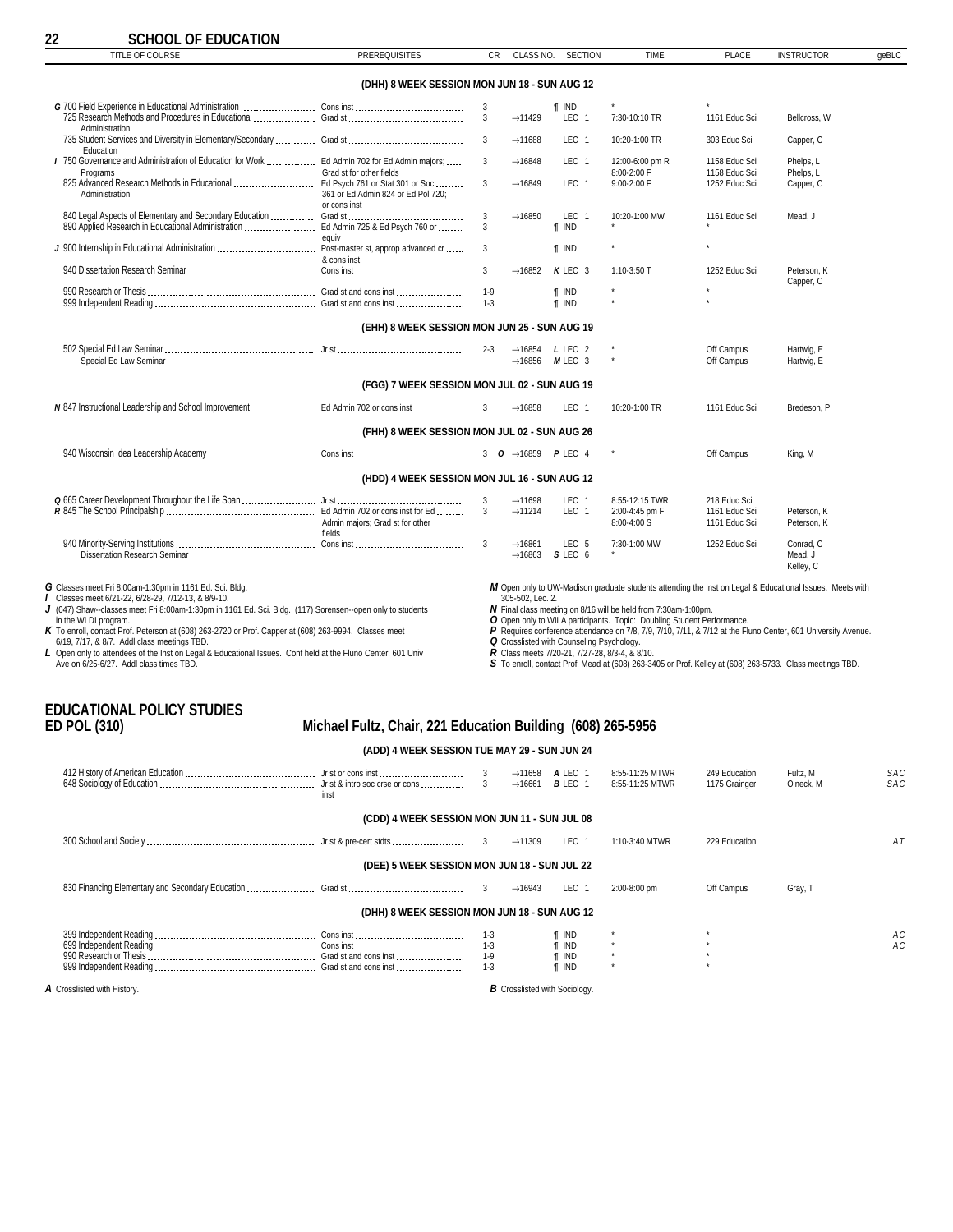# SCHOOL OF EDUCATION

| TITLE OF COURSE | PREREQUISITES | CR | CLASS NO. | SECTION | TIME | PLACE | INSTRUCTOR | geBLC |
|---|---|---|---|---|---|---|---|---|
| **(DHH) 8 WEEK SESSION MON JUN 18 - SUN AUG 12** | | | | | | | | |
| *G* 700 Field Experience in Educational Administration | Cons inst | 3 | | ¶ IND | * | * | | |
| 725 Research Methods and Procedures in Educational Administration | Grad st | 3 | →11429 | LEC 1 | 7:30-10:10 TR | 1161 Educ Sci | Bellcross, W | |
| 735 Student Services and Diversity in Elementary/Secondary Education | Grad st | 3 | →11688 | LEC 1 | 10:20-1:00 TR | 303 Educ Sci | Capper, C | |
| *I* 750 Governance and Administration of Education for Work Programs | Ed Admin 702 for Ed Admin majors; Grad st for other fields | 3 | →16848 | LEC 1 | 12:00-6:00 pm R / 8:00-2:00 F | 1158 Educ Sci / 1158 Educ Sci | Phelps, L / Phelps, L | |
| 825 Advanced Research Methods in Educational Administration | Ed Psych 761 or Stat 301 or Soc 361 or Ed Admin 824 or Ed Pol 720; or cons inst | 3 | →16849 | LEC 1 | 9:00-2:00 F | 1252 Educ Sci | Capper, C | |
| 840 Legal Aspects of Elementary and Secondary Education | Grad st | 3 | →16850 | LEC 1 | 10:20-1:00 MW | 1161 Educ Sci | Mead, J | |
| 890 Applied Research in Educational Administration | Ed Admin 725 & Ed Psych 760 or equiv | 3 | | ¶ IND | * | * | | |
| *J* 900 Internship in Educational Administration | Post-master st, approp advanced cr & cons inst | 3 | | ¶ IND | * | * | | |
| 940 Dissertation Research Seminar | Cons inst | 3 | →16852 | *K* LEC 3 | 1:10-3:50 T | 1252 Educ Sci | Peterson, K / Capper, C | |
| 990 Research or Thesis | Grad st and cons inst | 1-9 | | ¶ IND | * | * | | |
| 999 Independent Reading | Grad st and cons inst | 1-3 | | ¶ IND | * | * | | |
| **(EHH) 8 WEEK SESSION MON JUN 25 - SUN AUG 19** | | | | | | | | |
| 502 Special Ed Law Seminar | Jr st | 2-3 | →16854 | *L* LEC 2 | * | Off Campus | Hartwig, E | |
| Special Ed Law Seminar | | | →16856 | *M* LEC 3 | * | Off Campus | Hartwig, E | |
| **(FGG) 7 WEEK SESSION MON JUL 02 - SUN AUG 19** | | | | | | | | |
| *N* 847 Instructional Leadership and School Improvement | Ed Admin 702 or cons inst | 3 | →16858 | LEC 1 | 10:20-1:00 TR | 1161 Educ Sci | Bredeson, P | |
| **(FHH) 8 WEEK SESSION MON JUL 02 - SUN AUG 26** | | | | | | | | |
| 940 Wisconsin Idea Leadership Academy | Cons inst | 3 *O* | →16859 | *P* LEC 4 | * | Off Campus | King, M | |
| **(HDD) 4 WEEK SESSION MON JUL 16 - SUN AUG 12** | | | | | | | | |
| *Q* 665 Career Development Throughout the Life Span | Jr st | 3 | →11698 | LEC 1 | 8:55-12:15 TWR | 218 Educ Sci | | |
| *R* 845 The School Principalship | Ed Admin 702 or cons inst for Ed Admin majors; Grad st for other fields | 3 | →11214 | LEC 1 | 2:00-4:45 pm F / 8:00-4:00 S | 1161 Educ Sci / 1161 Educ Sci | Peterson, K / Peterson, K | |
| 940 Minority-Serving Institutions Dissertation Research Seminar | Cons inst | 3 | →16861 | LEC 5 | 7:30-1:00 MW | 1252 Educ Sci | Conrad, C | |
| | | | →16863 | *S* LEC 6 | * | | Mead, J / Kelley, C | |

*G* Classes meet Fri 8:00am-1:30pm in 1161 Ed. Sci. Bldg.
*I* Classes meet 6/21-22, 6/28-29, 7/12-13, & 8/9-10.
*J* (047) Shaw--classes meet Fri 8:00am-1:30pm in 1161 Ed. Sci. Bldg. (117) Sorensen--open only to students in the WLDI program.
*K* To enroll, contact Prof. Peterson at (608) 263-2720 or Prof. Capper at (608) 263-9994. Classes meet 6/19, 7/17, & 8/7. Addl class meetings TBD.
*L* Open only to attendees of the Inst on Legal & Educational Issues. Conf held at the Fluno Center, 601 Univ Ave on 6/25-6/27. Addl class times TBD.
*M* Open only to UW-Madison graduate students attending the Inst on Legal & Educational Issues. Meets with 305-502, Lec. 2.
*N* Final class meeting on 8/16 will be held from 7:30am-1:00pm.
*O* Open only to WILA participants. Topic: Doubling Student Performance.
*P* Requires conference attendance on 7/8, 7/9, 7/10, 7/11, & 7/12 at the Fluno Center, 601 University Avenue.
*Q* Crosslisted with Counseling Psychology.
*R* Class meets 7/20-21, 7/27-28, 8/3-4, & 8/10.
*S* To enroll, contact Prof. Mead at (608) 263-3405 or Prof. Kelley at (608) 263-5733. Class meetings TBD.

## EDUCATIONAL POLICY STUDIES
## ED POL (310) — Michael Fultz, Chair, 221 Education Building (608) 265-5956

| TITLE OF COURSE | PREREQUISITES | CR | CLASS NO. | SECTION | TIME | PLACE | INSTRUCTOR | geBLC |
|---|---|---|---|---|---|---|---|---|
| **(ADD) 4 WEEK SESSION TUE MAY 29 - SUN JUN 24** | | | | | | | | |
| 412 History of American Education | Jr st or cons inst | 3 | →11658 | *A* LEC 1 | 8:55-11:25 MTWR | 249 Education | Fultz, M | SAC |
| 648 Sociology of Education | Jr st & intro soc crse or cons inst | 3 | →16661 | *B* LEC 1 | 8:55-11:25 MTWR | 1175 Grainger | Olneck, M | SAC |
| **(CDD) 4 WEEK SESSION MON JUN 11 - SUN JUL 08** | | | | | | | | |
| 300 School and Society | Jr st & pre-cert stdts | 3 | →11309 | LEC 1 | 1:10-3:40 MTWR | 229 Education | | AT |
| **(DEE) 5 WEEK SESSION MON JUN 18 - SUN JUL 22** | | | | | | | | |
| 830 Financing Elementary and Secondary Education | Grad st | 3 | →16943 | LEC 1 | 2:00-8:00 pm | Off Campus | Gray, T | |
| **(DHH) 8 WEEK SESSION MON JUN 18 - SUN AUG 12** | | | | | | | | |
| 399 Independent Reading | Cons inst | 1-3 | | ¶ IND | * | * | | AC |
| 699 Independent Reading | Cons inst | 1-3 | | ¶ IND | * | * | | AC |
| 990 Research or Thesis | Grad st and cons inst | 1-9 | | ¶ IND | * | * | | |
| 999 Independent Reading | Grad st and cons inst | 1-3 | | ¶ IND | * | * | | |

*A* Crosslisted with History.
*B* Crosslisted with Sociology.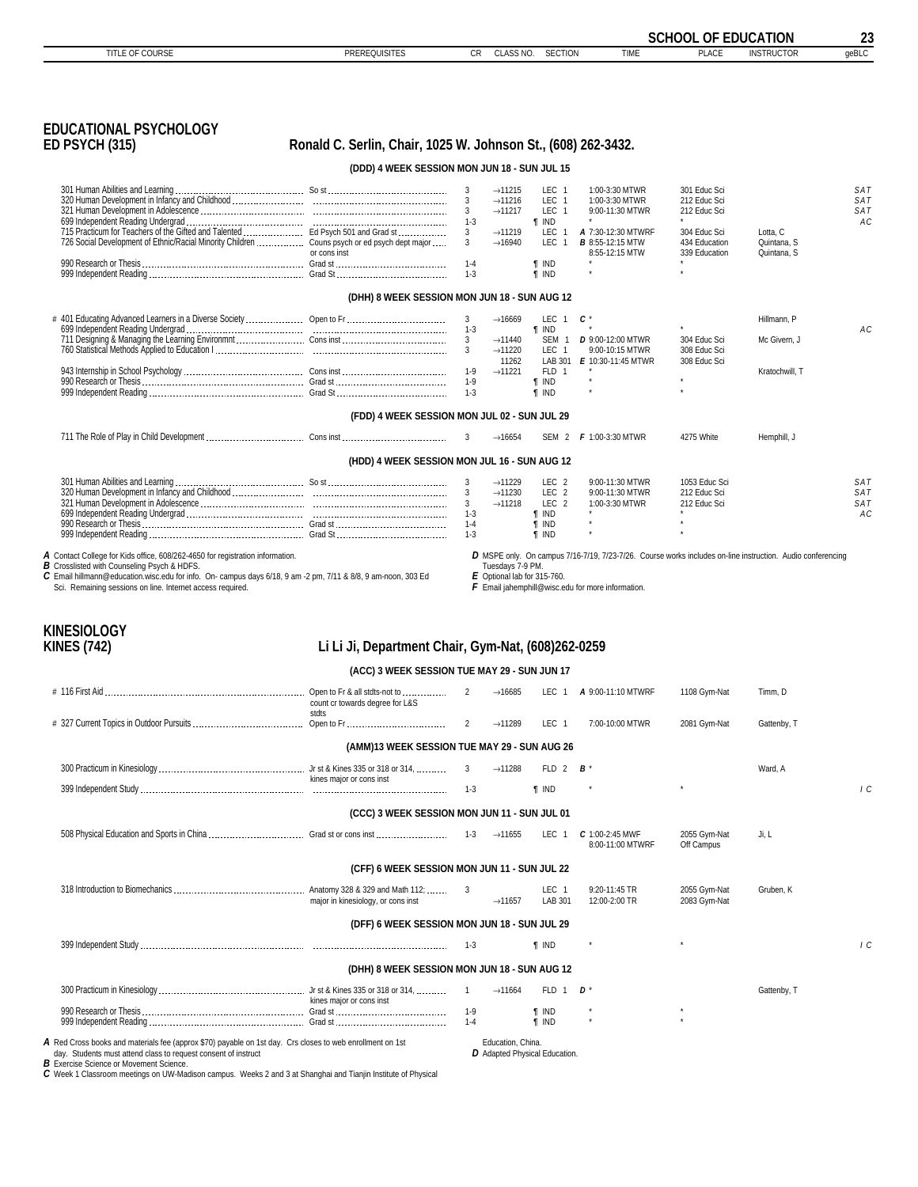## EDUCATIONAL PSYCHOLOGY

### ED PSYCH (315) — Ronald C. Serlin, Chair, 1025 W. Johnson St., (608) 262-3432.

| TITLE OF COURSE | PREREQUISITES | CR | CLASS NO. | SECTION | TIME | PLACE | INSTRUCTOR | geBLC |
|---|---|---|---|---|---|---|---|---|
| **(DDD) 4 WEEK SESSION MON JUN 18 - SUN JUL 15** | | | | | | | | |
| 301 Human Abilities and Learning | So st | 3 | →11215 | LEC 1 | 1:00-3:30 MTWR | 301 Educ Sci | | SAT |
| 320 Human Development in Infancy and Childhood | | 3 | →11216 | LEC 1 | 1:00-3:30 MTWR | 212 Educ Sci | | SAT |
| 321 Human Development in Adolescence | | 3 | →11217 | LEC 1 | 9:00-11:30 MTWR | 212 Educ Sci | | SAT |
| 699 Independent Reading Undergrad | | 1-3 | | ¶ IND | * | * | | AC |
| 715 Practicum for Teachers of the Gifted and Talented | Ed Psych 501 and Grad st | 3 | →11219 | LEC 1 | *A* 7:30-12:30 MTWRF | 304 Educ Sci | Lotta, C | |
| 726 Social Development of Ethnic/Racial Minority Children | Couns psych or ed psych dept major or cons inst | 3 | →16940 | LEC 1 | *B* 8:55-12:15 MTW<br>8:55-12:15 MTW | 434 Education<br>339 Education | Quintana, S<br>Quintana, S | |
| 990 Research or Thesis | Grad st | 1-4 | | ¶ IND | * | * | | |
| 999 Independent Reading | Grad St | 1-3 | | ¶ IND | * | * | | |
| **(DHH) 8 WEEK SESSION MON JUN 18 - SUN AUG 12** | | | | | | | | |
| # 401 Educating Advanced Learners in a Diverse Society | Open to Fr | 3 | →16669 | LEC 1 | *C* * | | Hillmann, P | |
| 699 Independent Reading Undergrad | | 1-3 | | ¶ IND | * | * | | AC |
| 711 Designing & Managing the Learning Environmnt | Cons inst | 3 | →11440 | SEM 1 | *D* 9:00-12:00 MTWR | 304 Educ Sci | Mc Givern, J | |
| 760 Statistical Methods Applied to Education I | | 3 | →11220<br>11262 | LEC 1<br>LAB 301 | 9:00-10:15 MTWR<br>*E* 10:30-11:45 MTWR | 308 Educ Sci<br>308 Educ Sci | | |
| 943 Internship in School Psychology | Cons inst | 1-9 | →11221 | FLD 1 | * | | Kratochwill, T | |
| 990 Research or Thesis | Grad st | 1-9 | | ¶ IND | * | * | | |
| 999 Independent Reading | Grad St | 1-3 | | ¶ IND | * | * | | |
| **(FDD) 4 WEEK SESSION MON JUL 02 - SUN JUL 29** | | | | | | | | |
| 711 The Role of Play in Child Development | Cons inst | 3 | →16654 | SEM 2 | *F* 1:00-3:30 MTWR | 4275 White | Hemphill, J | |
| **(HDD) 4 WEEK SESSION MON JUL 16 - SUN AUG 12** | | | | | | | | |
| 301 Human Abilities and Learning | So st | 3 | →11229 | LEC 2 | 9:00-11:30 MTWR | 1053 Educ Sci | | SAT |
| 320 Human Development in Infancy and Childhood | | 3 | →11230 | LEC 2 | 9:00-11:30 MTWR | 212 Educ Sci | | SAT |
| 321 Human Development in Adolescence | | 3 | →11218 | LEC 2 | 1:00-3:30 MTWR | 212 Educ Sci | | SAT |
| 699 Independent Reading Undergrad | | 1-3 | | ¶ IND | * | * | | AC |
| 990 Research or Thesis | Grad st | 1-4 | | ¶ IND | * | * | | |
| 999 Independent Reading | Grad St | 1-3 | | ¶ IND | * | * | | |

*A* Contact College for Kids office, 608/262-4650 for registration information.
*B* Crosslisted with Counseling Psych & HDFS.
*C* Email hillmann@education.wisc.edu for info. On- campus days 6/18, 9 am -2 pm, 7/11 & 8/8, 9 am-noon, 303 Ed Sci. Remaining sessions on line. Internet access required.
*D* MSPE only. On campus 7/16-7/19, 7/23-7/26. Course works includes on-line instruction. Audio conferencing Tuesdays 7-9 PM.
*E* Optional lab for 315-760.
*F* Email jahemphill@wisc.edu for more information.

## KINESIOLOGY

### KINES (742) — Li Li Ji, Department Chair, Gym-Nat, (608)262-0259

| TITLE OF COURSE | PREREQUISITES | CR | CLASS NO. | SECTION | TIME | PLACE | INSTRUCTOR | geBLC |
|---|---|---|---|---|---|---|---|---|
| **(ACC) 3 WEEK SESSION TUE MAY 29 - SUN JUN 17** | | | | | | | | |
| # 116 First Aid | Open to Fr & all stdts-not to count cr towards degree for L&S stdts | 2 | →16685 | LEC 1 | *A* 9:00-11:10 MTWRF | 1108 Gym-Nat | Timm, D | |
| # 327 Current Topics in Outdoor Pursuits | Open to Fr | 2 | →11289 | LEC 1 | 7:00-10:00 MTWR | 2081 Gym-Nat | Gattenby, T | |
| **(AMM)13 WEEK SESSION TUE MAY 29 - SUN AUG 26** | | | | | | | | |
| 300 Practicum in Kinesiology | Jr st & Kines 335 or 318 or 314, kines major or cons inst | 3 | →11288 | FLD 2 | *B* * | | Ward, A | |
| 399 Independent Study | | 1-3 | | ¶ IND | * | * | | I C |
| **(CCC) 3 WEEK SESSION MON JUN 11 - SUN JUL 01** | | | | | | | | |
| 508 Physical Education and Sports in China | Grad st or cons inst | 1-3 | →11655 | LEC 1 | *C* 1:00-2:45 MWF<br>8:00-11:00 MTWRF | 2055 Gym-Nat<br>Off Campus | Ji, L | |
| **(CFF) 6 WEEK SESSION MON JUN 11 - SUN JUL 22** | | | | | | | | |
| 318 Introduction to Biomechanics | Anatomy 328 & 329 and Math 112; major in kinesiology, or cons inst | 3 | <br>→11657 | LEC 1<br>LAB 301 | 9:20-11:45 TR<br>12:00-2:00 TR | 2055 Gym-Nat<br>2083 Gym-Nat | Gruben, K | |
| **(DFF) 6 WEEK SESSION MON JUN 18 - SUN JUL 29** | | | | | | | | |
| 399 Independent Study | | 1-3 | | ¶ IND | * | * | | I C |
| **(DHH) 8 WEEK SESSION MON JUN 18 - SUN AUG 12** | | | | | | | | |
| 300 Practicum in Kinesiology | Jr st & Kines 335 or 318 or 314, kines major or cons inst | 1 | →11664 | FLD 1 | *D* * | | Gattenby, T | |
| 990 Research or Thesis | Grad st | 1-9 | | ¶ IND | * | * | | |
| 999 Independent Reading | Grad st | 1-4 | | ¶ IND | * | * | | |

*A* Red Cross books and materials fee (approx $70) payable on 1st day. Crs closes to web enrollment on 1st day. Students must attend class to request consent of instruct
*B* Exercise Science or Movement Science.
*C* Week 1 Classroom meetings on UW-Madison campus. Weeks 2 and 3 at Shanghai and Tianjin Institute of Physical Education, China.
*D* Adapted Physical Education.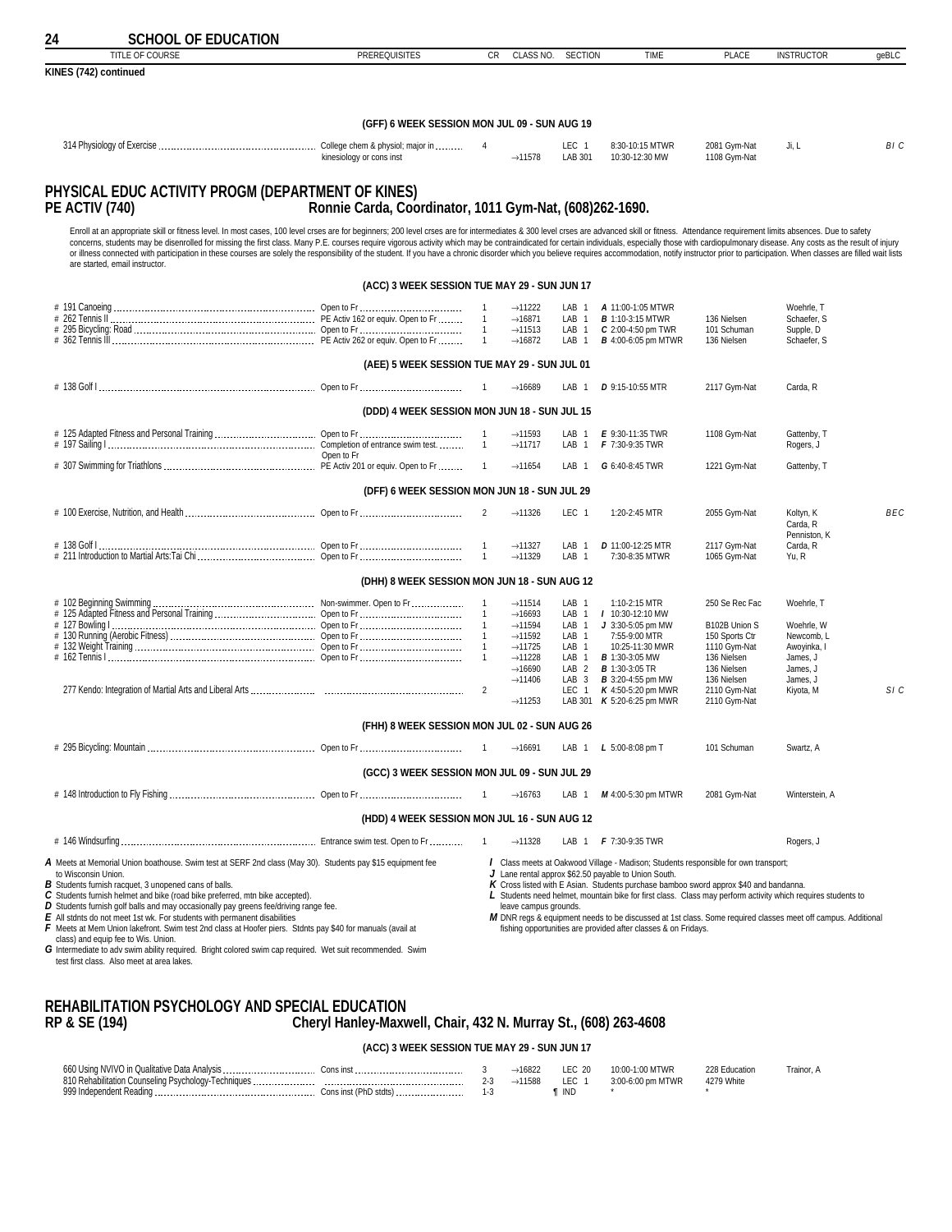## SCHOOL OF EDUCATION

**KINES (742) continued**

| TITLE OF COURSE | PREREQUISITES | CR | CLASS NO. | SECTION | TIME | PLACE | INSTRUCTOR | geBLC |
|---|---|---|---|---|---|---|---|---|
| **(GFF) 6 WEEK SESSION MON JUL 09 - SUN AUG 19** | | | | | | | | |
| 314 Physiology of Exercise | College chem & physiol; major in kinesiology or cons inst | 4 | | LEC 1 | 8:30-10:15 MTWR | 2081 Gym-Nat | Ji, L | B I C |
| | | | →11578 | LAB 301 | 10:30-12:30 MW | 1108 Gym-Nat | | |

# PHYSICAL EDUC ACTIVITY PROGM (DEPARTMENT OF KINES)

## PE ACTIV (740) Ronnie Carda, Coordinator, 1011 Gym-Nat, (608)262-1690.

Enroll at an appropriate skill or fitness level. In most cases, 100 level crses are for beginners; 200 level crses are for intermediates & 300 level crses are advanced skill or fitness. Attendance requirement limits absences. Due to safety concerns, students may be disenrolled for missing the first class. Many P.E. courses require vigorous activity which may be contraindicated for certain individuals, especially those with cardiopulmonary disease. Any costs as the result of injury or illness connected with participation in these courses are solely the responsibility of the student. If you have a chronic disorder which you believe requires accommodation, notify instructor prior to participation. When classes are filled wait lists are started, email instructor.

| TITLE OF COURSE | PREREQUISITES | CR | CLASS NO. | SECTION | TIME | PLACE | INSTRUCTOR | geBLC |
|---|---|---|---|---|---|---|---|---|
| **(ACC) 3 WEEK SESSION TUE MAY 29 - SUN JUN 17** | | | | | | | | |
| # 191 Canoeing | Open to Fr | 1 | →11222 | LAB 1 | *A* 11:00-1:05 MTWR | | Woehrle, T | |
| # 262 Tennis II | PE Activ 162 or equiv. Open to Fr | 1 | →16871 | LAB 1 | *B* 1:10-3:15 MTWR | 136 Nielsen | Schaefer, S | |
| # 295 Bicycling: Road | Open to Fr | 1 | →11513 | LAB 1 | *C* 2:00-4:50 pm TWR | 101 Schuman | Supple, D | |
| # 362 Tennis III | PE Activ 262 or equiv. Open to Fr | 1 | →16872 | LAB 1 | *B* 4:00-6:05 pm MTWR | 136 Nielsen | Schaefer, S | |
| **(AEE) 5 WEEK SESSION TUE MAY 29 - SUN JUL 01** | | | | | | | | |
| # 138 Golf I | Open to Fr | 1 | →16689 | LAB 1 | *D* 9:15-10:55 MTR | 2117 Gym-Nat | Carda, R | |
| **(DDD) 4 WEEK SESSION MON JUN 18 - SUN JUL 15** | | | | | | | | |
| # 125 Adapted Fitness and Personal Training | Open to Fr | 1 | →11593 | LAB 1 | *E* 9:30-11:35 TWR | 1108 Gym-Nat | Gattenby, T | |
| # 197 Sailing I | Completion of entrance swim test. Open to Fr | 1 | →11717 | LAB 1 | *F* 7:30-9:35 TWR | | Rogers, J | |
| # 307 Swimming for Triathlons | PE Activ 201 or equiv. Open to Fr | 1 | →11654 | LAB 1 | *G* 6:40-8:45 TWR | 1221 Gym-Nat | Gattenby, T | |
| **(DFF) 6 WEEK SESSION MON JUN 18 - SUN JUL 29** | | | | | | | | |
| # 100 Exercise, Nutrition, and Health | Open to Fr | 2 | →11326 | LEC 1 | 1:20-2:45 MTR | 2055 Gym-Nat | Koltyn, K; Carda, R; Penniston, K | B E C |
| # 138 Golf I | Open to Fr | 1 | →11327 | LAB 1 | *D* 11:00-12:25 MTR | 2117 Gym-Nat | Carda, R | |
| # 211 Introduction to Martial Arts:Tai Chi | Open to Fr | 1 | →11329 | LAB 1 | 7:30-8:35 MTWR | 1065 Gym-Nat | Yu, R | |
| **(DHH) 8 WEEK SESSION MON JUN 18 - SUN AUG 12** | | | | | | | | |
| # 102 Beginning Swimming | Non-swimmer. Open to Fr | 1 | →11514 | LAB 1 | 1:10-2:15 MTR | 250 Se Rec Fac | Woehrle, T | |
| # 125 Adapted Fitness and Personal Training | Open to Fr | 1 | →16693 | LAB 1 | *I* 10:30-12:10 MW | | | |
| # 127 Bowling I | Open to Fr | 1 | →11594 | LAB 1 | *J* 3:30-5:05 pm MW | B102B Union S | Woehrle, W | |
| # 130 Running (Aerobic Fitness) | Open to Fr | 1 | →11592 | LAB 1 | 7:55-9:00 MTR | 150 Sports Ctr | Newcomb, L | |
| # 132 Weight Training | Open to Fr | 1 | →11725 | LAB 1 | 10:25-11:30 MWR | 1110 Gym-Nat | Awoyinka, I | |
| # 162 Tennis I | Open to Fr | 1 | →11228 | LAB 1 | *B* 1:30-3:05 MW | 136 Nielsen | James, J | |
| | | | →16690 | LAB 2 | *B* 1:30-3:05 TR | 136 Nielsen | James, J | |
| | | | →11406 | LAB 3 | *B* 3:20-4:55 pm MW | 136 Nielsen | James, J | |
| 277 Kendo: Integration of Martial Arts and Liberal Arts | | 2 | | LEC 1 | *K* 4:50-5:20 pm MWR | 2110 Gym-Nat | Kiyota, M | S I C |
| | | | →11253 | LAB 301 | *K* 5:20-6:25 pm MWR | 2110 Gym-Nat | | |
| **(FHH) 8 WEEK SESSION MON JUL 02 - SUN AUG 26** | | | | | | | | |
| # 295 Bicycling: Mountain | Open to Fr | 1 | →16691 | LAB 1 | *L* 5:00-8:08 pm T | 101 Schuman | Swartz, A | |
| **(GCC) 3 WEEK SESSION MON JUL 09 - SUN JUL 29** | | | | | | | | |
| # 148 Introduction to Fly Fishing | Open to Fr | 1 | →16763 | LAB 1 | *M* 4:00-5:30 pm MTWR | 2081 Gym-Nat | Winterstein, A | |
| **(HDD) 4 WEEK SESSION MON JUL 16 - SUN AUG 12** | | | | | | | | |
| # 146 Windsurfing | Entrance swim test. Open to Fr | 1 | →11328 | LAB 1 | *F* 7:30-9:35 TWR | | Rogers, J | |

***A*** Meets at Memorial Union boathouse. Swim test at SERF 2nd class (May 30). Students pay $15 equipment fee to Wisconsin Union.
***B*** Students furnish racquet, 3 unopened cans of balls.
***C*** Students furnish helmet and bike (road bike preferred, mtn bike accepted).
***D*** Students furnish golf balls and may occasionally pay greens fee/driving range fee.
***E*** All stdnts do not meet 1st wk. For students with permanent disabilities
***F*** Meets at Mem Union lakefront. Swim test 2nd class at Hoofer piers. Stdnts pay $40 for manuals (avail at class) and equip fee to Wis. Union.
***G*** Intermediate to adv swim ability required. Bright colored swim cap required. Wet suit recommended. Swim test first class. Also meet at area lakes.
***I*** Class meets at Oakwood Village - Madison; Students responsible for own transport;
***J*** Lane rental approx $62.50 payable to Union South.
***K*** Cross listed with E Asian. Students purchase bamboo sword approx $40 and bandanna.
***L*** Students need helmet, mountain bike for first class. Class may perform activity which requires students to leave campus grounds.
***M*** DNR regs & equipment needs to be discussed at 1st class. Some required classes meet off campus. Additional fishing opportunities are provided after classes & on Fridays.

# REHABILITATION PSYCHOLOGY AND SPECIAL EDUCATION

## RP & SE (194) Cheryl Hanley-Maxwell, Chair, 432 N. Murray St., (608) 263-4608

| TITLE OF COURSE | PREREQUISITES | CR | CLASS NO. | SECTION | TIME | PLACE | INSTRUCTOR | geBLC |
|---|---|---|---|---|---|---|---|---|
| **(ACC) 3 WEEK SESSION TUE MAY 29 - SUN JUN 17** | | | | | | | | |
| 660 Using NVIVO in Qualitative Data Analysis | Cons inst | 3 | →16822 | LEC 20 | 10:00-1:00 MTWR | 228 Education | Trainor, A | |
| 810 Rehabilitation Counseling Psychology-Techniques | | 2-3 | →11588 | LEC 1 | 3:00-6:00 pm MTWR | 4279 White | | |
| 999 Independent Reading | Cons inst (PhD stdts) | 1-3 | | ¶ IND | * | * | | |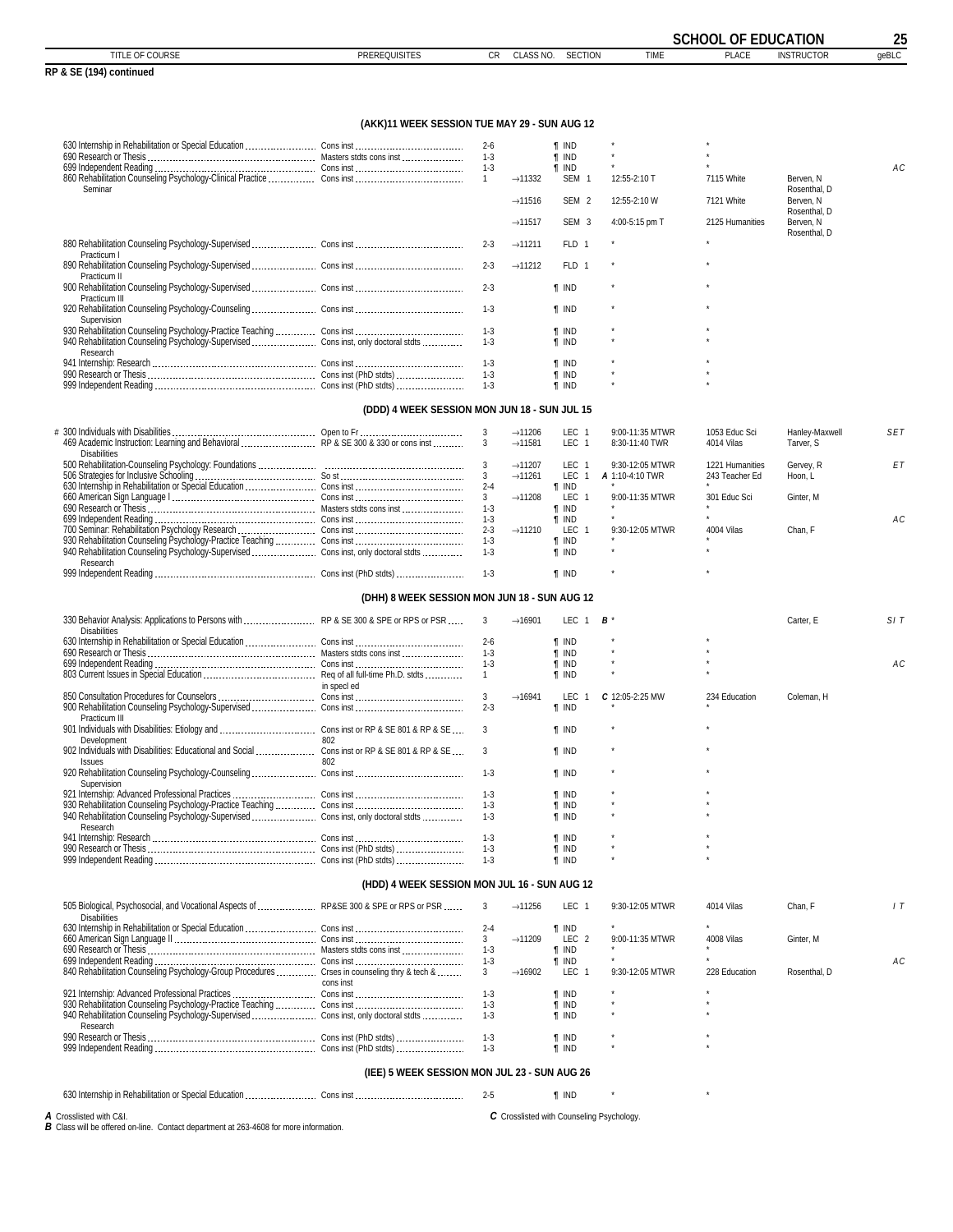**RP & SE (194) continued**

### (AKK)11 WEEK SESSION TUE MAY 29 - SUN AUG 12

| TITLE OF COURSE | PREREQUISITES | CR | CLASS NO. | SECTION | TIME | PLACE | INSTRUCTOR | geBLC |
|---|---|---|---|---|---|---|---|---|
| 630 Internship in Rehabilitation or Special Education | Cons inst | 2-6 | | ¶ IND | * | * | | |
| 690 Research or Thesis | Masters stdts cons inst | 1-3 | | ¶ IND | * | * | | |
| 699 Independent Reading | Cons inst | 1-3 | | ¶ IND | * | * | | AC |
| 860 Rehabilitation Counseling Psychology-Clinical Practice Seminar | Cons inst | 1 | →11332 | SEM 1 | 12:55-2:10 T | 7115 White | Berven, N Rosenthal, D | |
| | | | →11516 | SEM 2 | 12:55-2:10 W | 7121 White | Berven, N Rosenthal, D | |
| | | | →11517 | SEM 3 | 4:00-5:15 pm T | 2125 Humanities | Berven, N Rosenthal, D | |
| 880 Rehabilitation Counseling Psychology-Supervised Practicum I | Cons inst | 2-3 | →11211 | FLD 1 | * | * | | |
| 890 Rehabilitation Counseling Psychology-Supervised Practicum II | Cons inst | 2-3 | →11212 | FLD 1 | * | * | | |
| 900 Rehabilitation Counseling Psychology-Supervised Practicum III | Cons inst | 2-3 | | ¶ IND | * | * | | |
| 920 Rehabilitation Counseling Psychology-Counseling Supervision | Cons inst | 1-3 | | ¶ IND | * | * | | |
| 930 Rehabilitation Counseling Psychology-Practice Teaching | Cons inst | 1-3 | | ¶ IND | * | * | | |
| 940 Rehabilitation Counseling Psychology-Supervised Research | Cons inst, only doctoral stdts | 1-3 | | ¶ IND | * | * | | |
| 941 Internship: Research | Cons inst | 1-3 | | ¶ IND | * | * | | |
| 990 Research or Thesis | Cons inst (PhD stdts) | 1-3 | | ¶ IND | * | * | | |
| 999 Independent Reading | Cons inst (PhD stdts) | 1-3 | | ¶ IND | * | * | | |

### (DDD) 4 WEEK SESSION MON JUN 18 - SUN JUL 15

| TITLE OF COURSE | PREREQUISITES | CR | CLASS NO. | SECTION | TIME | PLACE | INSTRUCTOR | geBLC |
|---|---|---|---|---|---|---|---|---|
| # 300 Individuals with Disabilities | Open to Fr | 3 | →11206 | LEC 1 | 9:00-11:35 MTWR | 1053 Educ Sci | Hanley-Maxwell | SET |
| 469 Academic Instruction: Learning and Behavioral Disabilities | RP & SE 300 & 330 or cons inst | 3 | →11581 | LEC 1 | 8:30-11:40 TWR | 4014 Vilas | Tarver, S | |
| 500 Rehabilitation-Counseling Psychology: Foundations | | 3 | →11207 | LEC 1 | 9:30-12:05 MTWR | 1221 Humanities | Gervey, R | ET |
| 506 Strategies for Inclusive Schooling | So st | 3 | →11261 | LEC 1 | *A* 1:10-4:10 TWR | 243 Teacher Ed | Hoon, L | |
| 630 Internship in Rehabilitation or Special Education | Cons inst | 2-4 | | ¶ IND | * | | | |
| 660 American Sign Language I | Cons inst | 3 | →11208 | LEC 1 | 9:00-11:35 MTWR | 301 Educ Sci | Ginter, M | |
| 690 Research or Thesis | Masters stdts cons inst | 1-3 | | ¶ IND | * | * | | |
| 699 Independent Reading | Cons inst | 1-3 | | ¶ IND | * | * | | AC |
| 700 Seminar: Rehabilitation Psychology Research | Cons inst | 2-3 | →11210 | LEC 1 | 9:30-12:05 MTWR | 4004 Vilas | Chan, F | |
| 930 Rehabilitation Counseling Psychology-Practice Teaching | Cons inst | 1-3 | | ¶ IND | * | * | | |
| 940 Rehabilitation Counseling Psychology-Supervised Research | Cons inst, only doctoral stdts | 1-3 | | ¶ IND | * | * | | |
| 999 Independent Reading | Cons inst (PhD stdts) | 1-3 | | ¶ IND | * | * | | |

### (DHH) 8 WEEK SESSION MON JUN 18 - SUN AUG 12

| TITLE OF COURSE | PREREQUISITES | CR | CLASS NO. | SECTION | TIME | PLACE | INSTRUCTOR | geBLC |
|---|---|---|---|---|---|---|---|---|
| 330 Behavior Analysis: Applications to Persons with Disabilities | RP & SE 300 & SPE or RPS or PSR | 3 | →16901 | LEC 1 | *B* * | | Carter, E | SI T |
| 630 Internship in Rehabilitation or Special Education | Cons inst | 2-6 | | ¶ IND | * | * | | |
| 690 Research or Thesis | Masters stdts cons inst | 1-3 | | ¶ IND | * | * | | |
| 699 Independent Reading | Cons inst | 1-3 | | ¶ IND | * | * | | AC |
| 803 Current Issues in Special Education | Req of all full-time Ph.D. stdts in specl ed | 1 | | ¶ IND | * | * | | |
| 850 Consultation Procedures for Counselors | Cons inst | 3 | →16941 | LEC 1 | *C* 12:05-2:25 MW | 234 Education | Coleman, H | |
| 900 Rehabilitation Counseling Psychology-Supervised Practicum III | Cons inst | 2-3 | | ¶ IND | * | | | |
| 901 Individuals with Disabilities: Etiology and Development | Cons inst or RP & SE 801 & RP & SE 802 | 3 | | ¶ IND | * | * | | |
| 902 Individuals with Disabilities: Educational and Social Issues | Cons inst or RP & SE 801 & RP & SE 802 | 3 | | ¶ IND | * | * | | |
| 920 Rehabilitation Counseling Psychology-Counseling Supervision | Cons inst | 1-3 | | ¶ IND | * | * | | |
| 921 Internship: Advanced Professional Practices | Cons inst | 1-3 | | ¶ IND | * | * | | |
| 930 Rehabilitation Counseling Psychology-Practice Teaching | Cons inst | 1-3 | | ¶ IND | * | * | | |
| 940 Rehabilitation Counseling Psychology-Supervised Research | Cons inst, only doctoral stdts | 1-3 | | ¶ IND | * | * | | |
| 941 Internship: Research | Cons inst | 1-3 | | ¶ IND | * | * | | |
| 990 Research or Thesis | Cons inst (PhD stdts) | 1-3 | | ¶ IND | * | * | | |
| 999 Independent Reading | Cons inst (PhD stdts) | 1-3 | | ¶ IND | * | * | | |

### (HDD) 4 WEEK SESSION MON JUL 16 - SUN AUG 12

| TITLE OF COURSE | PREREQUISITES | CR | CLASS NO. | SECTION | TIME | PLACE | INSTRUCTOR | geBLC |
|---|---|---|---|---|---|---|---|---|
| 505 Biological, Psychosocial, and Vocational Aspects of Disabilities | RP&SE 300 & SPE or RPS or PSR | 3 | →11256 | LEC 1 | 9:30-12:05 MTWR | 4014 Vilas | Chan, F | I T |
| 630 Internship in Rehabilitation or Special Education | Cons inst | 2-4 | | ¶ IND | * | * | | |
| 660 American Sign Language II | Cons inst | 3 | →11209 | LEC 2 | 9:00-11:35 MTWR | 4008 Vilas | Ginter, M | |
| 690 Research or Thesis | Masters stdts cons inst | 1-3 | | ¶ IND | * | | | |
| 699 Independent Reading | Cons inst | 1-3 | | ¶ IND | * | * | | AC |
| 840 Rehabilitation Counseling Psychology-Group Procedures | Crses in counseling thry & tech & cons inst | 3 | →16902 | LEC 1 | 9:30-12:05 MTWR | 228 Education | Rosenthal, D | |
| 921 Internship: Advanced Professional Practices | Cons inst | 1-3 | | ¶ IND | * | * | | |
| 930 Rehabilitation Counseling Psychology-Practice Teaching | Cons inst | 1-3 | | ¶ IND | * | * | | |
| 940 Rehabilitation Counseling Psychology-Supervised Research | Cons inst, only doctoral stdts | 1-3 | | ¶ IND | * | * | | |
| 990 Research or Thesis | Cons inst (PhD stdts) | 1-3 | | ¶ IND | * | * | | |
| 999 Independent Reading | Cons inst (PhD stdts) | 1-3 | | ¶ IND | * | * | | |

### (IEE) 5 WEEK SESSION MON JUL 23 - SUN AUG 26

| TITLE OF COURSE | PREREQUISITES | CR | CLASS NO. | SECTION | TIME | PLACE | INSTRUCTOR | geBLC |
|---|---|---|---|---|---|---|---|---|
| 630 Internship in Rehabilitation or Special Education | Cons inst | 2-5 | | ¶ IND | * | * | | |

***A*** Crosslisted with C&I.
***B*** Class will be offered on-line. Contact department at 263-4608 for more information.
***C*** Crosslisted with Counseling Psychology.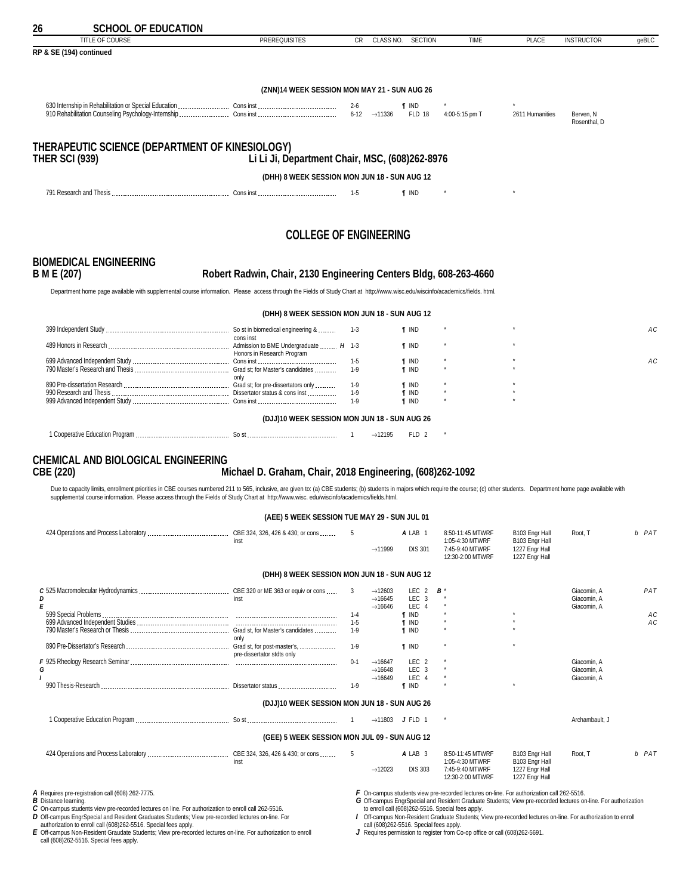# SCHOOL OF EDUCATION

| TITLE OF COURSE | PREREQUISITES | CR | CLASS NO. | SECTION | TIME | PLACE | INSTRUCTOR | geBLC |
|---|---|---|---|---|---|---|---|---|

**RP & SE (194) continued**

**(ZNN)14 WEEK SESSION MON MAY 21 - SUN AUG 26**

| TITLE OF COURSE | PREREQUISITES | CR | CLASS NO. | SECTION | TIME | PLACE | INSTRUCTOR | geBLC |
|---|---|---|---|---|---|---|---|---|
| 630 Internship in Rehabilitation or Special Education | Cons inst | 2-6 | | ¶ IND | * | * | | |
| 910 Rehabilitation Counseling Psychology-Internship | Cons inst | 6-12 | →11336 | FLD 18 | 4:00-5:15 pm T | 2611 Humanities | Berven, N Rosenthal, D | |

## THERAPEUTIC SCIENCE (DEPARTMENT OF KINESIOLOGY)
## THER SCI (939) — Li Li Ji, Department Chair, MSC, (608)262-8976

**(DHH) 8 WEEK SESSION MON JUN 18 - SUN AUG 12**

| TITLE OF COURSE | PREREQUISITES | CR | CLASS NO. | SECTION | TIME | PLACE | INSTRUCTOR | geBLC |
|---|---|---|---|---|---|---|---|---|
| 791 Research and Thesis | Cons inst | 1-5 | | ¶ IND | * | * | | |

# COLLEGE OF ENGINEERING

## BIOMEDICAL ENGINEERING
## B M E (207) — Robert Radwin, Chair, 2130 Engineering Centers Bldg, 608-263-4660

Department home page available with supplemental course information. Please access through the Fields of Study Chart at http://www.wisc.edu/wiscinfo/academics/fields. html.

**(DHH) 8 WEEK SESSION MON JUN 18 - SUN AUG 12**

| TITLE OF COURSE | PREREQUISITES | CR | CLASS NO. | SECTION | TIME | PLACE | INSTRUCTOR | geBLC |
|---|---|---|---|---|---|---|---|---|
| 399 Independent Study | So st in biomedical engineering & cons inst | 1-3 | | ¶ IND | * | * | | AC |
| 489 Honors in Research | Admission to BME Undergraduate Honors in Research Program *H* | 1-3 | | ¶ IND | * | * | | |
| 699 Advanced Independent Study | Cons inst | 1-5 | | ¶ IND | * | * | | AC |
| 790 Master's Research and Thesis | Grad st; for Master's candidates only | 1-9 | | ¶ IND | * | * | | |
| 890 Pre-dissertation Research | Grad st; for pre-dissertators only | 1-9 | | ¶ IND | * | * | | |
| 990 Research and Thesis | Dissertator status & cons inst | 1-9 | | ¶ IND | * | * | | |
| 999 Advanced Independent Study | Cons inst | 1-9 | | ¶ IND | * | * | | |

**(DJJ)10 WEEK SESSION MON JUN 18 - SUN AUG 26**

| TITLE OF COURSE | PREREQUISITES | CR | CLASS NO. | SECTION | TIME | PLACE | INSTRUCTOR | geBLC |
|---|---|---|---|---|---|---|---|---|
| 1 Cooperative Education Program | So st | 1 | →12195 | FLD 2 | * | | | |

## CHEMICAL AND BIOLOGICAL ENGINEERING
## CBE (220) — Michael D. Graham, Chair, 2018 Engineering, (608)262-1092

Due to capacity limits, enrollment priorities in CBE courses numbered 211 to 565, inclusive, are given to: (a) CBE students; (b) students in majors which require the course; (c) other students. Department home page available with supplemental course information. Please access through the Fields of Study Chart at http://www.wisc. edu/wiscinfo/academics/fields.html.

**(AEE) 5 WEEK SESSION TUE MAY 29 - SUN JUL 01**

| TITLE OF COURSE | PREREQUISITES | CR | CLASS NO. | SECTION | TIME | PLACE | INSTRUCTOR | geBLC |
|---|---|---|---|---|---|---|---|---|
| 424 Operations and Process Laboratory | CBE 324, 326, 426 & 430; or cons inst | 5 | | *A* LAB 1 | 8:50-11:45 MTWRF 1:05-4:30 MTWRF | B103 Engr Hall B103 Engr Hall | Root, T | b PAT |
| | | | →11999 | DIS 301 | 7:45-9:40 MTWRF 12:30-2:00 MTWRF | 1227 Engr Hall 1227 Engr Hall | | |

**(DHH) 8 WEEK SESSION MON JUN 18 - SUN AUG 12**

| TITLE OF COURSE | PREREQUISITES | CR | CLASS NO. | SECTION | TIME | PLACE | INSTRUCTOR | geBLC |
|---|---|---|---|---|---|---|---|---|
| *C* 525 Macromolecular Hydrodynamics | CBE 320 or ME 363 or equiv or cons inst | 3 | →12603 | LEC 2 *B* | * | | Giacomin, A | PAT |
| *D* | | | →16645 | LEC 3 | * | | Giacomin, A | |
| *E* | | | →16646 | LEC 4 | * | | Giacomin, A | |
| 599 Special Problems | | 1-4 | | ¶ IND | * | * | | AC |
| 699 Advanced Independent Studies | | 1-5 | | ¶ IND | * | * | | AC |
| 790 Master's Research or Thesis | Grad st, for Master's candidates only | 1-9 | | ¶ IND | * | * | | |
| 890 Pre-Dissertator's Research | Grad st, for post-master's, pre-dissertator stdts only | 1-9 | | ¶ IND | * | * | | |
| *F* 925 Rheology Research Seminar | | 0-1 | →16647 | LEC 2 | * | | Giacomin, A | |
| *G* | | | →16648 | LEC 3 | * | | Giacomin, A | |
| *I* | | | →16649 | LEC 4 | * | | Giacomin, A | |
| 990 Thesis-Research | Dissertator status | 1-9 | | ¶ IND | * | * | | |

**(DJJ)10 WEEK SESSION MON JUN 18 - SUN AUG 26**

| TITLE OF COURSE | PREREQUISITES | CR | CLASS NO. | SECTION | TIME | PLACE | INSTRUCTOR | geBLC |
|---|---|---|---|---|---|---|---|---|
| 1 Cooperative Education Program | So st | 1 | →11803 | *J* FLD 1 | * | | Archambault, J | |

**(GEE) 5 WEEK SESSION MON JUL 09 - SUN AUG 12**

| TITLE OF COURSE | PREREQUISITES | CR | CLASS NO. | SECTION | TIME | PLACE | INSTRUCTOR | geBLC |
|---|---|---|---|---|---|---|---|---|
| 424 Operations and Process Laboratory | CBE 324, 326, 426 & 430; or cons inst | 5 | | *A* LAB 3 | 8:50-11:45 MTWRF 1:05-4:30 MTWRF | B103 Engr Hall B103 Engr Hall | Root, T | b PAT |
| | | | →12023 | DIS 303 | 7:45-9:40 MTWRF 12:30-2:00 MTWRF | 1227 Engr Hall 1227 Engr Hall | | |

*A* Requires pre-registration call (608) 262-7775.
*B* Distance learning.
*C* On-campus students view pre-recorded lectures on line. For authorization to enroll call 262-5516.
*D* Off-campus EngrSpecial and Resident Graduates Students; View pre-recorded lectures on-line. For authorization to enroll call (608)262-5516. Special fees apply.
*E* Off-campus Non-Resident Graudate Students; View pre-recorded lectures on-line. For authorization to enroll call (608)262-5516. Special fees apply.
*F* On-campus students view pre-recorded lectures on-line. For authorization call 262-5516.
*G* Off-campus EngrSpecial and Resident Graduate Students; View pre-recorded lectures on-line. For authorization to enroll call (608)262-5516. Special fees apply.
*I* Off-campus Non-Resident Graduate Students; View pre-recorded lectures on-line. For authorization to enroll call (608)262-5516. Special fees apply.
*J* Requires permission to register from Co-op office or call (608)262-5691.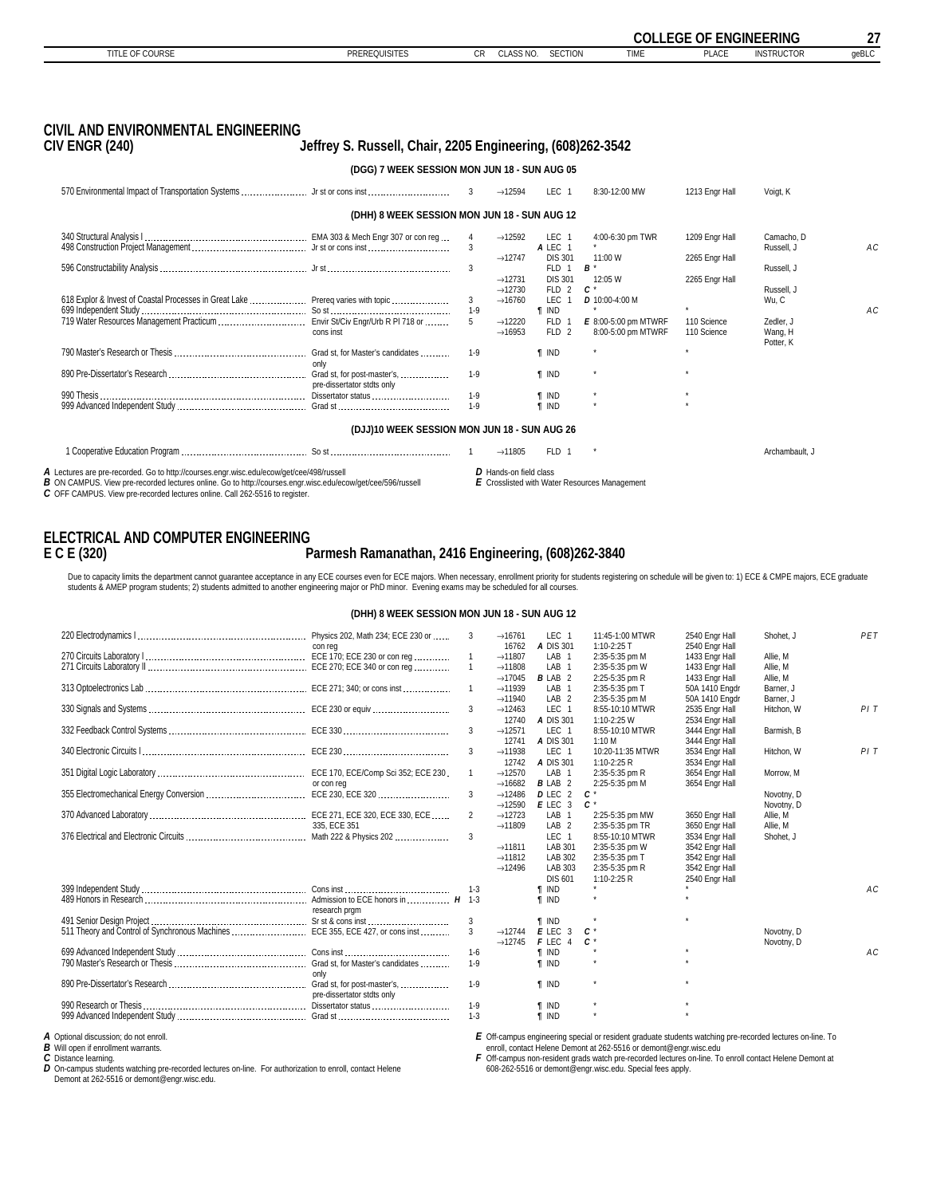## CIVIL AND ENVIRONMENTAL ENGINEERING

**CIV ENGR (240) — Jeffrey S. Russell, Chair, 2205 Engineering, (608)262-3542**

**(DGG) 7 WEEK SESSION MON JUN 18 - SUN AUG 05**

| TITLE OF COURSE | PREREQUISITES | CR | CLASS NO. | SECTION | TIME | PLACE | INSTRUCTOR | geBLC |
|---|---|---|---|---|---|---|---|---|
| 570 Environmental Impact of Transportation Systems | Jr st or cons inst | 3 | →12594 | LEC 1 | 8:30-12:00 MW | 1213 Engr Hall | Voigt, K | |

**(DHH) 8 WEEK SESSION MON JUN 18 - SUN AUG 12**

| TITLE OF COURSE | PREREQUISITES | CR | CLASS NO. | SECTION | TIME | PLACE | INSTRUCTOR | geBLC |
|---|---|---|---|---|---|---|---|---|
| 340 Structural Analysis I | EMA 303 & Mech Engr 307 or con reg | 4 | →12592 | LEC 1 | 4:00-6:30 pm TWR | 1209 Engr Hall | Camacho, D | |
| 498 Construction Project Management | Jr st or cons inst | 3 | | *A* LEC 1 | * | | Russell, J | AC |
| | | | →12747 | DIS 301 | 11:00 W | 2265 Engr Hall | | |
| 596 Constructability Analysis | Jr st | 3 | | FLD 1 | *B* * | | Russell, J | |
| | | | →12731 | DIS 301 | 12:05 W | 2265 Engr Hall | | |
| | | | →12730 | FLD 2 | *C* * | | Russell, J | |
| 618 Explor & Invest of Coastal Processes in Great Lake | Prereq varies with topic | 3 | →16760 | LEC 1 | *D* 10:00-4:00 M | | Wu, C | |
| 699 Independent Study | So st | 1-9 | | ¶ IND | * | * | | AC |
| 719 Water Resources Management Practicum | Envir St/Civ Engr/Urb R Pl 718 or cons inst | 5 | →12220 | FLD 1 | *E* 8:00-5:00 pm MTWRF | 110 Science | Zedler, J | |
| | | | →16953 | FLD 2 | 8:00-5:00 pm MTWRF | 110 Science | Wang, H<br>Potter, K | |
| 790 Master's Research or Thesis | Grad st, for Master's candidates only | 1-9 | | ¶ IND | * | * | | |
| 890 Pre-Dissertator's Research | Grad st, for post-master's, pre-dissertator stdts only | 1-9 | | ¶ IND | * | * | | |
| 990 Thesis | Dissertator status | 1-9 | | ¶ IND | * | * | | |
| 999 Advanced Independent Study | Grad st | 1-9 | | ¶ IND | * | * | | |

**(DJJ)10 WEEK SESSION MON JUN 18 - SUN AUG 26**

| TITLE OF COURSE | PREREQUISITES | CR | CLASS NO. | SECTION | TIME | PLACE | INSTRUCTOR | geBLC |
|---|---|---|---|---|---|---|---|---|
| 1 Cooperative Education Program | So st | 1 | →11805 | FLD 1 | * | | Archambault, J | |

*A* Lectures are pre-recorded. Go to http://courses.engr.wisc.edu/ecow/get/cee/498/russell
*B* ON CAMPUS. View pre-recorded lectures online. Go to http://courses.engr.wisc.edu/ecow/get/cee/596/russell
*C* OFF CAMPUS. View pre-recorded lectures online. Call 262-5516 to register.
*D* Hands-on field class
*E* Crosslisted with Water Resources Management

## ELECTRICAL AND COMPUTER ENGINEERING

**E C E (320) — Parmesh Ramanathan, 2416 Engineering, (608)262-3840**

Due to capacity limits the department cannot guarantee acceptance in any ECE courses even for ECE majors. When necessary, enrollment priority for students registering on schedule will be given to: 1) ECE & CMPE majors, ECE graduate students & AMEP program students; 2) students admitted to another engineering major or PhD minor. Evening exams may be scheduled for all courses.

**(DHH) 8 WEEK SESSION MON JUN 18 - SUN AUG 12**

| TITLE OF COURSE | PREREQUISITES | CR | CLASS NO. | SECTION | TIME | PLACE | INSTRUCTOR | geBLC |
|---|---|---|---|---|---|---|---|---|
| 220 Electrodynamics I | Physics 202, Math 234; ECE 230 or con reg | 3 | →16761 | LEC 1 | 11:45-1:00 MTWR | 2540 Engr Hall | Shohet, J | PET |
| | | | 16762 | *A* DIS 301 | 1:10-2:25 T | 2540 Engr Hall | | |
| 270 Circuits Laboratory I | ECE 170; ECE 230 or con reg | 1 | →11807 | LAB 1 | 2:35-5:35 pm M | 1433 Engr Hall | Allie, M | |
| 271 Circuits Laboratory II | ECE 270; ECE 340 or con reg | 1 | →11808 | LAB 1 | 2:35-5:35 pm W | 1433 Engr Hall | Allie, M | |
| | | | →17045 | *B* LAB 2 | 2:25-5:25 pm R | 1433 Engr Hall | Allie, M | |
| 313 Optoelectronics Lab | ECE 271; 340; or cons inst | 1 | →11939 | LAB 1 | 2:35-5:35 pm T | 50A 1410 Engdr | Barner, J | |
| | | | →11940 | LAB 2 | 2:35-5:35 pm R | 50A 1410 Engdr | Barner, J | |
| 330 Signals and Systems | ECE 230 or equiv | 3 | →12463 | LEC 1 | 8:55-10:10 MTWR | 2535 Engr Hall | Hitchon, W | PIT |
| | | | 12740 | *A* DIS 301 | 1:10-2:25 W | 2534 Engr Hall | | |
| 332 Feedback Control Systems | ECE 330 | 3 | →12571 | LEC 1 | 8:55-10:10 MTWR | 3444 Engr Hall | Barmish, B | |
| | | | 12741 | *A* DIS 301 | 1:10 M | 3444 Engr Hall | | |
| 340 Electronic Circuits I | ECE 230 | 3 | →11938 | LEC 1 | 10:20-11:35 MTWR | 3534 Engr Hall | Hitchon, W | PIT |
| | | | 12742 | *A* DIS 301 | 1:10-2:25 R | 3534 Engr Hall | | |
| 351 Digital Logic Laboratory | ECE 170, ECE/Comp Sci 352; ECE 230 or con reg | 1 | →12570 | LAB 1 | 2:35-5:35 pm R | 3654 Engr Hall | Morrow, M | |
| | | | →16682 | *B* LAB 2 | 2:25-5:35 pm M | 3654 Engr Hall | | |
| 355 Electromechanical Energy Conversion | ECE 230, ECE 320 | 3 | →12486 | *D* LEC 2 | *C* * | | Novotny, D | |
| | | | →12590 | *E* LEC 3 | *C* * | | Novotny, D | |
| 370 Advanced Laboratory | ECE 271, ECE 320, ECE 330, ECE 335, ECE 351 | 2 | →12723 | LAB 1 | 2:25-5:35 pm MW | 3650 Engr Hall | Allie, M | |
| | | | →11809 | LAB 2 | 2:35-5:35 pm TR | 3650 Engr Hall | Allie, M | |
| 376 Electrical and Electronic Circuits | Math 222 & Physics 202 | 3 | | LEC 1 | 8:55-10:10 MTWR | 3534 Engr Hall | Shohet, J | |
| | | | →11811 | LAB 301 | 2:35-5:35 pm W | 3542 Engr Hall | | |
| | | | →11812 | LAB 302 | 2:35-5:35 pm T | 3542 Engr Hall | | |
| | | | →12496 | LAB 303 | 2:35-5:35 pm R | 3542 Engr Hall | | |
| | | | | DIS 601 | 1:10-2:25 R | 2540 Engr Hall | | |
| 399 Independent Study | Cons inst | 1-3 | | ¶ IND | * | * | | AC |
| 489 Honors in Research | Admission to ECE honors in research prgm *H* | 1-3 | | ¶ IND | * | * | | |
| 491 Senior Design Project | Sr st & cons inst | 3 | | ¶ IND | * | * | | |
| 511 Theory and Control of Synchronous Machines | ECE 355, ECE 427, or cons inst | 3 | →12744 | *E* LEC 3 | *C* * | | Novotny, D | |
| | | | →12745 | *F* LEC 4 | *C* * | | Novotny, D | |
| 699 Advanced Independent Study | Cons inst | 1-6 | | ¶ IND | * | * | | AC |
| 790 Master's Research or Thesis | Grad st, for Master's candidates only | 1-9 | | ¶ IND | * | * | | |
| 890 Pre-Dissertator's Research | Grad st, for post-master's, pre-dissertator stdts only | 1-9 | | ¶ IND | * | * | | |
| 990 Research or Thesis | Dissertator status | 1-9 | | ¶ IND | * | * | | |
| 999 Advanced Independent Study | Grad st | 1-3 | | ¶ IND | * | * | | |

*A* Optional discussion; do not enroll.
*B* Will open if enrollment warrants.
*C* Distance learning.
*D* On-campus students watching pre-recorded lectures on-line. For authorization to enroll, contact Helene Demont at 262-5516 or demont@engr.wisc.edu.
*E* Off-campus engineering special or resident graduate students watching pre-recorded lectures on-line. To enroll, contact Helene Demont at 262-5516 or demont@engr.wisc.edu
*F* Off-campus non-resident grads watch pre-recorded lectures on-line. To enroll contact Helene Demont at 608-262-5516 or demont@engr.wisc.edu. Special fees apply.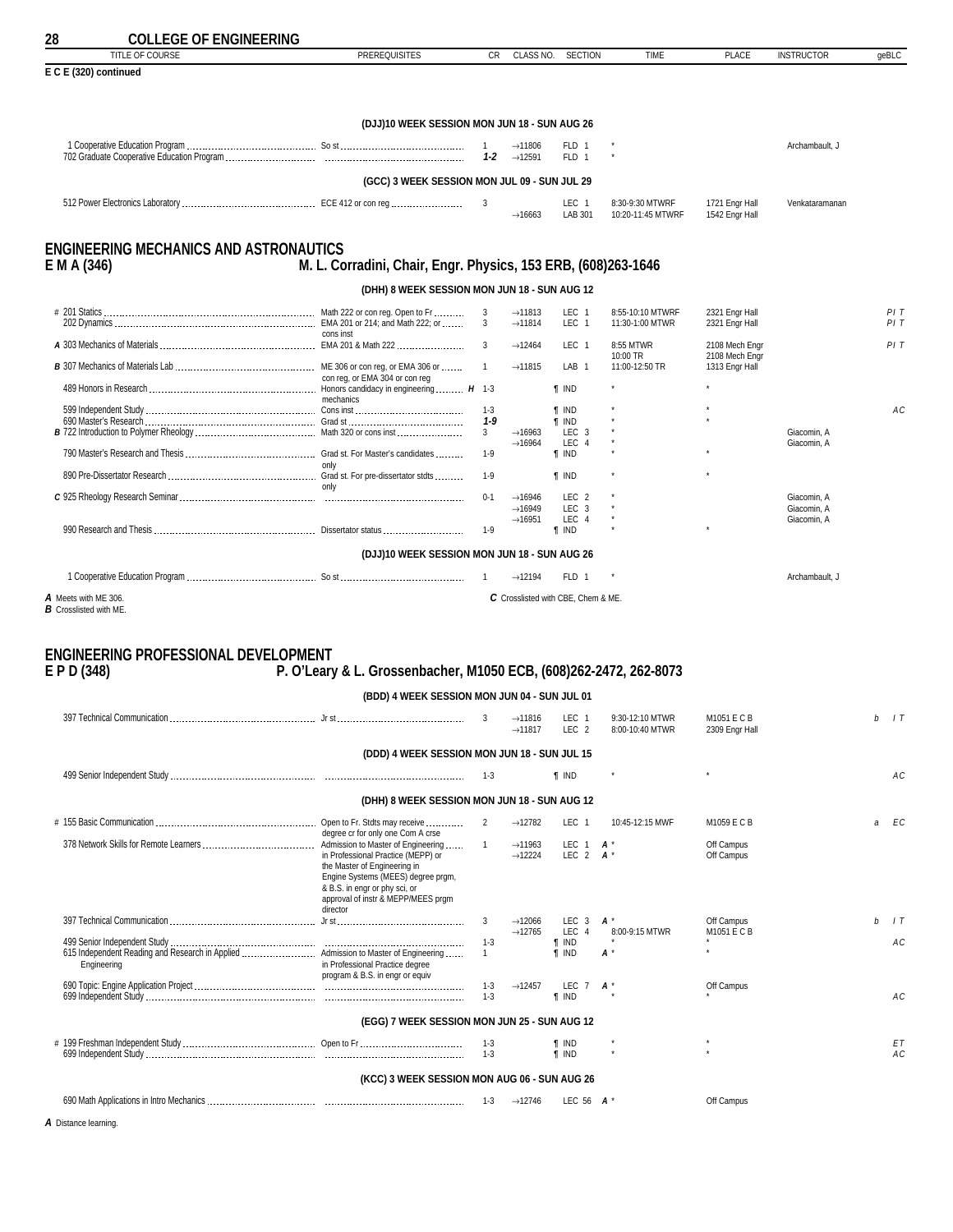## COLLEGE OF ENGINEERING

| TITLE OF COURSE | PREREQUISITES | CR | CLASS NO. | SECTION | TIME | PLACE | INSTRUCTOR | geBLC |
|---|---|---|---|---|---|---|---|---|

**E C E (320) continued**

**(DJJ)10 WEEK SESSION MON JUN 18 - SUN AUG 26**

| TITLE OF COURSE | PREREQUISITES | CR | CLASS NO. | SECTION | TIME | PLACE | INSTRUCTOR | geBLC |
|---|---|---|---|---|---|---|---|---|
| 1 Cooperative Education Program | So st | 1 | →11806 | FLD 1 | * | | Archambault, J | |
| 702 Graduate Cooperative Education Program | | *1-2* | →12591 | FLD 1 | * | | | |

**(GCC) 3 WEEK SESSION MON JUL 09 - SUN JUL 29**

| TITLE OF COURSE | PREREQUISITES | CR | CLASS NO. | SECTION | TIME | PLACE | INSTRUCTOR | geBLC |
|---|---|---|---|---|---|---|---|---|
| 512 Power Electronics Laboratory | ECE 412 or con reg | 3 | | LEC 1 | 8:30-9:30 MTWRF | 1721 Engr Hall | Venkataramanan | |
| | | | →16663 | LAB 301 | 10:20-11:45 MTWRF | 1542 Engr Hall | | |

## ENGINEERING MECHANICS AND ASTRONAUTICS
## E M A (346) M. L. Corradini, Chair, Engr. Physics, 153 ERB, (608)263-1646

**(DHH) 8 WEEK SESSION MON JUN 18 - SUN AUG 12**

| TITLE OF COURSE | PREREQUISITES | CR | CLASS NO. | SECTION | TIME | PLACE | INSTRUCTOR | geBLC |
|---|---|---|---|---|---|---|---|---|
| # 201 Statics | Math 222 or con reg. Open to Fr | 3 | →11813 | LEC 1 | 8:55-10:10 MTWRF | 2321 Engr Hall | | *P I T* |
| 202 Dynamics | EMA 201 or 214; and Math 222; or cons inst | 3 | →11814 | LEC 1 | 11:30-1:00 MTWR | 2321 Engr Hall | | *P I T* |
| ***A*** 303 Mechanics of Materials | EMA 201 & Math 222 | 3 | →12464 | LEC 1 | 8:55 MTWR<br>10:00 TR | 2108 Mech Engr<br>2108 Mech Engr | | *P I T* |
| ***B*** 307 Mechanics of Materials Lab | ME 306 or con reg, or EMA 306 or con reg, or EMA 304 or con reg | 1 | →11815 | LAB 1 | 11:00-12:50 TR | 1313 Engr Hall | | |
| 489 Honors in Research | Honors candidacy in engineering mechanics ***H*** | 1-3 | | ¶ IND | * | * | | |
| 599 Independent Study | Cons inst | 1-3 | | ¶ IND | * | * | | *A C* |
| 690 Master's Research | Grad st | *1-9* | | ¶ IND | * | * | | |
| ***B*** 722 Introduction to Polymer Rheology | Math 320 or cons inst | 3 | →16963 | LEC 3 | * | | Giacomin, A | |
| | | | →16964 | LEC 4 | * | | Giacomin, A | |
| 790 Master's Research and Thesis | Grad st. For Master's candidates only | 1-9 | | ¶ IND | * | * | | |
| 890 Pre-Dissertator Research | Grad st. For pre-dissertator stdts only | 1-9 | | ¶ IND | * | * | | |
| ***C*** 925 Rheology Research Seminar | | 0-1 | →16946 | LEC 2 | * | | Giacomin, A | |
| | | | →16949 | LEC 3 | * | | Giacomin, A | |
| | | | →16951 | LEC 4 | * | | Giacomin, A | |
| 990 Research and Thesis | Dissertator status | 1-9 | | ¶ IND | * | * | | |

**(DJJ)10 WEEK SESSION MON JUN 18 - SUN AUG 26**

| TITLE OF COURSE | PREREQUISITES | CR | CLASS NO. | SECTION | TIME | PLACE | INSTRUCTOR | geBLC |
|---|---|---|---|---|---|---|---|---|
| 1 Cooperative Education Program | So st | 1 | →12194 | FLD 1 | * | | Archambault, J | |

***A*** Meets with ME 306.
***B*** Crosslisted with ME.
***C*** Crosslisted with CBE, Chem & ME.

## ENGINEERING PROFESSIONAL DEVELOPMENT
## E P D (348) P. O'Leary & L. Grossenbacher, M1050 ECB, (608)262-2472, 262-8073

**(BDD) 4 WEEK SESSION MON JUN 04 - SUN JUL 01**

| TITLE OF COURSE | PREREQUISITES | CR | CLASS NO. | SECTION | TIME | PLACE | INSTRUCTOR | geBLC |
|---|---|---|---|---|---|---|---|---|
| 397 Technical Communication | Jr st | 3 | →11816 | LEC 1 | 9:30-12:10 MTWR | M1051 E C B | | *b I T* |
| | | | →11817 | LEC 2 | 8:00-10:40 MTWR | 2309 Engr Hall | | |

**(DDD) 4 WEEK SESSION MON JUN 18 - SUN JUL 15**

| TITLE OF COURSE | PREREQUISITES | CR | CLASS NO. | SECTION | TIME | PLACE | INSTRUCTOR | geBLC |
|---|---|---|---|---|---|---|---|---|
| 499 Senior Independent Study | | 1-3 | | ¶ IND | * | * | | *A C* |

**(DHH) 8 WEEK SESSION MON JUN 18 - SUN AUG 12**

| TITLE OF COURSE | PREREQUISITES | CR | CLASS NO. | SECTION | TIME | PLACE | INSTRUCTOR | geBLC |
|---|---|---|---|---|---|---|---|---|
| # 155 Basic Communication | Open to Fr. Stdts may receive degree cr for only one Com A crse | 2 | →12782 | LEC 1 | 10:45-12:15 MWF | M1059 E C B | | *a E C* |
| 378 Network Skills for Remote Learners | Admission to Master of Engineering in Professional Practice (MEPP) or the Master of Engineering in Engine Systems (MEES) degree prgm, & B.S. in engr or phy sci, or approval of instr & MEPP/MEES prgm director | 1 | →11963 | LEC 1 | ***A*** * | Off Campus | | |
| | | | →12224 | LEC 2 | ***A*** * | Off Campus | | |
| 397 Technical Communication | Jr st | 3 | →12066 | LEC 3 | ***A*** * | Off Campus | | *b I T* |
| | | | →12765 | LEC 4 | 8:00-9:15 MTWR | M1051 E C B | | |
| 499 Senior Independent Study | | 1-3 | | ¶ IND | * | * | | *A C* |
| 615 Independent Reading and Research in Applied Engineering | Admission to Master of Engineering in Professional Practice degree program & B.S. in engr or equiv | 1 | | ¶ IND | ***A*** * | * | | |
| 690 Topic: Engine Application Project | | 1-3 | →12457 | LEC 7 | ***A*** * | Off Campus | | |
| 699 Independent Study | | 1-3 | | ¶ IND | * | * | | *A C* |

**(EGG) 7 WEEK SESSION MON JUN 25 - SUN AUG 12**

| TITLE OF COURSE | PREREQUISITES | CR | CLASS NO. | SECTION | TIME | PLACE | INSTRUCTOR | geBLC |
|---|---|---|---|---|---|---|---|---|
| # 199 Freshman Independent Study | Open to Fr | 1-3 | | ¶ IND | * | * | | *E T* |
| 699 Independent Study | | 1-3 | | ¶ IND | * | * | | *A C* |

**(KCC) 3 WEEK SESSION MON AUG 06 - SUN AUG 26**

| TITLE OF COURSE | PREREQUISITES | CR | CLASS NO. | SECTION | TIME | PLACE | INSTRUCTOR | geBLC |
|---|---|---|---|---|---|---|---|---|
| 690 Math Applications in Intro Mechanics | | 1-3 | →12746 | LEC 56 | ***A*** * | Off Campus | | |

***A*** Distance learning.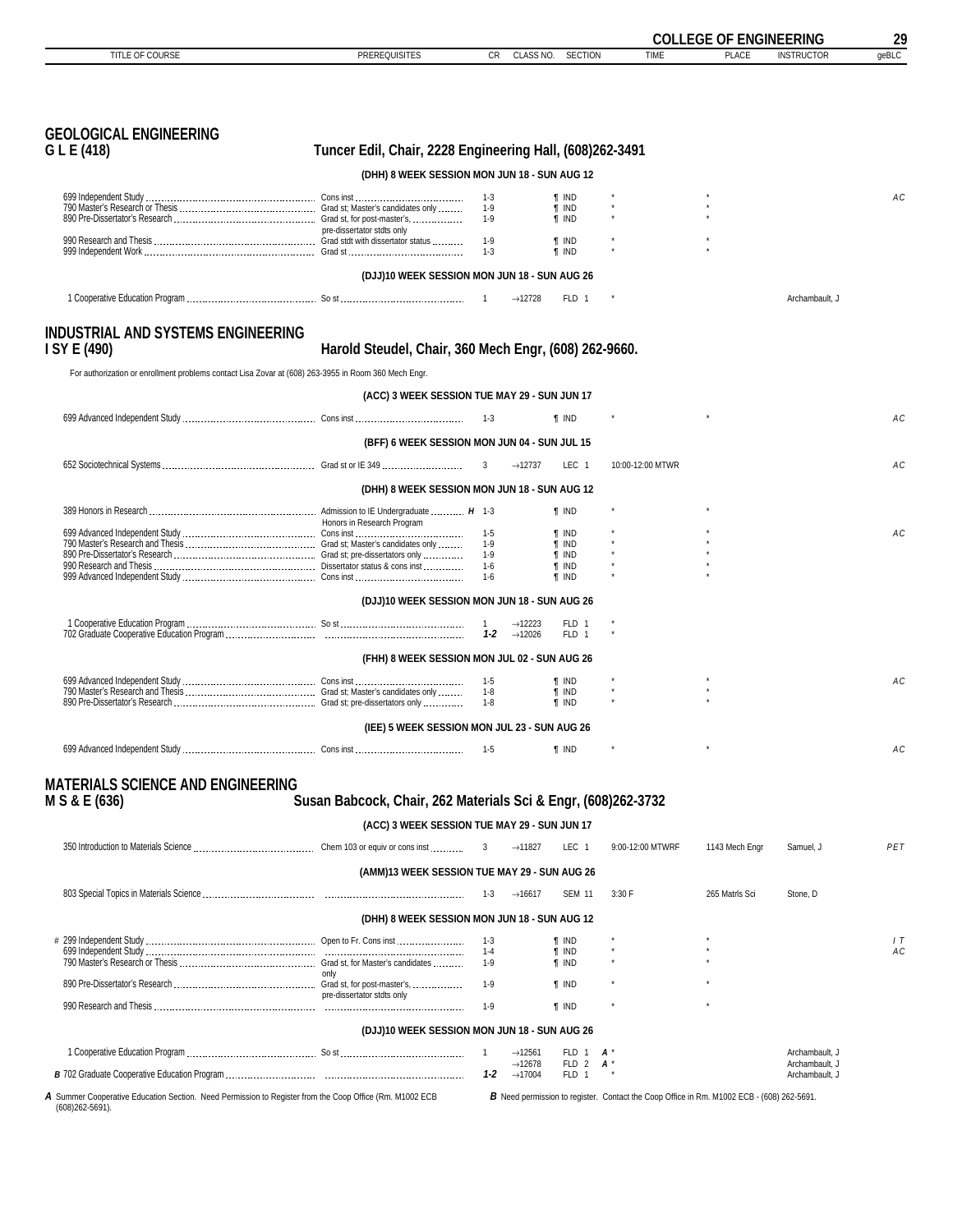# COLLEGE OF ENGINEERING

## GEOLOGICAL ENGINEERING
### G L E (418) — Tuncer Edil, Chair, 2228 Engineering Hall, (608)262-3491

| TITLE OF COURSE | PREREQUISITES | CR | CLASS NO. | SECTION | TIME | PLACE | INSTRUCTOR | geBLC |
|---|---|---|---|---|---|---|---|---|
| **(DHH) 8 WEEK SESSION MON JUN 18 - SUN AUG 12** | | | | | | | | |
| 699 Independent Study | Cons inst | 1-3 | | ¶ IND | * | * | | AC |
| 790 Master's Research or Thesis | Grad st; Master's candidates only | 1-9 | | ¶ IND | * | * | | |
| 890 Pre-Dissertator's Research | Grad st, for post-master's, pre-dissertator stdts only | 1-9 | | ¶ IND | * | * | | |
| 990 Research and Thesis | Grad stdt with dissertator status | 1-9 | | ¶ IND | * | * | | |
| 999 Independent Work | Grad st | 1-3 | | ¶ IND | * | * | | |
| **(DJJ)10 WEEK SESSION MON JUN 18 - SUN AUG 26** | | | | | | | | |
| 1 Cooperative Education Program | So st | 1 | →12728 | FLD 1 | * | | Archambault, J | |

## INDUSTRIAL AND SYSTEMS ENGINEERING
### I SY E (490) — Harold Steudel, Chair, 360 Mech Engr, (608) 262-9660.

For authorization or enrollment problems contact Lisa Zovar at (608) 263-3955 in Room 360 Mech Engr.

| TITLE OF COURSE | PREREQUISITES | CR | CLASS NO. | SECTION | TIME | PLACE | INSTRUCTOR | geBLC |
|---|---|---|---|---|---|---|---|---|
| **(ACC) 3 WEEK SESSION TUE MAY 29 - SUN JUN 17** | | | | | | | | |
| 699 Advanced Independent Study | Cons inst | 1-3 | | ¶ IND | * | * | | AC |
| **(BFF) 6 WEEK SESSION MON JUN 04 - SUN JUL 15** | | | | | | | | |
| 652 Sociotechnical Systems | Grad st or IE 349 | 3 | →12737 | LEC 1 | 10:00-12:00 MTWR | | | AC |
| **(DHH) 8 WEEK SESSION MON JUN 18 - SUN AUG 12** | | | | | | | | |
| 389 Honors in Research | Admission to IE Undergraduate Honors in Research Program *H* | 1-3 | | ¶ IND | * | * | | |
| 699 Advanced Independent Study | Cons inst | 1-5 | | ¶ IND | * | * | | AC |
| 790 Master's Research and Thesis | Grad st; Master's candidates only | 1-9 | | ¶ IND | * | * | | |
| 890 Pre-Dissertator's Research | Grad st; pre-dissertators only | 1-9 | | ¶ IND | * | * | | |
| 990 Research and Thesis | Dissertator status & cons inst | 1-6 | | ¶ IND | * | * | | |
| 999 Advanced Independent Study | Cons inst | 1-6 | | ¶ IND | * | * | | |
| **(DJJ)10 WEEK SESSION MON JUN 18 - SUN AUG 26** | | | | | | | | |
| 1 Cooperative Education Program | So st | 1 | →12223 | FLD 1 | * | | | |
| 702 Graduate Cooperative Education Program | | *1-2* | →12026 | FLD 1 | * | | | |
| **(FHH) 8 WEEK SESSION MON JUL 02 - SUN AUG 26** | | | | | | | | |
| 699 Advanced Independent Study | Cons inst | 1-5 | | ¶ IND | * | * | | AC |
| 790 Master's Research and Thesis | Grad st; Master's candidates only | 1-8 | | ¶ IND | * | * | | |
| 890 Pre-Dissertator's Research | Grad st; pre-dissertators only | 1-8 | | ¶ IND | * | * | | |
| **(IEE) 5 WEEK SESSION MON JUL 23 - SUN AUG 26** | | | | | | | | |
| 699 Advanced Independent Study | Cons inst | 1-5 | | ¶ IND | * | * | | AC |

## MATERIALS SCIENCE AND ENGINEERING
### M S & E (636) — Susan Babcock, Chair, 262 Materials Sci & Engr, (608)262-3732

| TITLE OF COURSE | PREREQUISITES | CR | CLASS NO. | SECTION | TIME | PLACE | INSTRUCTOR | geBLC |
|---|---|---|---|---|---|---|---|---|
| **(ACC) 3 WEEK SESSION TUE MAY 29 - SUN JUN 17** | | | | | | | | |
| 350 Introduction to Materials Science | Chem 103 or equiv or cons inst | 3 | →11827 | LEC 1 | 9:00-12:00 MTWRF | 1143 Mech Engr | Samuel, J | PET |
| **(AMM)13 WEEK SESSION TUE MAY 29 - SUN AUG 26** | | | | | | | | |
| 803 Special Topics in Materials Science | | 1-3 | →16617 | SEM 11 | 3:30 F | 265 Matrls Sci | Stone, D | |
| **(DHH) 8 WEEK SESSION MON JUN 18 - SUN AUG 12** | | | | | | | | |
| # 299 Independent Study | Open to Fr. Cons inst | 1-3 | | ¶ IND | * | * | | I T |
| 699 Independent Study | | 1-4 | | ¶ IND | * | * | | AC |
| 790 Master's Research or Thesis | Grad st, for Master's candidates only | 1-9 | | ¶ IND | * | * | | |
| 890 Pre-Dissertator's Research | Grad st, for post-master's, pre-dissertator stdts only | 1-9 | | ¶ IND | * | * | | |
| 990 Research and Thesis | | 1-9 | | ¶ IND | * | * | | |
| **(DJJ)10 WEEK SESSION MON JUN 18 - SUN AUG 26** | | | | | | | | |
| 1 Cooperative Education Program | So st | 1 | →12561 | FLD 1 *A* | * | | Archambault, J | |
| | | | →12678 | FLD 2 *A* | * | | Archambault, J | |
| *B* 702 Graduate Cooperative Education Program | | *1-2* | →17004 | FLD 1 | * | | Archambault, J | |

***A*** Summer Cooperative Education Section. Need Permission to Register from the Coop Office (Rm. M1002 ECB (608)262-5691).

***B*** Need permission to register. Contact the Coop Office in Rm. M1002 ECB - (608) 262-5691.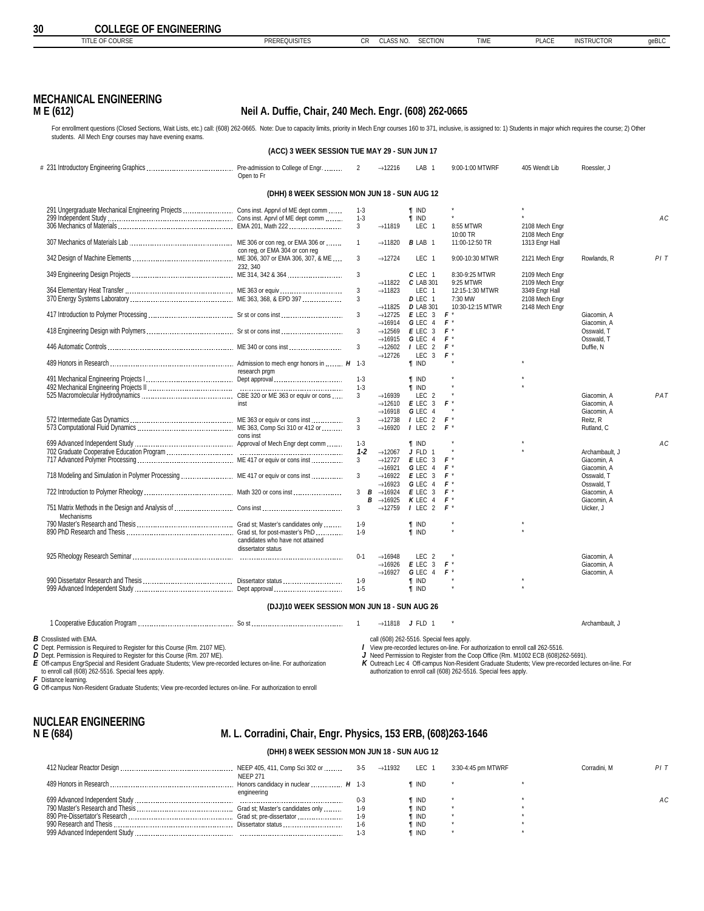# COLLEGE OF ENGINEERING

## MECHANICAL ENGINEERING

**M E (612) — Neil A. Duffie, Chair, 240 Mech. Engr. (608) 262-0665**

For enrollment questions (Closed Sections, Wait Lists, Etc.) call: (608) 262-0665. Note: Due to capacity limits, priority in Mech Engr courses 160 to 371, inclusive, is assigned to: 1) Students in major which requires the course; 2) Other students. All Mech Engr courses may have evening exams.

### (ACC) 3 WEEK SESSION TUE MAY 29 - SUN JUN 17

| TITLE OF COURSE | PREREQUISITES | CR | CLASS NO. | SECTION | TIME | PLACE | INSTRUCTOR | geBLC |
|---|---|---|---|---|---|---|---|---|
| # 231 Introductory Engineering Graphics | Pre-admission to College of Engr. Open to Fr | 2 | →12216 | LAB 1 | 9:00-1:00 MTWRF | 405 Wendt Lib | Roessler, J | |

### (DHH) 8 WEEK SESSION MON JUN 18 - SUN AUG 12

| TITLE OF COURSE | PREREQUISITES | CR | CLASS NO. | SECTION | TIME | PLACE | INSTRUCTOR | geBLC |
|---|---|---|---|---|---|---|---|---|
| 291 Ungergraduate Mechanical Engineering Projects | Cons inst. Apprvl of ME dept comm | 1-3 | | ¶ IND | * | * | | |
| 299 Independent Study | Cons inst. Aprvl of ME dept comm | 1-3 | | ¶ IND | * | * | | AC |
| 306 Mechanics of Materials | EMA 201, Math 222 | 3 | →11819 | LEC 1 | 8:55 MTWR<br>10:00 TR | 2108 Mech Engr<br>2108 Mech Engr | | |
| 307 Mechanics of Materials Lab | ME 306 or con reg, or EMA 306 or con reg, or EMA 304 or con reg | 1 | →11820 | *B* LAB 1 | 11:00-12:50 TR | 1313 Engr Hall | | |
| 342 Design of Machine Elements | ME 306, 307 or EMA 306, 307, & ME 232, 340 | 3 | →12724 | LEC 1 | 9:00-10:30 MTWR | 2121 Mech Engr | Rowlands, R | P I T |
| 349 Engineering Design Projects | ME 314, 342 & 364 | 3 | | *C* LEC 1 | 8:30-9:25 MTWR | 2109 Mech Engr | | |
| | | | →11822 | *C* LAB 301 | 9:25 MTWR | 2109 Mech Engr | | |
| 364 Elementary Heat Transfer | ME 363 or equiv | 3 | →11823 | LEC 1 | 12:15-1:30 MTWR | 3349 Engr Hall | | |
| 370 Energy Systems Laboratory | ME 363, 368, & EPD 397 | 3 | | *D* LEC 1 | 7:30 MW | 2108 Mech Engr | | |
| | | | →11825 | *D* LAB 301 | 10:30-12:15 MTWR | 2148 Mech Engr | | |
| 417 Introduction to Polymer Processing | Sr st or cons inst | 3 | →12725 | *E* LEC 3 | *F* * | | Giacomin, A | |
| | | | →16914 | *G* LEC 4 | *F* * | | Giacomin, A | |
| 418 Engineering Design with Polymers | Sr st or cons inst | 3 | →12569 | *E* LEC 3 | *F* * | | Osswald, T | |
| | | | →16915 | *G* LEC 4 | *F* * | | Osswald, T | |
| 446 Automatic Controls | ME 340 or cons inst | 3 | →12602 | *I* LEC 2 | *F* * | | Duffie, N | |
| | | | →12726 | LEC 3 | *F* * | | | |
| 489 Honors in Research | Admission to mech engr honors in research prgm *H* | 1-3 | | ¶ IND | * | * | | |
| 491 Mechanical Engineering Projects I | Dept approval | 1-3 | | ¶ IND | * | * | | |
| 492 Mechanical Engineering Projects II | | 1-3 | | ¶ IND | * | * | | |
| 525 Macromolecular Hydrodynamics | CBE 320 or ME 363 or equiv or cons inst | 3 | →16939 | LEC 2 | * | | Giacomin, A | P A T |
| | | | →12610 | *E* LEC 3 | *F* * | | Giacomin, A | |
| | | | →16918 | *G* LEC 4 | * | | Giacomin, A | |
| 572 Intermediate Gas Dynamics | ME 363 or equiv or cons inst | 3 | →12738 | *I* LEC 2 | *F* * | | Reitz, R | |
| 573 Computational Fluid Dynamics | ME 363, Comp Sci 310 or 412 or cons inst | 3 | →16920 | *I* LEC 2 | *F* * | | Rutland, C | |
| 699 Advanced Independent Study | Approval of Mech Engr dept comm | 1-3 | | ¶ IND | * | * | | AC |
| 702 Graduate Cooperative Education Program | | *1-2* | →12067 | *J* FLD 1 | * | * | Archambault, J | |
| 717 Advanced Polymer Processing | ME 417 or equiv or cons inst | 3 | →12727 | *E* LEC 3 | *F* * | | Giacomin, A | |
| | | | →16921 | *G* LEC 4 | *F* * | | Giacomin, A | |
| 718 Modeling and Simulation in Polymer Processing | ME 417 or equiv or cons inst | 3 | →16922 | *E* LEC 3 | *F* * | | Osswald, T | |
| | | | →16923 | *G* LEC 4 | *F* * | | Osswald, T | |
| 722 Introduction to Polymer Rheology | Math 320 or cons inst | 3 *B* | →16924 | *E* LEC 3 | *F* * | | Giacomin, A | |
| | | *B* | →16925 | *K* LEC 4 | *F* * | | Giacomin, A | |
| 751 Matrix Methods in the Design and Analysis of Mechanisms | Cons inst | 3 | →12759 | *I* LEC 2 | *F* * | | Uicker, J | |
| 790 Master's Research and Thesis | Grad st; Master's candidates only | 1-9 | | ¶ IND | * | * | | |
| 890 PhD Research and Thesis | Grad st, for post-master's PhD candidates who have not attained dissertator status | 1-9 | | ¶ IND | * | * | | |
| 925 Rheology Research Seminar | | 0-1 | →16948 | LEC 2 | * | | Giacomin, A | |
| | | | →16926 | *E* LEC 3 | *F* * | | Giacomin, A | |
| | | | →16927 | *G* LEC 4 | *F* * | | Giacomin, A | |
| 990 Dissertator Research and Thesis | Dissertator status | 1-9 | | ¶ IND | * | * | | |
| 999 Advanced Independent Study | Dept approval | 1-5 | | ¶ IND | * | * | | |

### (DJJ)10 WEEK SESSION MON JUN 18 - SUN AUG 26

| TITLE OF COURSE | PREREQUISITES | CR | CLASS NO. | SECTION | TIME | PLACE | INSTRUCTOR | geBLC |
|---|---|---|---|---|---|---|---|---|
| 1 Cooperative Education Program | So st | 1 | →11818 | *J* FLD 1 | * | | Archambault, J | |

***B*** Crosslisted with EMA.
***C*** Dept. Permission is Required to Register for this Course (Rm. 2107 ME).
***D*** Dept. Permission is Required to Register for this Course (Rm. 207 ME).
***E*** Off-campus EngrSpecial and Resident Graduate Students; View pre-recorded lectures on-line. For authorization to enroll call (608) 262-5516. Special fees apply.
***F*** Distance learning.
***G*** Off-campus Non-Resident Graduate Students; View pre-recorded lectures on-line. For authorization to enroll call (608) 262-5516. Special fees apply.
***I*** View pre-recorded lectures on-line. For authorization to enroll call 262-5516.
***J*** Need Permission to Register from the Coop Office (Rm. M1002 ECB (608)262-5691).
***K*** Outreach Lec 4 Off-campus Non-Resident Graduate Students; View pre-recorded lectures on-line. For authorization to enroll call (608) 262-5516. Special fees apply.

## NUCLEAR ENGINEERING

**N E (684) — M. L. Corradini, Chair, Engr. Physics, 153 ERB, (608)263-1646**

### (DHH) 8 WEEK SESSION MON JUN 18 - SUN AUG 12

| TITLE OF COURSE | PREREQUISITES | CR | CLASS NO. | SECTION | TIME | PLACE | INSTRUCTOR | geBLC |
|---|---|---|---|---|---|---|---|---|
| 412 Nuclear Reactor Design | NEEP 405, 411, Comp Sci 302 or NEEP 271 | 3-5 | →11932 | LEC 1 | 3:30-4:45 pm MTWRF | | Corradini, M | P I T |
| 489 Honors in Research | Honors candidacy in nuclear engineering *H* | 1-3 | | ¶ IND | * | * | | |
| 699 Advanced Independent Study | | 0-3 | | ¶ IND | * | * | | AC |
| 790 Master's Research and Thesis | Grad st; Master's candidates only | 1-9 | | ¶ IND | * | * | | |
| 890 Pre-Dissertator's Research | Grad st; pre-dissertator | 1-9 | | ¶ IND | * | * | | |
| 990 Research and Thesis | Dissertator status | 1-6 | | ¶ IND | * | * | | |
| 999 Advanced Independent Study | | 1-3 | | ¶ IND | * | * | | |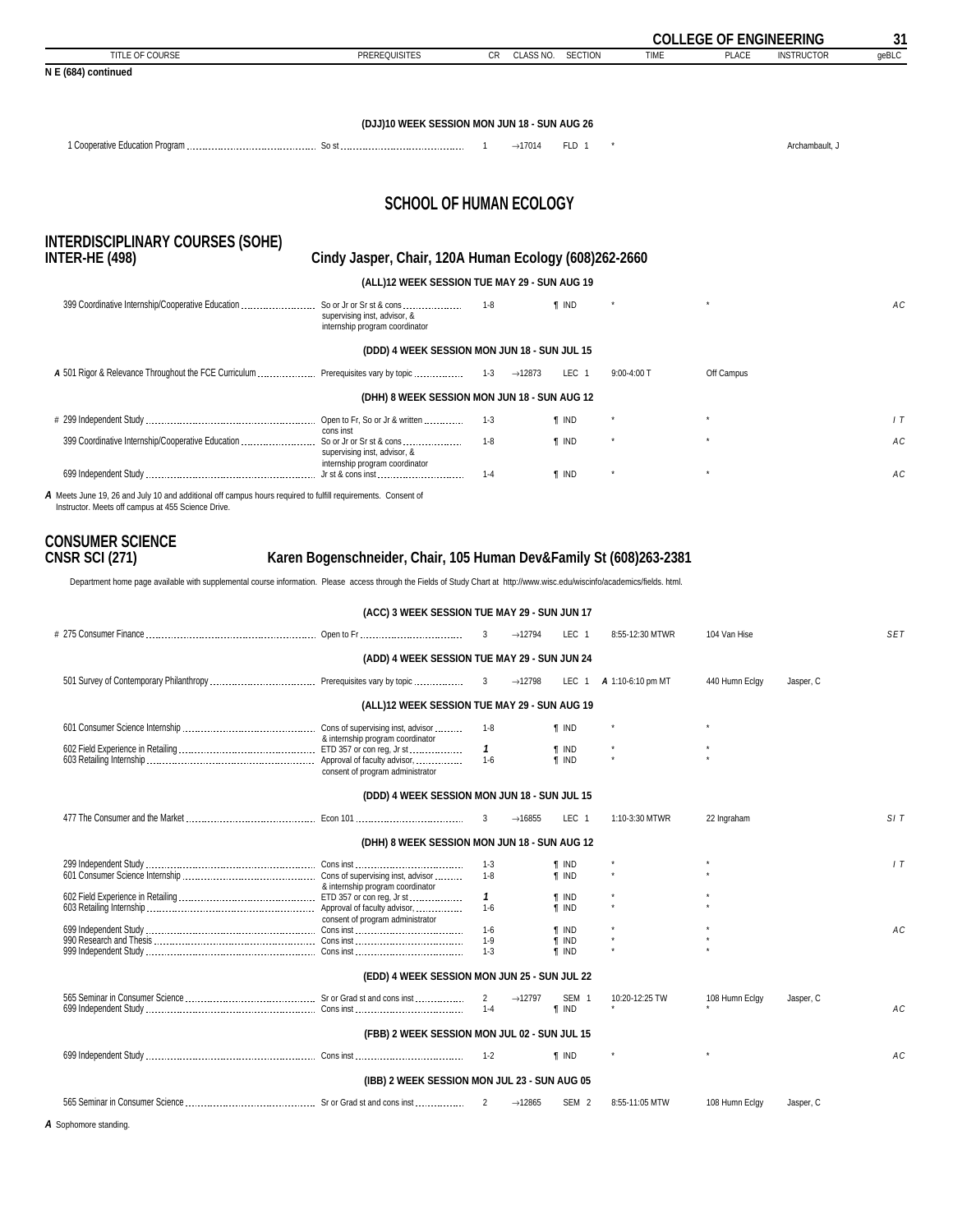| TITLE OF COURSE | PREREQUISITES | CR | CLASS NO. | SECTION | TIME | PLACE | INSTRUCTOR | geBLC |
|---|---|---|---|---|---|---|---|---|

**N E (684) continued**

**(DJJ)10 WEEK SESSION MON JUN 18 - SUN AUG 26**

| TITLE OF COURSE | PREREQUISITES | CR | CLASS NO. | SECTION | TIME | PLACE | INSTRUCTOR | geBLC |
|---|---|---|---|---|---|---|---|---|
| 1 Cooperative Education Program | So st | 1 | →17014 | FLD 1 | * | | Archambault, J | |

# SCHOOL OF HUMAN ECOLOGY

## INTERDISCIPLINARY COURSES (SOHE)
## INTER-HE (498) — Cindy Jasper, Chair, 120A Human Ecology (608)262-2660

**(ALL)12 WEEK SESSION TUE MAY 29 - SUN AUG 19**

| TITLE OF COURSE | PREREQUISITES | CR | CLASS NO. | SECTION | TIME | PLACE | INSTRUCTOR | geBLC |
|---|---|---|---|---|---|---|---|---|
| 399 Coordinative Internship/Cooperative Education | So or Jr or Sr st & cons supervising inst, advisor, & internship program coordinator | 1-8 | | ¶ IND | * | * | | AC |

**(DDD) 4 WEEK SESSION MON JUN 18 - SUN JUL 15**

| TITLE OF COURSE | PREREQUISITES | CR | CLASS NO. | SECTION | TIME | PLACE | INSTRUCTOR | geBLC |
|---|---|---|---|---|---|---|---|---|
| *A* 501 Rigor & Relevance Throughout the FCE Curriculum | Prerequisites vary by topic | 1-3 | →12873 | LEC 1 | 9:00-4:00 T | Off Campus | | |

**(DHH) 8 WEEK SESSION MON JUN 18 - SUN AUG 12**

| TITLE OF COURSE | PREREQUISITES | CR | CLASS NO. | SECTION | TIME | PLACE | INSTRUCTOR | geBLC |
|---|---|---|---|---|---|---|---|---|
| # 299 Independent Study | Open to Fr, So or Jr & written cons inst | 1-3 | | ¶ IND | * | * | | I T |
| 399 Coordinative Internship/Cooperative Education | So or Jr or Sr st & cons supervising inst, advisor, & internship program coordinator | 1-8 | | ¶ IND | * | * | | AC |
| 699 Independent Study | Jr st & cons inst | 1-4 | | ¶ IND | * | * | | AC |

*A* Meets June 19, 26 and July 10 and additional off campus hours required to fulfill requirements. Consent of Instructor. Meets off campus at 455 Science Drive.

## CONSUMER SCIENCE
## CNSR SCI (271) — Karen Bogenschneider, Chair, 105 Human Dev&Family St (608)263-2381

Department home page available with supplemental course information. Please access through the Fields of Study Chart at http://www.wisc.edu/wiscinfo/academics/fields.html.

**(ACC) 3 WEEK SESSION TUE MAY 29 - SUN JUN 17**

| TITLE OF COURSE | PREREQUISITES | CR | CLASS NO. | SECTION | TIME | PLACE | INSTRUCTOR | geBLC |
|---|---|---|---|---|---|---|---|---|
| # 275 Consumer Finance | Open to Fr | 3 | →12794 | LEC 1 | 8:55-12:30 MTWR | 104 Van Hise | | SET |

**(ADD) 4 WEEK SESSION TUE MAY 29 - SUN JUN 24**

| TITLE OF COURSE | PREREQUISITES | CR | CLASS NO. | SECTION | TIME | PLACE | INSTRUCTOR | geBLC |
|---|---|---|---|---|---|---|---|---|
| 501 Survey of Contemporary Philanthropy | Prerequisites vary by topic | 3 | →12798 | LEC 1 | *A* 1:10-6:10 pm MT | 440 Humn Eclgy | Jasper, C | |

**(ALL)12 WEEK SESSION TUE MAY 29 - SUN AUG 19**

| TITLE OF COURSE | PREREQUISITES | CR | CLASS NO. | SECTION | TIME | PLACE | INSTRUCTOR | geBLC |
|---|---|---|---|---|---|---|---|---|
| 601 Consumer Science Internship | Cons of supervising inst, advisor & internship program coordinator | 1-8 | | ¶ IND | * | * | | |
| 602 Field Experience in Retailing | ETD 357 or con reg, Jr st | *1* | | ¶ IND | * | * | | |
| 603 Retailing Internship | Approval of faculty advisor, consent of program administrator | 1-6 | | ¶ IND | * | * | | |

**(DDD) 4 WEEK SESSION MON JUN 18 - SUN JUL 15**

| TITLE OF COURSE | PREREQUISITES | CR | CLASS NO. | SECTION | TIME | PLACE | INSTRUCTOR | geBLC |
|---|---|---|---|---|---|---|---|---|
| 477 The Consumer and the Market | Econ 101 | 3 | →16855 | LEC 1 | 1:10-3:30 MTWR | 22 Ingraham | | SI T |

**(DHH) 8 WEEK SESSION MON JUN 18 - SUN AUG 12**

| TITLE OF COURSE | PREREQUISITES | CR | CLASS NO. | SECTION | TIME | PLACE | INSTRUCTOR | geBLC |
|---|---|---|---|---|---|---|---|---|
| 299 Independent Study | Cons inst | 1-3 | | ¶ IND | * | * | | I T |
| 601 Consumer Science Internship | Cons of supervising inst, advisor & internship program coordinator | 1-8 | | ¶ IND | * | * | | |
| 602 Field Experience in Retailing | ETD 357 or con reg, Jr st | *1* | | ¶ IND | * | * | | |
| 603 Retailing Internship | Approval of faculty advisor, consent of program administrator | 1-6 | | ¶ IND | * | * | | |
| 699 Independent Study | Cons inst | 1-6 | | ¶ IND | * | * | | AC |
| 990 Research and Thesis | Cons inst | 1-9 | | ¶ IND | * | * | | |
| 999 Independent Study | Cons inst | 1-3 | | ¶ IND | * | * | | |

**(EDD) 4 WEEK SESSION MON JUN 25 - SUN JUL 22**

| TITLE OF COURSE | PREREQUISITES | CR | CLASS NO. | SECTION | TIME | PLACE | INSTRUCTOR | geBLC |
|---|---|---|---|---|---|---|---|---|
| 565 Seminar in Consumer Science | Sr or Grad st and cons inst | 2 | →12797 | SEM 1 | 10:20-12:25 TW | 108 Humn Eclgy | Jasper, C | |
| 699 Independent Study | Cons inst | 1-4 | | ¶ IND | * | * | | AC |

**(FBB) 2 WEEK SESSION MON JUL 02 - SUN JUL 15**

| TITLE OF COURSE | PREREQUISITES | CR | CLASS NO. | SECTION | TIME | PLACE | INSTRUCTOR | geBLC |
|---|---|---|---|---|---|---|---|---|
| 699 Independent Study | Cons inst | 1-2 | | ¶ IND | * | * | | AC |

**(IBB) 2 WEEK SESSION MON JUL 23 - SUN AUG 05**

| TITLE OF COURSE | PREREQUISITES | CR | CLASS NO. | SECTION | TIME | PLACE | INSTRUCTOR | geBLC |
|---|---|---|---|---|---|---|---|---|
| 565 Seminar in Consumer Science | Sr or Grad st and cons inst | 2 | →12865 | SEM 2 | 8:55-11:05 MTW | 108 Humn Eclgy | Jasper, C | |

*A* Sophomore standing.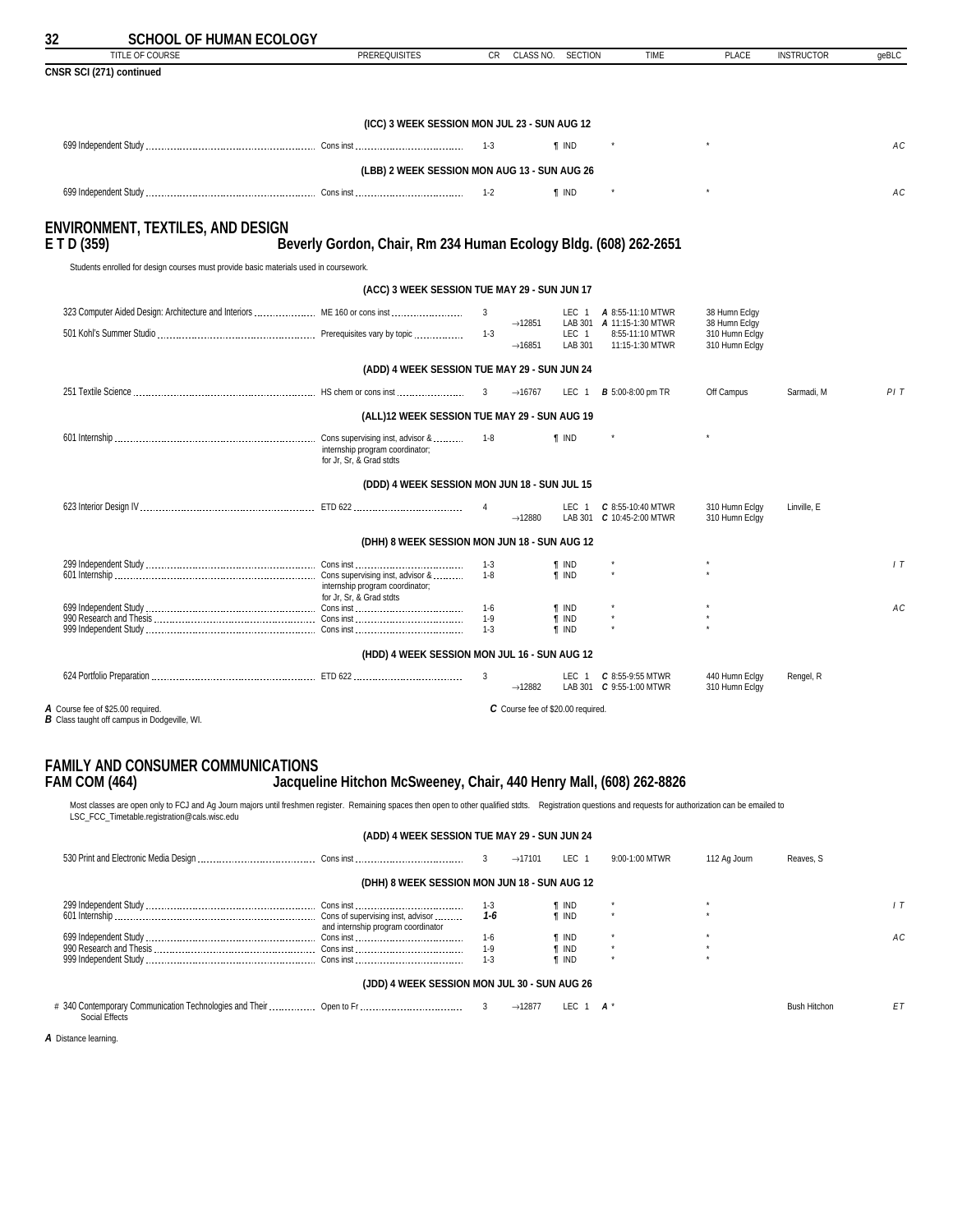## SCHOOL OF HUMAN ECOLOGY

| TITLE OF COURSE | PREREQUISITES | CR | CLASS NO. | SECTION | TIME | PLACE | INSTRUCTOR | geBLC |
|---|---|---|---|---|---|---|---|---|
| **CNSR SCI (271) continued** | | | | | | | | |
| | **(ICC) 3 WEEK SESSION MON JUL 23 - SUN AUG 12** | | | | | | | |
| 699 Independent Study | Cons inst | 1-3 | | ¶ IND | * | * | | AC |
| | **(LBB) 2 WEEK SESSION MON AUG 13 - SUN AUG 26** | | | | | | | |
| 699 Independent Study | Cons inst | 1-2 | | ¶ IND | * | * | | AC |

## ENVIRONMENT, TEXTILES, AND DESIGN
## E T D (359) Beverly Gordon, Chair, Rm 234 Human Ecology Bldg. (608) 262-2651

Students enrolled for design courses must provide basic materials used in coursework.

| TITLE OF COURSE | PREREQUISITES | CR | CLASS NO. | SECTION | TIME | PLACE | INSTRUCTOR | geBLC |
|---|---|---|---|---|---|---|---|---|
| | **(ACC) 3 WEEK SESSION TUE MAY 29 - SUN JUN 17** | | | | | | | |
| 323 Computer Aided Design: Architecture and Interiors | ME 160 or cons inst | 3 | | LEC 1 | ***A*** 8:55-11:10 MTWR | 38 Humn Eclgy | | |
| | | | →12851 | LAB 301 | ***A*** 11:15-1:30 MTWR | 38 Humn Eclgy | | |
| 501 Kohl's Summer Studio | Prerequisites vary by topic | 1-3 | | LEC 1 | 8:55-11:10 MTWR | 310 Humn Eclgy | | |
| | | | →16851 | LAB 301 | 11:15-1:30 MTWR | 310 Humn Eclgy | | |
| | **(ADD) 4 WEEK SESSION TUE MAY 29 - SUN JUN 24** | | | | | | | |
| 251 Textile Science | HS chem or cons inst | 3 | →16767 | LEC 1 | ***B*** 5:00-8:00 pm TR | Off Campus | Sarmadi, M | PI T |
| | **(ALL)12 WEEK SESSION TUE MAY 29 - SUN AUG 19** | | | | | | | |
| 601 Internship | Cons supervising inst, advisor & internship program coordinator; for Jr, Sr, & Grad stdts | 1-8 | | ¶ IND | * | * | | |
| | **(DDD) 4 WEEK SESSION MON JUN 18 - SUN JUL 15** | | | | | | | |
| 623 Interior Design IV | ETD 622 | 4 | | LEC 1 | ***C*** 8:55-10:40 MTWR | 310 Humn Eclgy | Linville, E | |
| | | | →12880 | LAB 301 | ***C*** 10:45-2:00 MTWR | 310 Humn Eclgy | | |
| | **(DHH) 8 WEEK SESSION MON JUN 18 - SUN AUG 12** | | | | | | | |
| 299 Independent Study | Cons inst | 1-3 | | ¶ IND | * | * | | I T |
| 601 Internship | Cons supervising inst, advisor & internship program coordinator; for Jr, Sr, & Grad stdts | 1-8 | | ¶ IND | * | * | | |
| 699 Independent Study | Cons inst | 1-6 | | ¶ IND | * | * | | AC |
| 990 Research and Thesis | Cons inst | 1-9 | | ¶ IND | * | * | | |
| 999 Independent Study | Cons inst | 1-3 | | ¶ IND | * | * | | |
| | **(HDD) 4 WEEK SESSION MON JUL 16 - SUN AUG 12** | | | | | | | |
| 624 Portfolio Preparation | ETD 622 | 3 | | LEC 1 | ***C*** 8:55-9:55 MTWR | 440 Humn Eclgy | Rengel, R | |
| | | | →12882 | LAB 301 | ***C*** 9:55-1:00 MTWR | 310 Humn Eclgy | | |

***A*** Course fee of $25.00 required.
***B*** Class taught off campus in Dodgeville, WI.
***C*** Course fee of $20.00 required.

## FAMILY AND CONSUMER COMMUNICATIONS
## FAM COM (464) Jacqueline Hitchon McSweeney, Chair, 440 Henry Mall, (608) 262-8826

Most classes are open only to FCJ and Ag Journ majors until freshmen register. Remaining spaces then open to other qualified stdts. Registration questions and requests for authorization can be emailed to LSC_FCC_Timetable.registration@cals.wisc.edu

| TITLE OF COURSE | PREREQUISITES | CR | CLASS NO. | SECTION | TIME | PLACE | INSTRUCTOR | geBLC |
|---|---|---|---|---|---|---|---|---|
| | **(ADD) 4 WEEK SESSION TUE MAY 29 - SUN JUN 24** | | | | | | | |
| 530 Print and Electronic Media Design | Cons inst | 3 | →17101 | LEC 1 | 9:00-1:00 MTWR | 112 Ag Journ | Reaves, S | |
| | **(DHH) 8 WEEK SESSION MON JUN 18 - SUN AUG 12** | | | | | | | |
| 299 Independent Study | Cons inst | 1-3 | | ¶ IND | * | * | | I T |
| 601 Internship | Cons of supervising inst, advisor and internship program coordinator | ***1-6*** | | ¶ IND | * | * | | |
| 699 Independent Study | Cons inst | 1-6 | | ¶ IND | * | * | | AC |
| 990 Research and Thesis | Cons inst | 1-9 | | ¶ IND | * | * | | |
| 999 Independent Study | Cons inst | 1-3 | | ¶ IND | * | * | | |
| | **(JDD) 4 WEEK SESSION MON JUL 30 - SUN AUG 26** | | | | | | | |
| # 340 Contemporary Communication Technologies and Their Social Effects | Open to Fr | 3 | →12877 | LEC 1 | ***A*** * | | Bush Hitchon | ET |

***A*** Distance learning.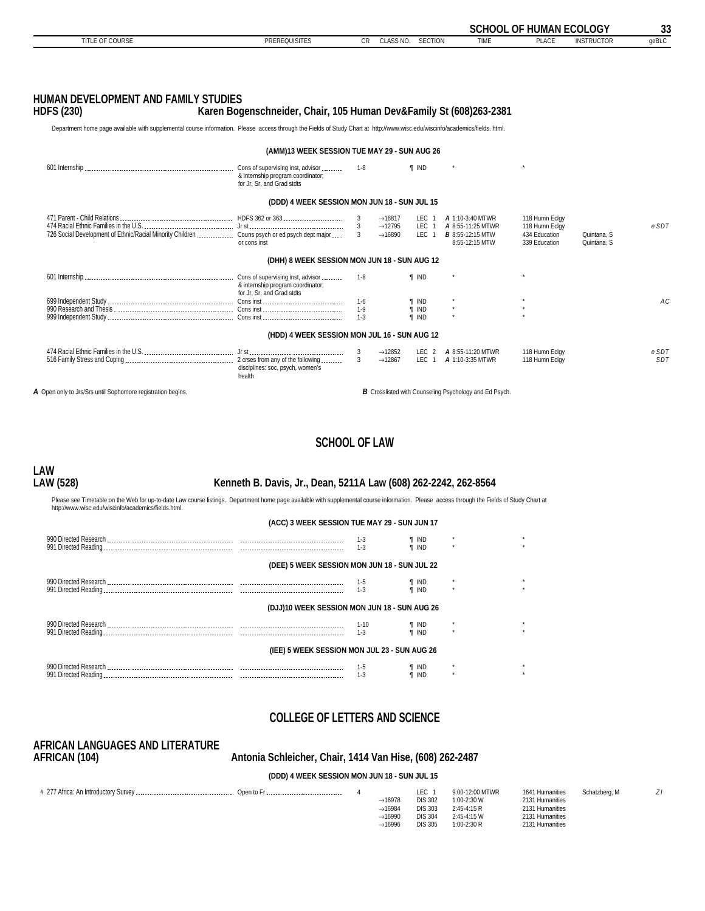## HUMAN DEVELOPMENT AND FAMILY STUDIES

### HDFS (230) Karen Bogenschneider, Chair, 105 Human Dev&Family St (608)263-2381

Department home page available with supplemental course information. Please access through the Fields of Study Chart at http://www.wisc.edu/wiscinfo/academics/fields. html.

| TITLE OF COURSE | PREREQUISITES | CR | CLASS NO. | SECTION | TIME | PLACE | INSTRUCTOR | geBLC |
|---|---|---|---|---|---|---|---|---|
| **(AMM)13 WEEK SESSION TUE MAY 29 - SUN AUG 26** | | | | | | | | |
| 601 Internship | Cons of supervising inst, advisor & internship program coordinator; for Jr, Sr, and Grad stdts | 1-8 | | ¶ IND | * | * | | |
| **(DDD) 4 WEEK SESSION MON JUN 18 - SUN JUL 15** | | | | | | | | |
| 471 Parent - Child Relations | HDFS 362 or 363 | 3 | →16817 | LEC 1 | *A* 1:10-3:40 MTWR | 118 Humn Eclgy | | |
| 474 Racial Ethnic Families in the U.S. | Jr st | 3 | →12795 | LEC 1 | *A* 8:55-11:25 MTWR | 118 Humn Eclgy | | e SDT |
| 726 Social Development of Ethnic/Racial Minority Children | Couns psych or ed psych dept major or cons inst | 3 | →16890 | LEC 1 | *B* 8:55-12:15 MTW | 434 Education | Quintana, S | |
| | | | | | 8:55-12:15 MTW | 339 Education | Quintana, S | |
| **(DHH) 8 WEEK SESSION MON JUN 18 - SUN AUG 12** | | | | | | | | |
| 601 Internship | Cons of supervising inst, advisor & internship program coordinator; for Jr, Sr, and Grad stdts | 1-8 | | ¶ IND | * | * | | |
| 699 Independent Study | Cons inst | 1-6 | | ¶ IND | * | * | | AC |
| 990 Research and Thesis | Cons inst | 1-9 | | ¶ IND | * | * | | |
| 999 Independent Study | Cons inst | 1-3 | | ¶ IND | * | * | | |
| **(HDD) 4 WEEK SESSION MON JUL 16 - SUN AUG 12** | | | | | | | | |
| 474 Racial Ethnic Families in the U.S. | Jr st | 3 | →12852 | LEC 2 | *A* 8:55-11:20 MTWR | 118 Humn Eclgy | | e SDT |
| 516 Family Stress and Coping | 2 crses from any of the following disciplines: soc, psych, women's health | 3 | →12867 | LEC 1 | *A* 1:10-3:35 MTWR | 118 Humn Eclgy | | SDT |

***A*** Open only to Jrs/Srs until Sophomore registration begins.

***B*** Crosslisted with Counseling Psychology and Ed Psych.

# SCHOOL OF LAW

## LAW

### LAW (528) Kenneth B. Davis, Jr., Dean, 5211A Law (608) 262-2242, 262-8564

Please see Timetable on the Web for up-to-date Law course listings. Department home page available with supplemental course information. Please access through the Fields of Study Chart at http://www.wisc.edu/wiscinfo/academics/fields.html.

| TITLE OF COURSE | PREREQUISITES | CR | CLASS NO. | SECTION | TIME | PLACE | INSTRUCTOR | geBLC |
|---|---|---|---|---|---|---|---|---|
| **(ACC) 3 WEEK SESSION TUE MAY 29 - SUN JUN 17** | | | | | | | | |
| 990 Directed Research | | 1-3 | | ¶ IND | * | * | | |
| 991 Directed Reading | | 1-3 | | ¶ IND | * | * | | |
| **(DEE) 5 WEEK SESSION MON JUN 18 - SUN JUL 22** | | | | | | | | |
| 990 Directed Research | | 1-5 | | ¶ IND | * | * | | |
| 991 Directed Reading | | 1-3 | | ¶ IND | * | * | | |
| **(DJJ)10 WEEK SESSION MON JUN 18 - SUN AUG 26** | | | | | | | | |
| 990 Directed Research | | 1-10 | | ¶ IND | * | * | | |
| 991 Directed Reading | | 1-3 | | ¶ IND | * | * | | |
| **(IEE) 5 WEEK SESSION MON JUL 23 - SUN AUG 26** | | | | | | | | |
| 990 Directed Research | | 1-5 | | ¶ IND | * | * | | |
| 991 Directed Reading | | 1-3 | | ¶ IND | * | * | | |

# COLLEGE OF LETTERS AND SCIENCE

## AFRICAN LANGUAGES AND LITERATURE

### AFRICAN (104) Antonia Schleicher, Chair, 1414 Van Hise, (608) 262-2487

| TITLE OF COURSE | PREREQUISITES | CR | CLASS NO. | SECTION | TIME | PLACE | INSTRUCTOR | geBLC |
|---|---|---|---|---|---|---|---|---|
| **(DDD) 4 WEEK SESSION MON JUN 18 - SUN JUL 15** | | | | | | | | |
| # 277 Africa: An Introductory Survey | Open to Fr | 4 | | LEC 1 | 9:00-12:00 MTWR | 1641 Humanities | Schatzberg, M | Z I |
| | | | →16978 | DIS 302 | 1:00-2:30 W | 2131 Humanities | | |
| | | | →16984 | DIS 303 | 2:45-4:15 R | 2131 Humanities | | |
| | | | →16990 | DIS 304 | 2:45-4:15 W | 2131 Humanities | | |
| | | | →16996 | DIS 305 | 1:00-2:30 R | 2131 Humanities | | |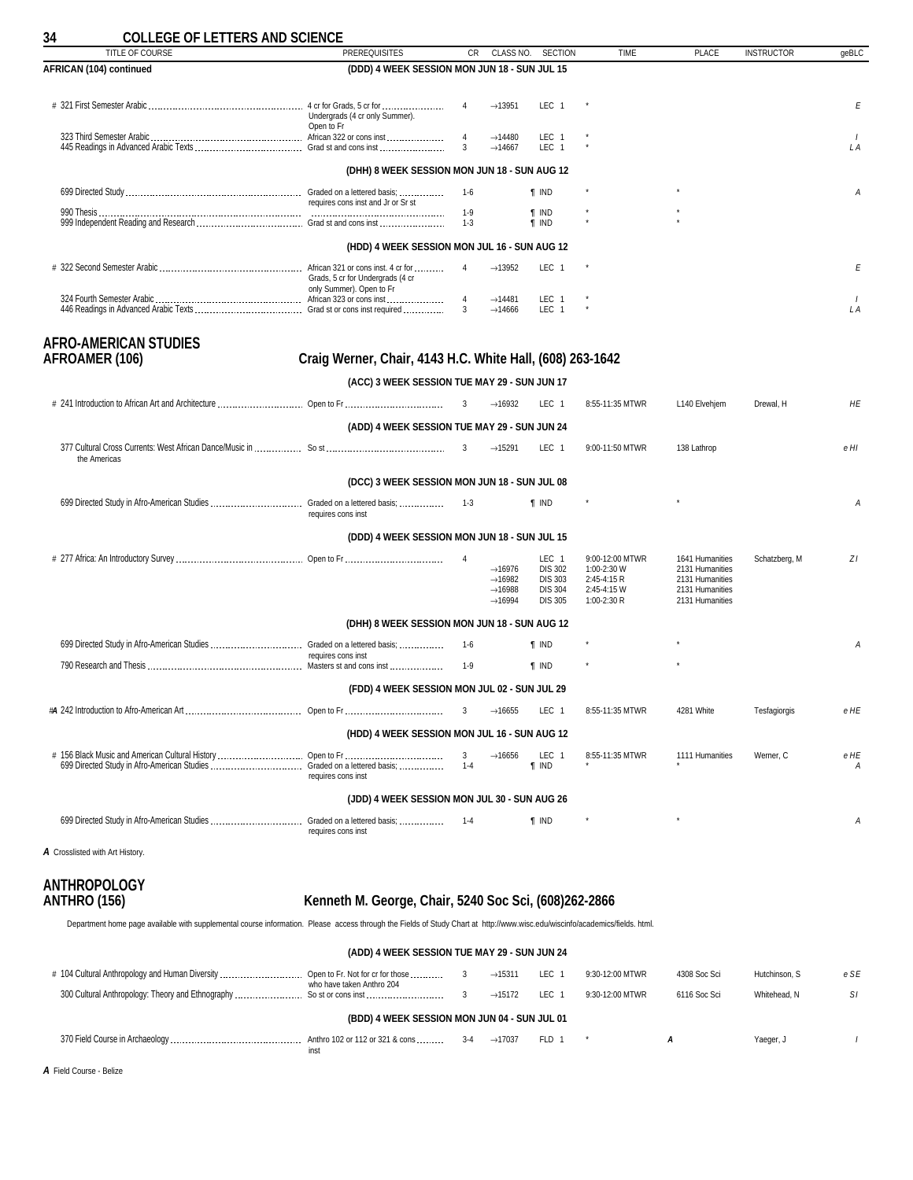## COLLEGE OF LETTERS AND SCIENCE

| TITLE OF COURSE | PREREQUISITES | CR | CLASS NO. | SECTION | TIME | PLACE | INSTRUCTOR | geBLC |
|---|---|---|---|---|---|---|---|---|
| **AFRICAN (104) continued** | **(DDD) 4 WEEK SESSION MON JUN 18 - SUN JUL 15** | | | | | | | |
| # 321 First Semester Arabic | 4 cr for Grads, 5 cr for Undergrads (4 cr only Summer). Open to Fr | 4 | →13951 | LEC 1 | * | | | E |
| 323 Third Semester Arabic | African 322 or cons inst | 4 | →14480 | LEC 1 | * | | | I |
| 445 Readings in Advanced Arabic Texts | Grad st and cons inst | 3 | →14667 | LEC 1 | * | | | L A |
| | **(DHH) 8 WEEK SESSION MON JUN 18 - SUN AUG 12** | | | | | | | |
| 699 Directed Study | Graded on a lettered basis; requires cons inst and Jr or Sr st | 1-6 | | ¶ IND | * | * | | A |
| 990 Thesis | | 1-9 | | ¶ IND | * | * | | |
| 999 Independent Reading and Research | Grad st and cons inst | 1-3 | | ¶ IND | * | * | | |
| | **(HDD) 4 WEEK SESSION MON JUL 16 - SUN AUG 12** | | | | | | | |
| # 322 Second Semester Arabic | African 321 or cons inst. 4 cr for Grads, 5 cr for Undergrads (4 cr only Summer). Open to Fr | 4 | →13952 | LEC 1 | * | | | E |
| 324 Fourth Semester Arabic | African 323 or cons inst | 4 | →14481 | LEC 1 | * | | | I |
| 446 Readings in Advanced Arabic Texts | Grad st or cons inst required | 3 | →14666 | LEC 1 | * | | | L A |

## AFRO-AMERICAN STUDIES
## AFROAMER (106)

### Craig Werner, Chair, 4143 H.C. White Hall, (608) 263-1642

| TITLE OF COURSE | PREREQUISITES | CR | CLASS NO. | SECTION | TIME | PLACE | INSTRUCTOR | geBLC |
|---|---|---|---|---|---|---|---|---|
| | **(ACC) 3 WEEK SESSION TUE MAY 29 - SUN JUN 17** | | | | | | | |
| # 241 Introduction to African Art and Architecture | Open to Fr | 3 | →16932 | LEC 1 | 8:55-11:35 MTWR | L140 Elvehjem | Drewal, H | HE |
| | **(ADD) 4 WEEK SESSION TUE MAY 29 - SUN JUN 24** | | | | | | | |
| 377 Cultural Cross Currents: West African Dance/Music in the Americas | So st | 3 | →15291 | LEC 1 | 9:00-11:50 MTWR | 138 Lathrop | | e HI |
| | **(DCC) 3 WEEK SESSION MON JUN 18 - SUN JUL 08** | | | | | | | |
| 699 Directed Study in Afro-American Studies | Graded on a lettered basis; requires cons inst | 1-3 | | ¶ IND | * | * | | A |
| | **(DDD) 4 WEEK SESSION MON JUN 18 - SUN JUL 15** | | | | | | | |
| # 277 Africa: An Introductory Survey | Open to Fr | 4 | | LEC 1 | 9:00-12:00 MTWR | 1641 Humanities | Schatzberg, M | Z I |
| | | | →16976 | DIS 302 | 1:00-2:30 W | 2131 Humanities | | |
| | | | →16982 | DIS 303 | 2:45-4:15 R | 2131 Humanities | | |
| | | | →16988 | DIS 304 | 2:45-4:15 W | 2131 Humanities | | |
| | | | →16994 | DIS 305 | 1:00-2:30 R | 2131 Humanities | | |
| | **(DHH) 8 WEEK SESSION MON JUN 18 - SUN AUG 12** | | | | | | | |
| 699 Directed Study in Afro-American Studies | Graded on a lettered basis; requires cons inst | 1-6 | | ¶ IND | * | * | | A |
| 790 Research and Thesis | Masters st and cons inst | 1-9 | | ¶ IND | * | * | | |
| | **(FDD) 4 WEEK SESSION MON JUL 02 - SUN JUL 29** | | | | | | | |
| #*A* 242 Introduction to Afro-American Art | Open to Fr | 3 | →16655 | LEC 1 | 8:55-11:35 MTWR | 4281 White | Tesfagiorgis | e HE |
| | **(HDD) 4 WEEK SESSION MON JUL 16 - SUN AUG 12** | | | | | | | |
| # 156 Black Music and American Cultural History | Open to Fr | 3 | →16656 | LEC 1 | 8:55-11:35 MTWR | 1111 Humanities | Werner, C | e HE |
| 699 Directed Study in Afro-American Studies | Graded on a lettered basis; requires cons inst | 1-4 | | ¶ IND | * | * | | A |
| | **(JDD) 4 WEEK SESSION MON JUL 30 - SUN AUG 26** | | | | | | | |
| 699 Directed Study in Afro-American Studies | Graded on a lettered basis; requires cons inst | 1-4 | | ¶ IND | * | * | | A |

*A* Crosslisted with Art History.

## ANTHROPOLOGY
## ANTHRO (156)

### Kenneth M. George, Chair, 5240 Soc Sci, (608)262-2866

Department home page available with supplemental course information. Please access through the Fields of Study Chart at http://www.wisc.edu/wiscinfo/academics/fields. html.

| TITLE OF COURSE | PREREQUISITES | CR | CLASS NO. | SECTION | TIME | PLACE | INSTRUCTOR | geBLC |
|---|---|---|---|---|---|---|---|---|
| | **(ADD) 4 WEEK SESSION TUE MAY 29 - SUN JUN 24** | | | | | | | |
| # 104 Cultural Anthropology and Human Diversity | Open to Fr. Not for cr for those who have taken Anthro 204 | 3 | →15311 | LEC 1 | 9:30-12:00 MTWR | 4308 Soc Sci | Hutchinson, S | e SE |
| 300 Cultural Anthropology: Theory and Ethnography | So st or cons inst | 3 | →15172 | LEC 1 | 9:30-12:00 MTWR | 6116 Soc Sci | Whitehead, N | S I |
| | **(BDD) 4 WEEK SESSION MON JUN 04 - SUN JUL 01** | | | | | | | |
| 370 Field Course in Archaeology | Anthro 102 or 112 or 321 & cons inst | 3-4 | →17037 | FLD 1 | * | *A* | Yaeger, J | I |

*A* Field Course - Belize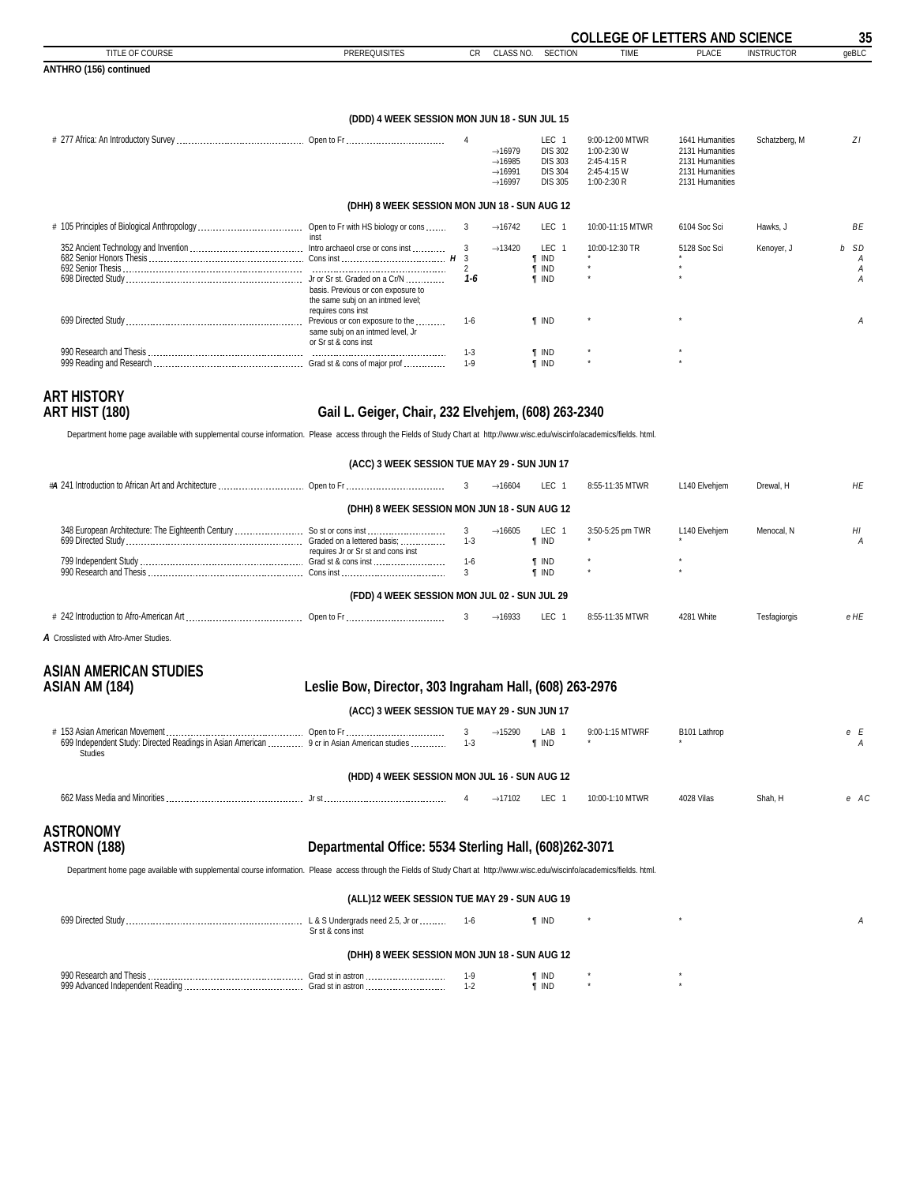**ANTHRO (156) continued**

**(DDD) 4 WEEK SESSION MON JUN 18 - SUN JUL 15**

| TITLE OF COURSE | PREREQUISITES | CR | CLASS NO. | SECTION | TIME | PLACE | INSTRUCTOR | geBLC |
|---|---|---|---|---|---|---|---|---|
| # 277 Africa: An Introductory Survey | Open to Fr | 4 | | LEC 1 | 9:00-12:00 MTWR | 1641 Humanities | Schatzberg, M | Z I |
| | | | →16979 | DIS 302 | 1:00-2:30 W | 2131 Humanities | | |
| | | | →16985 | DIS 303 | 2:45-4:15 R | 2131 Humanities | | |
| | | | →16991 | DIS 304 | 2:45-4:15 W | 2131 Humanities | | |
| | | | →16997 | DIS 305 | 1:00-2:30 R | 2131 Humanities | | |

**(DHH) 8 WEEK SESSION MON JUN 18 - SUN AUG 12**

| TITLE OF COURSE | PREREQUISITES | CR | CLASS NO. | SECTION | TIME | PLACE | INSTRUCTOR | geBLC |
|---|---|---|---|---|---|---|---|---|
| # 105 Principles of Biological Anthropology | Open to Fr with HS biology or cons inst | 3 | →16742 | LEC 1 | 10:00-11:15 MTWR | 6104 Soc Sci | Hawks, J | B E |
| 352 Ancient Technology and Invention | Intro archaeol crse or cons inst | 3 | →13420 | LEC 1 | 10:00-12:30 TR | 5128 Soc Sci | Kenoyer, J | b S D |
| 682 Senior Honors Thesis | Cons inst H | 3 | | ¶ IND | * | * | | A |
| 692 Senior Thesis | | 2 | | ¶ IND | * | * | | A |
| 698 Directed Study | Jr or Sr st. Graded on a Cr/N basis. Previous or con exposure to the same subj on an intmed level; requires cons inst | *1-6* | | ¶ IND | * | * | | A |
| 699 Directed Study | Previous or con exposure to the same subj on an intmed level, Jr or Sr st & cons inst | 1-6 | | ¶ IND | * | * | | A |
| 990 Research and Thesis | | 1-3 | | ¶ IND | * | * | | |
| 999 Reading and Research | Grad st & cons of major prof | 1-9 | | ¶ IND | * | * | | |

## ART HISTORY
## ART HIST (180) — Gail L. Geiger, Chair, 232 Elvehjem, (608) 263-2340

Department home page available with supplemental course information. Please access through the Fields of Study Chart at http://www.wisc.edu/wiscinfo/academics/fields. html.

**(ACC) 3 WEEK SESSION TUE MAY 29 - SUN JUN 17**

| TITLE OF COURSE | PREREQUISITES | CR | CLASS NO. | SECTION | TIME | PLACE | INSTRUCTOR | geBLC |
|---|---|---|---|---|---|---|---|---|
| #*A* 241 Introduction to African Art and Architecture | Open to Fr | 3 | →16604 | LEC 1 | 8:55-11:35 MTWR | L140 Elvehjem | Drewal, H | H E |

**(DHH) 8 WEEK SESSION MON JUN 18 - SUN AUG 12**

| TITLE OF COURSE | PREREQUISITES | CR | CLASS NO. | SECTION | TIME | PLACE | INSTRUCTOR | geBLC |
|---|---|---|---|---|---|---|---|---|
| 348 European Architecture: The Eighteenth Century | So st or cons inst | 3 | →16605 | LEC 1 | 3:50-5:25 pm TWR | L140 Elvehjem | Menocal, N | H I |
| 699 Directed Study | Graded on a lettered basis; requires Jr or Sr st and cons inst | 1-3 | | ¶ IND | * | * | | A |
| 799 Independent Study | Grad st & cons inst | 1-6 | | ¶ IND | * | * | | |
| 990 Research and Thesis | Cons inst | 3 | | ¶ IND | * | * | | |

**(FDD) 4 WEEK SESSION MON JUL 02 - SUN JUL 29**

| TITLE OF COURSE | PREREQUISITES | CR | CLASS NO. | SECTION | TIME | PLACE | INSTRUCTOR | geBLC |
|---|---|---|---|---|---|---|---|---|
| # 242 Introduction to Afro-American Art | Open to Fr | 3 | →16933 | LEC 1 | 8:55-11:35 MTWR | 4281 White | Tesfagiorgis | e H E |

***A*** Crosslisted with Afro-Amer Studies.

## ASIAN AMERICAN STUDIES
## ASIAN AM (184) — Leslie Bow, Director, 303 Ingraham Hall, (608) 263-2976

**(ACC) 3 WEEK SESSION TUE MAY 29 - SUN JUN 17**

| TITLE OF COURSE | PREREQUISITES | CR | CLASS NO. | SECTION | TIME | PLACE | INSTRUCTOR | geBLC |
|---|---|---|---|---|---|---|---|---|
| # 153 Asian American Movement | Open to Fr | 3 | →15290 | LAB 1 | 9:00-1:15 MTWRF | B101 Lathrop | | e E |
| 699 Independent Study: Directed Readings in Asian American Studies | 9 cr in Asian American studies | 1-3 | | ¶ IND | * | * | | A |

**(HDD) 4 WEEK SESSION MON JUL 16 - SUN AUG 12**

| TITLE OF COURSE | PREREQUISITES | CR | CLASS NO. | SECTION | TIME | PLACE | INSTRUCTOR | geBLC |
|---|---|---|---|---|---|---|---|---|
| 662 Mass Media and Minorities | Jr st | 4 | →17102 | LEC 1 | 10:00-1:10 MTWR | 4028 Vilas | Shah, H | e A C |

## ASTRONOMY
## ASTRON (188) — Departmental Office: 5534 Sterling Hall, (608)262-3071

Department home page available with supplemental course information. Please access through the Fields of Study Chart at http://www.wisc.edu/wiscinfo/academics/fields. html.

**(ALL)12 WEEK SESSION TUE MAY 29 - SUN AUG 19**

| TITLE OF COURSE | PREREQUISITES | CR | CLASS NO. | SECTION | TIME | PLACE | INSTRUCTOR | geBLC |
|---|---|---|---|---|---|---|---|---|
| 699 Directed Study | L & S Undergrads need 2.5, Jr or Sr st & cons inst | 1-6 | | ¶ IND | * | * | | A |

**(DHH) 8 WEEK SESSION MON JUN 18 - SUN AUG 12**

| TITLE OF COURSE | PREREQUISITES | CR | CLASS NO. | SECTION | TIME | PLACE | INSTRUCTOR | geBLC |
|---|---|---|---|---|---|---|---|---|
| 990 Research and Thesis | Grad st in astron | 1-9 | | ¶ IND | * | * | | |
| 999 Advanced Independent Reading | Grad st in astron | 1-2 | | ¶ IND | * | * | | |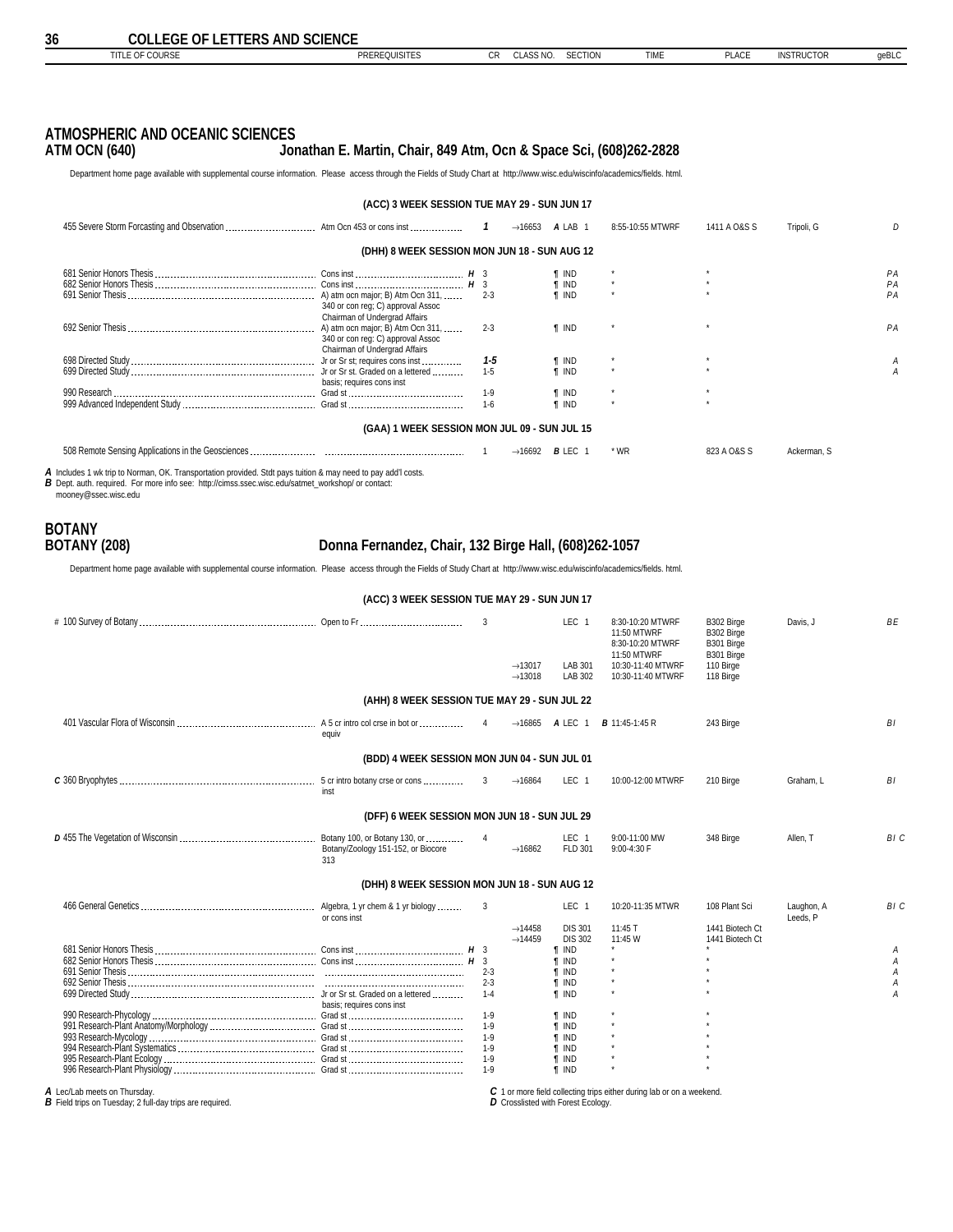## COLLEGE OF LETTERS AND SCIENCE

# ATMOSPHERIC AND OCEANIC SCIENCES

## ATM OCN (640) — Jonathan E. Martin, Chair, 849 Atm, Ocn & Space Sci, (608)262-2828

Department home page available with supplemental course information. Please access through the Fields of Study Chart at http://www.wisc.edu/wiscinfo/academics/fields. html.

| TITLE OF COURSE | PREREQUISITES | CR | CLASS NO. | SECTION | TIME | PLACE | INSTRUCTOR | geBLC |
|---|---|---|---|---|---|---|---|---|
| **(ACC) 3 WEEK SESSION TUE MAY 29 - SUN JUN 17** | | | | | | | | |
| 455 Severe Storm Forcasting and Observation | Atm Ocn 453 or cons inst | *1* | →16653 | *A* LAB 1 | 8:55-10:55 MTWRF | 1411 A O&S S | Tripoli, G | D |
| **(DHH) 8 WEEK SESSION MON JUN 18 - SUN AUG 12** | | | | | | | | |
| 681 Senior Honors Thesis | Cons inst | *H* 3 | | ¶ IND | * | * | | PA |
| 682 Senior Honors Thesis | Cons inst | *H* 3 | | ¶ IND | * | * | | PA |
| 691 Senior Thesis | A) atm ocn major; B) Atm Ocn 311, 340 or con reg; C) approval Assoc Chairman of Undergrad Affairs | 2-3 | | ¶ IND | * | * | | PA |
| 692 Senior Thesis | A) atm ocn major; B) Atm Ocn 311, 340 or con reg; C) approval Assoc Chairman of Undergrad Affairs | 2-3 | | ¶ IND | * | * | | PA |
| 698 Directed Study | Jr or Sr st; requires cons inst | *1-5* | | ¶ IND | * | * | | A |
| 699 Directed Study | Jr or Sr st. Graded on a lettered basis; requires cons inst | 1-5 | | ¶ IND | * | * | | A |
| 990 Research | Grad st | 1-9 | | ¶ IND | * | * | | |
| 999 Advanced Independent Study | Grad st | 1-6 | | ¶ IND | * | * | | |
| **(GAA) 1 WEEK SESSION MON JUL 09 - SUN JUL 15** | | | | | | | | |
| 508 Remote Sensing Applications in the Geosciences | | 1 | →16692 | *B* LEC 1 | * WR | 823 A O&S S | Ackerman, S | |

*A* Includes 1 wk trip to Norman, OK. Transportation provided. Stdt pays tuition & may need to pay add'l costs.
*B* Dept. auth. required. For more info see: http://cimss.ssec.wisc.edu/satmet_workshop/ or contact: mooney@ssec.wisc.edu

# BOTANY

## BOTANY (208) — Donna Fernandez, Chair, 132 Birge Hall, (608)262-1057

Department home page available with supplemental course information. Please access through the Fields of Study Chart at http://www.wisc.edu/wiscinfo/academics/fields. html.

| TITLE OF COURSE | PREREQUISITES | CR | CLASS NO. | SECTION | TIME | PLACE | INSTRUCTOR | geBLC |
|---|---|---|---|---|---|---|---|---|
| **(ACC) 3 WEEK SESSION TUE MAY 29 - SUN JUN 17** | | | | | | | | |
| # 100 Survey of Botany | Open to Fr | 3 | | LEC 1 | 8:30-10:20 MTWRF<br>11:50 MTWRF<br>8:30-10:20 MTWRF<br>11:50 MTWRF | B302 Birge<br>B302 Birge<br>B301 Birge<br>B301 Birge | Davis, J | BE |
| | | | →13017 | LAB 301 | 10:30-11:40 MTWRF | 110 Birge | | |
| | | | →13018 | LAB 302 | 10:30-11:40 MTWRF | 118 Birge | | |
| **(AHH) 8 WEEK SESSION TUE MAY 29 - SUN JUL 22** | | | | | | | | |
| 401 Vascular Flora of Wisconsin | A 5 cr intro col crse in bot or equiv | 4 | →16865 | *A* LEC 1 | *B* 11:45-1:45 R | 243 Birge | | BI |
| **(BDD) 4 WEEK SESSION MON JUN 04 - SUN JUL 01** | | | | | | | | |
| *C* 360 Bryophytes | 5 cr intro botany crse or cons inst | 3 | →16864 | LEC 1 | 10:00-12:00 MTWRF | 210 Birge | Graham, L | BI |
| **(DFF) 6 WEEK SESSION MON JUN 18 - SUN JUL 29** | | | | | | | | |
| *D* 455 The Vegetation of Wisconsin | Botany 100, or Botany 130, or Botany/Zoology 151-152, or Biocore 313 | 4 | →16862 | LEC 1<br>FLD 301 | 9:00-11:00 MW<br>9:00-4:30 F | 348 Birge | Allen, T | BI C |
| **(DHH) 8 WEEK SESSION MON JUN 18 - SUN AUG 12** | | | | | | | | |
| 466 General Genetics | Algebra, 1 yr chem & 1 yr biology or cons inst | 3 | | LEC 1 | 10:20-11:35 MTWR | 108 Plant Sci | Laughon, A<br>Leeds, P | BI C |
| | | | →14458 | DIS 301 | 11:45 T | 1441 Biotech Ct | | |
| | | | →14459 | DIS 302 | 11:45 W | 1441 Biotech Ct | | |
| 681 Senior Honors Thesis | Cons inst | *H* 3 | | ¶ IND | * | * | | A |
| 682 Senior Honors Thesis | Cons inst | *H* 3 | | ¶ IND | * | * | | A |
| 691 Senior Thesis | | 2-3 | | ¶ IND | * | * | | A |
| 692 Senior Thesis | | 2-3 | | ¶ IND | * | * | | A |
| 699 Directed Study | Jr or Sr st. Graded on a lettered basis; requires cons inst | 1-4 | | ¶ IND | * | * | | A |
| 990 Research-Phycology | Grad st | 1-9 | | ¶ IND | * | * | | |
| 991 Research-Plant Anatomy/Morphology | Grad st | 1-9 | | ¶ IND | * | * | | |
| 993 Research-Mycology | Grad st | 1-9 | | ¶ IND | * | * | | |
| 994 Research-Plant Systematics | Grad st | 1-9 | | ¶ IND | * | * | | |
| 995 Research-Plant Ecology | Grad st | 1-9 | | ¶ IND | * | * | | |
| 996 Research-Plant Physiology | Grad st | 1-9 | | ¶ IND | * | * | | |

*A* Lec/Lab meets on Thursday.
*B* Field trips on Tuesday; 2 full-day trips are required.
*C* 1 or more field collecting trips either during lab or on a weekend.
*D* Crosslisted with Forest Ecology.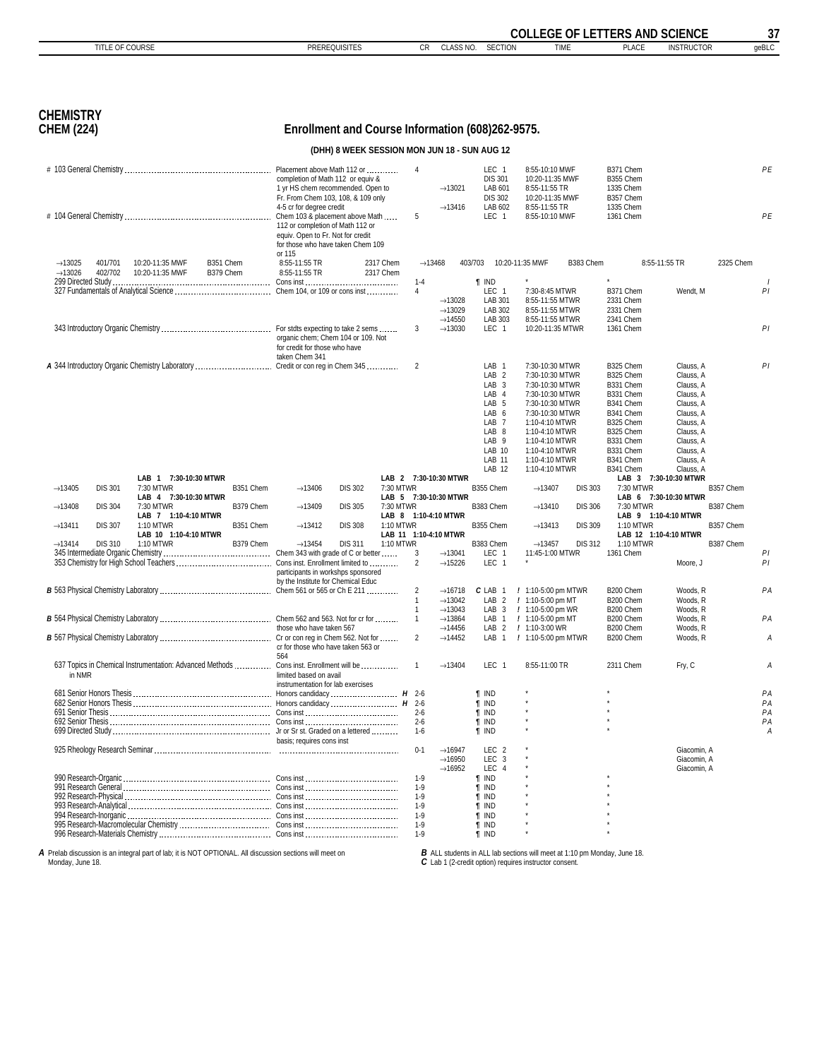## CHEMISTRY
## CHEM (224)

**Enrollment and Course Information (608)262-9575.**

**(DHH) 8 WEEK SESSION MON JUN 18 - SUN AUG 12**

| TITLE OF COURSE | PREREQUISITES | CR | CLASS NO. | SECTION | TIME | PLACE | INSTRUCTOR | geBLC |
|---|---|---|---|---|---|---|---|---|
| # 103 General Chemistry | Placement above Math 112 or completion of Math 112 or equiv & 1 yr HS chem recommended. Open to Fr. From Chem 103, 108, & 109 only 4-5 cr for degree credit | 4 | | LEC 1 | 8:55-10:10 MWF | B371 Chem | | PE |
| | | | | DIS 301 | 10:20-11:35 MWF | B355 Chem | | |
| | | | →13021 | LAB 601 | 8:55-11:55 TR | 1335 Chem | | |
| | | | | DIS 302 | 10:20-11:35 MWF | B357 Chem | | |
| | | | →13416 | LAB 602 | 8:55-11:55 TR | 1335 Chem | | |
| # 104 General Chemistry | Chem 103 & placement above Math 112 or completion of Math 112 or equiv. Open to Fr. Not for credit for those who have taken Chem 109 or 115 | 5 | | LEC 1 | 8:55-10:10 MWF | 1361 Chem | | PE |

| CLASS NO. | SECTION | TIME | PLACE | TIME | PLACE |
|---|---|---|---|---|---|
| →13025 | 401/701 | 10:20-11:35 MWF | B351 Chem | 8:55-11:55 TR | 2317 Chem |
| →13026 | 402/702 | 10:20-11:35 MWF | B379 Chem | 8:55-11:55 TR | 2317 Chem |
| →13468 | 403/703 | 10:20-11:35 MWF | B383 Chem | 8:55-11:55 TR | 2325 Chem |

| TITLE OF COURSE | PREREQUISITES | CR | CLASS NO. | SECTION | TIME | PLACE | INSTRUCTOR | geBLC |
|---|---|---|---|---|---|---|---|---|
| 299 Directed Study | Cons inst | 1-4 | | ¶ IND | * | * | | I |
| 327 Fundamentals of Analytical Science | Chem 104, or 109 or cons inst | 4 | | LEC 1 | 7:30-8:45 MTWR | B371 Chem | Wendt, M | PI |
| | | | →13028 | LAB 301 | 8:55-11:55 MTWR | 2331 Chem | | |
| | | | →13029 | LAB 302 | 8:55-11:55 MTWR | 2331 Chem | | |
| | | | →14550 | LAB 303 | 8:55-11:55 MTWR | 2341 Chem | | |
| 343 Introductory Organic Chemistry | For stdts expecting to take 2 sems organic chem; Chem 104 or 109. Not for credit for those who have taken Chem 341 | 3 | →13030 | LEC 1 | 10:20-11:35 MTWR | 1361 Chem | | PI |
| *A* 344 Introductory Organic Chemistry Laboratory | Credit or con reg in Chem 345 | 2 | | LAB 1 | 7:30-10:30 MTWR | B325 Chem | Clauss, A | PI |
| | | | | LAB 2 | 7:30-10:30 MTWR | B325 Chem | Clauss, A | |
| | | | | LAB 3 | 7:30-10:30 MTWR | B331 Chem | Clauss, A | |
| | | | | LAB 4 | 7:30-10:30 MTWR | B331 Chem | Clauss, A | |
| | | | | LAB 5 | 7:30-10:30 MTWR | B341 Chem | Clauss, A | |
| | | | | LAB 6 | 7:30-10:30 MTWR | B341 Chem | Clauss, A | |
| | | | | LAB 7 | 1:10-4:10 MTWR | B325 Chem | Clauss, A | |
| | | | | LAB 8 | 1:10-4:10 MTWR | B325 Chem | Clauss, A | |
| | | | | LAB 9 | 1:10-4:10 MTWR | B331 Chem | Clauss, A | |
| | | | | LAB 10 | 1:10-4:10 MTWR | B331 Chem | Clauss, A | |
| | | | | LAB 11 | 1:10-4:10 MTWR | B341 Chem | Clauss, A | |
| | | | | LAB 12 | 1:10-4:10 MTWR | B341 Chem | Clauss, A | |

| LAB | CLASS NO. | SECTION | TIME | PLACE |
|---|---|---|---|---|
| LAB 1 7:30-10:30 MTWR | →13405 | DIS 301 | 7:30 MTWR | B351 Chem |
| LAB 2 7:30-10:30 MTWR | →13406 | DIS 302 | 7:30 MTWR | B355 Chem |
| LAB 3 7:30-10:30 MTWR | →13407 | DIS 303 | 7:30 MTWR | B357 Chem |
| LAB 4 7:30-10:30 MTWR | →13408 | DIS 304 | 7:30 MTWR | B379 Chem |
| LAB 5 7:30-10:30 MTWR | →13409 | DIS 305 | 7:30 MTWR | B383 Chem |
| LAB 6 7:30-10:30 MTWR | →13410 | DIS 306 | 7:30 MTWR | B387 Chem |
| LAB 7 1:10-4:10 MTWR | →13411 | DIS 307 | 1:10 MTWR | B351 Chem |
| LAB 8 1:10-4:10 MTWR | →13412 | DIS 308 | 1:10 MTWR | B355 Chem |
| LAB 9 1:10-4:10 MTWR | →13413 | DIS 309 | 1:10 MTWR | B357 Chem |
| LAB 10 1:10-4:10 MTWR | →13414 | DIS 310 | 1:10 MTWR | B379 Chem |
| LAB 11 1:10-4:10 MTWR | →13454 | DIS 311 | 1:10 MTWR | B383 Chem |
| LAB 12 1:10-4:10 MTWR | →13457 | DIS 312 | 1:10 MTWR | B387 Chem |

| TITLE OF COURSE | PREREQUISITES | CR | CLASS NO. | SECTION | TIME | PLACE | INSTRUCTOR | geBLC |
|---|---|---|---|---|---|---|---|---|
| 345 Intermediate Organic Chemistry | Chem 343 with grade of C or better | 3 | →13041 | LEC 1 | 11:45-1:00 MWTR | 1361 Chem | | PI |
| 353 Chemistry for High School Teachers | Cons inst. Enrollment limited to participants in workshps sponsored by the Institute for Chemical Educ | 2 | →15226 | LEC 1 | * | | Moore, J | PI |
| *B* 563 Physical Chemistry Laboratory | Chem 561 or 565 or Ch E 211 | 2 | →16718 | *C* LAB 1 | ! 1:10-5:00 pm MTWR | B200 Chem | Woods, R | PA |
| | | 1 | →13042 | LAB 2 | ! 1:10-5:00 pm MT | B200 Chem | Woods, R | |
| | | 1 | →13043 | LAB 3 | ! 1:10-5:00 pm WR | B200 Chem | Woods, R | |
| *B* 564 Physical Chemistry Laboratory | Chem 562 and 563. Not for cr for those who have taken 567 | 1 | →13864 | LAB 1 | ! 1:10-5:00 pm MT | B200 Chem | Woods, R | PA |
| | | | →14456 | LAB 2 | ! 1:10-3:00 WR | B200 Chem | Woods, R | |
| *B* 567 Physical Chemistry Laboratory | Cr or con reg in Chem 562. Not for cr for those who have taken 563 or 564 | 2 | →14452 | LAB 1 | ! 1:10-5:00 pm MTWR | B200 Chem | Woods, R | A |
| 637 Topics in Chemical Instrumentation: Advanced Methods in NMR | Cons inst. Enrollment will be limited based on avail instrumentation for lab exercises | 1 | →13404 | LEC 1 | 8:55-11:00 TR | 2311 Chem | Fry, C | A |
| 681 Senior Honors Thesis | Honors candidacy *H* | 2-6 | | ¶ IND | * | * | | PA |
| 682 Senior Honors Thesis | Honors candidacy *H* | 2-6 | | ¶ IND | * | * | | PA |
| 691 Senior Thesis | Cons inst | 2-6 | | ¶ IND | * | * | | PA |
| 692 Senior Thesis | Cons inst | 2-6 | | ¶ IND | * | * | | PA |
| 699 Directed Study | Jr or Sr st. Graded on a lettered basis; requires cons inst | 1-6 | | ¶ IND | * | * | | A |
| 925 Rheology Research Seminar | | 0-1 | →16947 | LEC 2 | * | | Giacomin, A | |
| | | | →16950 | LEC 3 | * | | Giacomin, A | |
| | | | →16952 | LEC 4 | * | | Giacomin, A | |
| 990 Research-Organic | Cons inst | 1-9 | | ¶ IND | * | * | | |
| 991 Research General | Cons inst | 1-9 | | ¶ IND | * | * | | |
| 992 Research-Physical | Cons inst | 1-9 | | ¶ IND | * | * | | |
| 993 Research-Analytical | Cons inst | 1-9 | | ¶ IND | * | * | | |
| 994 Research-Inorganic | Cons inst | 1-9 | | ¶ IND | * | * | | |
| 995 Research-Macromolecular Chemistry | Cons inst | 1-9 | | ¶ IND | * | * | | |
| 996 Research-Materials Chemistry | Cons inst | 1-9 | | ¶ IND | * | * | | |

***A*** Prelab discussion is an integral part of lab; it is NOT OPTIONAL. All discussion sections will meet on Monday, June 18.

***B*** ALL students in ALL lab sections will meet at 1:10 pm Monday, June 18.

***C*** Lab 1 (2-credit option) requires instructor consent.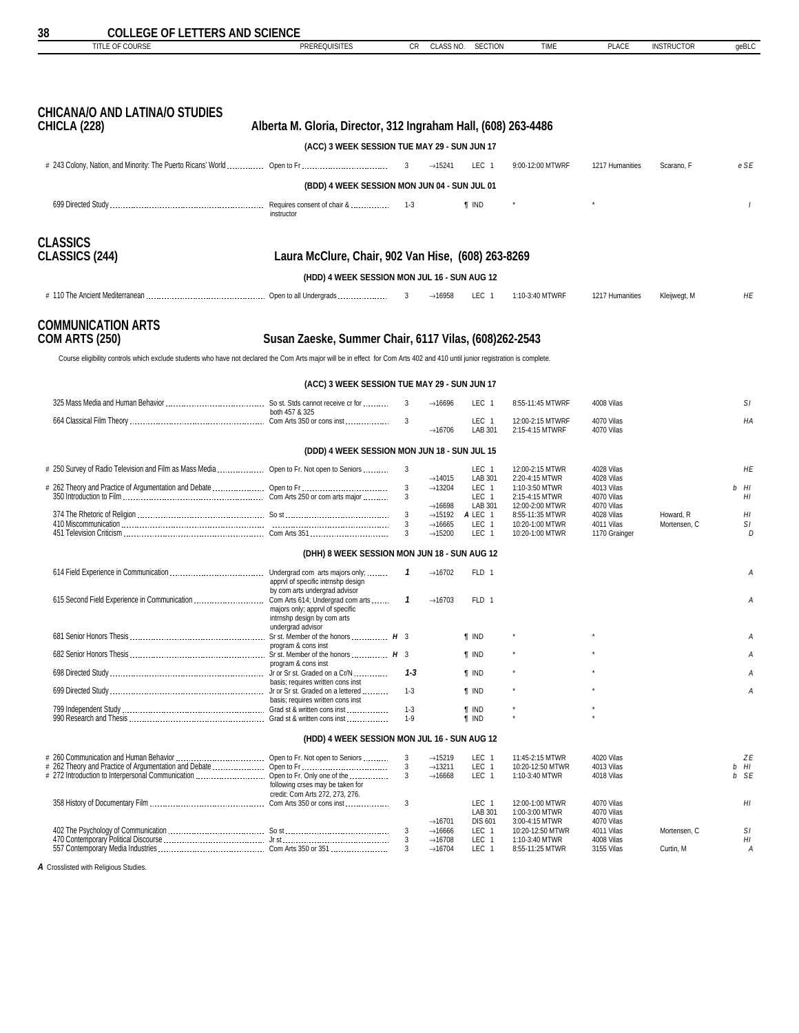## CHICANA/O AND LATINA/O STUDIES

### CHICLA (228) — Alberta M. Gloria, Director, 312 Ingraham Hall, (608) 263-4486

| TITLE OF COURSE | PREREQUISITES | CR | CLASS NO. | SECTION | TIME | PLACE | INSTRUCTOR | geBLC |
|---|---|---|---|---|---|---|---|---|
| **(ACC) 3 WEEK SESSION TUE MAY 29 - SUN JUN 17** | | | | | | | | |
| # 243 Colony, Nation, and Minority: The Puerto Ricans' World | Open to Fr | 3 | →15241 | LEC 1 | 9:00-12:00 MTWRF | 1217 Humanities | Scarano, F | e SE |
| **(BDD) 4 WEEK SESSION MON JUN 04 - SUN JUL 01** | | | | | | | | |
| 699 Directed Study | Requires consent of chair & instructor | 1-3 | | ¶ IND | * | * | | I |

## CLASSICS

### CLASSICS (244) — Laura McClure, Chair, 902 Van Hise, (608) 263-8269

| TITLE OF COURSE | PREREQUISITES | CR | CLASS NO. | SECTION | TIME | PLACE | INSTRUCTOR | geBLC |
|---|---|---|---|---|---|---|---|---|
| **(HDD) 4 WEEK SESSION MON JUL 16 - SUN AUG 12** | | | | | | | | |
| # 110 The Ancient Mediterranean | Open to all Undergrads | 3 | →16958 | LEC 1 | 1:10-3:40 MTWRF | 1217 Humanities | Kleijwegt, M | HE |

## COMMUNICATION ARTS

### COM ARTS (250) — Susan Zaeske, Summer Chair, 6117 Vilas, (608)262-2543

Course eligibility controls which exclude students who have not declared the Com Arts major will be in effect for Com Arts 402 and 410 until junior registration is complete.

| TITLE OF COURSE | PREREQUISITES | CR | CLASS NO. | SECTION | TIME | PLACE | INSTRUCTOR | geBLC |
|---|---|---|---|---|---|---|---|---|
| **(ACC) 3 WEEK SESSION TUE MAY 29 - SUN JUN 17** | | | | | | | | |
| 325 Mass Media and Human Behavior | So st. Stds cannot receive cr for both 457 & 325 | 3 | →16696 | LEC 1 | 8:55-11:45 MTWRF | 4008 Vilas | | SI |
| 664 Classical Film Theory | Com Arts 350 or cons inst | 3 | | LEC 1 | 12:00-2:15 MTWRF | 4070 Vilas | | HA |
| | | | →16706 | LAB 301 | 2:15-4:15 MTWRF | 4070 Vilas | | |
| **(DDD) 4 WEEK SESSION MON JUN 18 - SUN JUL 15** | | | | | | | | |
| # 250 Survey of Radio Television and Film as Mass Media | Open to Fr. Not open to Seniors | 3 | | LEC 1 | 12:00-2:15 MTWR | 4028 Vilas | | HE |
| | | | →14015 | LAB 301 | 2:20-4:15 MTWR | 4028 Vilas | | |
| # 262 Theory and Practice of Argumentation and Debate | Open to Fr | 3 | →13204 | LEC 1 | 1:10-3:50 MTWR | 4013 Vilas | | b HI |
| 350 Introduction to Film | Com Arts 250 or com arts major | 3 | | LEC 1 | 2:15-4:15 MTWR | 4070 Vilas | | HI |
| | | | →16698 | LAB 301 | 12:00-2:00 MTWR | 4070 Vilas | | |
| 374 The Rhetoric of Religion | So st | 3 | →15192 | A LEC 1 | 8:55-11:35 MTWR | 4028 Vilas | Howard, R | HI |
| 410 Miscommunication | | 3 | →16665 | LEC 1 | 10:20-1:00 MTWR | 4011 Vilas | Mortensen, C | SI |
| 451 Television Criticism | Com Arts 351 | 3 | →15200 | LEC 1 | 10:20-1:00 MTWR | 1170 Grainger | | D |
| **(DHH) 8 WEEK SESSION MON JUN 18 - SUN AUG 12** | | | | | | | | |
| 614 Field Experience in Communication | Undergrad com arts majors only; apprvl of specific intrnshp design by com arts undergrad advisor | *1* | →16702 | FLD 1 | | | | A |
| 615 Second Field Experience in Communication | Com Arts 614; Undergrad com arts majors only; apprvl of specific intrnshp design by com arts undergrad advisor | *1* | →16703 | FLD 1 | | | | A |
| 681 Senior Honors Thesis | Sr st. Member of the honors program & cons inst **H** | 3 | | ¶ IND | * | * | | A |
| 682 Senior Honors Thesis | Sr st. Member of the honors program & cons inst **H** | 3 | | ¶ IND | * | * | | A |
| 698 Directed Study | Jr or Sr st. Graded on a Cr/N basis; requires written cons inst | *1-3* | | ¶ IND | * | * | | A |
| 699 Directed Study | Jr or Sr st. Graded on a lettered basis; requires written cons inst | 1-3 | | ¶ IND | * | * | | A |
| 799 Independent Study | Grad st & written cons inst | 1-3 | | ¶ IND | * | * | | |
| 990 Research and Thesis | Grad st & written cons inst | 1-9 | | ¶ IND | * | * | | |
| **(HDD) 4 WEEK SESSION MON JUL 16 - SUN AUG 12** | | | | | | | | |
| # 260 Communication and Human Behavior | Open to Fr. Not open to Seniors | 3 | →15219 | LEC 1 | 11:45-2:15 MTWR | 4020 Vilas | | ZE |
| # 262 Theory and Practice of Argumentation and Debate | Open to Fr | 3 | →13211 | LEC 1 | 10:20-12:50 MTWR | 4013 Vilas | | b HI |
| # 272 Introduction to Interpersonal Communication | Open to Fr. Only one of the following crses may be taken for credit: Com Arts 272, 273, 276. | 3 | →16668 | LEC 1 | 1:10-3:40 MTWR | 4018 Vilas | | b SE |
| 358 History of Documentary Film | Com Arts 350 or cons inst | 3 | | LEC 1 | 12:00-1:00 MTWR | 4070 Vilas | | HI |
| | | | | LAB 301 | 1:00-3:00 MTWR | 4070 Vilas | | |
| | | | →16701 | DIS 601 | 3:00-4:15 MTWR | 4070 Vilas | | |
| 402 The Psychology of Communication | So st | 3 | →16666 | LEC 1 | 10:20-12:50 MTWR | 4011 Vilas | Mortensen, C | SI |
| 470 Contemporary Political Discourse | Jr st | 3 | →16708 | LEC 1 | 1:10-3:40 MTWR | 4008 Vilas | | HI |
| 557 Contemporary Media Industries | Com Arts 350 or 351 | 3 | →16704 | LEC 1 | 8:55-11:25 MTWR | 3155 Vilas | Curtin, M | A |

***A*** Crosslisted with Religious Studies.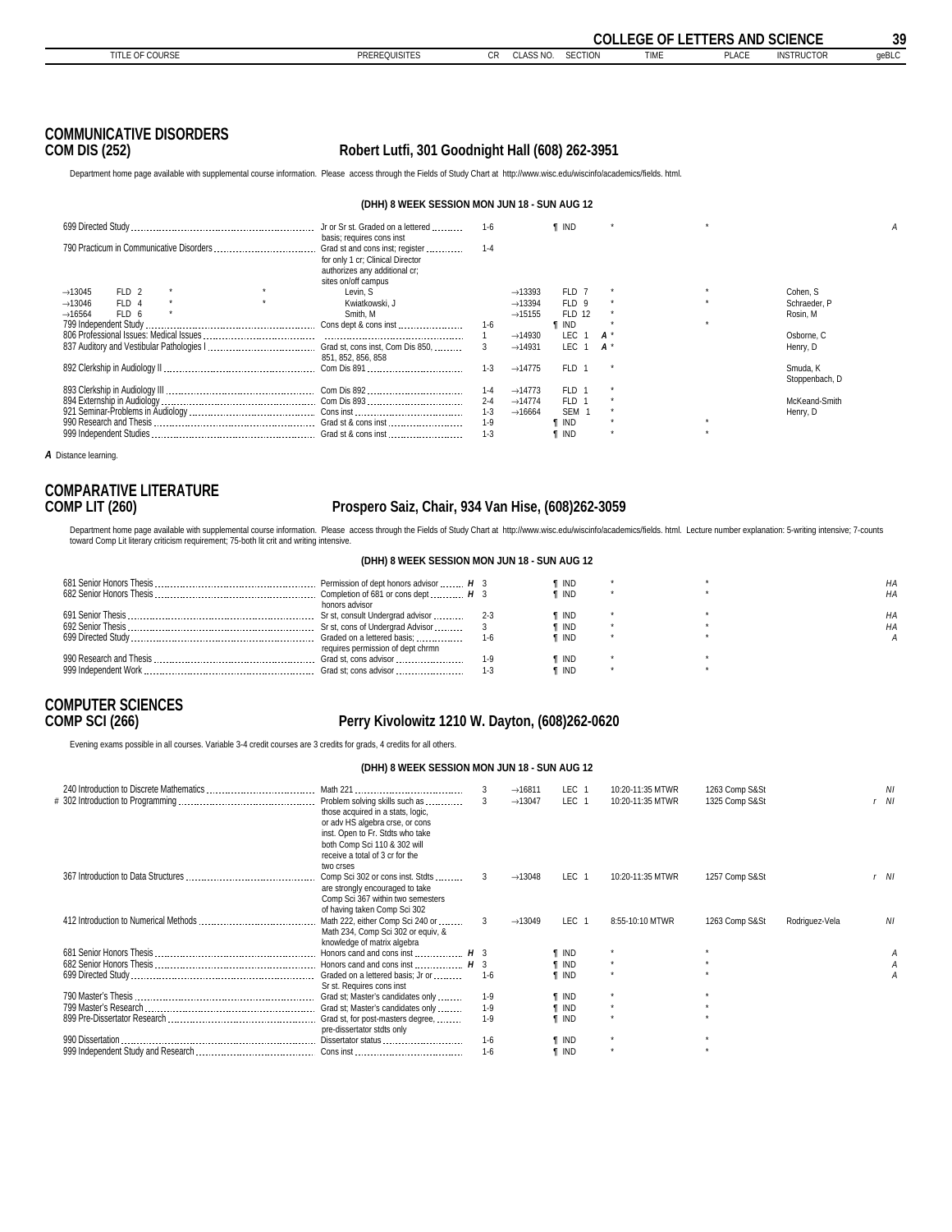## COMMUNICATIVE DISORDERS

### COM DIS (252) — Robert Lutfi, 301 Goodnight Hall (608) 262-3951

Department home page available with supplemental course information. Please access through the Fields of Study Chart at http://www.wisc.edu/wiscinfo/academics/fields. html.

**(DHH) 8 WEEK SESSION MON JUN 18 - SUN AUG 12**

| TITLE OF COURSE | PREREQUISITES | CR | CLASS NO. | SECTION | TIME | PLACE | INSTRUCTOR | geBLC |
|---|---|---|---|---|---|---|---|---|
| 699 Directed Study | Jr or Sr st. Graded on a lettered basis; requires cons inst | 1-6 | | ¶ IND | * | * | | A |
| 790 Practicum in Communicative Disorders | Grad st and cons inst; register for only 1 cr; Clinical Director authorizes any additional cr; sites on/off campus | 1-4 | | | | | | |
| →13045 FLD 2 * * | Levin, S | | →13393 | FLD 7 | * | * | Cohen, S | |
| →13046 FLD 4 * * | Kwiatkowski, J | | →13394 | FLD 9 | * | * | Schraeder, P | |
| →16564 FLD 6 * | Smith, M | | →15155 | FLD 12 | * | | Rosin, M | |
| 799 Independent Study | Cons dept & cons inst | 1-6 | | ¶ IND | * | * | | |
| 806 Professional Issues: Medical Issues | | 1 | →14930 | LEC 1 | *A* * | | Osborne, C | |
| 837 Auditory and Vestibular Pathologies I | Grad st, cons inst, Com Dis 850, 851, 852, 856, 858 | 3 | →14931 | LEC 1 | *A* * | | Henry, D | |
| 892 Clerkship in Audiology II | Com Dis 891 | 1-3 | →14775 | FLD 1 | * | | Smuda, K; Stoppenbach, D | |
| 893 Clerkship in Audiology III | Com Dis 892 | 1-4 | →14773 | FLD 1 | * | | | |
| 894 Externship in Audiology | Com Dis 893 | 2-4 | →14774 | FLD 1 | * | | McKeand-Smith | |
| 921 Seminar-Problems in Audiology | Cons inst | 1-3 | →16664 | SEM 1 | * | | Henry, D | |
| 990 Research and Thesis | Grad st & cons inst | 1-9 | | ¶ IND | * | * | | |
| 999 Independent Studies | Grad st & cons inst | 1-3 | | ¶ IND | * | * | | |

***A*** Distance learning.

## COMPARATIVE LITERATURE

### COMP LIT (260) — Prospero Saiz, Chair, 934 Van Hise, (608)262-3059

Department home page available with supplemental course information. Please access through the Fields of Study Chart at http://www.wisc.edu/wiscinfo/academics/fields. html. Lecture number explanation: 5-writing intensive; 7-counts toward Comp Lit literary criticism requirement; 75-both lit crit and writing intensive.

**(DHH) 8 WEEK SESSION MON JUN 18 - SUN AUG 12**

| TITLE OF COURSE | PREREQUISITES | CR | CLASS NO. | SECTION | TIME | PLACE | INSTRUCTOR | geBLC |
|---|---|---|---|---|---|---|---|---|
| 681 Senior Honors Thesis | Permission of dept honors advisor *H* | 3 | | ¶ IND | * | * | | HA |
| 682 Senior Honors Thesis | Completion of 681 or cons dept honors advisor *H* | 3 | | ¶ IND | * | * | | HA |
| 691 Senior Thesis | Sr st, consult Undergrad advisor | 2-3 | | ¶ IND | * | * | | HA |
| 692 Senior Thesis | Sr st, cons of Undergrad Advisor | 3 | | ¶ IND | * | * | | HA |
| 699 Directed Study | Graded on a lettered basis; requires permission of dept chrmn | 1-6 | | ¶ IND | * | * | | A |
| 990 Research and Thesis | Grad st, cons advisor | 1-9 | | ¶ IND | * | * | | |
| 999 Independent Work | Grad st; cons advisor | 1-3 | | ¶ IND | * | * | | |

## COMPUTER SCIENCES

### COMP SCI (266) — Perry Kivolowitz 1210 W. Dayton, (608)262-0620

Evening exams possible in all courses. Variable 3-4 credit courses are 3 credits for grads, 4 credits for all others.

**(DHH) 8 WEEK SESSION MON JUN 18 - SUN AUG 12**

| TITLE OF COURSE | PREREQUISITES | CR | CLASS NO. | SECTION | TIME | PLACE | INSTRUCTOR | geBLC |
|---|---|---|---|---|---|---|---|---|
| 240 Introduction to Discrete Mathematics | Math 221 | 3 | →16811 | LEC 1 | 10:20-11:35 MTWR | 1263 Comp S&St | | NI |
| # 302 Introduction to Programming | Problem solving skills such as those acquired in a stats, logic, or adv HS algebra crse, or cons inst. Open to Fr. Stdts who take both Comp Sci 110 & 302 will receive a total of 3 cr for the two crses | 3 | →13047 | LEC 1 | 10:20-11:35 MTWR | 1325 Comp S&St | | r NI |
| 367 Introduction to Data Structures | Comp Sci 302 or cons inst. Stdts are strongly encouraged to take Comp Sci 367 within two semesters of having taken Comp Sci 302 | 3 | →13048 | LEC 1 | 10:20-11:35 MTWR | 1257 Comp S&St | | r NI |
| 412 Introduction to Numerical Methods | Math 222, either Comp Sci 240 or Math 234, Comp Sci 302 or equiv, & knowledge of matrix algebra | 3 | →13049 | LEC 1 | 8:55-10:10 MTWR | 1263 Comp S&St | Rodriguez-Vela | NI |
| 681 Senior Honors Thesis | Honors cand and cons inst *H* | 3 | | ¶ IND | * | * | | A |
| 682 Senior Honors Thesis | Honors cand and cons inst *H* | 3 | | ¶ IND | * | * | | A |
| 699 Directed Study | Graded on a lettered basis; Jr or Sr st. Requires cons inst | 1-6 | | ¶ IND | * | * | | A |
| 790 Master's Thesis | Grad st; Master's candidates only | 1-9 | | ¶ IND | * | * | | |
| 799 Master's Research | Grad st; Master's candidates only | 1-9 | | ¶ IND | * | * | | |
| 899 Pre-Dissertator Research | Grad st, for post-masters degree, pre-dissertator stdts only | 1-9 | | ¶ IND | * | * | | |
| 990 Dissertation | Dissertator status | 1-6 | | ¶ IND | * | * | | |
| 999 Independent Study and Research | Cons inst | 1-6 | | ¶ IND | * | * | | |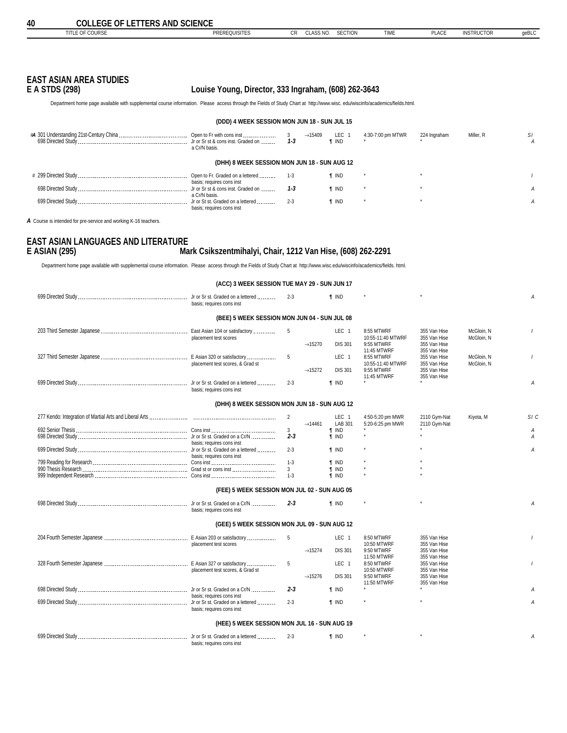# EAST ASIAN AREA STUDIES

## E A STDS (298) — Louise Young, Director, 333 Ingraham, (608) 262-3643

Department home page available with supplemental course information. Please access through the Fields of Study Chart at http://www.wisc. edu/wiscinfo/academics/fields.html.

### (DDD) 4 WEEK SESSION MON JUN 18 - SUN JUL 15

| TITLE OF COURSE | PREREQUISITES | CR | CLASS NO. | SECTION | TIME | PLACE | INSTRUCTOR | geBLC |
|---|---|---|---|---|---|---|---|---|
| #A 301 Understanding 21st-Century China | Open to Fr with cons inst | 3 | →15409 | LEC 1 | 4:30-7:00 pm MTWR | 224 Ingraham | Miller, R | S I |
| 698 Directed Study | Jr or Sr st & cons inst. Graded on a Cr/N basis. | *1-3* | | ¶ IND | * | * | | A |

### (DHH) 8 WEEK SESSION MON JUN 18 - SUN AUG 12

| TITLE OF COURSE | PREREQUISITES | CR | CLASS NO. | SECTION | TIME | PLACE | INSTRUCTOR | geBLC |
|---|---|---|---|---|---|---|---|---|
| # 299 Directed Study | Open to Fr. Graded on a lettered basis; requires cons inst | 1-3 | | ¶ IND | * | * | | I |
| 698 Directed Study | Jr or Sr st & cons inst. Graded on a Cr/N basis. | *1-3* | | ¶ IND | * | * | | A |
| 699 Directed Study | Jr or Sr st. Graded on a lettered basis; requires cons inst | 2-3 | | ¶ IND | * | * | | A |

***A*** Course is intended for pre-service and working K-16 teachers.

# EAST ASIAN LANGUAGES AND LITERATURE

## E ASIAN (295) — Mark Csikszentmihalyi, Chair, 1212 Van Hise, (608) 262-2291

Department home page available with supplemental course information. Please access through the Fields of Study Chart at http://www.wisc.edu/wiscinfo/academics/fields. html.

### (ACC) 3 WEEK SESSION TUE MAY 29 - SUN JUN 17

| TITLE OF COURSE | PREREQUISITES | CR | CLASS NO. | SECTION | TIME | PLACE | INSTRUCTOR | geBLC |
|---|---|---|---|---|---|---|---|---|
| 699 Directed Study | Jr or Sr st. Graded on a lettered basis; requires cons inst | 2-3 | | ¶ IND | * | * | | A |

### (BEE) 5 WEEK SESSION MON JUN 04 - SUN JUL 08

| TITLE OF COURSE | PREREQUISITES | CR | CLASS NO. | SECTION | TIME | PLACE | INSTRUCTOR | geBLC |
|---|---|---|---|---|---|---|---|---|
| 203 Third Semester Japanese | East Asian 104 or satisfactory placement test scores | 5 | | LEC 1 | 8:55 MTWRF | 355 Van Hise | McGloin, N | I |
| | | | | | 10:55-11:40 MTWRF | 355 Van Hise | McGloin, N | |
| | | | →15270 | DIS 301 | 9:55 MTWRF | 355 Van Hise | | |
| | | | | | 11:45 MTWRF | 355 Van Hise | | |
| 327 Third Semester Japanese | E Asian 320 or satisfactory placement test scores, & Grad st | 5 | | LEC 1 | 8:55 MTWRF | 355 Van Hise | McGloin, N | I |
| | | | | | 10:55-11:40 MTWRF | 355 Van Hise | McGloin, N | |
| | | | →15272 | DIS 301 | 9:55 MTWRF | 355 Van Hise | | |
| | | | | | 11:45 MTWRF | 355 Van Hise | | |
| 699 Directed Study | Jr or Sr st. Graded on a lettered basis; requires cons inst | 2-3 | | ¶ IND | * | * | | A |

### (DHH) 8 WEEK SESSION MON JUN 18 - SUN AUG 12

| TITLE OF COURSE | PREREQUISITES | CR | CLASS NO. | SECTION | TIME | PLACE | INSTRUCTOR | geBLC |
|---|---|---|---|---|---|---|---|---|
| 277 Kendo: Integration of Martial Arts and Liberal Arts | | 2 | | LEC 1 | 4:50-5:20 pm MWR | 2110 Gym-Nat | Kiyota, M | S I C |
| | | | →14461 | LAB 301 | 5:20-6:25 pm MWR | 2110 Gym-Nat | | |
| 692 Senior Thesis | Cons inst | 3 | | ¶ IND | * | * | | A |
| 698 Directed Study | Jr or Sr st. Graded on a Cr/N basis; requires cons inst | *2-3* | | ¶ IND | * | * | | A |
| 699 Directed Study | Jr or Sr st. Graded on a lettered basis; requires cons inst | 2-3 | | ¶ IND | * | * | | A |
| 799 Reading for Research | Cons inst | 1-3 | | ¶ IND | * | * | | |
| 990 Thesis Research | Grad st or cons inst | 3 | | ¶ IND | * | * | | |
| 999 Independent Research | Cons inst | 1-3 | | ¶ IND | * | * | | |

### (FEE) 5 WEEK SESSION MON JUL 02 - SUN AUG 05

| TITLE OF COURSE | PREREQUISITES | CR | CLASS NO. | SECTION | TIME | PLACE | INSTRUCTOR | geBLC |
|---|---|---|---|---|---|---|---|---|
| 698 Directed Study | Jr or Sr st. Graded on a Cr/N basis; requires cons inst | *2-3* | | ¶ IND | * | * | | A |

### (GEE) 5 WEEK SESSION MON JUL 09 - SUN AUG 12

| TITLE OF COURSE | PREREQUISITES | CR | CLASS NO. | SECTION | TIME | PLACE | INSTRUCTOR | geBLC |
|---|---|---|---|---|---|---|---|---|
| 204 Fourth Semester Japanese | E Asian 203 or satisfactory placement test scores | 5 | | LEC 1 | 8:50 MTWRF | 355 Van Hise | | I |
| | | | | | 10:50 MTWRF | 355 Van Hise | | |
| | | | →15274 | DIS 301 | 9:50 MTWRF | 355 Van Hise | | |
| | | | | | 11:50 MTWRF | 355 Van Hise | | |
| 328 Fourth Semester Japanese | E Asian 327 or satisfactory placement test scores, & Grad st | 5 | | LEC 1 | 8:50 MTWRF | 355 Van Hise | | I |
| | | | | | 10:50 MTWRF | 355 Van Hise | | |
| | | | →15276 | DIS 301 | 9:50 MTWRF | 355 Van Hise | | |
| | | | | | 11:50 MTWRF | 355 Van Hise | | |
| 698 Directed Study | Jr or Sr st. Graded on a Cr/N basis; requires cons inst | *2-3* | | ¶ IND | * | * | | A |
| 699 Directed Study | Jr or Sr st. Graded on a lettered basis; requires cons inst | 2-3 | | ¶ IND | * | * | | A |

### (HEE) 5 WEEK SESSION MON JUL 16 - SUN AUG 19

| TITLE OF COURSE | PREREQUISITES | CR | CLASS NO. | SECTION | TIME | PLACE | INSTRUCTOR | geBLC |
|---|---|---|---|---|---|---|---|---|
| 699 Directed Study | Jr or Sr st. Graded on a lettered basis; requires cons inst | 2-3 | | ¶ IND | * | * | | A |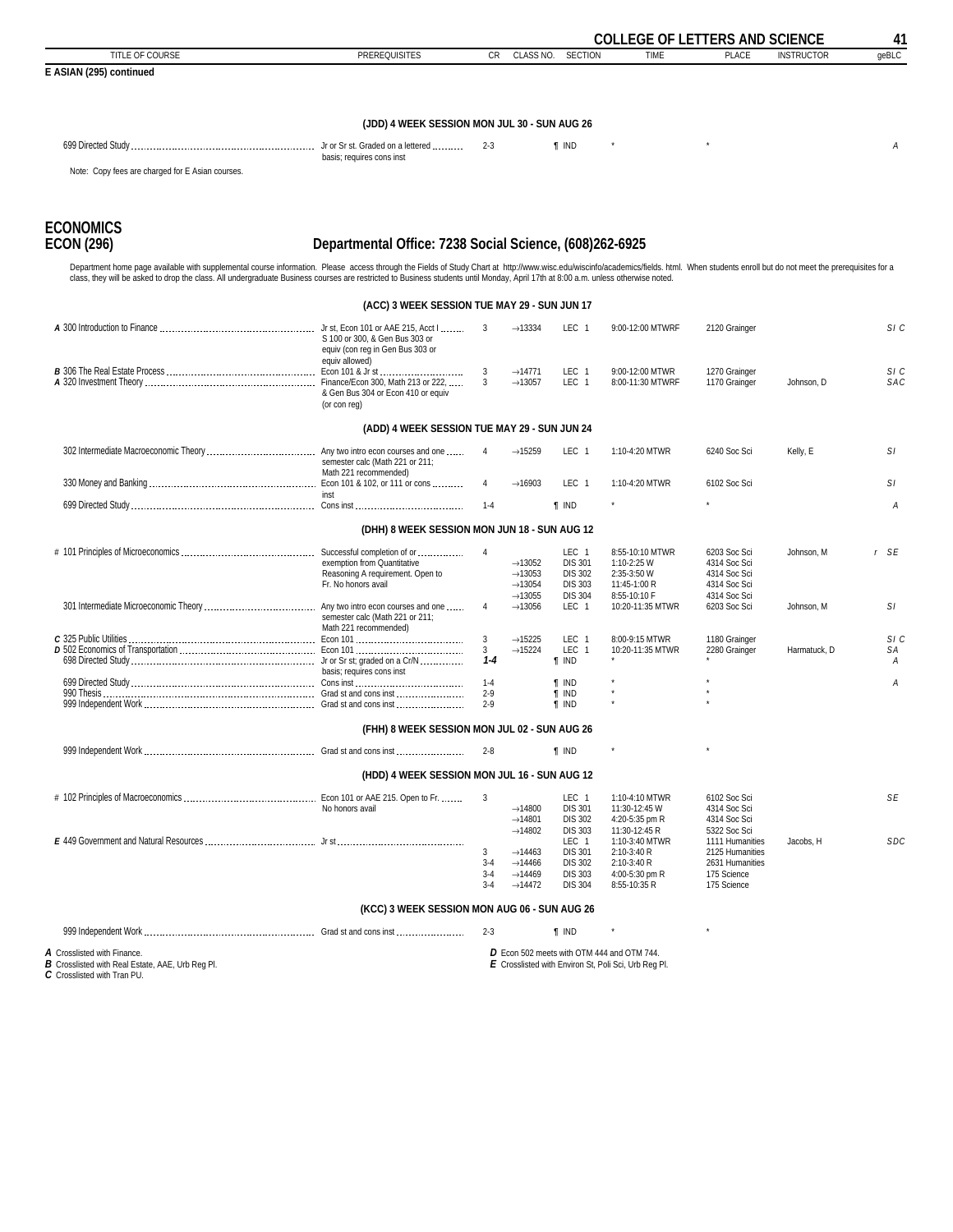**E ASIAN (295) continued**

### (JDD) 4 WEEK SESSION MON JUL 30 - SUN AUG 26

| TITLE OF COURSE | PREREQUISITES | CR | CLASS NO. | SECTION | TIME | PLACE | INSTRUCTOR | geBLC |
|---|---|---|---|---|---|---|---|---|
| 699 Directed Study | Jr or Sr st. Graded on a lettered basis; requires cons inst | 2-3 | | ¶ IND | * | * | | A |

Note: Copy fees are charged for E Asian courses.

## ECONOMICS
## ECON (296) Departmental Office: 7238 Social Science, (608)262-6925

Department home page available with supplemental course information. Please access through the Fields of Study Chart at http://www.wisc.edu/wiscinfo/academics/fields. html. When students enroll but do not meet the prerequisites for a class, they will be asked to drop the class. All undergraduate Business courses are restricted to Business students until Monday, April 17th at 8:00 a.m. unless otherwise noted.

### (ACC) 3 WEEK SESSION TUE MAY 29 - SUN JUN 17

| TITLE OF COURSE | PREREQUISITES | CR | CLASS NO. | SECTION | TIME | PLACE | INSTRUCTOR | geBLC |
|---|---|---|---|---|---|---|---|---|
| *A* 300 Introduction to Finance | Jr st, Econ 101 or AAE 215, Acct I S 100 or 300, & Gen Bus 303 or equiv (con reg in Gen Bus 303 or equiv allowed) | 3 | →13334 | LEC 1 | 9:00-12:00 MTWRF | 2120 Grainger | | SI C |
| *B* 306 The Real Estate Process | Econ 101 & Jr st | 3 | →14771 | LEC 1 | 9:00-12:00 MTWR | 1270 Grainger | | SI C |
| *A* 320 Investment Theory | Finance/Econ 300, Math 213 or 222, & Gen Bus 304 or Econ 410 or equiv (or con reg) | 3 | →13057 | LEC 1 | 8:00-11:30 MTWRF | 1170 Grainger | Johnson, D | SAC |

### (ADD) 4 WEEK SESSION TUE MAY 29 - SUN JUN 24

| TITLE OF COURSE | PREREQUISITES | CR | CLASS NO. | SECTION | TIME | PLACE | INSTRUCTOR | geBLC |
|---|---|---|---|---|---|---|---|---|
| 302 Intermediate Macroeconomic Theory | Any two intro econ courses and one semester calc (Math 221 or 211; Math 221 recommended) | 4 | →15259 | LEC 1 | 1:10-4:20 MTWR | 6240 Soc Sci | Kelly, E | SI |
| 330 Money and Banking | Econ 101 & 102, or 111 or cons inst | 4 | →16903 | LEC 1 | 1:10-4:20 MTWR | 6102 Soc Sci | | SI |
| 699 Directed Study | Cons inst | 1-4 | | ¶ IND | * | * | | A |

### (DHH) 8 WEEK SESSION MON JUN 18 - SUN AUG 12

| TITLE OF COURSE | PREREQUISITES | CR | CLASS NO. | SECTION | TIME | PLACE | INSTRUCTOR | geBLC |
|---|---|---|---|---|---|---|---|---|
| # 101 Principles of Microeconomics | Successful completion of or exemption from Quantitative Reasoning A requirement. Open to Fr. No honors avail | 4 | | LEC 1 | 8:55-10:10 MTWR | 6203 Soc Sci | Johnson, M | r SE |
| | | | →13052 | DIS 301 | 1:10-2:25 W | 4314 Soc Sci | | |
| | | | →13053 | DIS 302 | 2:35-3:50 W | 4314 Soc Sci | | |
| | | | →13054 | DIS 303 | 11:45-1:00 R | 4314 Soc Sci | | |
| | | | →13055 | DIS 304 | 8:55-10:10 F | 4314 Soc Sci | | |
| 301 Intermediate Microeconomic Theory | Any two intro econ courses and one semester calc (Math 221 or 211; Math 221 recommended) | 4 | →13056 | LEC 1 | 10:20-11:35 MTWR | 6203 Soc Sci | Johnson, M | SI |
| *C* 325 Public Utilities | Econ 101 | 3 | →15225 | LEC 1 | 8:00-9:15 MTWR | 1180 Grainger | | SI C |
| *D* 502 Economics of Transportation | Econ 101 | 3 | →15224 | LEC 1 | 10:20-11:35 MTWR | 2280 Grainger | Harmatuck, D | SA |
| 698 Directed Study | Jr or Sr st; graded on a Cr/N basis; requires cons inst | **1-4** | | ¶ IND | * | * | | A |
| 699 Directed Study | Cons inst | 1-4 | | ¶ IND | * | * | | A |
| 990 Thesis | Grad st and cons inst | 2-9 | | ¶ IND | * | * | | |
| 999 Independent Work | Grad st and cons inst | 2-9 | | ¶ IND | * | * | | |

### (FHH) 8 WEEK SESSION MON JUL 02 - SUN AUG 26

| TITLE OF COURSE | PREREQUISITES | CR | CLASS NO. | SECTION | TIME | PLACE | INSTRUCTOR | geBLC |
|---|---|---|---|---|---|---|---|---|
| 999 Independent Work | Grad st and cons inst | 2-8 | | ¶ IND | * | * | | |

### (HDD) 4 WEEK SESSION MON JUL 16 - SUN AUG 12

| TITLE OF COURSE | PREREQUISITES | CR | CLASS NO. | SECTION | TIME | PLACE | INSTRUCTOR | geBLC |
|---|---|---|---|---|---|---|---|---|
| # 102 Principles of Macroeconomics | Econ 101 or AAE 215. Open to Fr. No honors avail | 3 | | LEC 1 | 1:10-4:10 MTWR | 6102 Soc Sci | | SE |
| | | | →14800 | DIS 301 | 11:30-12:45 W | 4314 Soc Sci | | |
| | | | →14801 | DIS 302 | 4:20-5:35 pm R | 4314 Soc Sci | | |
| | | | →14802 | DIS 303 | 11:30-12:45 R | 5322 Soc Sci | | |
| *E* 449 Government and Natural Resources | Jr st | | | LEC 1 | 1:10-3:40 MTWR | 1111 Humanities | Jacobs, H | SDC |
| | | 3 | →14463 | DIS 301 | 2:10-3:40 R | 2125 Humanities | | |
| | | 3-4 | →14466 | DIS 302 | 2:10-3:40 R | 2631 Humanities | | |
| | | 3-4 | →14469 | DIS 303 | 4:00-5:30 pm R | 175 Science | | |
| | | 3-4 | →14472 | DIS 304 | 8:55-10:35 R | 175 Science | | |

### (KCC) 3 WEEK SESSION MON AUG 06 - SUN AUG 26

| TITLE OF COURSE | PREREQUISITES | CR | CLASS NO. | SECTION | TIME | PLACE | INSTRUCTOR | geBLC |
|---|---|---|---|---|---|---|---|---|
| 999 Independent Work | Grad st and cons inst | 2-3 | | ¶ IND | * | * | | |

***A*** Crosslisted with Finance.
***B*** Crosslisted with Real Estate, AAE, Urb Reg Pl.
***C*** Crosslisted with Tran PU.
***D*** Econ 502 meets with OTM 444 and OTM 744.
***E*** Crosslisted with Environ St, Poli Sci, Urb Reg Pl.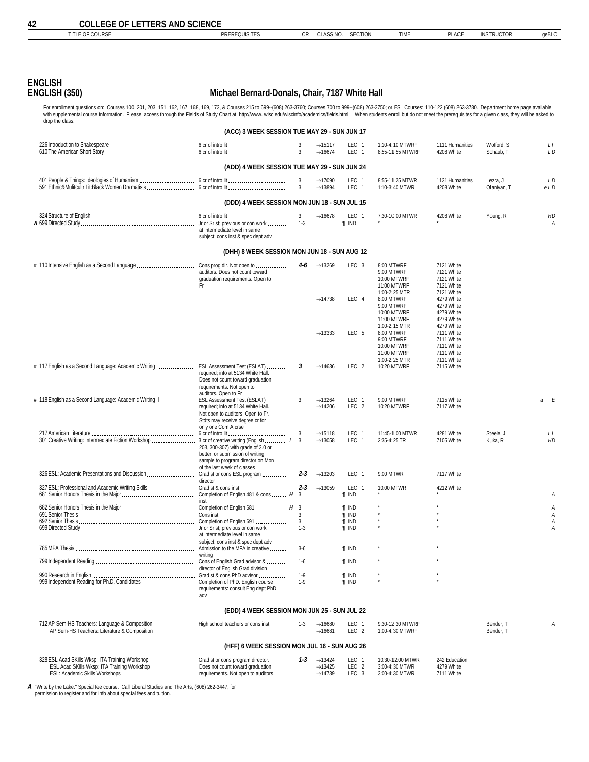# ENGLISH

## ENGLISH (350) — Michael Bernard-Donals, Chair, 7187 White Hall

For enrollment questions on: Courses 100, 201, 203, 151, 162, 167, 168, 169, 173, & Courses 215 to 699--(608) 263-3760; Courses 700 to 999--(608) 263-3750; or ESL Courses: 110-122 (608) 263-3780. Department home page available with supplemental course information. Please access through the Fields of Study Chart at http://www. wisc.edu/wiscinfo/academics/fields.html. When students enroll but do not meet the prerequisites for a given class, they will be asked to drop the class.

### (ACC) 3 WEEK SESSION TUE MAY 29 - SUN JUN 17

| TITLE OF COURSE | PREREQUISITES | CR | CLASS NO. | SECTION | TIME | PLACE | INSTRUCTOR | geBLC |
|---|---|---|---|---|---|---|---|---|
| 226 Introduction to Shakespeare | 6 cr of intro lit | 3 | →15117 | LEC 1 | 1:10-4:10 MTWRF | 1111 Humanities | Wofford, S | L I |
| 610 The American Short Story | 6 cr of intro lit | 3 | →16674 | LEC 1 | 8:55-11:55 MTWRF | 4208 White | Schaub, T | L D |

### (ADD) 4 WEEK SESSION TUE MAY 29 - SUN JUN 24

| TITLE OF COURSE | PREREQUISITES | CR | CLASS NO. | SECTION | TIME | PLACE | INSTRUCTOR | geBLC |
|---|---|---|---|---|---|---|---|---|
| 401 People & Things: Ideologies of Humanism | 6 cr of intro lit | 3 | →17090 | LEC 1 | 8:55-11:25 MTWR | 1131 Humanities | Lezra, J | L D |
| 591 Ethnic&Mulitcultr Lit:Black Women Dramatists | 6 cr of intro lit | 3 | →13894 | LEC 1 | 1:10-3:40 MTWR | 4208 White | Olaniyan, T | e L D |

### (DDD) 4 WEEK SESSION MON JUN 18 - SUN JUL 15

| TITLE OF COURSE | PREREQUISITES | CR | CLASS NO. | SECTION | TIME | PLACE | INSTRUCTOR | geBLC |
|---|---|---|---|---|---|---|---|---|
| 324 Structure of English | 6 cr of intro lit | 3 | →16678 | LEC 1 | 7:30-10:00 MTWR | 4208 White | Young, R | H D |
| *A* 699 Directed Study | Jr or Sr st; previous or con work at intermediate level in same subject; cons inst & spec dept adv | 1-3 | | ¶ IND | * | * | | A |

### (DHH) 8 WEEK SESSION MON JUN 18 - SUN AUG 12

| TITLE OF COURSE | PREREQUISITES | CR | CLASS NO. | SECTION | TIME | PLACE | INSTRUCTOR | geBLC |
|---|---|---|---|---|---|---|---|---|
| # 110 Intensive English as a Second Language | Cons prog dir. Not open to auditors. Does not count toward graduation requirements. Open to Fr | 4-6 | →13269 | LEC 3 | 8:00 MTWRF | 7121 White | | |
| | | | | | 9:00 MTWRF | 7121 White | | |
| | | | | | 10:00 MTWRF | 7121 White | | |
| | | | | | 11:00 MTWRF | 7121 White | | |
| | | | | | 1:00-2:25 MTR | 7121 White | | |
| | | | →14738 | LEC 4 | 8:00 MTWRF | 4279 White | | |
| | | | | | 9:00 MTWRF | 4279 White | | |
| | | | | | 10:00 MTWRF | 4279 White | | |
| | | | | | 11:00 MTWRF | 4279 White | | |
| | | | | | 1:00-2:15 MTR | 4279 White | | |
| | | | →13333 | LEC 5 | 8:00 MTWRF | 7111 White | | |
| | | | | | 9:00 MTWRF | 7111 White | | |
| | | | | | 10:00 MTWRF | 7111 White | | |
| | | | | | 11:00 MTWRF | 7111 White | | |
| | | | | | 1:00-2:25 MTR | 7111 White | | |
| # 117 English as a Second Language: Academic Writing I | ESL Assessment Test (ESLAT) required; info at 5134 White Hall. Does not count toward graduation requirements. Not open to auditors. Open to Fr | 3 | →14636 | LEC 2 | 10:20 MTWRF | 7115 White | | |
| # 118 English as a Second Language: Academic Writing II | ESL Assessment Test (ESLAT) required; info at 5134 White Hall. Not open to auditors. Open to Fr. Stdts may receive degree cr for only one Com A crse | 3 | →13264 | LEC 1 | 9:00 MTWRF | 7115 White | | a E |
| | | | →14206 | LEC 2 | 10:20 MTWRF | 7117 White | | |
| 217 American Literature | 6 cr of intro lit | 3 | →15118 | LEC 1 | 11:45-1:00 MTWR | 4281 White | Steele, J | L I |
| 301 Creative Writing: Intermediate Fiction Workshop | 3 cr of creative writing (English 203, 300-307) with grade of 3.0 or better, or submission of writing sample to program director on Mon of the last week of classes ! | 3 | →13058 | LEC 1 | 2:35-4:25 TR | 7105 White | Kuka, R | H D |
| 326 ESL: Academic Presentations and Discussion | Grad st or cons ESL program director | 2-3 | →13203 | LEC 1 | 9:00 MTWR | 7117 White | | |
| 327 ESL: Professional and Academic Writing Skills | Grad st & cons inst | 2-3 | →13059 | LEC 1 | 10:00 MTWR | 4212 White | | |
| 681 Senior Honors Thesis in the Major | Completion of English 481 & cons inst H | 3 | | ¶ IND | * | * | | A |
| 682 Senior Honors Thesis in the Major | Completion of English 681 H | 3 | | ¶ IND | * | * | | A |
| 691 Senior Thesis | Cons inst | 3 | | ¶ IND | * | * | | A |
| 692 Senior Thesis | Completion of English 691 | 3 | | ¶ IND | * | * | | A |
| 699 Directed Study | Jr or Sr st; previous or con work at intermediate level in same subject; cons inst & spec dept adv | 1-3 | | ¶ IND | * | * | | A |
| 785 MFA Thesis | Admission to the MFA in creative writing | 3-6 | | ¶ IND | * | * | | |
| 799 Independent Reading | Cons of English Grad advisor & director of English Grad division | 1-6 | | ¶ IND | * | * | | |
| 990 Research in English | Grad st & cons PhD advisor | 1-9 | | ¶ IND | * | * | | |
| 999 Independent Reading for Ph.D. Candidates | Completion of PhD. English course requirements: consult Eng dept PhD adv | 1-9 | | ¶ IND | * | * | | |

### (EDD) 4 WEEK SESSION MON JUN 25 - SUN JUL 22

| TITLE OF COURSE | PREREQUISITES | CR | CLASS NO. | SECTION | TIME | PLACE | INSTRUCTOR | geBLC |
|---|---|---|---|---|---|---|---|---|
| 712 AP Sem-HS Teachers: Language & Composition | High school teachers or cons inst | 1-3 | →16680 | LEC 1 | 9:30-12:30 MTWRF | | Bender, T | A |
| AP Sem-HS Teachers: Literature & Composition | | | →16681 | LEC 2 | 1:00-4:30 MTWRF | | Bender, T | |

### (HFF) 6 WEEK SESSION MON JUL 16 - SUN AUG 26

| TITLE OF COURSE | PREREQUISITES | CR | CLASS NO. | SECTION | TIME | PLACE | INSTRUCTOR | geBLC |
|---|---|---|---|---|---|---|---|---|
| 328 ESL Acad SKills Wksp: ITA Training Workshop | Grad st or cons program director. Does not count toward graduation requirements. Not open to auditors | 1-3 | →13424 | LEC 1 | 10:30-12:00 MTWR | 242 Education | | |
| ESL Acad SKills Wksp: ITA Training Workshop | | | →13425 | LEC 2 | 3:00-4:30 MTWR | 4279 White | | |
| ESL: Academic Skills Workshops | | | →14739 | LEC 3 | 3:00-4:30 MTWR | 7111 White | | |

*A* "Write by the Lake." Special fee course. Call Liberal Studies and The Arts, (608) 262-3447, for permission to register and for info about special fees and tuition.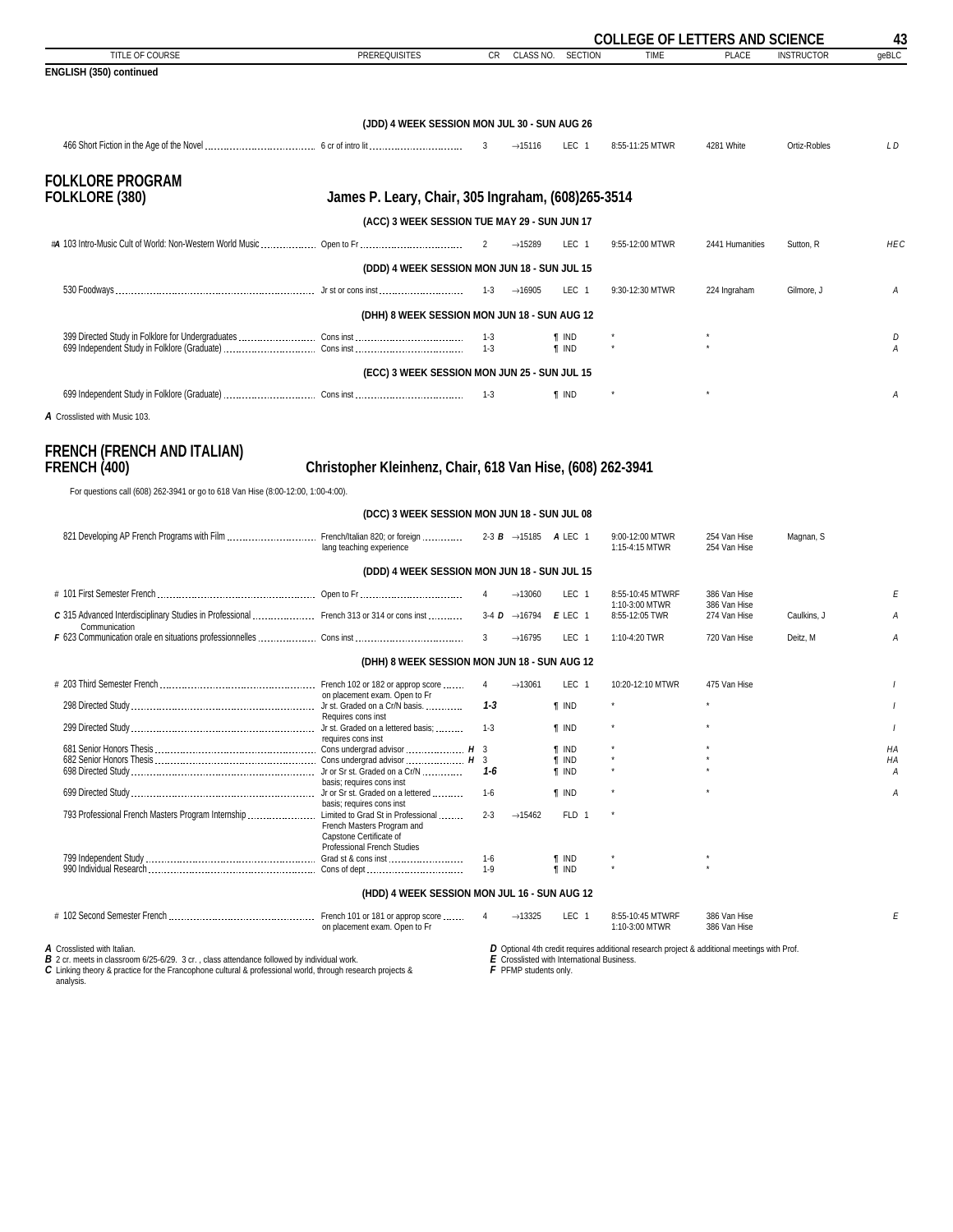**ENGLISH (350) continued**

| TITLE OF COURSE | PREREQUISITES | CR | CLASS NO. | SECTION | TIME | PLACE | INSTRUCTOR | geBLC |
|---|---|---|---|---|---|---|---|---|
| **(JDD) 4 WEEK SESSION MON JUL 30 - SUN AUG 26** | | | | | | | | |
| 466 Short Fiction in the Age of the Novel | 6 cr of intro lit | 3 | →15116 | LEC 1 | 8:55-11:25 MTWR | 4281 White | Ortiz-Robles | L D |

## FOLKLORE PROGRAM
## FOLKLORE (380)

**James P. Leary, Chair, 305 Ingraham, (608)265-3514**

| TITLE OF COURSE | PREREQUISITES | CR | CLASS NO. | SECTION | TIME | PLACE | INSTRUCTOR | geBLC |
|---|---|---|---|---|---|---|---|---|
| **(ACC) 3 WEEK SESSION TUE MAY 29 - SUN JUN 17** | | | | | | | | |
| #*A* 103 Intro-Music Cult of World: Non-Western World Music | Open to Fr | 2 | →15289 | LEC 1 | 9:55-12:00 MTWR | 2441 Humanities | Sutton, R | HEC |
| **(DDD) 4 WEEK SESSION MON JUN 18 - SUN JUL 15** | | | | | | | | |
| 530 Foodways | Jr st or cons inst | 1-3 | →16905 | LEC 1 | 9:30-12:30 MTWR | 224 Ingraham | Gilmore, J | A |
| **(DHH) 8 WEEK SESSION MON JUN 18 - SUN AUG 12** | | | | | | | | |
| 399 Directed Study in Folklore for Undergraduates | Cons inst | 1-3 | | ¶ IND | * | * | | D |
| 699 Independent Study in Folklore (Graduate) | Cons inst | 1-3 | | ¶ IND | * | * | | A |
| **(ECC) 3 WEEK SESSION MON JUN 25 - SUN JUL 15** | | | | | | | | |
| 699 Independent Study in Folklore (Graduate) | Cons inst | 1-3 | | ¶ IND | * | * | | A |

*A* Crosslisted with Music 103.

## FRENCH (FRENCH AND ITALIAN)
## FRENCH (400)

**Christopher Kleinhenz, Chair, 618 Van Hise, (608) 262-3941**

For questions call (608) 262-3941 or go to 618 Van Hise (8:00-12:00, 1:00-4:00).

| TITLE OF COURSE | PREREQUISITES | CR | CLASS NO. | SECTION | TIME | PLACE | INSTRUCTOR | geBLC |
|---|---|---|---|---|---|---|---|---|
| **(DCC) 3 WEEK SESSION MON JUN 18 - SUN JUL 08** | | | | | | | | |
| 821 Developing AP French Programs with Film | French/Italian 820; or foreign lang teaching experience | 2-3 *B* | →15185 | *A* LEC 1 | 9:00-12:00 MTWR<br>1:15-4:15 MTWR | 254 Van Hise<br>254 Van Hise | Magnan, S | |
| **(DDD) 4 WEEK SESSION MON JUN 18 - SUN JUL 15** | | | | | | | | |
| # 101 First Semester French | Open to Fr | 4 | →13060 | LEC 1 | 8:55-10:45 MTWRF<br>1:10-3:00 MTWR | 386 Van Hise<br>386 Van Hise | | E |
| *C* 315 Advanced Interdisciplinary Studies in Professional Communication | French 313 or 314 or cons inst | 3-4 *D* | →16794 | *E* LEC 1 | 8:55-12:05 TWR | 274 Van Hise | Caulkins, J | A |
| *F* 623 Communication orale en situations professionnelles | Cons inst | 3 | →16795 | LEC 1 | 1:10-4:20 TWR | 720 Van Hise | Deitz, M | A |
| **(DHH) 8 WEEK SESSION MON JUN 18 - SUN AUG 12** | | | | | | | | |
| # 203 Third Semester French | French 102 or 182 or approp score on placement exam. Open to Fr | 4 | →13061 | LEC 1 | 10:20-12:10 MTWR | 475 Van Hise | | I |
| 298 Directed Study | Jr st. Graded on a Cr/N basis. Requires cons inst | *1-3* | | ¶ IND | * | * | | I |
| 299 Directed Study | Jr st. Graded on a lettered basis; requires cons inst | 1-3 | | ¶ IND | * | * | | I |
| 681 Senior Honors Thesis | Cons undergrad advisor *H* | 3 | | ¶ IND | * | * | | HA |
| 682 Senior Honors Thesis | Cons undergrad advisor *H* | 3 | | ¶ IND | * | * | | HA |
| 698 Directed Study | Jr or Sr st. Graded on a Cr/N basis; requires cons inst | *1-6* | | ¶ IND | * | * | | A |
| 699 Directed Study | Jr or Sr st. Graded on a lettered basis; requires cons inst | 1-6 | | ¶ IND | * | * | | A |
| 793 Professional French Masters Program Internship | Limited to Grad St in Professional French Masters Program and Capstone Certificate of Professional French Studies | 2-3 | →15462 | FLD 1 | * | | | |
| 799 Independent Study | Grad st & cons inst | 1-6 | | ¶ IND | * | * | | |
| 990 Individual Research | Cons of dept | 1-9 | | ¶ IND | * | * | | |
| **(HDD) 4 WEEK SESSION MON JUL 16 - SUN AUG 12** | | | | | | | | |
| # 102 Second Semester French | French 101 or 181 or approp score on placement exam. Open to Fr | 4 | →13325 | LEC 1 | 8:55-10:45 MTWRF<br>1:10-3:00 MTWR | 386 Van Hise<br>386 Van Hise | | E |

*A* Crosslisted with Italian.
*B* 2 cr. meets in classroom 6/25-6/29. 3 cr. , class attendance followed by individual work.
*C* Linking theory & practice for the Francophone cultural & professional world, through research projects & analysis.
*D* Optional 4th credit requires additional research project & additional meetings with Prof.
*E* Crosslisted with International Business.
*F* PFMP students only.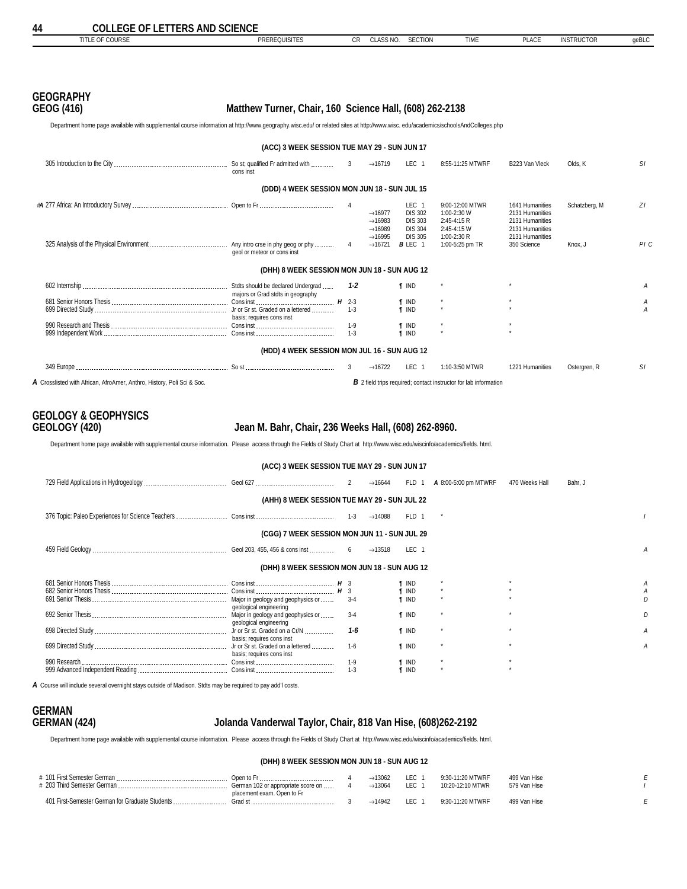## GEOGRAPHY

### GEOG (416) — Matthew Turner, Chair, 160 Science Hall, (608) 262-2138

Department home page available with supplemental course information at http://www.geography.wisc.edu/ or related sites at http://www.wisc.edu/academics/schoolsAndColleges.php

| TITLE OF COURSE | PREREQUISITES | CR | CLASS NO. | SECTION | TIME | PLACE | INSTRUCTOR | geBLC |
|---|---|---|---|---|---|---|---|---|
| **(ACC) 3 WEEK SESSION TUE MAY 29 - SUN JUN 17** | | | | | | | | |
| 305 Introduction to the City | So st; qualified Fr admitted with cons inst | 3 | →16719 | LEC 1 | 8:55-11:25 MTWRF | B223 Van Vleck | Olds, K | *S I* |
| **(DDD) 4 WEEK SESSION MON JUN 18 - SUN JUL 15** | | | | | | | | |
| #*A* 277 Africa: An Introductory Survey | Open to Fr | 4 | | LEC 1 | 9:00-12:00 MTWR | 1641 Humanities | Schatzberg, M | *Z I* |
| | | | →16977 | DIS 302 | 1:00-2:30 W | 2131 Humanities | | |
| | | | →16983 | DIS 303 | 2:45-4:15 R | 2131 Humanities | | |
| | | | →16989 | DIS 304 | 2:45-4:15 W | 2131 Humanities | | |
| | | | →16995 | DIS 305 | 1:00-2:30 R | 2131 Humanities | | |
| 325 Analysis of the Physical Environment | Any intro crse in phy geog or phy geol or meteor or cons inst | 4 | →16721 | *B* LEC 1 | 1:00-5:25 pm TR | 350 Science | Knox, J | *P I C* |
| **(DHH) 8 WEEK SESSION MON JUN 18 - SUN AUG 12** | | | | | | | | |
| 602 Internship | Stdts should be declared Undergrad majors or Grad stdts in geography | ***1-2*** | | ¶ IND | * | * | | *A* |
| 681 Senior Honors Thesis | Cons inst *H* | 2-3 | | ¶ IND | * | * | | *A* |
| 699 Directed Study | Jr or Sr st. Graded on a lettered basis; requires cons inst | 1-3 | | ¶ IND | * | * | | *A* |
| 990 Research and Thesis | Cons inst | 1-9 | | ¶ IND | * | * | | |
| 999 Independent Work | Cons inst | 1-3 | | ¶ IND | * | * | | |
| **(HDD) 4 WEEK SESSION MON JUL 16 - SUN AUG 12** | | | | | | | | |
| 349 Europe | So st | 3 | →16722 | LEC 1 | 1:10-3:50 MTWR | 1221 Humanities | Ostergren, R | *S I* |

***A*** Crosslisted with African, AfroAmer, Anthro, History, Poli Sci & Soc.

***B*** 2 field trips required; contact instructor for lab information

## GEOLOGY & GEOPHYSICS

### GEOLOGY (420) — Jean M. Bahr, Chair, 236 Weeks Hall, (608) 262-8960.

Department home page available with supplemental course information. Please access through the Fields of Study Chart at http://www.wisc.edu/wiscinfo/academics/fields. html.

| TITLE OF COURSE | PREREQUISITES | CR | CLASS NO. | SECTION | TIME | PLACE | INSTRUCTOR | geBLC |
|---|---|---|---|---|---|---|---|---|
| **(ACC) 3 WEEK SESSION TUE MAY 29 - SUN JUN 17** | | | | | | | | |
| 729 Field Applications in Hydrogeology | Geol 627 | 2 | →16644 | FLD 1 | *A* 8:00-5:00 pm MTWRF | 470 Weeks Hall | Bahr, J | |
| **(AHH) 8 WEEK SESSION TUE MAY 29 - SUN JUL 22** | | | | | | | | |
| 376 Topic: Paleo Experiences for Science Teachers | Cons inst | 1-3 | →14088 | FLD 1 | * | | | *I* |
| **(CGG) 7 WEEK SESSION MON JUN 11 - SUN JUL 29** | | | | | | | | |
| 459 Field Geology | Geol 203, 455, 456 & cons inst | 6 | →13518 | LEC 1 | | | | *A* |
| **(DHH) 8 WEEK SESSION MON JUN 18 - SUN AUG 12** | | | | | | | | |
| 681 Senior Honors Thesis | Cons inst *H* | 3 | | ¶ IND | * | * | | *A* |
| 682 Senior Honors Thesis | Cons inst *H* | 3 | | ¶ IND | * | * | | *A* |
| 691 Senior Thesis | Major in geology and geophysics or geological engineering | 3-4 | | ¶ IND | * | * | | *D* |
| 692 Senior Thesis | Major in geology and geophysics or geological engineering | 3-4 | | ¶ IND | * | * | | *D* |
| 698 Directed Study | Jr or Sr st. Graded on a Cr/N basis; requires cons inst | ***1-6*** | | ¶ IND | * | * | | *A* |
| 699 Directed Study | Jr or Sr st. Graded on a lettered basis; requires cons inst | 1-6 | | ¶ IND | * | * | | *A* |
| 990 Research | Cons inst | 1-9 | | ¶ IND | * | * | | |
| 999 Advanced Independent Reading | Cons inst | 1-3 | | ¶ IND | * | * | | |

***A*** Course will include several overnight stays outside of Madison. Stdts may be required to pay add'l costs.

## GERMAN

### GERMAN (424) — Jolanda Vanderwal Taylor, Chair, 818 Van Hise, (608)262-2192

Department home page available with supplemental course information. Please access through the Fields of Study Chart at http://www.wisc.edu/wiscinfo/academics/fields. html.

| TITLE OF COURSE | PREREQUISITES | CR | CLASS NO. | SECTION | TIME | PLACE | INSTRUCTOR | geBLC |
|---|---|---|---|---|---|---|---|---|
| **(DHH) 8 WEEK SESSION MON JUN 18 - SUN AUG 12** | | | | | | | | |
| # 101 First Semester German | Open to Fr | 4 | →13062 | LEC 1 | 9:30-11:20 MTWRF | 499 Van Hise | | *E* |
| # 203 Third Semester German | German 102 or appropriate score on placement exam. Open to Fr | 4 | →13064 | LEC 1 | 10:20-12:10 MTWR | 579 Van Hise | | *I* |
| 401 First-Semester German for Graduate Students | Grad st | 3 | →14942 | LEC 1 | 9:30-11:20 MTWRF | 499 Van Hise | | *E* |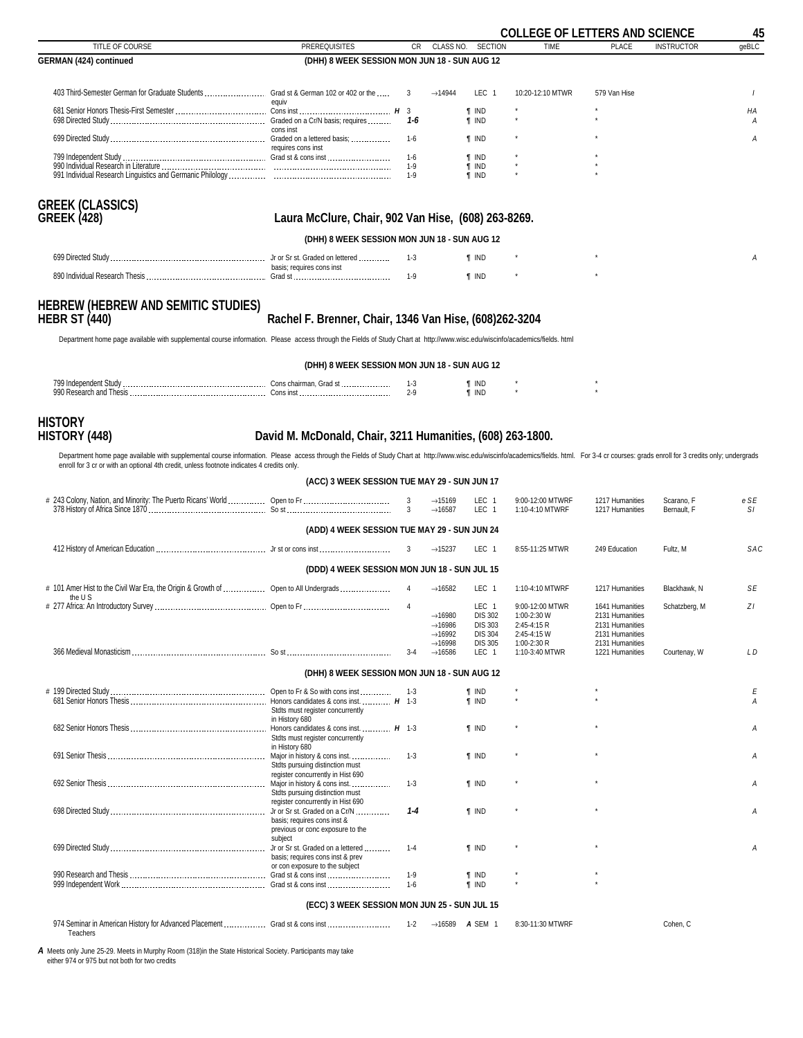## GERMAN (424) continued

| TITLE OF COURSE | PREREQUISITES | CR | CLASS NO. | SECTION | TIME | PLACE | INSTRUCTOR | geBLC |
|---|---|---|---|---|---|---|---|---|
| **(DHH) 8 WEEK SESSION MON JUN 18 - SUN AUG 12** | | | | | | | | |
| 403 Third-Semester German for Graduate Students | Grad st & German 102 or 402 or the equiv | 3 | →14944 | LEC 1 | 10:20-12:10 MTWR | 579 Van Hise | | I |
| 681 Senior Honors Thesis-First Semester | Cons inst *H* | 3 | | ¶ IND | * | * | | HA |
| 698 Directed Study | Graded on a Cr/N basis; requires cons inst | *1-6* | | ¶ IND | * | * | | A |
| 699 Directed Study | Graded on a lettered basis; requires cons inst | 1-6 | | ¶ IND | * | * | | A |
| 799 Independent Study | Grad st & cons inst | 1-6 | | ¶ IND | * | * | | |
| 990 Individual Research in Literature | | 1-9 | | ¶ IND | * | * | | |
| 991 Individual Research Linguistics and Germanic Philology | | 1-9 | | ¶ IND | * | * | | |

## GREEK (CLASSICS)
## GREEK (428)

**Laura McClure, Chair, 902 Van Hise, (608) 263-8269.**

| TITLE OF COURSE | PREREQUISITES | CR | CLASS NO. | SECTION | TIME | PLACE | INSTRUCTOR | geBLC |
|---|---|---|---|---|---|---|---|---|
| **(DHH) 8 WEEK SESSION MON JUN 18 - SUN AUG 12** | | | | | | | | |
| 699 Directed Study | Jr or Sr st. Graded on lettered basis; requires cons inst | 1-3 | | ¶ IND | * | * | | A |
| 890 Individual Research Thesis | Grad st | 1-9 | | ¶ IND | * | * | | |

## HEBREW (HEBREW AND SEMITIC STUDIES)
## HEBR ST (440)

**Rachel F. Brenner, Chair, 1346 Van Hise, (608)262-3204**

Department home page available with supplemental course information. Please access through the Fields of Study Chart at http://www.wisc.edu/wiscinfo/academics/fields. html

| TITLE OF COURSE | PREREQUISITES | CR | CLASS NO. | SECTION | TIME | PLACE | INSTRUCTOR | geBLC |
|---|---|---|---|---|---|---|---|---|
| **(DHH) 8 WEEK SESSION MON JUN 18 - SUN AUG 12** | | | | | | | | |
| 799 Independent Study | Cons chairman, Grad st | 1-3 | | ¶ IND | * | * | | |
| 990 Research and Thesis | Cons inst | 2-9 | | ¶ IND | * | * | | |

## HISTORY
## HISTORY (448)

**David M. McDonald, Chair, 3211 Humanities, (608) 263-1800.**

Department home page available with supplemental course information. Please access through the Fields of Study Chart at http://www.wisc.edu/wiscinfo/academics/fields. html. For 3-4 cr courses: grads enroll for 3 credits only; undergrads enroll for 3 cr or with an optional 4th credit, unless footnote indicates 4 credits only.

| TITLE OF COURSE | PREREQUISITES | CR | CLASS NO. | SECTION | TIME | PLACE | INSTRUCTOR | geBLC |
|---|---|---|---|---|---|---|---|---|
| **(ACC) 3 WEEK SESSION TUE MAY 29 - SUN JUN 17** | | | | | | | | |
| # 243 Colony, Nation, and Minority: The Puerto Ricans' World | Open to Fr | 3 | →15169 | LEC 1 | 9:00-12:00 MTWRF | 1217 Humanities | Scarano, F | e SE |
| 378 History of Africa Since 1870 | So st | 3 | →16587 | LEC 1 | 1:10-4:10 MTWRF | 1217 Humanities | Bernault, F | SI |
| **(ADD) 4 WEEK SESSION TUE MAY 29 - SUN JUN 24** | | | | | | | | |
| 412 History of American Education | Jr st or cons inst | 3 | →15237 | LEC 1 | 8:55-11:25 MTWR | 249 Education | Fultz, M | SAC |
| **(DDD) 4 WEEK SESSION MON JUN 18 - SUN JUL 15** | | | | | | | | |
| # 101 Amer Hist to the Civil War Era, the Origin & Growth of the U S | Open to All Undergrads | 4 | →16582 | LEC 1 | 1:10-4:10 MTWRF | 1217 Humanities | Blackhawk, N | SE |
| # 277 Africa: An Introductory Survey | Open to Fr | 4 | | LEC 1 | 9:00-12:00 MTWR | 1641 Humanities | Schatzberg, M | ZI |
| | | | →16980 | DIS 302 | 1:00-2:30 W | 2131 Humanities | | |
| | | | →16986 | DIS 303 | 2:45-4:15 R | 2131 Humanities | | |
| | | | →16992 | DIS 304 | 2:45-4:15 W | 2131 Humanities | | |
| | | | →16998 | DIS 305 | 1:00-2:30 R | 2131 Humanities | | |
| 366 Medieval Monasticism | So st | 3-4 | →16586 | LEC 1 | 1:10-3:40 MTWR | 1221 Humanities | Courtenay, W | LD |
| **(DHH) 8 WEEK SESSION MON JUN 18 - SUN AUG 12** | | | | | | | | |
| # 199 Directed Study | Open to Fr & So with cons inst | 1-3 | | ¶ IND | * | * | | E |
| 681 Senior Honors Thesis | Honors candidates & cons inst. *H* Stdts must register concurrently in History 680 | 1-3 | | ¶ IND | * | * | | A |
| 682 Senior Honors Thesis | Honors candidates & cons inst. *H* Stdts must register concurrently in History 680 | 1-3 | | ¶ IND | * | * | | A |
| 691 Senior Thesis | Major in history & cons inst. Stdts pursuing distinction must register concurrently in Hist 690 | 1-3 | | ¶ IND | * | * | | A |
| 692 Senior Thesis | Major in history & cons inst. Stdts pursuing distinction must register concurrently in Hist 690 | 1-3 | | ¶ IND | * | * | | A |
| 698 Directed Study | Jr or Sr st. Graded on a Cr/N basis; requires cons inst & previous or conc exposure to the subject | *1-4* | | ¶ IND | * | * | | A |
| 699 Directed Study | Jr or Sr st. Graded on a lettered basis; requires cons inst & prev or con exposure to the subject | 1-4 | | ¶ IND | * | * | | A |
| 990 Research and Thesis | Grad st & cons inst | 1-9 | | ¶ IND | * | * | | |
| 999 Independent Work | Grad st & cons inst | 1-6 | | ¶ IND | * | * | | |
| **(ECC) 3 WEEK SESSION MON JUN 25 - SUN JUL 15** | | | | | | | | |
| 974 Seminar in American History for Advanced Placement Teachers | Grad st & cons inst | 1-2 | →16589 | *A* SEM 1 | 8:30-11:30 MTWRF | | Cohen, C | |

***A*** Meets only June 25-29. Meets in Murphy Room (318)in the State Historical Society. Participants may take either 974 or 975 but not both for two credits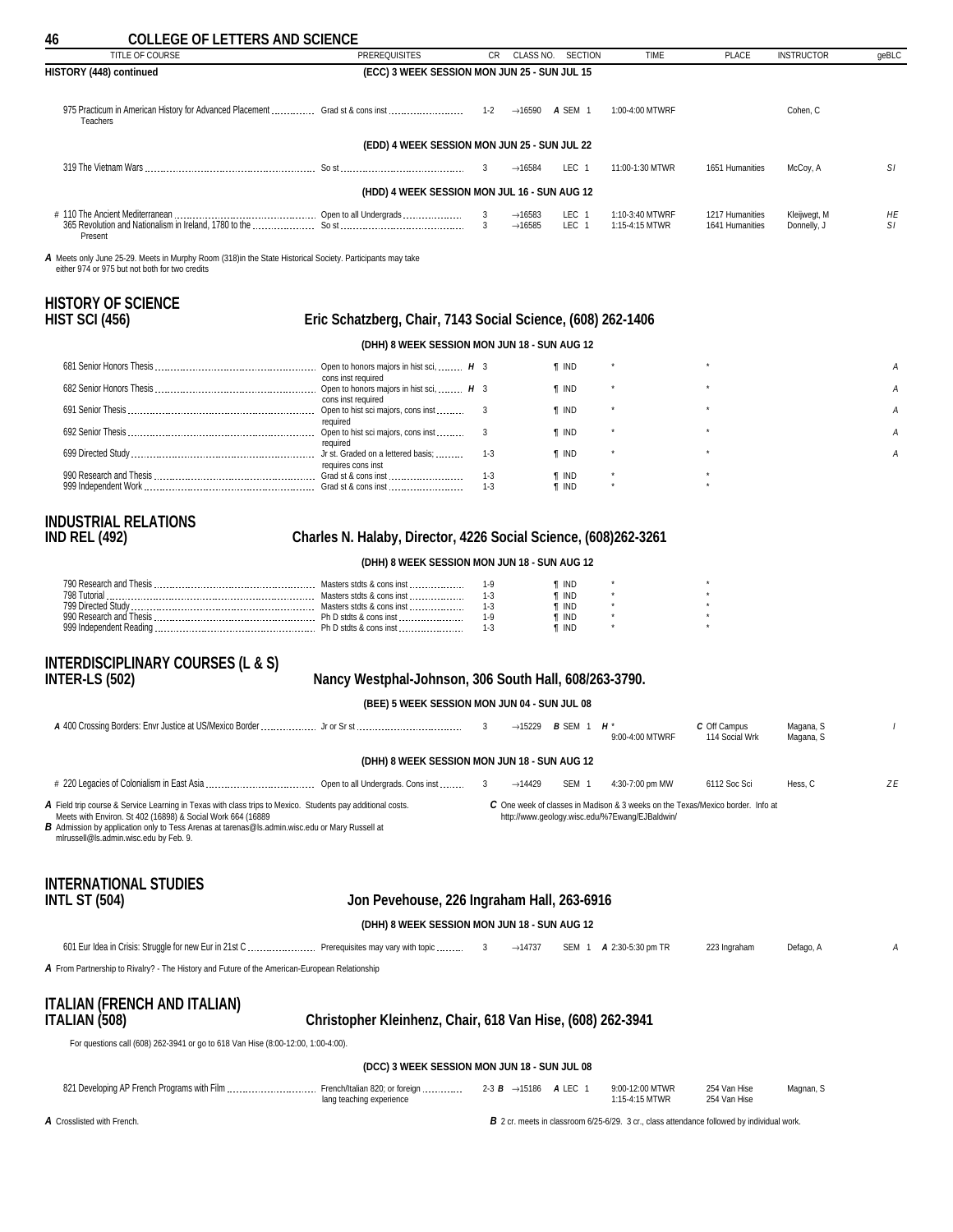## COLLEGE OF LETTERS AND SCIENCE

| TITLE OF COURSE | PREREQUISITES | CR | CLASS NO. | SECTION | TIME | PLACE | INSTRUCTOR | geBLC |
|---|---|---|---|---|---|---|---|---|

**HISTORY (448) continued**

**(ECC) 3 WEEK SESSION MON JUN 25 - SUN JUL 15**

| TITLE OF COURSE | PREREQUISITES | CR | CLASS NO. | SECTION | TIME | PLACE | INSTRUCTOR | geBLC |
|---|---|---|---|---|---|---|---|---|
| 975 Practicum in American History for Advanced Placement Teachers | Grad st & cons inst | 1-2 | →16590 | *A* SEM 1 | 1:00-4:00 MTWRF | | Cohen, C | |

**(EDD) 4 WEEK SESSION MON JUN 25 - SUN JUL 22**

| TITLE OF COURSE | PREREQUISITES | CR | CLASS NO. | SECTION | TIME | PLACE | INSTRUCTOR | geBLC |
|---|---|---|---|---|---|---|---|---|
| 319 The Vietnam Wars | So st | 3 | →16584 | LEC 1 | 11:00-1:30 MTWR | 1651 Humanities | McCoy, A | *SI* |

**(HDD) 4 WEEK SESSION MON JUL 16 - SUN AUG 12**

| TITLE OF COURSE | PREREQUISITES | CR | CLASS NO. | SECTION | TIME | PLACE | INSTRUCTOR | geBLC |
|---|---|---|---|---|---|---|---|---|
| # 110 The Ancient Mediterranean | Open to all Undergrads | 3 | →16583 | LEC 1 | 1:10-3:40 MTWRF | 1217 Humanities | Kleijwegt, M | *HE* |
| 365 Revolution and Nationalism in Ireland, 1780 to the Present | So st | 3 | →16585 | LEC 1 | 1:15-4:15 MTWR | 1641 Humanities | Donnelly, J | *SI* |

*A* Meets only June 25-29. Meets in Murphy Room (318)in the State Historical Society. Participants may take either 974 or 975 but not both for two credits

## HISTORY OF SCIENCE
### HIST SCI (456) — Eric Schatzberg, Chair, 7143 Social Science, (608) 262-1406

**(DHH) 8 WEEK SESSION MON JUN 18 - SUN AUG 12**

| TITLE OF COURSE | PREREQUISITES | CR | CLASS NO. | SECTION | TIME | PLACE | INSTRUCTOR | geBLC |
|---|---|---|---|---|---|---|---|---|
| 681 Senior Honors Thesis | Open to honors majors in hist sci, cons inst required | *H* 3 | | ¶ IND | * | * | | *A* |
| 682 Senior Honors Thesis | Open to honors majors in hist sci, cons inst required | *H* 3 | | ¶ IND | * | * | | *A* |
| 691 Senior Thesis | Open to hist sci majors, cons inst required | 3 | | ¶ IND | * | * | | *A* |
| 692 Senior Thesis | Open to hist sci majors, cons inst required | 3 | | ¶ IND | * | * | | *A* |
| 699 Directed Study | Jr st. Graded on a lettered basis; requires cons inst | 1-3 | | ¶ IND | * | * | | *A* |
| 990 Research and Thesis | Grad st & cons inst | 1-3 | | ¶ IND | * | * | | |
| 999 Independent Work | Grad st & cons inst | 1-3 | | ¶ IND | * | * | | |

## INDUSTRIAL RELATIONS
### IND REL (492) — Charles N. Halaby, Director, 4226 Social Science, (608)262-3261

**(DHH) 8 WEEK SESSION MON JUN 18 - SUN AUG 12**

| TITLE OF COURSE | PREREQUISITES | CR | CLASS NO. | SECTION | TIME | PLACE | INSTRUCTOR | geBLC |
|---|---|---|---|---|---|---|---|---|
| 790 Research and Thesis | Masters stdts & cons inst | 1-9 | | ¶ IND | * | * | | |
| 798 Tutorial | Masters stdts & cons inst | 1-3 | | ¶ IND | * | * | | |
| 799 Directed Study | Masters stdts & cons inst | 1-3 | | ¶ IND | * | * | | |
| 990 Research and Thesis | Ph D stdts & cons inst | 1-9 | | ¶ IND | * | * | | |
| 999 Independent Reading | Ph D stdts & cons inst | 1-3 | | ¶ IND | * | * | | |

## INTERDISCIPLINARY COURSES (L & S)
### INTER-LS (502) — Nancy Westphal-Johnson, 306 South Hall, 608/263-3790.

**(BEE) 5 WEEK SESSION MON JUN 04 - SUN JUL 08**

| TITLE OF COURSE | PREREQUISITES | CR | CLASS NO. | SECTION | TIME | PLACE | INSTRUCTOR | geBLC |
|---|---|---|---|---|---|---|---|---|
| *A* 400 Crossing Borders: Envr Justice at US/Mexico Border | Jr or Sr st | 3 | →15229 | *B* SEM 1 | *H* *<br>9:00-4:00 MTWRF | *C* Off Campus<br>114 Social Wrk | Magana, S<br>Magana, S | *I* |

**(DHH) 8 WEEK SESSION MON JUN 18 - SUN AUG 12**

| TITLE OF COURSE | PREREQUISITES | CR | CLASS NO. | SECTION | TIME | PLACE | INSTRUCTOR | geBLC |
|---|---|---|---|---|---|---|---|---|
| # 220 Legacies of Colonialism in East Asia | Open to all Undergrads. Cons inst | 3 | →14429 | SEM 1 | 4:30-7:00 pm MW | 6112 Soc Sci | Hess, C | *ZE* |

*A* Field trip course & Service Learning in Texas with class trips to Mexico. Students pay additional costs. Meets with Environ. St 402 (16898) & Social Work 664 (16889

*B* Admission by application only to Tess Arenas at tarenas@ls.admin.wisc.edu or Mary Russell at mlrussell@ls.admin.wisc.edu by Feb. 9.

*C* One week of classes in Madison & 3 weeks on the Texas/Mexico border. Info at http://www.geology.wisc.edu/%7Ewang/EJBaldwin/

## INTERNATIONAL STUDIES
### INTL ST (504) — Jon Pevehouse, 226 Ingraham Hall, 263-6916

**(DHH) 8 WEEK SESSION MON JUN 18 - SUN AUG 12**

| TITLE OF COURSE | PREREQUISITES | CR | CLASS NO. | SECTION | TIME | PLACE | INSTRUCTOR | geBLC |
|---|---|---|---|---|---|---|---|---|
| 601 Eur Idea in Crisis: Struggle for new Eur in 21st C | Prerequisites may vary with topic | 3 | →14737 | SEM 1 | *A* 2:30-5:30 pm TR | 223 Ingraham | Defago, A | *A* |

*A* From Partnership to Rivalry? - The History and Future of the American-European Relationship

## ITALIAN (FRENCH AND ITALIAN)
### ITALIAN (508) — Christopher Kleinhenz, Chair, 618 Van Hise, (608) 262-3941

For questions call (608) 262-3941 or go to 618 Van Hise (8:00-12:00, 1:00-4:00).

**(DCC) 3 WEEK SESSION MON JUN 18 - SUN JUL 08**

| TITLE OF COURSE | PREREQUISITES | CR | CLASS NO. | SECTION | TIME | PLACE | INSTRUCTOR | geBLC |
|---|---|---|---|---|---|---|---|---|
| 821 Developing AP French Programs with Film | French/Italian 820; or foreign lang teaching experience | 2-3 *B* | →15186 | *A* LEC 1 | 9:00-12:00 MTWR<br>1:15-4:15 MTWR | 254 Van Hise<br>254 Van Hise | Magnan, S | |

*A* Crosslisted with French.

*B* 2 cr. meets in classroom 6/25-6/29. 3 cr., class attendance followed by individual work.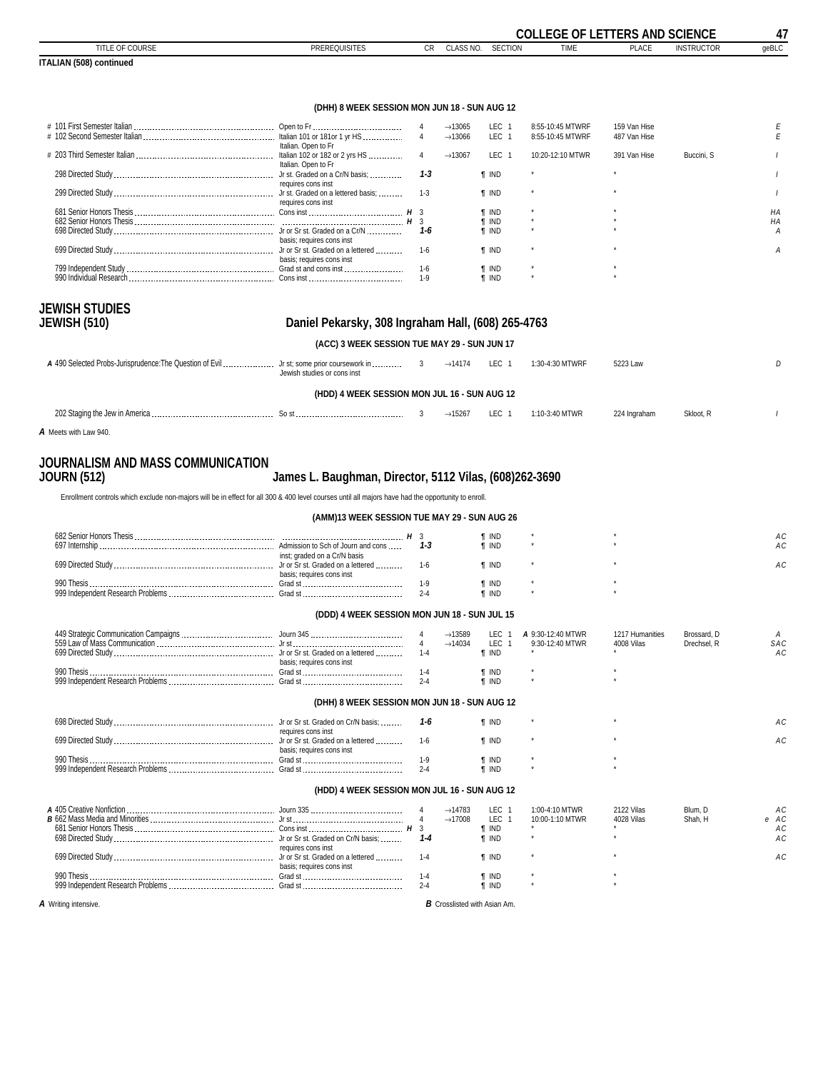**ITALIAN (508) continued**

**(DHH) 8 WEEK SESSION MON JUN 18 - SUN AUG 12**

| TITLE OF COURSE | PREREQUISITES | CR | CLASS NO. | SECTION | TIME | PLACE | INSTRUCTOR | geBLC |
|---|---|---|---|---|---|---|---|---|
| # 101 First Semester Italian | Open to Fr | 4 | →13065 | LEC 1 | 8:55-10:45 MTWRF | 159 Van Hise | | E |
| # 102 Second Semester Italian | Italian 101 or 181or 1 yr HS Italian. Open to Fr | 4 | →13066 | LEC 1 | 8:55-10:45 MTWRF | 487 Van Hise | | E |
| # 203 Third Semester Italian | Italian 102 or 182 or 2 yrs HS Italian. Open to Fr | 4 | →13067 | LEC 1 | 10:20-12:10 MTWR | 391 Van Hise | Buccini, S | I |
| 298 Directed Study | Jr st. Graded on a Cr/N basis; requires cons inst | 1-3 | | ¶ IND | * | * | | I |
| 299 Directed Study | Jr st. Graded on a lettered basis; requires cons inst | 1-3 | | ¶ IND | * | * | | I |
| 681 Senior Honors Thesis | Cons inst H | 3 | | ¶ IND | * | * | | HA |
| 682 Senior Honors Thesis | H | 3 | | ¶ IND | * | * | | HA |
| 698 Directed Study | Jr or Sr st. Graded on a Cr/N basis; requires cons inst | 1-6 | | ¶ IND | * | * | | A |
| 699 Directed Study | Jr or Sr st. Graded on a lettered basis; requires cons inst | 1-6 | | ¶ IND | * | * | | A |
| 799 Independent Study | Grad st and cons inst | 1-6 | | ¶ IND | * | * | | |
| 990 Individual Research | Cons inst | 1-9 | | ¶ IND | * | * | | |

## JEWISH STUDIES
## JEWISH (510) Daniel Pekarsky, 308 Ingraham Hall, (608) 265-4763

**(ACC) 3 WEEK SESSION TUE MAY 29 - SUN JUN 17**

| TITLE OF COURSE | PREREQUISITES | CR | CLASS NO. | SECTION | TIME | PLACE | INSTRUCTOR | geBLC |
|---|---|---|---|---|---|---|---|---|
| *A* 490 Selected Probs-Jurisprudence:The Question of Evil | Jr st; some prior coursework in Jewish studies or cons inst | 3 | →14174 | LEC 1 | 1:30-4:30 MTWRF | 5223 Law | | D |

**(HDD) 4 WEEK SESSION MON JUL 16 - SUN AUG 12**

| TITLE OF COURSE | PREREQUISITES | CR | CLASS NO. | SECTION | TIME | PLACE | INSTRUCTOR | geBLC |
|---|---|---|---|---|---|---|---|---|
| 202 Staging the Jew in America | So st | 3 | →15267 | LEC 1 | 1:10-3:40 MTWR | 224 Ingraham | Skloot, R | I |

*A* Meets with Law 940.

## JOURNALISM AND MASS COMMUNICATION
## JOURN (512) James L. Baughman, Director, 5112 Vilas, (608)262-3690

Enrollment controls which exclude non-majors will be in effect for all 300 & 400 level courses until all majors have had the opportunity to enroll.

**(AMM)13 WEEK SESSION TUE MAY 29 - SUN AUG 26**

| TITLE OF COURSE | PREREQUISITES | CR | CLASS NO. | SECTION | TIME | PLACE | INSTRUCTOR | geBLC |
|---|---|---|---|---|---|---|---|---|
| 682 Senior Honors Thesis | H | 3 | | ¶ IND | * | * | | AC |
| 697 Internship | Admission to Sch of Journ and cons inst; graded on a Cr/N basis | 1-3 | | ¶ IND | * | * | | AC |
| 699 Directed Study | Jr or Sr st. Graded on a lettered basis; requires cons inst | 1-6 | | ¶ IND | * | * | | AC |
| 990 Thesis | Grad st | 1-9 | | ¶ IND | * | * | | |
| 999 Independent Research Problems | Grad st | 2-4 | | ¶ IND | * | * | | |

**(DDD) 4 WEEK SESSION MON JUN 18 - SUN JUL 15**

| TITLE OF COURSE | PREREQUISITES | CR | CLASS NO. | SECTION | TIME | PLACE | INSTRUCTOR | geBLC |
|---|---|---|---|---|---|---|---|---|
| 449 Strategic Communication Campaigns | Journ 345 | 4 | →13589 | LEC 1 | *A* 9:30-12:40 MTWR | 1217 Humanities | Brossard, D | A |
| 559 Law of Mass Communication | Jr st | 4 | →14034 | LEC 1 | 9:30-12:40 MTWR | 4008 Vilas | Drechsel, R | SAC |
| 699 Directed Study | Jr or Sr st. Graded on a lettered basis; requires cons inst | 1-4 | | ¶ IND | * | * | | AC |
| 990 Thesis | Grad st | 1-4 | | ¶ IND | * | * | | |
| 999 Independent Research Problems | Grad st | 2-4 | | ¶ IND | * | * | | |

**(DHH) 8 WEEK SESSION MON JUN 18 - SUN AUG 12**

| TITLE OF COURSE | PREREQUISITES | CR | CLASS NO. | SECTION | TIME | PLACE | INSTRUCTOR | geBLC |
|---|---|---|---|---|---|---|---|---|
| 698 Directed Study | Jr or Sr st. Graded on Cr/N basis; requires cons inst | 1-6 | | ¶ IND | * | * | | AC |
| 699 Directed Study | Jr or Sr st. Graded on a lettered basis; requires cons inst | 1-6 | | ¶ IND | * | * | | AC |
| 990 Thesis | Grad st | 1-9 | | ¶ IND | * | * | | |
| 999 Independent Research Problems | Grad st | 2-4 | | ¶ IND | * | * | | |

**(HDD) 4 WEEK SESSION MON JUL 16 - SUN AUG 12**

| TITLE OF COURSE | PREREQUISITES | CR | CLASS NO. | SECTION | TIME | PLACE | INSTRUCTOR | geBLC |
|---|---|---|---|---|---|---|---|---|
| *A* 405 Creative Nonfiction | Journ 335 | 4 | →14783 | LEC 1 | 1:00-4:10 MTWR | 2122 Vilas | Blum, D | AC |
| *B* 662 Mass Media and Minorities | Jr st | 4 | →17008 | LEC 1 | 10:00-1:10 MTWR | 4028 Vilas | Shah, H | e AC |
| 681 Senior Honors Thesis | Cons inst H | 3 | | ¶ IND | * | * | | AC |
| 698 Directed Study | Jr or Sr st. Graded on Cr/N basis; requires cons inst | 1-4 | | ¶ IND | * | * | | AC |
| 699 Directed Study | Jr or Sr st. Graded on a lettered basis; requires cons inst | 1-4 | | ¶ IND | * | * | | AC |
| 990 Thesis | Grad st | 1-4 | | ¶ IND | * | * | | |
| 999 Independent Research Problems | Grad st | 2-4 | | ¶ IND | * | * | | |

*A* Writing intensive. *B* Crosslisted with Asian Am.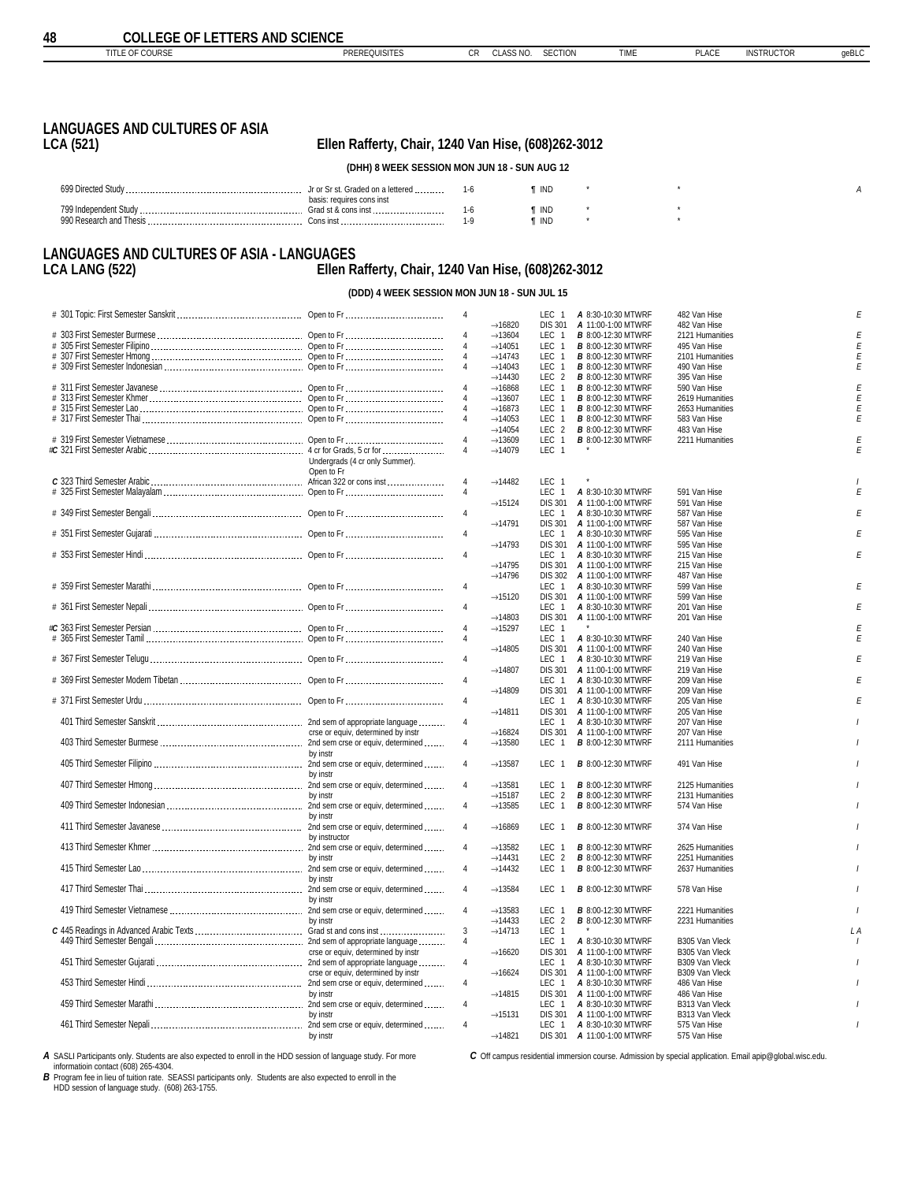# LANGUAGES AND CULTURES OF ASIA

## LCA (521) — Ellen Rafferty, Chair, 1240 Van Hise, (608)262-3012

### (DHH) 8 WEEK SESSION MON JUN 18 - SUN AUG 12

| TITLE OF COURSE | PREREQUISITES | CR | CLASS NO. | SECTION | TIME | PLACE | INSTRUCTOR | geBLC |
|---|---|---|---|---|---|---|---|---|
| 699 Directed Study | Jr or Sr st. Graded on a lettered basis: requires cons inst | 1-6 | | ¶ IND | * | | * | A |
| 799 Independent Study | Grad st & cons inst | 1-6 | | ¶ IND | * | | * | |
| 990 Research and Thesis | Cons inst | 1-9 | | ¶ IND | * | | * | |

# LANGUAGES AND CULTURES OF ASIA - LANGUAGES

## LCA LANG (522) — Ellen Rafferty, Chair, 1240 Van Hise, (608)262-3012

### (DDD) 4 WEEK SESSION MON JUN 18 - SUN JUL 15

| TITLE OF COURSE | PREREQUISITES | CR | CLASS NO. | SECTION | TIME | PLACE | INSTRUCTOR | geBLC |
|---|---|---|---|---|---|---|---|---|
| # 301 Topic: First Semester Sanskrit | Open to Fr | 4 | | LEC 1 | *A* 8:30-10:30 MTWRF | 482 Van Hise | | E |
| | | | →16820 | DIS 301 | *A* 11:00-1:00 MTWRF | 482 Van Hise | | |
| # 303 First Semester Burmese | Open to Fr | 4 | →13604 | LEC 1 | *B* 8:00-12:30 MTWRF | 2121 Humanities | | E |
| # 305 First Semester Filipino | Open to Fr | 4 | →14051 | LEC 1 | *B* 8:00-12:30 MTWRF | 495 Van Hise | | E |
| # 307 First Semester Hmong | Open to Fr | 4 | →14743 | LEC 1 | *B* 8:00-12:30 MTWRF | 2101 Humanities | | E |
| # 309 First Semester Indonesian | Open to Fr | 4 | →14043 | LEC 1 | *B* 8:00-12:30 MTWRF | 490 Van Hise | | E |
| | | | →14430 | LEC 2 | *B* 8:00-12:30 MTWRF | 395 Van Hise | | |
| # 311 First Semester Javanese | Open to Fr | 4 | →16868 | LEC 1 | *B* 8:00-12:30 MTWRF | 590 Van Hise | | E |
| # 313 First Semester Khmer | Open to Fr | 4 | →13607 | LEC 1 | *B* 8:00-12:30 MTWRF | 2619 Humanities | | E |
| # 315 First Semester Lao | Open to Fr | 4 | →16873 | LEC 1 | *B* 8:00-12:30 MTWRF | 2653 Humanities | | E |
| # 317 First Semester Thai | Open to Fr | 4 | →14053 | LEC 1 | *B* 8:00-12:30 MTWRF | 583 Van Hise | | E |
| | | | →14054 | LEC 2 | *B* 8:00-12:30 MTWRF | 483 Van Hise | | |
| # 319 First Semester Vietnamese | Open to Fr | 4 | →13609 | LEC 1 | *B* 8:00-12:30 MTWRF | 2211 Humanities | | E |
| #*C* 321 First Semester Arabic | 4 cr for Grads, 5 cr for Undergrads (4 cr only Summer). Open to Fr | 4 | →14079 | LEC 1 | * | | | E |
| *C* 323 Third Semester Arabic | African 322 or cons inst | 4 | →14482 | LEC 1 | * | | | I |
| # 325 First Semester Malayalam | Open to Fr | 4 | | LEC 1 | *A* 8:30-10:30 MTWRF | 591 Van Hise | | E |
| | | | →15124 | DIS 301 | *A* 11:00-1:00 MTWRF | 591 Van Hise | | |
| # 349 First Semester Bengali | Open to Fr | 4 | | LEC 1 | *A* 8:30-10:30 MTWRF | 587 Van Hise | | E |
| | | | →14791 | DIS 301 | *A* 11:00-1:00 MTWRF | 587 Van Hise | | |
| # 351 First Semester Gujarati | Open to Fr | 4 | | LEC 1 | *A* 8:30-10:30 MTWRF | 595 Van Hise | | E |
| | | | →14793 | DIS 301 | *A* 11:00-1:00 MTWRF | 595 Van Hise | | |
| # 353 First Semester Hindi | Open to Fr | 4 | | LEC 1 | *A* 8:30-10:30 MTWRF | 215 Van Hise | | E |
| | | | →14795 | DIS 301 | *A* 11:00-1:00 MTWRF | 215 Van Hise | | |
| | | | →14796 | DIS 302 | *A* 11:00-1:00 MTWRF | 487 Van Hise | | |
| # 359 First Semester Marathi | Open to Fr | 4 | | LEC 1 | *A* 8:30-10:30 MTWRF | 599 Van Hise | | E |
| | | | →15120 | DIS 301 | *A* 11:00-1:00 MTWRF | 599 Van Hise | | |
| # 361 First Semester Nepali | Open to Fr | 4 | | LEC 1 | *A* 8:30-10:30 MTWRF | 201 Van Hise | | E |
| | | | →14803 | DIS 301 | *A* 11:00-1:00 MTWRF | 201 Van Hise | | |
| #*C* 363 First Semester Persian | Open to Fr | 4 | →15297 | LEC 1 | * | | | E |
| # 365 First Semester Tamil | Open to Fr | 4 | | LEC 1 | *A* 8:30-10:30 MTWRF | 240 Van Hise | | E |
| | | | →14805 | DIS 301 | *A* 11:00-1:00 MTWRF | 240 Van Hise | | |
| # 367 First Semester Telugu | Open to Fr | 4 | | LEC 1 | *A* 8:30-10:30 MTWRF | 219 Van Hise | | E |
| | | | →14807 | DIS 301 | *A* 11:00-1:00 MTWRF | 219 Van Hise | | |
| # 369 First Semester Modern Tibetan | Open to Fr | 4 | | LEC 1 | *A* 8:30-10:30 MTWRF | 209 Van Hise | | E |
| | | | →14809 | DIS 301 | *A* 11:00-1:00 MTWRF | 209 Van Hise | | |
| # 371 First Semester Urdu | Open to Fr | 4 | | LEC 1 | *A* 8:30-10:30 MTWRF | 205 Van Hise | | E |
| | | | →14811 | DIS 301 | *A* 11:00-1:00 MTWRF | 205 Van Hise | | |
| 401 Third Semester Sanskrit | 2nd sem of appropriate language crse or equiv, determined by instr | 4 | | LEC 1 | *A* 8:30-10:30 MTWRF | 207 Van Hise | | I |
| | | | →16824 | DIS 301 | *A* 11:00-1:00 MTWRF | 207 Van Hise | | |
| 403 Third Semester Burmese | 2nd sem crse or equiv, determined by instr | 4 | →13580 | LEC 1 | *B* 8:00-12:30 MTWRF | 2111 Humanities | | I |
| 405 Third Semester Filipino | 2nd sem crse or equiv, determined by instr | 4 | →13587 | LEC 1 | *B* 8:00-12:30 MTWRF | 491 Van Hise | | I |
| 407 Third Semester Hmong | 2nd sem crse or equiv, determined by instr | 4 | →13581 | LEC 1 | *B* 8:00-12:30 MTWRF | 2125 Humanities | | I |
| | | | →15187 | LEC 2 | *B* 8:00-12:30 MTWRF | 2131 Humanities | | |
| 409 Third Semester Indonesian | 2nd sem crse or equiv, determined by instr | 4 | →13585 | LEC 1 | *B* 8:00-12:30 MTWRF | 574 Van Hise | | I |
| 411 Third Semester Javanese | 2nd sem crse or equiv, determined by instructor | 4 | →16869 | LEC 1 | *B* 8:00-12:30 MTWRF | 374 Van Hise | | I |
| 413 Third Semester Khmer | 2nd sem crse or equiv, determined by instr | 4 | →13582 | LEC 1 | *B* 8:00-12:30 MTWRF | 2625 Humanities | | I |
| | | | →14431 | LEC 2 | *B* 8:00-12:30 MTWRF | 2251 Humanities | | |
| 415 Third Semester Lao | 2nd sem crse or equiv, determined by instr | 4 | →14432 | LEC 1 | *B* 8:00-12:30 MTWRF | 2637 Humanities | | I |
| 417 Third Semester Thai | 2nd sem crse or equiv, determined by instr | 4 | →13584 | LEC 1 | *B* 8:00-12:30 MTWRF | 578 Van Hise | | I |
| 419 Third Semester Vietnamese | 2nd sem crse or equiv, determined by instr | 4 | →13583 | LEC 1 | *B* 8:00-12:30 MTWRF | 2221 Humanities | | I |
| | | | →14433 | LEC 2 | *B* 8:00-12:30 MTWRF | 2231 Humanities | | |
| *C* 445 Readings in Advanced Arabic Texts | Grad st and cons inst | 3 | →14713 | LEC 1 | * | | | L A |
| 449 Third Semester Bengali | 2nd sem of appropriate language crse or equiv, determined by instr | 4 | | LEC 1 | *A* 8:30-10:30 MTWRF | B305 Van Vleck | | I |
| | | | →16620 | DIS 301 | *A* 11:00-1:00 MTWRF | B305 Van Vleck | | |
| 451 Third Semester Gujarati | 2nd sem of appropriate language crse or equiv, determined by instr | 4 | | LEC 1 | *A* 8:30-10:30 MTWRF | B309 Van Vleck | | I |
| | | | →16624 | DIS 301 | *A* 11:00-1:00 MTWRF | B309 Van Vleck | | |
| 453 Third Semester Hindi | 2nd sem crse or equiv, determined by instr | 4 | | LEC 1 | *A* 8:30-10:30 MTWRF | 486 Van Hise | | I |
| | | | →14815 | DIS 301 | *A* 11:00-1:00 MTWRF | 486 Van Hise | | |
| 459 Third Semester Marathi | 2nd sem crse or equiv, determined by instr | 4 | | LEC 1 | *A* 8:30-10:30 MTWRF | B313 Van Vleck | | I |
| | | | →15131 | DIS 301 | *A* 11:00-1:00 MTWRF | B313 Van Vleck | | |
| 461 Third Semester Nepali | 2nd sem crse or equiv, determined by instr | 4 | | LEC 1 | *A* 8:30-10:30 MTWRF | 575 Van Hise | | I |
| | | | →14821 | DIS 301 | *A* 11:00-1:00 MTWRF | 575 Van Hise | | |

***A*** SASLI Participants only. Students are also expected to enroll in the HDD session of language study. For more informatioin contact (608) 265-4304.

***B*** Program fee in lieu of tuition rate. SEASSI participants only. Students are also expected to enroll in the HDD session of language study. (608) 263-1755.

***C*** Off campus residential immersion course. Admission by special application. Email apip@global.wisc.edu.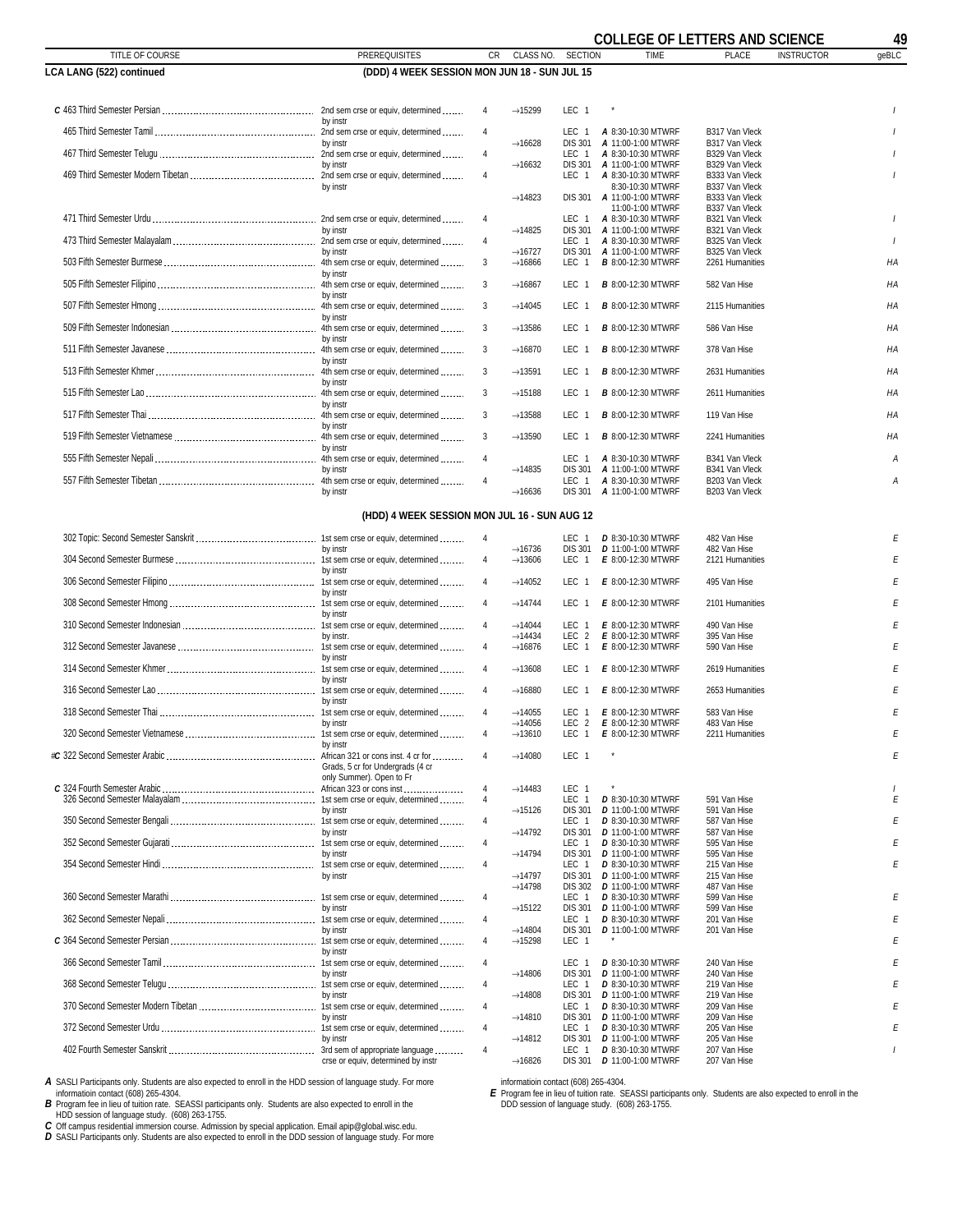## COLLEGE OF LETTERS AND SCIENCE

**LCA LANG (522) continued**

### (DDD) 4 WEEK SESSION MON JUN 18 - SUN JUL 15

| TITLE OF COURSE | PREREQUISITES | CR | CLASS NO. | SECTION | TIME | PLACE | INSTRUCTOR | geBLC |
|---|---|---|---|---|---|---|---|---|
| C 463 Third Semester Persian | 2nd sem crse or equiv, determined by instr | 4 | →15299 | LEC 1 | * | | | I |
| 465 Third Semester Tamil | 2nd sem crse or equiv, determined by instr | 4 | | LEC 1 | A 8:30-10:30 MTWRF | B317 Van Vleck | | I |
| | | | →16628 | DIS 301 | A 11:00-1:00 MTWRF | B317 Van Vleck | | |
| 467 Third Semester Telugu | 2nd sem crse or equiv, determined by instr | 4 | | LEC 1 | A 8:30-10:30 MTWRF | B329 Van Vleck | | I |
| | | | →16632 | DIS 301 | A 11:00-1:00 MTWRF | B329 Van Vleck | | |
| 469 Third Semester Modern Tibetan | 2nd sem crse or equiv, determined by instr | 4 | | LEC 1 | A 8:30-10:30 MTWRF | B333 Van Vleck | | I |
| | | | | | 8:30-10:30 MTWRF | B337 Van Vleck | | |
| | | | →14823 | DIS 301 | A 11:00-1:00 MTWRF | B333 Van Vleck | | |
| | | | | | 11:00-1:00 MTWRF | B337 Van Vleck | | |
| 471 Third Semester Urdu | 2nd sem crse or equiv, determined by instr | 4 | | LEC 1 | A 8:30-10:30 MTWRF | B321 Van Vleck | | I |
| | | | →14825 | DIS 301 | A 11:00-1:00 MTWRF | B321 Van Vleck | | |
| 473 Third Semester Malayalam | 2nd sem crse or equiv, determined by instr | 4 | | LEC 1 | A 8:30-10:30 MTWRF | B325 Van Vleck | | I |
| | | | →16727 | DIS 301 | A 11:00-1:00 MTWRF | B325 Van Vleck | | |
| 503 Fifth Semester Burmese | 4th sem crse or equiv, determined by instr | 3 | →16866 | LEC 1 | B 8:00-12:30 MTWRF | 2261 Humanities | | HA |
| 505 Fifth Semester Filipino | 4th sem crse or equiv, determined by instr | 3 | →16867 | LEC 1 | B 8:00-12:30 MTWRF | 582 Van Hise | | HA |
| 507 Fifth Semester Hmong | 4th sem crse or equiv, determined by instr | 3 | →14045 | LEC 1 | B 8:00-12:30 MTWRF | 2115 Humanities | | HA |
| 509 Fifth Semester Indonesian | 4th sem crse or equiv, determined by instr | 3 | →13586 | LEC 1 | B 8:00-12:30 MTWRF | 586 Van Hise | | HA |
| 511 Fifth Semester Javanese | 4th sem crse or equiv, determined by instr | 3 | →16870 | LEC 1 | B 8:00-12:30 MTWRF | 378 Van Hise | | HA |
| 513 Fifth Semester Khmer | 4th sem crse or equiv, determined by instr | 3 | →13591 | LEC 1 | B 8:00-12:30 MTWRF | 2631 Humanities | | HA |
| 515 Fifth Semester Lao | 4th sem crse or equiv, determined by instr | 3 | →15188 | LEC 1 | B 8:00-12:30 MTWRF | 2611 Humanities | | HA |
| 517 Fifth Semester Thai | 4th sem crse or equiv, determined by instr | 3 | →13588 | LEC 1 | B 8:00-12:30 MTWRF | 119 Van Hise | | HA |
| 519 Fifth Semester Vietnamese | 4th sem crse or equiv, determined by instr | 3 | →13590 | LEC 1 | B 8:00-12:30 MTWRF | 2241 Humanities | | HA |
| 555 Fifth Semester Nepali | 4th sem crse or equiv, determined by instr | 4 | | LEC 1 | A 8:30-10:30 MTWRF | B341 Van Vleck | | A |
| | | | →14835 | DIS 301 | A 11:00-1:00 MTWRF | B341 Van Vleck | | |
| 557 Fifth Semester Tibetan | 4th sem crse or equiv, determined by instr | 4 | | LEC 1 | A 8:30-10:30 MTWRF | B203 Van Vleck | | A |
| | | | →16636 | DIS 301 | A 11:00-1:00 MTWRF | B203 Van Vleck | | |

### (HDD) 4 WEEK SESSION MON JUL 16 - SUN AUG 12

| TITLE OF COURSE | PREREQUISITES | CR | CLASS NO. | SECTION | TIME | PLACE | INSTRUCTOR | geBLC |
|---|---|---|---|---|---|---|---|---|
| 302 Topic: Second Semester Sanskrit | 1st sem crse or equiv, determined by instr | 4 | | LEC 1 | D 8:30-10:30 MTWRF | 482 Van Hise | | E |
| | | | →16736 | DIS 301 | D 11:00-1:00 MTWRF | 482 Van Hise | | |
| 304 Second Semester Burmese | 1st sem crse or equiv, determined by instr | 4 | →13606 | LEC 1 | E 8:00-12:30 MTWRF | 2121 Humanities | | E |
| 306 Second Semester Filipino | 1st sem crse or equiv, determined by instr | 4 | →14052 | LEC 1 | E 8:00-12:30 MTWRF | 495 Van Hise | | E |
| 308 Second Semester Hmong | 1st sem crse or equiv, determined by instr | 4 | →14744 | LEC 1 | E 8:00-12:30 MTWRF | 2101 Humanities | | E |
| 310 Second Semester Indonesian | 1st sem crse or equiv, determined by instr. | 4 | →14044 | LEC 1 | E 8:00-12:30 MTWRF | 490 Van Hise | | E |
| | | | →14434 | LEC 2 | E 8:00-12:30 MTWRF | 395 Van Hise | | |
| 312 Second Semester Javanese | 1st sem crse or equiv, determined by instr | 4 | →16876 | LEC 1 | E 8:00-12:30 MTWRF | 590 Van Hise | | E |
| 314 Second Semester Khmer | 1st sem crse or equiv, determined by instr | 4 | →13608 | LEC 1 | E 8:00-12:30 MTWRF | 2619 Humanities | | E |
| 316 Second Semester Lao | 1st sem crse or equiv, determined by instr | 4 | →16880 | LEC 1 | E 8:00-12:30 MTWRF | 2653 Humanities | | E |
| 318 Second Semester Thai | 1st sem crse or equiv, determined by instr | 4 | →14055 | LEC 1 | E 8:00-12:30 MTWRF | 583 Van Hise | | E |
| | | | →14056 | LEC 2 | E 8:00-12:30 MTWRF | 483 Van Hise | | |
| 320 Second Semester Vietnamese | 1st sem crse or equiv, determined by instr | 4 | →13610 | LEC 1 | E 8:00-12:30 MTWRF | 2211 Humanities | | E |
| #C 322 Second Semester Arabic | African 321 or cons inst. 4 cr for Grads, 5 cr for Undergrads (4 cr only Summer). Open to Fr | 4 | →14080 | LEC 1 | * | | | E |
| C 324 Fourth Semester Arabic | African 323 or cons inst | 4 | →14483 | LEC 1 | * | | | I |
| 326 Second Semester Malayalam | 1st sem crse or equiv, determined by instr | 4 | | LEC 1 | D 8:30-10:30 MTWRF | 591 Van Hise | | E |
| | | | →15126 | DIS 301 | D 11:00-1:00 MTWRF | 591 Van Hise | | |
| 350 Second Semester Bengali | 1st sem crse or equiv, determined by instr | 4 | | LEC 1 | D 8:30-10:30 MTWRF | 587 Van Hise | | E |
| | | | →14792 | DIS 301 | D 11:00-1:00 MTWRF | 587 Van Hise | | |
| 352 Second Semester Gujarati | 1st sem crse or equiv, determined by instr | 4 | | LEC 1 | D 8:30-10:30 MTWRF | 595 Van Hise | | E |
| | | | →14794 | DIS 301 | D 11:00-1:00 MTWRF | 595 Van Hise | | |
| 354 Second Semester Hindi | 1st sem crse or equiv, determined by instr | 4 | | LEC 1 | D 8:30-10:30 MTWRF | 215 Van Hise | | E |
| | | | →14797 | DIS 301 | D 11:00-1:00 MTWRF | 215 Van Hise | | |
| | | | →14798 | DIS 302 | D 11:00-1:00 MTWRF | 487 Van Hise | | |
| 360 Second Semester Marathi | 1st sem crse or equiv, determined by instr | 4 | | LEC 1 | D 8:30-10:30 MTWRF | 599 Van Hise | | E |
| | | | →15122 | DIS 301 | D 11:00-1:00 MTWRF | 599 Van Hise | | |
| 362 Second Semester Nepali | 1st sem crse or equiv, determined by instr | 4 | | LEC 1 | D 8:30-10:30 MTWRF | 201 Van Hise | | E |
| | | | →14804 | DIS 301 | D 11:00-1:00 MTWRF | 201 Van Hise | | |
| C 364 Second Semester Persian | 1st sem crse or equiv, determined by instr | 4 | →15298 | LEC 1 | * | | | E |
| 366 Second Semester Tamil | 1st sem crse or equiv, determined by instr | 4 | | LEC 1 | D 8:30-10:30 MTWRF | 240 Van Hise | | E |
| | | | →14806 | DIS 301 | D 11:00-1:00 MTWRF | 240 Van Hise | | |
| 368 Second Semester Telugu | 1st sem crse or equiv, determined by instr | 4 | | LEC 1 | D 8:30-10:30 MTWRF | 219 Van Hise | | E |
| | | | →14808 | DIS 301 | D 11:00-1:00 MTWRF | 219 Van Hise | | |
| 370 Second Semester Modern Tibetan | 1st sem crse or equiv, determined by instr | 4 | | LEC 1 | D 8:30-10:30 MTWRF | 209 Van Hise | | E |
| | | | →14810 | DIS 301 | D 11:00-1:00 MTWRF | 209 Van Hise | | |
| 372 Second Semester Urdu | 1st sem crse or equiv, determined by instr | 4 | | LEC 1 | D 8:30-10:30 MTWRF | 205 Van Hise | | E |
| | | | →14812 | DIS 301 | D 11:00-1:00 MTWRF | 205 Van Hise | | |
| 402 Fourth Semester Sanskrit | 3rd sem of appropriate language crse or equiv, determined by instr | 4 | | LEC 1 | D 8:30-10:30 MTWRF | 207 Van Hise | | I |
| | | | →16826 | DIS 301 | D 11:00-1:00 MTWRF | 207 Van Hise | | |

**A** SASLI Participants only. Students are also expected to enroll in the HDD session of language study. For more informatioin contact (608) 265-4304.
**B** Program fee in lieu of tuition rate. SEASSI participants only. Students are also expected to enroll in the HDD session of language study. (608) 263-1755.
**C** Off campus residential immersion course. Admission by special application. Email apip@global.wisc.edu.
**D** SASLI Participants only. Students are also expected to enroll in the DDD session of language study. For more informatioin contact (608) 265-4304.
**E** Program fee in lieu of tuition rate. SEASSI participants only. Students are also expected to enroll in the DDD session of language study. (608) 263-1755.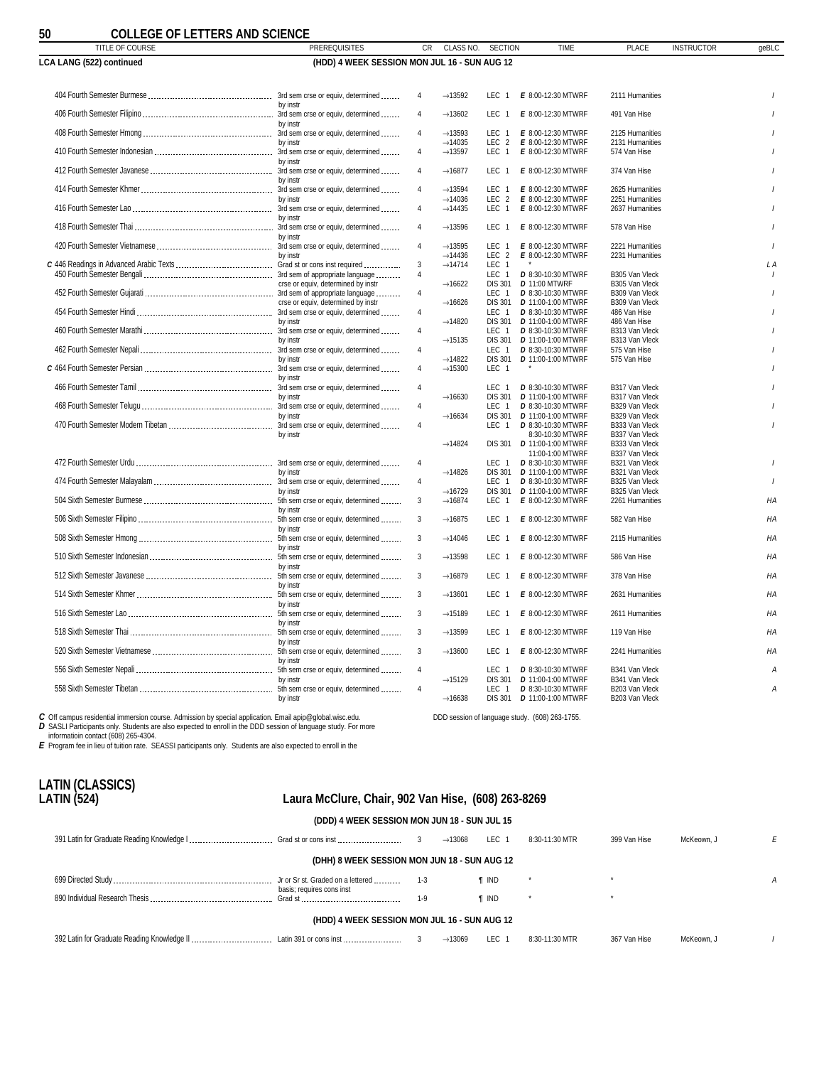## COLLEGE OF LETTERS AND SCIENCE

**LCA LANG (522) continued** — (HDD) 4 WEEK SESSION MON JUL 16 - SUN AUG 12

| TITLE OF COURSE | PREREQUISITES | CR | CLASS NO. | SECTION | TIME | PLACE | INSTRUCTOR | geBLC |
|---|---|---|---|---|---|---|---|---|
| 404 Fourth Semester Burmese | 3rd sem crse or equiv, determined by instr | 4 | →13592 | LEC 1 | *E* 8:00-12:30 MTWRF | 2111 Humanities | | I |
| 406 Fourth Semester Filipino | 3rd sem crse or equiv, determined by instr | 4 | →13602 | LEC 1 | *E* 8:00-12:30 MTWRF | 491 Van Hise | | I |
| 408 Fourth Semester Hmong | 3rd sem crse or equiv, determined by instr | 4 | →13593 | LEC 1 | *E* 8:00-12:30 MTWRF | 2125 Humanities | | I |
| | | | →14035 | LEC 2 | *E* 8:00-12:30 MTWRF | 2131 Humanities | | |
| 410 Fourth Semester Indonesian | 3rd sem crse or equiv, determined by instr | 4 | →13597 | LEC 1 | *E* 8:00-12:30 MTWRF | 574 Van Hise | | I |
| 412 Fourth Semester Javanese | 3rd sem crse or equiv, determined by instr | 4 | →16877 | LEC 1 | *E* 8:00-12:30 MTWRF | 374 Van Hise | | I |
| 414 Fourth Semester Khmer | 3rd sem crse or equiv, determined by instr | 4 | →13594 | LEC 1 | *E* 8:00-12:30 MTWRF | 2625 Humanities | | I |
| | | | →14036 | LEC 2 | *E* 8:00-12:30 MTWRF | 2251 Humanities | | |
| 416 Fourth Semester Lao | 3rd sem crse or equiv, determined by instr | 4 | →14435 | LEC 1 | *E* 8:00-12:30 MTWRF | 2637 Humanities | | I |
| 418 Fourth Semester Thai | 3rd sem crse or equiv, determined by instr | 4 | →13596 | LEC 1 | *E* 8:00-12:30 MTWRF | 578 Van Hise | | I |
| 420 Fourth Semester Vietnamese | 3rd sem crse or equiv, determined by instr | 4 | →13595 | LEC 1 | *E* 8:00-12:30 MTWRF | 2221 Humanities | | I |
| | | | →14436 | LEC 2 | *E* 8:00-12:30 MTWRF | 2231 Humanities | | |
| *C* 446 Readings in Advanced Arabic Texts | Grad st or cons inst required | 3 | →14714 | LEC 1 | * | | | L A |
| 450 Fourth Semester Bengali | 3rd sem of appropriate language crse or equiv, determined by instr | 4 | | LEC 1 | *D* 8:30-10:30 MTWRF | B305 Van Vleck | | I |
| | | | →16622 | DIS 301 | *D* 11:00 MTWRF | B305 Van Vleck | | |
| 452 Fourth Semester Gujarati | 3rd sem of appropriate language crse or equiv, determined by instr | 4 | | LEC 1 | *D* 8:30-10:30 MTWRF | B309 Van Vleck | | I |
| | | | →16626 | DIS 301 | *D* 11:00-1:00 MTWRF | B309 Van Vleck | | |
| 454 Fourth Semester Hindi | 3rd sem crse or equiv, determined by instr | 4 | | LEC 1 | *D* 8:30-10:30 MTWRF | 486 Van Hise | | I |
| | | | →14820 | DIS 301 | *D* 11:00-1:00 MTWRF | 486 Van Hise | | |
| 460 Fourth Semester Marathi | 3rd sem crse or equiv, determined by instr | 4 | | LEC 1 | *D* 8:30-10:30 MTWRF | B313 Van Vleck | | I |
| | | | →15135 | DIS 301 | *D* 11:00-1:00 MTWRF | B313 Van Vleck | | |
| 462 Fourth Semester Nepali | 3rd sem crse or equiv, determined by instr | 4 | | LEC 1 | *D* 8:30-10:30 MTWRF | 575 Van Hise | | I |
| | | | →14822 | DIS 301 | *D* 11:00-1:00 MTWRF | 575 Van Hise | | |
| *C* 464 Fourth Semester Persian | 3rd sem crse or equiv, determined by instr | 4 | →15300 | LEC 1 | * | | | I |
| 466 Fourth Semester Tamil | 3rd sem crse or equiv, determined by instr | 4 | | LEC 1 | *D* 8:30-10:30 MTWRF | B317 Van Vleck | | I |
| | | | →16630 | DIS 301 | *D* 11:00-1:00 MTWRF | B317 Van Vleck | | |
| 468 Fourth Semester Telugu | 3rd sem crse or equiv, determined by instr | 4 | | LEC 1 | *D* 8:30-10:30 MTWRF | B329 Van Vleck | | I |
| | | | →16634 | DIS 301 | *D* 11:00-1:00 MTWRF | B329 Van Vleck | | |
| 470 Fourth Semester Modern Tibetan | 3rd sem crse or equiv, determined by instr | 4 | | LEC 1 | *D* 8:30-10:30 MTWRF | B333 Van Vleck | | I |
| | | | | | 8:30-10:30 MTWRF | B337 Van Vleck | | |
| | | | →14824 | DIS 301 | *D* 11:00-1:00 MTWRF | B333 Van Vleck | | |
| | | | | | 11:00-1:00 MTWRF | B337 Van Vleck | | |
| 472 Fourth Semester Urdu | 3rd sem crse or equiv, determined by instr | 4 | | LEC 1 | *D* 8:30-10:30 MTWRF | B321 Van Vleck | | I |
| | | | →14826 | DIS 301 | *D* 11:00-1:00 MTWRF | B321 Van Vleck | | |
| 474 Fourth Semester Malayalam | 3rd sem crse or equiv, determined by instr | 4 | | LEC 1 | *D* 8:30-10:30 MTWRF | B325 Van Vleck | | I |
| | | | →16729 | DIS 301 | *D* 11:00-1:00 MTWRF | B325 Van Vleck | | |
| 504 Sixth Semester Burmese | 5th sem crse or equiv, determined by instr | 3 | →16874 | LEC 1 | *E* 8:00-12:30 MTWRF | 2261 Humanities | | HA |
| 506 Sixth Semester Filipino | 5th sem crse or equiv, determined by instr | 3 | →16875 | LEC 1 | *E* 8:00-12:30 MTWRF | 582 Van Hise | | HA |
| 508 Sixth Semester Hmong | 5th sem crse or equiv, determined by instr | 3 | →14046 | LEC 1 | *E* 8:00-12:30 MTWRF | 2115 Humanities | | HA |
| 510 Sixth Semester Indonesian | 5th sem crse or equiv, determined by instr | 3 | →13598 | LEC 1 | *E* 8:00-12:30 MTWRF | 586 Van Hise | | HA |
| 512 Sixth Semester Javanese | 5th sem crse or equiv, determined by instr | 3 | →16879 | LEC 1 | *E* 8:00-12:30 MTWRF | 378 Van Hise | | HA |
| 514 Sixth Semester Khmer | 5th sem crse or equiv, determined by instr | 3 | →13601 | LEC 1 | *E* 8:00-12:30 MTWRF | 2631 Humanities | | HA |
| 516 Sixth Semester Lao | 5th sem crse or equiv, determined by instr | 3 | →15189 | LEC 1 | *E* 8:00-12:30 MTWRF | 2611 Humanities | | HA |
| 518 Sixth Semester Thai | 5th sem crse or equiv, determined by instr | 3 | →13599 | LEC 1 | *E* 8:00-12:30 MTWRF | 119 Van Hise | | HA |
| 520 Sixth Semester Vietnamese | 5th sem crse or equiv, determined by instr | 3 | →13600 | LEC 1 | *E* 8:00-12:30 MTWRF | 2241 Humanities | | HA |
| 556 Sixth Semester Nepali | 5th sem crse or equiv, determined by instr | 4 | | LEC 1 | *D* 8:30-10:30 MTWRF | B341 Van Vleck | | A |
| | | | →15129 | DIS 301 | *D* 11:00-1:00 MTWRF | B341 Van Vleck | | |
| 558 Sixth Semester Tibetan | 5th sem crse or equiv, determined by instr | 4 | | LEC 1 | *D* 8:30-10:30 MTWRF | B203 Van Vleck | | A |
| | | | →16638 | DIS 301 | *D* 11:00-1:00 MTWRF | B203 Van Vleck | | |

***C*** Off campus residential immersion course. Admission by special application. Email apip@global.wisc.edu.
***D*** SASLI Participants only. Students are also expected to enroll in the DDD session of language study. For more informatioin contact (608) 265-4304.
***E*** Program fee in lieu of tuition rate. SEASSI participants only. Students are also expected to enroll in the DDD session of language study. (608) 263-1755.

## LATIN (CLASSICS)
## LATIN (524) — Laura McClure, Chair, 902 Van Hise, (608) 263-8269

**(DDD) 4 WEEK SESSION MON JUN 18 - SUN JUL 15**

| TITLE OF COURSE | PREREQUISITES | CR | CLASS NO. | SECTION | TIME | PLACE | INSTRUCTOR | geBLC |
|---|---|---|---|---|---|---|---|---|
| 391 Latin for Graduate Reading Knowledge I | Grad st or cons inst | 3 | →13068 | LEC 1 | 8:30-11:30 MTR | 399 Van Hise | McKeown, J | E |

**(DHH) 8 WEEK SESSION MON JUN 18 - SUN AUG 12**

| TITLE OF COURSE | PREREQUISITES | CR | CLASS NO. | SECTION | TIME | PLACE | INSTRUCTOR | geBLC |
|---|---|---|---|---|---|---|---|---|
| 699 Directed Study | Jr or Sr st. Graded on a lettered basis; requires cons inst | 1-3 | | ¶ IND | * | * | | A |
| 890 Individual Research Thesis | Grad st | 1-9 | | ¶ IND | * | * | | |

**(HDD) 4 WEEK SESSION MON JUL 16 - SUN AUG 12**

| TITLE OF COURSE | PREREQUISITES | CR | CLASS NO. | SECTION | TIME | PLACE | INSTRUCTOR | geBLC |
|---|---|---|---|---|---|---|---|---|
| 392 Latin for Graduate Reading Knowledge II | Latin 391 or cons inst | 3 | →13069 | LEC 1 | 8:30-11:30 MTR | 367 Van Hise | McKeown, J | I |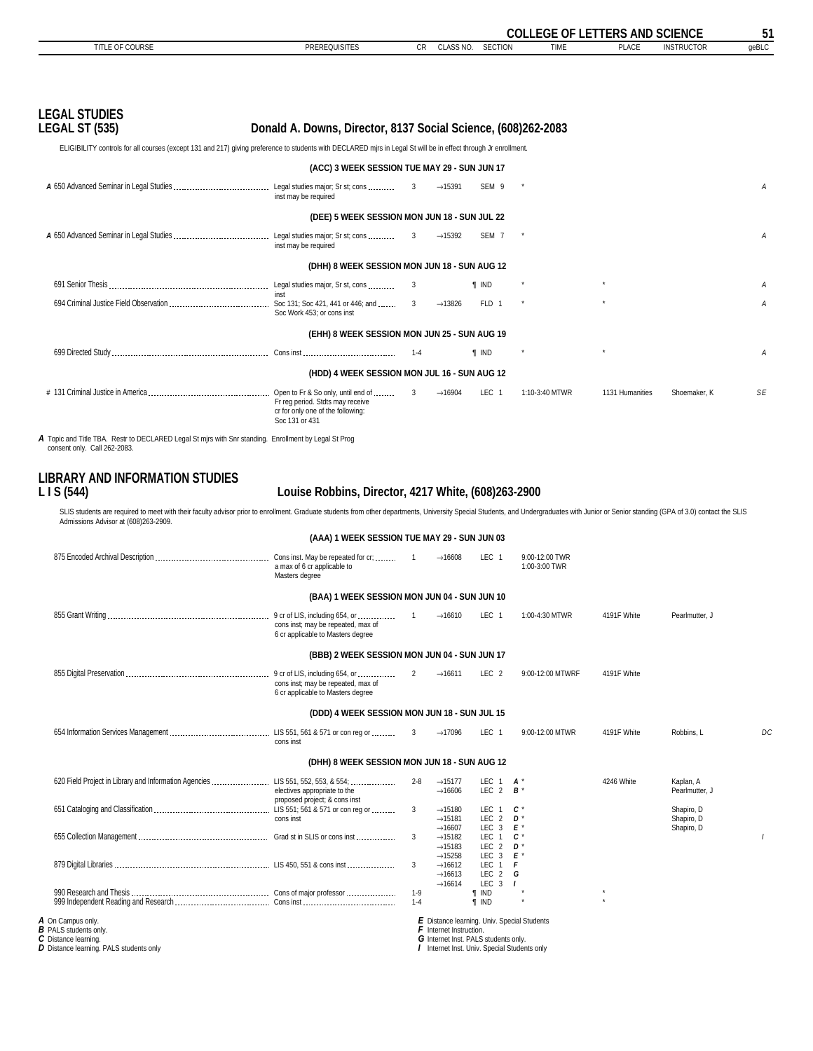## LEGAL STUDIES
### LEGAL ST (535) — Donald A. Downs, Director, 8137 Social Science, (608)262-2083

ELIGIBILITY controls for all courses (except 131 and 217) giving preference to students with DECLARED mjrs in Legal St will be in effect through Jr enrollment.

| TITLE OF COURSE | PREREQUISITES | CR | CLASS NO. | SECTION | TIME | PLACE | INSTRUCTOR | geBLC |
|---|---|---|---|---|---|---|---|---|
| | **(ACC) 3 WEEK SESSION TUE MAY 29 - SUN JUN 17** | | | | | | | |
| *A* 650 Advanced Seminar in Legal Studies | Legal studies major; Sr st; cons inst may be required | 3 | →15391 | SEM 9 | * | | | A |
| | **(DEE) 5 WEEK SESSION MON JUN 18 - SUN JUL 22** | | | | | | | |
| *A* 650 Advanced Seminar in Legal Studies | Legal studies major; Sr st; cons inst may be required | 3 | →15392 | SEM 7 | * | | | A |
| | **(DHH) 8 WEEK SESSION MON JUN 18 - SUN AUG 12** | | | | | | | |
| 691 Senior Thesis | Legal studies major, Sr st, cons inst | 3 | | ¶ IND | * | * | | A |
| 694 Criminal Justice Field Observation | Soc 131; Soc 421, 441 or 446; and Soc Work 453; or cons inst | 3 | →13826 | FLD 1 | * | * | | A |
| | **(EHH) 8 WEEK SESSION MON JUN 25 - SUN AUG 19** | | | | | | | |
| 699 Directed Study | Cons inst | 1-4 | | ¶ IND | * | * | | A |
| | **(HDD) 4 WEEK SESSION MON JUL 16 - SUN AUG 12** | | | | | | | |
| # 131 Criminal Justice in America | Open to Fr & So only, until end of Fr reg period. Stdts may receive cr for only one of the following: Soc 131 or 431 | 3 | →16904 | LEC 1 | 1:10-3:40 MTWR | 1131 Humanities | Shoemaker, K | SE |

*A* Topic and Title TBA. Restr to DECLARED Legal St mjrs with Snr standing. Enrollment by Legal St Prog consent only. Call 262-2083.

## LIBRARY AND INFORMATION STUDIES
### L I S (544) — Louise Robbins, Director, 4217 White, (608)263-2900

SLIS students are required to meet with their faculty advisor prior to enrollment. Graduate students from other departments, University Special Students, and Undergraduates with Junior or Senior standing (GPA of 3.0) contact the SLIS Admissions Advisor at (608)263-2909.

| TITLE OF COURSE | PREREQUISITES | CR | CLASS NO. | SECTION | TIME | PLACE | INSTRUCTOR | geBLC |
|---|---|---|---|---|---|---|---|---|
| | **(AAA) 1 WEEK SESSION TUE MAY 29 - SUN JUN 03** | | | | | | | |
| 875 Encoded Archival Description | Cons inst. May be repeated for cr; a max of 6 cr applicable to Masters degree | 1 | →16608 | LEC 1 | 9:00-12:00 TWR<br>1:00-3:00 TWR | | | |
| | **(BAA) 1 WEEK SESSION MON JUN 04 - SUN JUN 10** | | | | | | | |
| 855 Grant Writing | 9 cr of LIS, including 654, or cons inst; may be repeated, max of 6 cr applicable to Masters degree | 1 | →16610 | LEC 1 | 1:00-4:30 MTWR | 4191F White | Pearlmutter, J | |
| | **(BBB) 2 WEEK SESSION MON JUN 04 - SUN JUN 17** | | | | | | | |
| 855 Digital Preservation | 9 cr of LIS, including 654, or cons inst; may be repeated, max of 6 cr applicable to Masters degree | 2 | →16611 | LEC 2 | 9:00-12:00 MTWRF | 4191F White | | |
| | **(DDD) 4 WEEK SESSION MON JUN 18 - SUN JUL 15** | | | | | | | |
| 654 Information Services Management | LIS 551, 561 & 571 or con reg or cons inst | 3 | →17096 | LEC 1 | 9:00-12:00 MTWR | 4191F White | Robbins, L | DC |
| | **(DHH) 8 WEEK SESSION MON JUN 18 - SUN AUG 12** | | | | | | | |
| 620 Field Project in Library and Information Agencies | LIS 551, 552, 553, & 554; electives appropriate to the proposed project; & cons inst | 2-8 | →15177<br>→16606 | LEC 1 *A* *<br>LEC 2 *B* * | | 4246 White | Kaplan, A<br>Pearlmutter, J | |
| 651 Cataloging and Classification | LIS 551; 561 & 571 or con reg or cons inst | 3 | →15180<br>→15181<br>→16607 | LEC 1 *C* *<br>LEC 2 *D* *<br>LEC 3 *E* * | | | Shapiro, D<br>Shapiro, D<br>Shapiro, D | |
| 655 Collection Management | Grad st in SLIS or cons inst | 3 | →15182<br>→15183<br>→15258 | LEC 1 *C* *<br>LEC 2 *D* *<br>LEC 3 *E* * | | | | I |
| 879 Digital Libraries | LIS 450, 551 & cons inst | 3 | →16612<br>→16613<br>→16614 | LEC 1 *F*<br>LEC 2 *G*<br>LEC 3 *I* | | | | |
| 990 Research and Thesis | Cons of major professor | 1-9 | | ¶ IND | * | * | | |
| 999 Independent Reading and Research | Cons inst | 1-4 | | ¶ IND | * | * | | |

*A* On Campus only.
*B* PALS students only.
*C* Distance learning.
*D* Distance learning. PALS students only
*E* Distance learning. Univ. Special Students
*F* Internet Instruction.
*G* Internet Inst. PALS students only.
*I* Internet Inst. Univ. Special Students only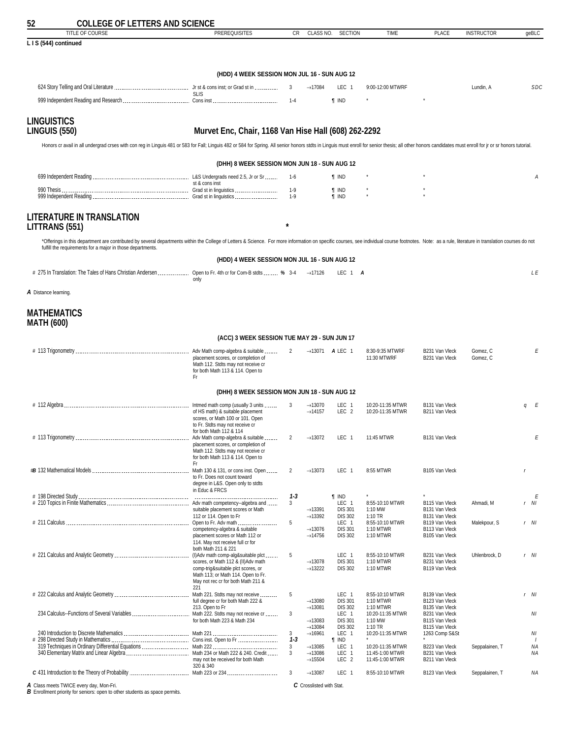## COLLEGE OF LETTERS AND SCIENCE

**L I S (544) continued**

**(HDD) 4 WEEK SESSION MON JUL 16 - SUN AUG 12**

| TITLE OF COURSE | PREREQUISITES | CR | CLASS NO. | SECTION | TIME | PLACE | INSTRUCTOR | geBLC |
|---|---|---|---|---|---|---|---|---|
| 624 Story Telling and Oral Literature | Jr st & cons inst; or Grad st in SLIS | 3 | →17084 | LEC 1 | 9:00-12:00 MTWRF | | Lundin, A | SDC |
| 999 Independent Reading and Research | Cons inst | 1-4 | | ¶ IND | * | * | | |

## LINGUISTICS
## LINGUIS (550)

**Murvet Enc, Chair, 1168 Van Hise Hall (608) 262-2292**

Honors cr avail in all undergrad crses with con reg in Linguis 481 or 583 for Fall; Linguis 482 or 584 for Spring. All senior honors stdts in Linguis must enroll for senior thesis; all other honors candidates must enroll for jr or sr honors tutorial.

**(DHH) 8 WEEK SESSION MON JUN 18 - SUN AUG 12**

| TITLE OF COURSE | PREREQUISITES | CR | CLASS NO. | SECTION | TIME | PLACE | INSTRUCTOR | geBLC |
|---|---|---|---|---|---|---|---|---|
| 699 Independent Reading | L&S Undergrads need 2.5, Jr or Sr st & cons inst | 1-6 | | ¶ IND | * | * | | A |
| 990 Thesis | Grad st in linguistics | 1-9 | | ¶ IND | * | * | | |
| 999 Independent Reading | Grad st in linguistics | 1-9 | | ¶ IND | * | * | | |

## LITERATURE IN TRANSLATION
## LITTRANS (551) *

*Offerings in this department are contributed by several departments within the College of Letters & Science. For more information on specific courses, see individual course footnotes. Note: as a rule, literature in translation courses do not fulfill the requirements for a major in those departments.

**(HDD) 4 WEEK SESSION MON JUL 16 - SUN AUG 12**

| TITLE OF COURSE | PREREQUISITES | CR | CLASS NO. | SECTION | TIME | PLACE | INSTRUCTOR | geBLC |
|---|---|---|---|---|---|---|---|---|
| # 275 In Translation: The Tales of Hans Christian Andersen | Open to Fr. 4th cr for Com-B stdts only | % 3-4 | →17126 | LEC 1 *A* | | | | L E |

*A* Distance learning.

## MATHEMATICS
## MATH (600)

**(ACC) 3 WEEK SESSION TUE MAY 29 - SUN JUN 17**

| TITLE OF COURSE | PREREQUISITES | CR | CLASS NO. | SECTION | TIME | PLACE | INSTRUCTOR | geBLC |
|---|---|---|---|---|---|---|---|---|
| # 113 Trigonometry | Adv Math comp-algebra & suitable placement scores, or completion of Math 112. Stdts may not receive cr for both Math 113 & 114. Open to Fr | 2 | →13071 | *A* LEC 1 | 8:30-9:35 MTWRF | B231 Van Vleck | Gomez, C | E |
| | | | | | 11:30 MTWRF | B231 Van Vleck | Gomez, C | |

**(DHH) 8 WEEK SESSION MON JUN 18 - SUN AUG 12**

| TITLE OF COURSE | PREREQUISITES | CR | CLASS NO. | SECTION | TIME | PLACE | INSTRUCTOR | geBLC |
|---|---|---|---|---|---|---|---|---|
| # 112 Algebra | Intmed math comp (usually 3 units of HS math) & suitable placement scores, or Math 100 or 101. Open to Fr. Stdts may not receive cr for both Math 112 & 114 | 3 | →13070 | LEC 1 | 10:20-11:35 MTWR | B131 Van Vleck | | q E |
| | | | →14157 | LEC 2 | 10:20-11:35 MTWR | B211 Van Vleck | | |
| # 113 Trigonometry | Adv Math comp-algebra & suitable placement scores, or completion of Math 112. Stdts may not receive cr for both Math 113 & 114. Open to Fr | 2 | →13072 | LEC 1 | 11:45 MTWR | B131 Van Vleck | | E |
| #*B* 132 Mathematical Models | Math 130 & 131, or cons inst. Open to Fr. Does not count toward degree in L&S. Open only to stdts in Educ & FRCS | 2 | →13073 | LEC 1 | 8:55 MTWR | B105 Van Vleck | | r |
| # 198 Directed Study | | *1-3* | | ¶ IND | * | * | | E |
| # 210 Topics in Finite Mathematics | Adv math competency--algebra and suitable placement scores or Math 112 or 114. Open to Fr | 3 | | LEC 1 | 8:55-10:10 MTWR | B115 Van Vleck | Ahmadi, M | r NI |
| | | | →13391 | DIS 301 | 1:10 MW | B131 Van Vleck | | |
| | | | →13392 | DIS 302 | 1:10 TR | B131 Van Vleck | | |
| # 211 Calculus | Open to Fr. Adv math competency-algebra & suitable placement scores or Math 112 or 114. May not receive full cr for both Math 211 & 221 | 5 | | LEC 1 | 8:55-10:10 MTWR | B119 Van Vleck | Malekpour, S | r NI |
| | | | →13076 | DIS 301 | 1:10 MTWR | B113 Van Vleck | | |
| | | | →14756 | DIS 302 | 1:10 MTWR | B105 Van Vleck | | |
| # 221 Calculus and Analytic Geometry | (I)Adv math comp-alg&suitable plct scores, or Math 112 & (II)Adv math comp-trig&suitable plct scores, or Math 113; or Math 114. Open to Fr. May not rec cr for both Math 211 & 221 | 5 | | LEC 1 | 8:55-10:10 MTWR | B231 Van Vleck | Uhlenbrock, D | r NI |
| | | | →13078 | DIS 301 | 1:10 MTWR | B231 Van Vleck | | |
| | | | →13222 | DIS 302 | 1:10 MTWR | B119 Van Vleck | | |
| # 222 Calculus and Analytic Geometry | Math 221. Stdts may not receive full degree cr for both Math 222 & 213. Open to Fr | 5 | | LEC 1 | 8:55-10:10 MTWR | B139 Van Vleck | | r NI |
| | | | →13080 | DIS 301 | 1:10 MTWR | B123 Van Vleck | | |
| | | | →13081 | DIS 302 | 1:10 MTWR | B135 Van Vleck | | |
| 234 Calculus--Functions of Several Variables | Math 222. Stdts may not receive cr for both Math 223 & Math 234 | 3 | | LEC 1 | 10:20-11:35 MTWR | B231 Van Vleck | | NI |
| | | | →13083 | DIS 301 | 1:10 MW | B115 Van Vleck | | |
| | | | →13084 | DIS 302 | 1:10 TR | B115 Van Vleck | | |
| 240 Introduction to Discrete Mathematics | Math 221 | 3 | →16961 | LEC 1 | 10:20-11:35 MTWR | 1263 Comp S&St | | NI |
| # 298 Directed Study in Mathematics | Cons inst. Open to Fr | *1-3* | | ¶ IND | * | * | | I |
| 319 Techniques in Ordinary Differential Equations | Math 222 | 3 | →13085 | LEC 1 | 10:20-11:35 MTWR | B223 Van Vleck | Seppalainen, T | NA |
| 340 Elementary Matrix and Linear Algebra | Math 234 or Math 222 & 240. Credit may not be received for both Math 320 & 340 | 3 | →13086 | LEC 1 | 11:45-1:00 MTWR | B231 Van Vleck | | NA |
| | | | →15504 | LEC 2 | 11:45-1:00 MTWR | B211 Van Vleck | | |
| *C* 431 Introduction to the Theory of Probability | Math 223 or 234 | 3 | →13087 | LEC 1 | 8:55-10:10 MTWR | B123 Van Vleck | Seppalainen, T | NA |

*A* Class meets TWICE every day, Mon-Fri.
*B* Enrollment priority for seniors: open to other students as space permits.
*C* Crosslisted with Stat.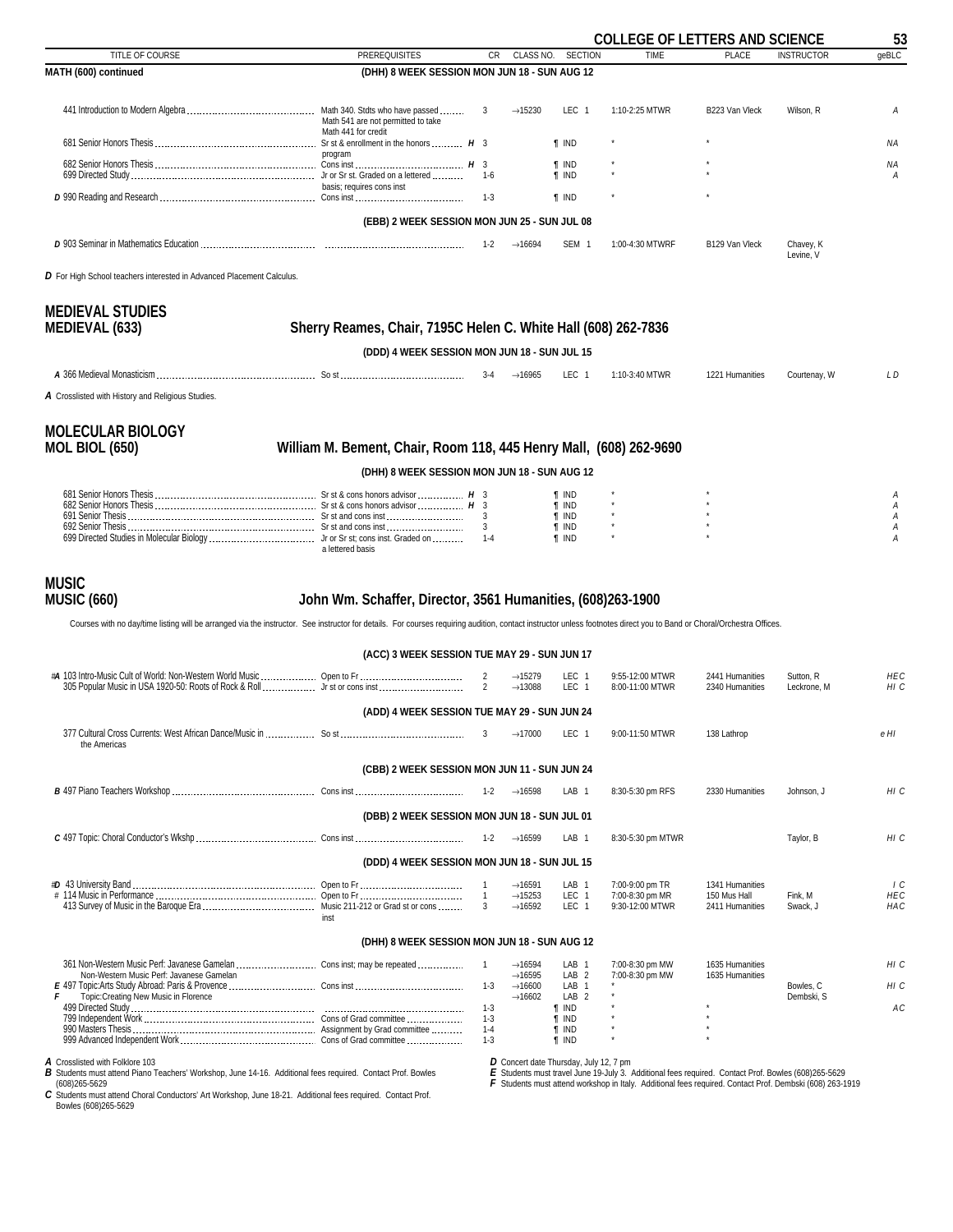| TITLE OF COURSE | PREREQUISITES | CR | CLASS NO. | SECTION | TIME | PLACE | INSTRUCTOR | geBLC |
|---|---|---|---|---|---|---|---|---|

**MATH (600) continued**

**(DHH) 8 WEEK SESSION MON JUN 18 - SUN AUG 12**

| TITLE OF COURSE | PREREQUISITES | CR | CLASS NO. | SECTION | TIME | PLACE | INSTRUCTOR | geBLC |
|---|---|---|---|---|---|---|---|---|
| 441 Introduction to Modern Algebra | Math 340. Stdts who have passed Math 541 are not permitted to take Math 441 for credit | 3 | →15230 | LEC 1 | 1:10-2:25 MTWR | B223 Van Vleck | Wilson, R | A |
| 681 Senior Honors Thesis | Sr st & enrollment in the honors program *H* | 3 | | ¶ IND | * | * | | NA |
| 682 Senior Honors Thesis | Cons inst *H* | 3 | | ¶ IND | * | * | | NA |
| 699 Directed Study | Jr or Sr st. Graded on a lettered basis; requires cons inst | 1-6 | | ¶ IND | * | * | | A |
| *D* 990 Reading and Research | Cons inst | 1-3 | | ¶ IND | * | * | | |

**(EBB) 2 WEEK SESSION MON JUN 25 - SUN JUL 08**

| TITLE OF COURSE | PREREQUISITES | CR | CLASS NO. | SECTION | TIME | PLACE | INSTRUCTOR | geBLC |
|---|---|---|---|---|---|---|---|---|
| *D* 903 Seminar in Mathematics Education | | 1-2 | →16694 | SEM 1 | 1:00-4:30 MTWRF | B129 Van Vleck | Chavey, K Levine, V | |

*D* For High School teachers interested in Advanced Placement Calculus.

## MEDIEVAL STUDIES
## MEDIEVAL (633) — Sherry Reames, Chair, 7195C Helen C. White Hall (608) 262-7836

**(DDD) 4 WEEK SESSION MON JUN 18 - SUN JUL 15**

| TITLE OF COURSE | PREREQUISITES | CR | CLASS NO. | SECTION | TIME | PLACE | INSTRUCTOR | geBLC |
|---|---|---|---|---|---|---|---|---|
| *A* 366 Medieval Monasticism | So st | 3-4 | →16965 | LEC 1 | 1:10-3:40 MTWR | 1221 Humanities | Courtenay, W | L D |

*A* Crosslisted with History and Religious Studies.

## MOLECULAR BIOLOGY
## MOL BIOL (650) — William M. Bement, Chair, Room 118, 445 Henry Mall, (608) 262-9690

**(DHH) 8 WEEK SESSION MON JUN 18 - SUN AUG 12**

| TITLE OF COURSE | PREREQUISITES | CR | CLASS NO. | SECTION | TIME | PLACE | INSTRUCTOR | geBLC |
|---|---|---|---|---|---|---|---|---|
| 681 Senior Honors Thesis | Sr st & cons honors advisor *H* | 3 | | ¶ IND | * | * | | A |
| 682 Senior Honors Thesis | Sr st & cons honors advisor *H* | 3 | | ¶ IND | * | * | | A |
| 691 Senior Thesis | Sr st and cons inst | 3 | | ¶ IND | * | * | | A |
| 692 Senior Thesis | Sr st and cons inst | 3 | | ¶ IND | * | * | | A |
| 699 Directed Studies in Molecular Biology | Jr or Sr st; cons inst. Graded on a lettered basis | 1-4 | | ¶ IND | * | * | | A |

## MUSIC
## MUSIC (660) — John Wm. Schaffer, Director, 3561 Humanities, (608)263-1900

Courses with no day/time listing will be arranged via the instructor. See instructor for details. For courses requiring audition, contact instructor unless footnotes direct you to Band or Choral/Orchestra Offices.

**(ACC) 3 WEEK SESSION TUE MAY 29 - SUN JUN 17**

| TITLE OF COURSE | PREREQUISITES | CR | CLASS NO. | SECTION | TIME | PLACE | INSTRUCTOR | geBLC |
|---|---|---|---|---|---|---|---|---|
| #*A* 103 Intro-Music Cult of World: Non-Western World Music | Open to Fr | 2 | →15279 | LEC 1 | 9:55-12:00 MTWR | 2441 Humanities | Sutton, R | HEC |
| 305 Popular Music in USA 1920-50: Roots of Rock & Roll | Jr st or cons inst | 2 | →13088 | LEC 1 | 8:00-11:00 MTWR | 2340 Humanities | Leckrone, M | HI C |

**(ADD) 4 WEEK SESSION TUE MAY 29 - SUN JUN 24**

| TITLE OF COURSE | PREREQUISITES | CR | CLASS NO. | SECTION | TIME | PLACE | INSTRUCTOR | geBLC |
|---|---|---|---|---|---|---|---|---|
| 377 Cultural Cross Currents: West African Dance/Music in the Americas | So st | 3 | →17000 | LEC 1 | 9:00-11:50 MTWR | 138 Lathrop | | e HI |

**(CBB) 2 WEEK SESSION MON JUN 11 - SUN JUN 24**

| TITLE OF COURSE | PREREQUISITES | CR | CLASS NO. | SECTION | TIME | PLACE | INSTRUCTOR | geBLC |
|---|---|---|---|---|---|---|---|---|
| *B* 497 Piano Teachers Workshop | Cons inst | 1-2 | →16598 | LAB 1 | 8:30-5:30 pm RFS | 2330 Humanities | Johnson, J | HI C |

**(DBB) 2 WEEK SESSION MON JUN 18 - SUN JUL 01**

| TITLE OF COURSE | PREREQUISITES | CR | CLASS NO. | SECTION | TIME | PLACE | INSTRUCTOR | geBLC |
|---|---|---|---|---|---|---|---|---|
| *C* 497 Topic: Choral Conductor's Wkshp | Cons inst | 1-2 | →16599 | LAB 1 | 8:30-5:30 pm MTWR | | Taylor, B | HI C |

**(DDD) 4 WEEK SESSION MON JUN 18 - SUN JUL 15**

| TITLE OF COURSE | PREREQUISITES | CR | CLASS NO. | SECTION | TIME | PLACE | INSTRUCTOR | geBLC |
|---|---|---|---|---|---|---|---|---|
| #*D* 43 University Band | Open to Fr | 1 | →16591 | LAB 1 | 7:00-9:00 pm TR | 1341 Humanities | | I C |
| # 114 Music in Performance | Open to Fr | 1 | →15253 | LEC 1 | 7:00-8:30 pm MR | 150 Mus Hall | Fink, M | HEC |
| 413 Survey of Music in the Baroque Era | Music 211-212 or Grad st or cons inst | 3 | →16592 | LEC 1 | 9:30-12:00 MTWR | 2411 Humanities | Swack, J | HAC |

**(DHH) 8 WEEK SESSION MON JUN 18 - SUN AUG 12**

| TITLE OF COURSE | PREREQUISITES | CR | CLASS NO. | SECTION | TIME | PLACE | INSTRUCTOR | geBLC |
|---|---|---|---|---|---|---|---|---|
| 361 Non-Western Music Perf: Javanese Gamelan | Cons inst; may be repeated | 1 | →16594 | LAB 1 | 7:00-8:30 pm MW | 1635 Humanities | | HI C |
| Non-Western Music Perf: Javanese Gamelan | | | →16595 | LAB 2 | 7:00-8:30 pm MW | 1635 Humanities | | |
| *E* 497 Topic:Arts Study Abroad: Paris & Provence | Cons inst | 1-3 | →16600 | LAB 1 | * | | Bowles, C | HI C |
| *F* Topic:Creating New Music in Florence | | | →16602 | LAB 2 | * | | Dembski, S | |
| 499 Directed Study | | 1-3 | | ¶ IND | * | * | | AC |
| 799 Independent Work | Cons of Grad committee | 1-3 | | ¶ IND | * | * | | |
| 990 Masters Thesis | Assignment by Grad committee | 1-4 | | ¶ IND | * | * | | |
| 999 Advanced Independent Work | Cons of Grad committee | 1-3 | | ¶ IND | * | * | | |

*A* Crosslisted with Folklore 103

*B* Students must attend Piano Teachers' Workshop, June 14-16. Additional fees required. Contact Prof. Bowles (608)265-5629

*C* Students must attend Choral Conductors' Art Workshop, June 18-21. Additional fees required. Contact Prof. Bowles (608)265-5629

*D* Concert date Thursday, July 12, 7 pm

*E* Students must travel June 19-July 3. Additional fees required. Contact Prof. Bowles (608)265-5629

*F* Students must attend workshop in Italy. Additional fees required. Contact Prof. Dembski (608) 263-1919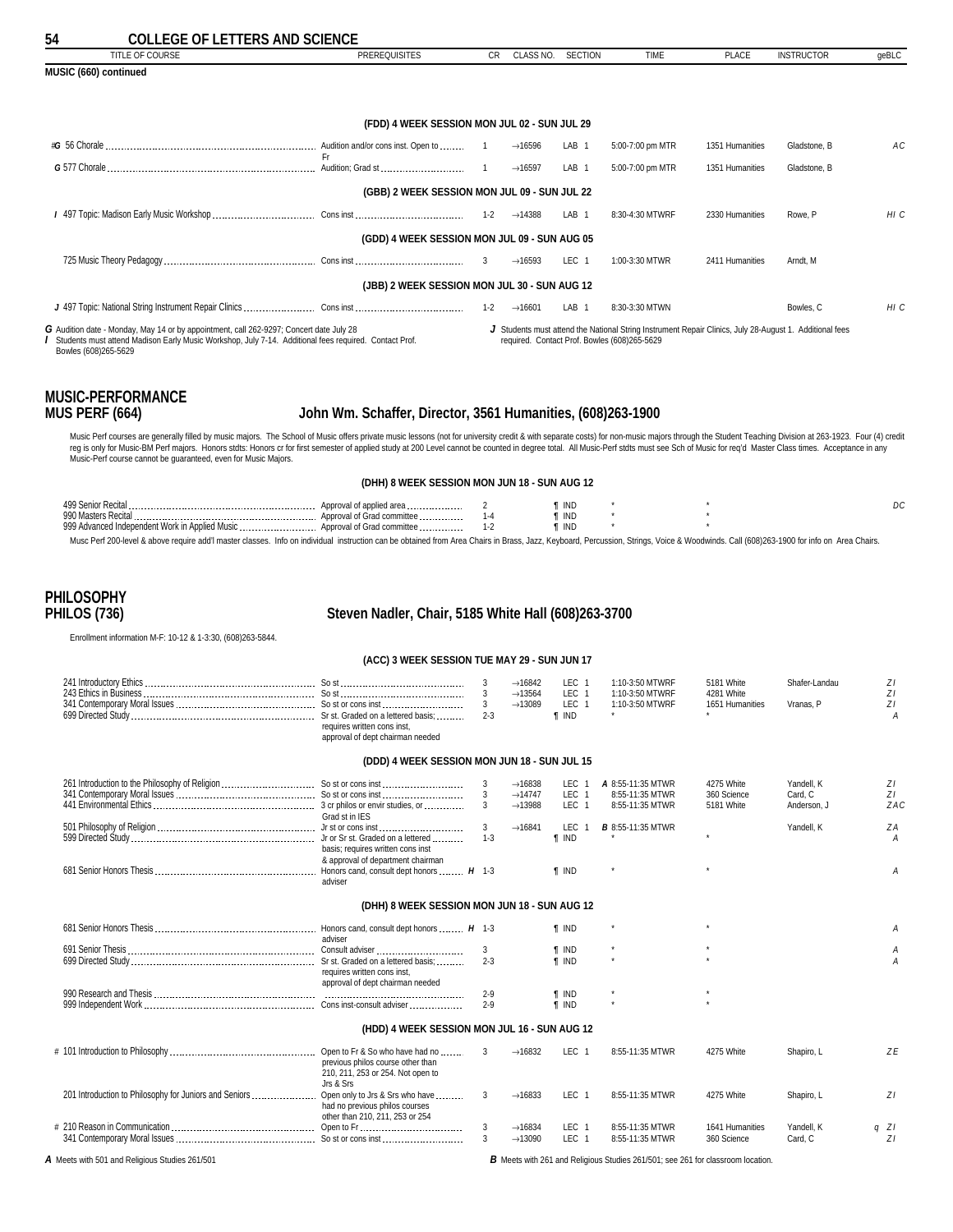**MUSIC (660) continued**

| TITLE OF COURSE | PREREQUISITES | CR | CLASS NO. | SECTION | TIME | PLACE | INSTRUCTOR | geBLC |
|---|---|---|---|---|---|---|---|---|
| | **(FDD) 4 WEEK SESSION MON JUL 02 - SUN JUL 29** | | | | | | | |
| #G 56 Chorale | Audition and/or cons inst. Open to Fr | 1 | →16596 | LAB 1 | 5:00-7:00 pm MTR | 1351 Humanities | Gladstone, B | AC |
| G 577 Chorale | Audition; Grad st | 1 | →16597 | LAB 1 | 5:00-7:00 pm MTR | 1351 Humanities | Gladstone, B | |
| | **(GBB) 2 WEEK SESSION MON JUL 09 - SUN JUL 22** | | | | | | | |
| I 497 Topic: Madison Early Music Workshop | Cons inst | 1-2 | →14388 | LAB 1 | 8:30-4:30 MTWRF | 2330 Humanities | Rowe, P | HI C |
| | **(GDD) 4 WEEK SESSION MON JUL 09 - SUN AUG 05** | | | | | | | |
| 725 Music Theory Pedagogy | Cons inst | 3 | →16593 | LEC 1 | 1:00-3:30 MTWR | 2411 Humanities | Arndt, M | |
| | **(JBB) 2 WEEK SESSION MON JUL 30 - SUN AUG 12** | | | | | | | |
| J 497 Topic: National String Instrument Repair Clinics | Cons inst | 1-2 | →16601 | LAB 1 | 8:30-3:30 MTWN | | Bowles, C | HI C |

*G* Audition date - Monday, May 14 or by appointment, call 262-9297; Concert date July 28

*I* Students must attend Madison Early Music Workshop, July 7-14. Additional fees required. Contact Prof. Bowles (608)265-5629

*J* Students must attend the National String Instrument Repair Clinics, July 28-August 1. Additional fees required. Contact Prof. Bowles (608)265-5629

## MUSIC-PERFORMANCE
## MUS PERF (664) — John Wm. Schaffer, Director, 3561 Humanities, (608)263-1900

Music Perf courses are generally filled by music majors. The School of Music offers private music lessons (not for university credit & with separate costs) for non-music majors through the Student Teaching Division at 263-1923. Four (4) credit reg is only for Music-BM Perf majors. Honors stdts: Honors cr for first semester of applied study at 200 Level cannot be counted in degree total. All Music-Perf stdts must see Sch of Music for req'd Master Class times. Acceptance in any Music-Perf course cannot be guaranteed, even for Music Majors.

| TITLE OF COURSE | PREREQUISITES | CR | CLASS NO. | SECTION | TIME | PLACE | INSTRUCTOR | geBLC |
|---|---|---|---|---|---|---|---|---|
| | **(DHH) 8 WEEK SESSION MON JUN 18 - SUN AUG 12** | | | | | | | |
| 499 Senior Recital | Approval of applied area | 2 | | ¶ IND | * | * | | DC |
| 990 Masters Recital | Approval of Grad committee | 1-4 | | ¶ IND | * | * | | |
| 999 Advanced Independent Work in Applied Music | Approval of Grad committee | 1-2 | | ¶ IND | * | * | | |

Musc Perf 200-level & above require add'l master classes. Info on individual instruction can be obtained from Area Chairs in Brass, Jazz, Keyboard, Percussion, Strings, Voice & Woodwinds. Call (608)263-1900 for info on Area Chairs.

## PHILOSOPHY
## PHILOS (736) — Steven Nadler, Chair, 5185 White Hall (608)263-3700

Enrollment information M-F: 10-12 & 1-3:30, (608)263-5844.

| TITLE OF COURSE | PREREQUISITES | CR | CLASS NO. | SECTION | TIME | PLACE | INSTRUCTOR | geBLC |
|---|---|---|---|---|---|---|---|---|
| | **(ACC) 3 WEEK SESSION TUE MAY 29 - SUN JUN 17** | | | | | | | |
| 241 Introductory Ethics | So st | 3 | →16842 | LEC 1 | 1:10-3:50 MTWRF | 5181 White | Shafer-Landau | Z I |
| 243 Ethics in Business | So st | 3 | →13564 | LEC 1 | 1:10-3:50 MTWRF | 4281 White | | Z I |
| 341 Contemporary Moral Issues | So st or cons inst | 3 | →13089 | LEC 1 | 1:10-3:50 MTWRF | 1651 Humanities | Vranas, P | Z I |
| 699 Directed Study | Sr st. Graded on a lettered basis; requires written cons inst, approval of dept chairman needed | 2-3 | | ¶ IND | * | * | | A |
| | **(DDD) 4 WEEK SESSION MON JUN 18 - SUN JUL 15** | | | | | | | |
| 261 Introduction to the Philosophy of Religion | So st or cons inst | 3 | →16838 | LEC 1 | A 8:55-11:35 MTWR | 4275 White | Yandell, K | Z I |
| 341 Contemporary Moral Issues | So st or cons inst | 3 | →14747 | LEC 1 | 8:55-11:35 MTWR | 360 Science | Card, C | Z I |
| 441 Environmental Ethics | 3 cr philos or envir studies, or Grad st in IES | 3 | →13988 | LEC 1 | 8:55-11:35 MTWR | 5181 White | Anderson, J | Z A C |
| 501 Philosophy of Religion | Jr st or cons inst | 3 | →16841 | LEC 1 | B 8:55-11:35 MTWR | | Yandell, K | Z A |
| 599 Directed Study | Jr or Sr st. Graded on a lettered basis; requires written cons inst & approval of department chairman | 1-3 | | ¶ IND | * | * | | A |
| 681 Senior Honors Thesis | Honors cand, consult dept honors adviser | H 1-3 | | ¶ IND | * | * | | A |
| | **(DHH) 8 WEEK SESSION MON JUN 18 - SUN AUG 12** | | | | | | | |
| 681 Senior Honors Thesis | Honors cand, consult dept honors adviser | H 1-3 | | ¶ IND | * | * | | A |
| 691 Senior Thesis | Consult adviser | 3 | | ¶ IND | * | * | | A |
| 699 Directed Study | Sr st. Graded on a lettered basis; requires written cons inst, approval of dept chairman needed | 2-3 | | ¶ IND | * | * | | A |
| 990 Research and Thesis | | 2-9 | | ¶ IND | * | * | | |
| 999 Independent Work | Cons inst-consult adviser | 2-9 | | ¶ IND | * | * | | |
| | **(HDD) 4 WEEK SESSION MON JUL 16 - SUN AUG 12** | | | | | | | |
| # 101 Introduction to Philosophy | Open to Fr & So who have had no previous philos course other than 210, 211, 253 or 254. Not open to Jrs & Srs | 3 | →16832 | LEC 1 | 8:55-11:35 MTWR | 4275 White | Shapiro, L | Z E |
| 201 Introduction to Philosophy for Juniors and Seniors | Open only to Jrs & Srs who have had no previous philos courses other than 210, 211, 253 or 254 | 3 | →16833 | LEC 1 | 8:55-11:35 MTWR | 4275 White | Shapiro, L | Z I |
| # 210 Reason in Communication | Open to Fr | 3 | →16834 | LEC 1 | 8:55-11:35 MTWR | 1641 Humanities | Yandell, K | q Z I |
| 341 Contemporary Moral Issues | So st or cons inst | 3 | →13090 | LEC 1 | 8:55-11:35 MTWR | 360 Science | Card, C | Z I |

*A* Meets with 501 and Religious Studies 261/501

*B* Meets with 261 and Religious Studies 261/501; see 261 for classroom location.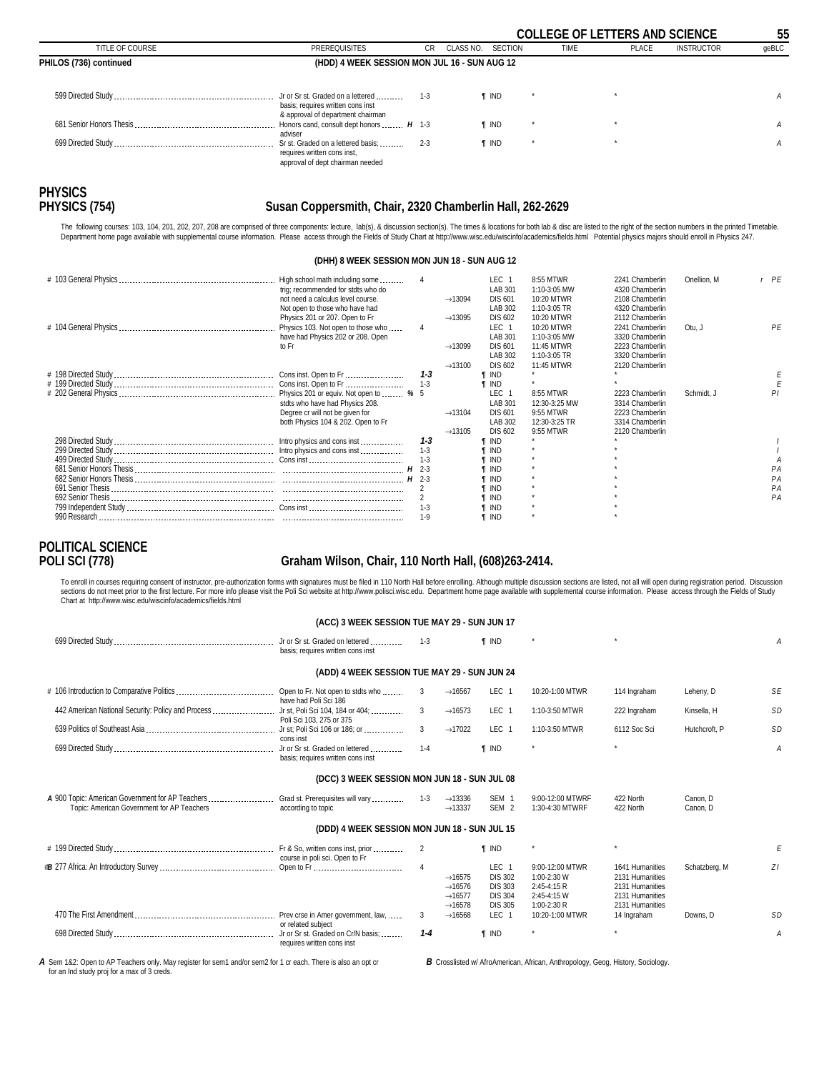## COLLEGE OF LETTERS AND SCIENCE

| TITLE OF COURSE | PREREQUISITES | CR | CLASS NO. | SECTION | TIME | PLACE | INSTRUCTOR | geBLC |
|---|---|---|---|---|---|---|---|---|
| **PHILOS (736) continued** | **(HDD) 4 WEEK SESSION MON JUL 16 - SUN AUG 12** | | | | | | | |
| 599 Directed Study | Jr or Sr st. Graded on a lettered basis; requires written cons inst & approval of department chairman | 1-3 | | ¶ IND | * | * | | A |
| 681 Senior Honors Thesis | Honors cand, consult dept honors adviser *H* | 1-3 | | ¶ IND | * | * | | A |
| 699 Directed Study | Sr st. Graded on a lettered basis; requires written cons inst, approval of dept chairman needed | 2-3 | | ¶ IND | * | * | | A |

# PHYSICS

## PHYSICS (754) — Susan Coppersmith, Chair, 2320 Chamberlin Hall, 262-2629

The following courses: 103, 104, 201, 202, 207, 208 are comprised of three components: lecture, lab(s), & discussion section(s). The times & locations for both lab & disc are listed to the right of the section numbers in the printed Timetable. Department home page available with supplemental course information. Please access through the Fields of Study Chart at http://www.wisc.edu/wiscinfo/academics/fields.html Potential physics majors should enroll in Physics 247.

**(DHH) 8 WEEK SESSION MON JUN 18 - SUN AUG 12**

| TITLE OF COURSE | PREREQUISITES | CR | CLASS NO. | SECTION | TIME | PLACE | INSTRUCTOR | geBLC |
|---|---|---|---|---|---|---|---|---|
| # 103 General Physics | High school math including some trig; recommended for stdts who do not need a calculus level course. Not open to those who have had Physics 201 or 207. Open to Fr | 4 | | LEC 1 | 8:55 MTWR | 2241 Chamberlin | Onellion, M | r PE |
| | | | | LAB 301 | 1:10-3:05 MW | 4320 Chamberlin | | |
| | | | →13094 | DIS 601 | 10:20 MTWR | 2108 Chamberlin | | |
| | | | | LAB 302 | 1:10-3:05 TR | 4320 Chamberlin | | |
| | | | →13095 | DIS 602 | 10:20 MTWR | 2112 Chamberlin | | |
| # 104 General Physics | Physics 103. Not open to those who have had Physics 202 or 208. Open to Fr | 4 | | LEC 1 | 10:20 MTWR | 2241 Chamberlin | Otu, J | PE |
| | | | | LAB 301 | 1:10-3:05 MW | 3320 Chamberlin | | |
| | | | →13099 | DIS 601 | 11:45 MTWR | 2223 Chamberlin | | |
| | | | | LAB 302 | 1:10-3:05 TR | 3320 Chamberlin | | |
| | | | →13100 | DIS 602 | 11:45 MTWR | 2120 Chamberlin | | |
| # 198 Directed Study | Cons inst. Open to Fr | ***1-3*** | | ¶ IND | * | * | | E |
| # 199 Independent Study | Cons inst. Open to Fr | 1-3 | | ¶ IND | * | * | | E |
| # 202 General Physics | Physics 201 or equiv. Not open to stdts who have had Physics 208. Degree cr will not be given for both Physics 104 & 202. Open to Fr *%* | 5 | | LEC 1 | 8:55 MTWR | 2223 Chamberlin | Schmidt, J | PI |
| | | | | LAB 301 | 12:30-3:25 MW | 3314 Chamberlin | | |
| | | | →13104 | DIS 601 | 9:55 MTWR | 2223 Chamberlin | | |
| | | | | LAB 302 | 12:30-3:25 TR | 3314 Chamberlin | | |
| | | | →13105 | DIS 602 | 9:55 MTWR | 2120 Chamberlin | | |
| 298 Directed Study | Intro physics and cons inst | ***1-3*** | | ¶ IND | * | * | | I |
| 299 Directed Study | Intro physics and cons inst | 1-3 | | ¶ IND | * | * | | I |
| 499 Directed Study | Cons inst | 1-3 | | ¶ IND | * | * | | A |
| 681 Senior Honors Thesis | *H* | 2-3 | | ¶ IND | * | * | | PA |
| 682 Senior Honors Thesis | *H* | 2-3 | | ¶ IND | * | * | | PA |
| 691 Senior Thesis | | 2 | | ¶ IND | * | * | | PA |
| 692 Senior Thesis | | 2 | | ¶ IND | * | * | | PA |
| 799 Independent Study | Cons inst | 1-3 | | ¶ IND | * | * | | |
| 990 Research | | 1-9 | | ¶ IND | * | * | | |

# POLITICAL SCIENCE

## POLI SCI (778) — Graham Wilson, Chair, 110 North Hall, (608)263-2414.

To enroll in courses requiring consent of instructor, pre-authorization forms with signatures must be filed in 110 North Hall before enrolling. Although multiple discussion sections are listed, not all will open during registration period. Discussion sections do not meet prior to the first lecture. For more info please visit the Poli Sci website at http://www.polisci.wisc.edu. Department home page available with supplemental course information. Please access through the Fields of Study Chart at http://www.wisc.edu/wiscinfo/academics/fields.html

| TITLE OF COURSE | PREREQUISITES | CR | CLASS NO. | SECTION | TIME | PLACE | INSTRUCTOR | geBLC |
|---|---|---|---|---|---|---|---|---|
| | **(ACC) 3 WEEK SESSION TUE MAY 29 - SUN JUN 17** | | | | | | | |
| 699 Directed Study | Jr or Sr st. Graded on lettered basis; requires written cons inst | 1-3 | | ¶ IND | * | * | | A |
| | **(ADD) 4 WEEK SESSION TUE MAY 29 - SUN JUN 24** | | | | | | | |
| # 106 Introduction to Comparative Politics | Open to Fr. Not open to stdts who have had Poli Sci 186 | 3 | →16567 | LEC 1 | 10:20-1:00 MTWR | 114 Ingraham | Leheny, D | SE |
| 442 American National Security: Policy and Process | Jr st, Poli Sci 104, 184 or 404; Poli Sci 103, 275 or 375 | 3 | →16573 | LEC 1 | 1:10-3:50 MTWR | 222 Ingraham | Kinsella, H | SD |
| 639 Politics of Southeast Asia | Jr st; Poli Sci 106 or 186; or cons inst | 3 | →17022 | LEC 1 | 1:10-3:50 MTWR | 6112 Soc Sci | Hutchcroft, P | SD |
| 699 Directed Study | Jr or Sr st. Graded on lettered basis; requires written cons inst | 1-4 | | ¶ IND | * | * | | A |
| | **(DCC) 3 WEEK SESSION MON JUN 18 - SUN JUL 08** | | | | | | | |
| *A* 900 Topic: American Government for AP Teachers | Grad st. Prerequisites will vary according to topic | 1-3 | →13336 | SEM 1 | 9:00-12:00 MTWRF | 422 North | Canon, D | |
| Topic: American Government for AP Teachers | | | →13337 | SEM 2 | 1:30-4:30 MTWRF | 422 North | Canon, D | |
| | **(DDD) 4 WEEK SESSION MON JUN 18 - SUN JUL 15** | | | | | | | |
| # 199 Directed Study | Fr & So, written cons inst, prior course in poli sci. Open to Fr | 2 | | ¶ IND | * | * | | E |
| #*B* 277 Africa: An Introductory Survey | Open to Fr | 4 | | LEC 1 | 9:00-12:00 MTWR | 1641 Humanities | Schatzberg, M | ZI |
| | | | →16575 | DIS 302 | 1:00-2:30 W | 2131 Humanities | | |
| | | | →16576 | DIS 303 | 2:45-4:15 R | 2131 Humanities | | |
| | | | →16577 | DIS 304 | 2:45-4:15 W | 2131 Humanities | | |
| | | | →16578 | DIS 305 | 1:00-2:30 R | 2131 Humanities | | |
| 470 The First Amendment | Prev crse in Amer government, law, or related subject | 3 | →16568 | LEC 1 | 10:20-1:00 MTWR | 14 Ingraham | Downs, D | SD |
| 698 Directed Study | Jr or Sr st. Graded on Cr/N basis; requires written cons inst | ***1-4*** | | ¶ IND | * | * | | A |

*A* Sem 1&2: Open to AP Teachers only. May register for sem1 and/or sem2 for 1 cr each. There is also an opt cr for an Ind study proj for a max of 3 creds.

*B* Crosslisted w/ AfroAmerican, African, Anthropology, Geog, History, Sociology.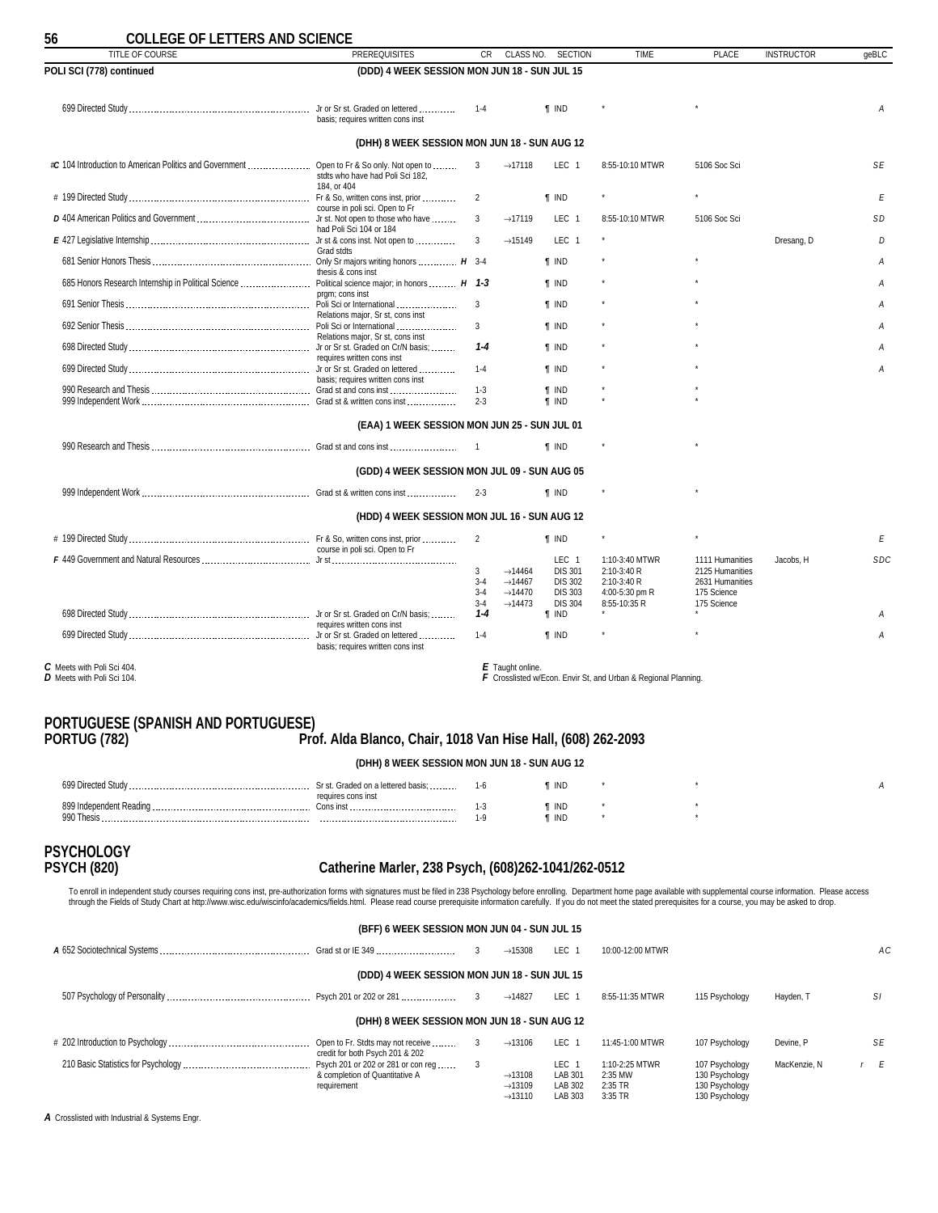## COLLEGE OF LETTERS AND SCIENCE

| TITLE OF COURSE | PREREQUISITES | CR | CLASS NO. | SECTION | TIME | PLACE | INSTRUCTOR | geBLC |
|---|---|---|---|---|---|---|---|---|
| **POLI SCI (778) continued** | **(DDD) 4 WEEK SESSION MON JUN 18 - SUN JUL 15** | | | | | | | |
| 699 Directed Study | Jr or Sr st. Graded on lettered basis; requires written cons inst | 1-4 | | ¶ IND | * | * | | A |
| | **(DHH) 8 WEEK SESSION MON JUN 18 - SUN AUG 12** | | | | | | | |
| #*C* 104 Introduction to American Politics and Government | Open to Fr & So only. Not open to stdts who have had Poli Sci 182, 184, or 404 | 3 | →17118 | LEC 1 | 8:55-10:10 MTWR | 5106 Soc Sci | | SE |
| # 199 Directed Study | Fr & So, written cons inst, prior course in poli sci. Open to Fr | 2 | | ¶ IND | * | * | | E |
| *D* 404 American Politics and Government | Jr st. Not open to those who have had Poli Sci 104 or 184 | 3 | →17119 | LEC 1 | 8:55-10:10 MTWR | 5106 Soc Sci | | SD |
| *E* 427 Legislative Internship | Jr st & cons inst. Not open to Grad stdts | 3 | →15149 | LEC 1 | * | | Dresang, D | D |
| 681 Senior Honors Thesis | Only Sr majors writing honors thesis & cons inst *H* | 3-4 | | ¶ IND | * | * | | A |
| 685 Honors Research Internship in Political Science | Political science major; in honors prgm; cons inst *H* | 1-3 | | ¶ IND | * | * | | A |
| 691 Senior Thesis | Poli Sci or International Relations major, Sr st, cons inst | 3 | | ¶ IND | * | * | | A |
| 692 Senior Thesis | Poli Sci or International Relations major, Sr st, cons inst | 3 | | ¶ IND | * | * | | A |
| 698 Directed Study | Jr or Sr st. Graded on Cr/N basis; requires written cons inst | 1-4 | | ¶ IND | * | * | | A |
| 699 Directed Study | Jr or Sr st. Graded on lettered basis; requires written cons inst | 1-4 | | ¶ IND | * | * | | A |
| 990 Research and Thesis | Grad st and cons inst | 1-3 | | ¶ IND | * | * | | |
| 999 Independent Work | Grad st & written cons inst | 2-3 | | ¶ IND | * | * | | |
| | **(EAA) 1 WEEK SESSION MON JUN 25 - SUN JUL 01** | | | | | | | |
| 990 Research and Thesis | Grad st and cons inst | 1 | | ¶ IND | * | * | | |
| | **(GDD) 4 WEEK SESSION MON JUL 09 - SUN AUG 05** | | | | | | | |
| 999 Independent Work | Grad st & written cons inst | 2-3 | | ¶ IND | * | * | | |
| | **(HDD) 4 WEEK SESSION MON JUL 16 - SUN AUG 12** | | | | | | | |
| # 199 Directed Study | Fr & So, written cons inst, prior course in poli sci. Open to Fr | 2 | | ¶ IND | * | * | | E |
| *F* 449 Government and Natural Resources | Jr st | | | LEC 1 | 1:10-3:40 MTWR | 1111 Humanities | Jacobs, H | SDC |
| | | 3 | →14464 | DIS 301 | 2:10-3:40 R | 2125 Humanities | | |
| | | 3-4 | →14467 | DIS 302 | 2:10-3:40 R | 2631 Humanities | | |
| | | 3-4 | →14470 | DIS 303 | 4:00-5:30 pm R | 175 Science | | |
| | | 3-4 | →14473 | DIS 304 | 8:55-10:35 R | 175 Science | | |
| 698 Directed Study | Jr or Sr st. Graded on Cr/N basis; requires written cons inst | 1-4 | | ¶ IND | * | * | | A |
| 699 Directed Study | Jr or Sr st. Graded on lettered basis; requires written cons inst | 1-4 | | ¶ IND | * | * | | A |

*C* Meets with Poli Sci 404.
*D* Meets with Poli Sci 104.
*E* Taught online.
*F* Crosslisted w/Econ. Envir St, and Urban & Regional Planning.

## PORTUGUESE (SPANISH AND PORTUGUESE)
## PORTUG (782) — Prof. Alda Blanco, Chair, 1018 Van Hise Hall, (608) 262-2093

| TITLE OF COURSE | PREREQUISITES | CR | CLASS NO. | SECTION | TIME | PLACE | INSTRUCTOR | geBLC |
|---|---|---|---|---|---|---|---|---|
| | **(DHH) 8 WEEK SESSION MON JUN 18 - SUN AUG 12** | | | | | | | |
| 699 Directed Study | Sr st. Graded on a lettered basis; requires cons inst | 1-6 | | ¶ IND | * | * | | A |
| 899 Independent Reading | Cons inst | 1-3 | | ¶ IND | * | * | | |
| 990 Thesis | | 1-9 | | ¶ IND | * | * | | |

## PSYCHOLOGY
## PSYCH (820) — Catherine Marler, 238 Psych, (608)262-1041/262-0512

To enroll in independent study courses requiring cons inst, pre-authorization forms with signatures must be filed in 238 Psychology before enrolling. Department home page available with supplemental course information. Please access through the Fields of Study Chart at http://www.wisc.edu/wiscinfo/academics/fields.html. Please read course prerequisite information carefully. If you do not meet the stated prerequisites for a course, you may be asked to drop.

| TITLE OF COURSE | PREREQUISITES | CR | CLASS NO. | SECTION | TIME | PLACE | INSTRUCTOR | geBLC |
|---|---|---|---|---|---|---|---|---|
| | **(BFF) 6 WEEK SESSION MON JUN 04 - SUN JUL 15** | | | | | | | |
| *A* 652 Sociotechnical Systems | Grad st or IE 349 | 3 | →15308 | LEC 1 | 10:00-12:00 MTWR | | | AC |
| | **(DDD) 4 WEEK SESSION MON JUN 18 - SUN JUL 15** | | | | | | | |
| 507 Psychology of Personality | Psych 201 or 202 or 281 | 3 | →14827 | LEC 1 | 8:55-11:35 MTWR | 115 Psychology | Hayden, T | SI |
| | **(DHH) 8 WEEK SESSION MON JUN 18 - SUN AUG 12** | | | | | | | |
| # 202 Introduction to Psychology | Open to Fr. Stdts may not receive credit for both Psych 201 & 202 | 3 | →13106 | LEC 1 | 11:45-1:00 MTWR | 107 Psychology | Devine, P | SE |
| 210 Basic Statistics for Psychology | Psych 201 or 202 or 281 or con reg & completion of Quantitative A requirement | 3 | | LEC 1 | 1:10-2:25 MTWR | 107 Psychology | MacKenzie, N | r E |
| | | | →13108 | LAB 301 | 2:35 MW | 130 Psychology | | |
| | | | →13109 | LAB 302 | 2:35 TR | 130 Psychology | | |
| | | | →13110 | LAB 303 | 3:35 TR | 130 Psychology | | |

*A* Crosslisted with Industrial & Systems Engr.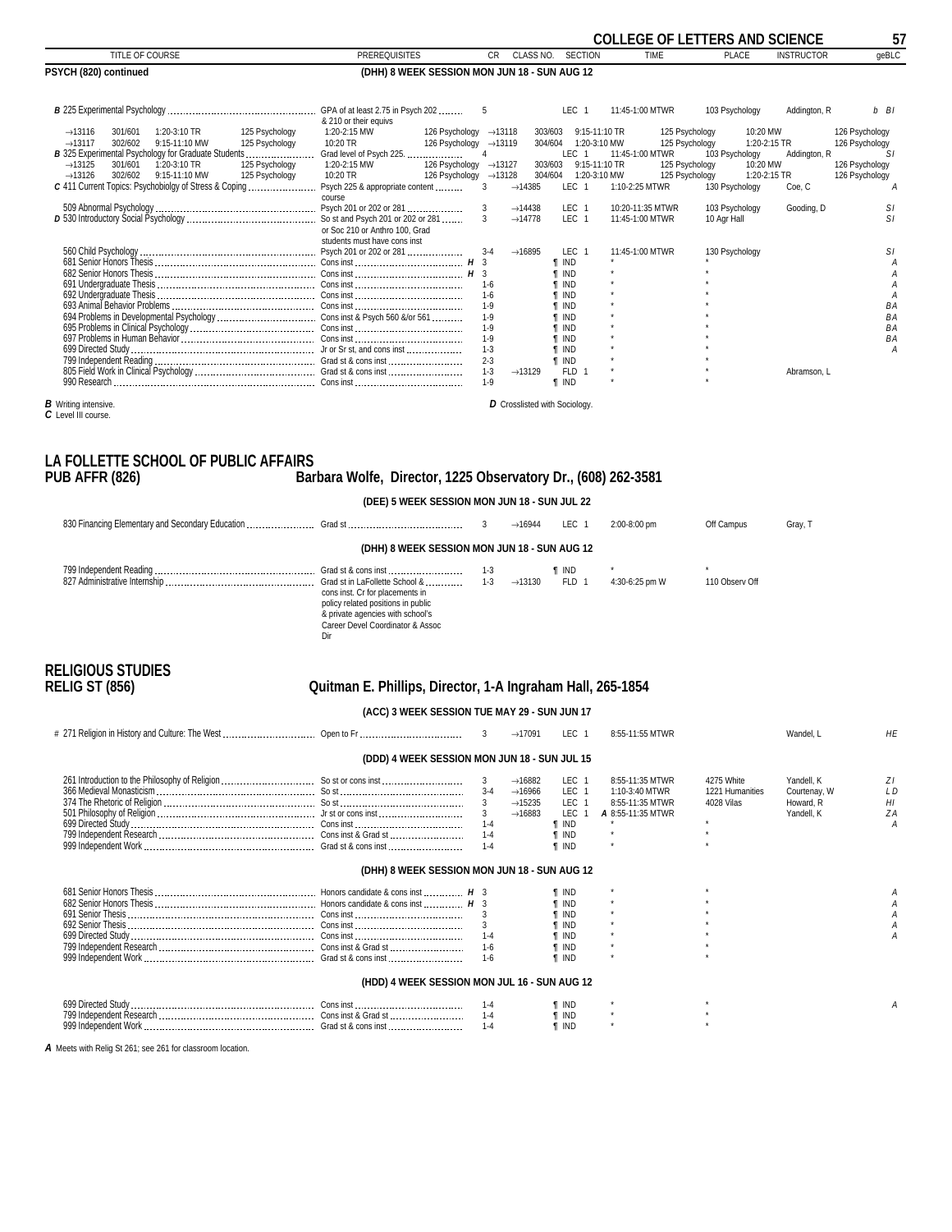**COLLEGE OF LETTERS AND SCIENCE**

| TITLE OF COURSE | PREREQUISITES | CR | CLASS NO. | SECTION | TIME | PLACE | INSTRUCTOR | geBLC |
|---|---|---|---|---|---|---|---|---|

**PSYCH (820) continued** — (DHH) 8 WEEK SESSION MON JUN 18 - SUN AUG 12

| TITLE OF COURSE | PREREQUISITES | CR | CLASS NO. | SECTION | TIME | PLACE | INSTRUCTOR | geBLC |
|---|---|---|---|---|---|---|---|---|
| *B* 225 Experimental Psychology | GPA of at least 2.75 in Psych 202 & 210 or their equivs | 5 | | LEC 1 | 11:45-1:00 MTWR | 103 Psychology | Addington, R | b BI |
| →13116 301/601 1:20-3:10 TR 125 Psychology | 1:20-2:15 MW 126 Psychology | | →13118 | 303/603 | 9:15-11:10 TR 125 Psychology | 10:20 MW 126 Psychology | | |
| →13117 302/602 9:15-11:10 MW 125 Psychology | 10:20 TR 126 Psychology | | →13119 | 304/604 | 1:20-3:10 MW 125 Psychology | 1:20-2:15 TR 126 Psychology | | |
| *B* 325 Experimental Psychology for Graduate Students | Grad level of Psych 225. | 4 | | LEC 1 | 11:45-1:00 MTWR | 103 Psychology | Addington, R | SI |
| →13125 301/601 1:20-3:10 TR 125 Psychology | 1:20-2:15 MW 126 Psychology | | →13127 | 303/603 | 9:15-11:10 TR 125 Psychology | 10:20 MW 126 Psychology | | |
| →13126 302/602 9:15-11:10 MW 125 Psychology | 10:20 TR 126 Psychology | | →13128 | 304/604 | 1:20-3:10 MW 125 Psychology | 1:20-2:15 TR 126 Psychology | | |
| *C* 411 Current Topics: Psychobiolgy of Stress & Coping | Psych 225 & appropriate content course | 3 | →14385 | LEC 1 | 1:10-2:25 MTWR | 130 Psychology | Coe, C | A |
| 509 Abnormal Psychology | Psych 201 or 202 or 281 | 3 | →14438 | LEC 1 | 10:20-11:35 MTWR | 103 Psychology | Gooding, D | SI |
| *D* 530 Introductory Social Psychology | So st and Psych 201 or 202 or 281 or Soc 210 or Anthro 100, Grad students must have cons inst | 3 | →14778 | LEC 1 | 11:45-1:00 MTWR | 10 Agr Hall | | SI |
| 560 Child Psychology | Psych 201 or 202 or 281 | 3-4 | →16895 | LEC 1 | 11:45-1:00 MTWR | 130 Psychology | | SI |
| 681 Senior Honors Thesis | Cons inst *H* | 3 | | ¶ IND | * | * | | A |
| 682 Senior Honors Thesis | Cons inst *H* | 3 | | ¶ IND | * | * | | A |
| 691 Undergraduate Thesis | Cons inst | 1-6 | | ¶ IND | * | * | | A |
| 692 Undergraduate Thesis | Cons inst | 1-6 | | ¶ IND | * | * | | A |
| 693 Animal Behavior Problems | Cons inst | 1-9 | | ¶ IND | * | * | | BA |
| 694 Problems in Developmental Psychology | Cons inst & Psych 560 &/or 561 | 1-9 | | ¶ IND | * | * | | BA |
| 695 Problems in Clinical Psychology | Cons inst | 1-9 | | ¶ IND | * | * | | BA |
| 697 Problems in Human Behavior | Cons inst | 1-9 | | ¶ IND | * | * | | BA |
| 699 Directed Study | Jr or Sr st, and cons inst | 1-3 | | ¶ IND | * | * | | A |
| 799 Independent Reading | Grad st & cons inst | 2-3 | | ¶ IND | * | * | | |
| 805 Field Work in Clinical Psychology | Grad st & cons inst | 1-3 | →13129 | FLD 1 | * | * | Abramson, L | |
| 990 Research | Cons inst | 1-9 | | ¶ IND | * | * | | |

*B* Writing intensive.
*C* Level III course.
*D* Crosslisted with Sociology.

## LA FOLLETTE SCHOOL OF PUBLIC AFFAIRS
## PUB AFFR (826) — Barbara Wolfe, Director, 1225 Observatory Dr., (608) 262-3581

**(DEE) 5 WEEK SESSION MON JUN 18 - SUN JUL 22**

| TITLE OF COURSE | PREREQUISITES | CR | CLASS NO. | SECTION | TIME | PLACE | INSTRUCTOR | geBLC |
|---|---|---|---|---|---|---|---|---|
| 830 Financing Elementary and Secondary Education | Grad st | 3 | →16944 | LEC 1 | 2:00-8:00 pm | Off Campus | Gray, T | |

**(DHH) 8 WEEK SESSION MON JUN 18 - SUN AUG 12**

| TITLE OF COURSE | PREREQUISITES | CR | CLASS NO. | SECTION | TIME | PLACE | INSTRUCTOR | geBLC |
|---|---|---|---|---|---|---|---|---|
| 799 Independent Reading | Grad st & cons inst | 1-3 | | ¶ IND | * | * | | |
| 827 Administrative Internship | Grad st in LaFollette School & cons inst. Cr for placements in policy related positions in public & private agencies with school's Career Devel Coordinator & Assoc Dir | 1-3 | →13130 | FLD 1 | 4:30-6:25 pm W | 110 Observ Off | | |

## RELIGIOUS STUDIES
## RELIG ST (856) — Quitman E. Phillips, Director, 1-A Ingraham Hall, 265-1854

**(ACC) 3 WEEK SESSION TUE MAY 29 - SUN JUN 17**

| TITLE OF COURSE | PREREQUISITES | CR | CLASS NO. | SECTION | TIME | PLACE | INSTRUCTOR | geBLC |
|---|---|---|---|---|---|---|---|---|
| # 271 Religion in History and Culture: The West | Open to Fr | 3 | →17091 | LEC 1 | 8:55-11:55 MTWR | | Wandel, L | HE |

**(DDD) 4 WEEK SESSION MON JUN 18 - SUN JUL 15**

| TITLE OF COURSE | PREREQUISITES | CR | CLASS NO. | SECTION | TIME | PLACE | INSTRUCTOR | geBLC |
|---|---|---|---|---|---|---|---|---|
| 261 Introduction to the Philosophy of Religion | So st or cons inst | 3 | →16882 | LEC 1 | 8:55-11:35 MTWR | 4275 White | Yandell, K | ZI |
| 366 Medieval Monasticism | So st | 3-4 | →16966 | LEC 1 | 1:10-3:40 MTWR | 1221 Humanities | Courtenay, W | LD |
| 374 The Rhetoric of Religion | So st | 3 | →15235 | LEC 1 | 8:55-11:35 MTWR | 4028 Vilas | Howard, R | HI |
| 501 Philosophy of Religion | Jr st or cons inst | 3 | →16883 | LEC 1 | *A* 8:55-11:35 MTWR | | Yandell, K | ZA |
| 699 Directed Study | Cons inst | 1-4 | | ¶ IND | * | * | | A |
| 799 Independent Research | Cons inst & Grad st | 1-4 | | ¶ IND | * | * | | |
| 999 Independent Work | Grad st & cons inst | 1-4 | | ¶ IND | * | * | | |

**(DHH) 8 WEEK SESSION MON JUN 18 - SUN AUG 12**

| TITLE OF COURSE | PREREQUISITES | CR | CLASS NO. | SECTION | TIME | PLACE | INSTRUCTOR | geBLC |
|---|---|---|---|---|---|---|---|---|
| 681 Senior Honors Thesis | Honors candidate & cons inst *H* | 3 | | ¶ IND | * | * | | A |
| 682 Senior Honors Thesis | Honors candidate & cons inst *H* | 3 | | ¶ IND | * | * | | A |
| 691 Senior Thesis | Cons inst | 3 | | ¶ IND | * | * | | A |
| 692 Senior Thesis | Cons inst | 3 | | ¶ IND | * | * | | A |
| 699 Directed Study | Cons inst | 1-4 | | ¶ IND | * | * | | A |
| 799 Independent Research | Cons inst & Grad st | 1-6 | | ¶ IND | * | * | | |
| 999 Independent Work | Grad st & cons inst | 1-6 | | ¶ IND | * | * | | |

**(HDD) 4 WEEK SESSION MON JUL 16 - SUN AUG 12**

| TITLE OF COURSE | PREREQUISITES | CR | CLASS NO. | SECTION | TIME | PLACE | INSTRUCTOR | geBLC |
|---|---|---|---|---|---|---|---|---|
| 699 Directed Study | Cons inst | 1-4 | | ¶ IND | * | * | | A |
| 799 Independent Research | Cons inst & Grad st | 1-4 | | ¶ IND | * | * | | |
| 999 Independent Work | Grad st & cons inst | 1-4 | | ¶ IND | * | * | | |

*A* Meets with Relig St 261; see 261 for classroom location.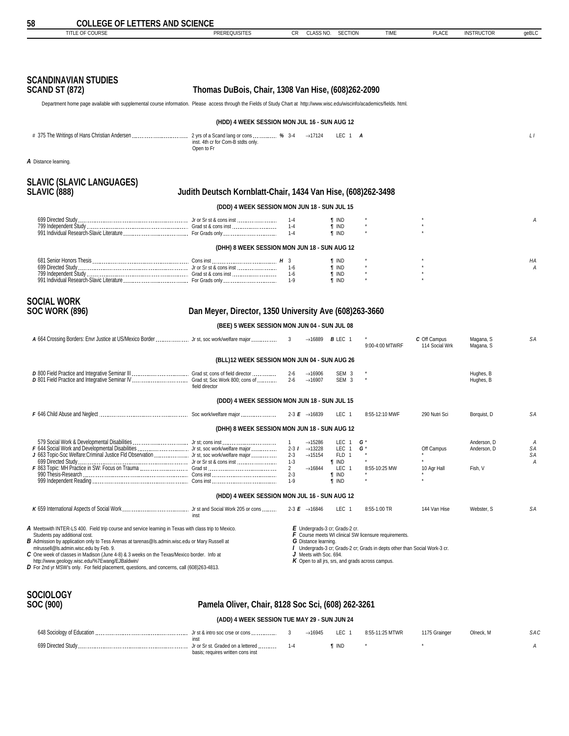## SCANDINAVIAN STUDIES
## SCAND ST (872) — Thomas DuBois, Chair, 1308 Van Hise, (608)262-2090

Department home page available with supplemental course information. Please access through the Fields of Study Chart at http://www.wisc.edu/wiscinfo/academics/fields. html.

**(HDD) 4 WEEK SESSION MON JUL 16 - SUN AUG 12**

| TITLE OF COURSE | PREREQUISITES | CR | CLASS NO. | SECTION | TIME | PLACE | INSTRUCTOR | geBLC |
|---|---|---|---|---|---|---|---|---|
| # 375 The Writings of Hans Christian Andersen | 2 yrs of a Scand lang or cons inst. 4th cr for Com-B stdts only. Open to Fr % | 3-4 | →17124 | LEC 1 A | | | | L I |

*A* Distance learning.

## SLAVIC (SLAVIC LANGUAGES)
## SLAVIC (888) — Judith Deutsch Kornblatt-Chair, 1434 Van Hise, (608)262-3498

**(DDD) 4 WEEK SESSION MON JUN 18 - SUN JUL 15**

| TITLE OF COURSE | PREREQUISITES | CR | CLASS NO. | SECTION | TIME | PLACE | INSTRUCTOR | geBLC |
|---|---|---|---|---|---|---|---|---|
| 699 Directed Study | Jr or Sr st & cons inst | 1-4 | | ¶ IND | * | * | | A |
| 799 Independent Study | Grad st & cons inst | 1-4 | | ¶ IND | * | * | | |
| 991 Individual Research-Slavic Literature | For Grads only | 1-4 | | ¶ IND | * | * | | |

**(DHH) 8 WEEK SESSION MON JUN 18 - SUN AUG 12**

| TITLE OF COURSE | PREREQUISITES | CR | CLASS NO. | SECTION | TIME | PLACE | INSTRUCTOR | geBLC |
|---|---|---|---|---|---|---|---|---|
| 681 Senior Honors Thesis | Cons inst H | 3 | | ¶ IND | * | * | | HA |
| 699 Directed Study | Jr or Sr st & cons inst | 1-6 | | ¶ IND | * | * | | A |
| 799 Independent Study | Grad st & cons inst | 1-6 | | ¶ IND | * | * | | |
| 991 Individual Research-Slavic Literature | For Grads only | 1-9 | | ¶ IND | * | * | | |

## SOCIAL WORK
## SOC WORK (896) — Dan Meyer, Director, 1350 University Ave (608)263-3660

**(BEE) 5 WEEK SESSION MON JUN 04 - SUN JUL 08**

| TITLE OF COURSE | PREREQUISITES | CR | CLASS NO. | SECTION | TIME | PLACE | INSTRUCTOR | geBLC |
|---|---|---|---|---|---|---|---|---|
| A 664 Crossing Borders: Envr Justice at US/Mexico Border | Jr st, soc work/welfare major | 3 | →16889 | B LEC 1 | * 9:00-4:00 MTWRF | C Off Campus 114 Social Wrk | Magana, S Magana, S | SA |

**(BLL)12 WEEK SESSION MON JUN 04 - SUN AUG 26**

| TITLE OF COURSE | PREREQUISITES | CR | CLASS NO. | SECTION | TIME | PLACE | INSTRUCTOR | geBLC |
|---|---|---|---|---|---|---|---|---|
| D 800 Field Practice and Integrative Seminar III | Grad st; cons of field director | 2-6 | →16906 | SEM 3 | * | | Hughes, B | |
| D 801 Field Practice and Integrative Seminar IV | Grad st; Soc Work 800; cons of field director | 2-6 | →16907 | SEM 3 | * | | Hughes, B | |

**(DDD) 4 WEEK SESSION MON JUN 18 - SUN JUL 15**

| TITLE OF COURSE | PREREQUISITES | CR | CLASS NO. | SECTION | TIME | PLACE | INSTRUCTOR | geBLC |
|---|---|---|---|---|---|---|---|---|
| F 646 Child Abuse and Neglect | Soc work/welfare major | 2-3 E | →16839 | LEC 1 | 8:55-12:10 MWF | 290 Nutri Sci | Borquist, D | SA |

**(DHH) 8 WEEK SESSION MON JUN 18 - SUN AUG 12**

| TITLE OF COURSE | PREREQUISITES | CR | CLASS NO. | SECTION | TIME | PLACE | INSTRUCTOR | geBLC |
|---|---|---|---|---|---|---|---|---|
| 579 Social Work & Developmental Disabilities | Jr st; cons inst | 1 | →15286 | LEC 1 | G * | | Anderson, D | A |
| F 644 Social Work and Developmental Disabilities | Jr st, soc work/welfare major | 2-3 I | →13228 | LEC 1 | G * | Off Campus | Anderson, D | SA |
| J 663 Topic-Soc Welfare:Criminal Justice Fld Observation | Jr st, soc work/welfare major | 2-3 | →15154 | FLD 1 | * | * | | SA |
| 699 Directed Study | Jr or Sr st & cons inst | 1-3 | | ¶ IND | * | * | | A |
| F 863 Topic: MH Practice in SW: Focus on Trauma | Grad st | 2 | →16844 | LEC 1 | 8:55-10:25 MW | 10 Agr Hall | Fish, V | |
| 990 Thesis-Research | Cons inst | 2-3 | | ¶ IND | * | * | | |
| 999 Independent Reading | Cons inst | 1-9 | | ¶ IND | * | * | | |

**(HDD) 4 WEEK SESSION MON JUL 16 - SUN AUG 12**

| TITLE OF COURSE | PREREQUISITES | CR | CLASS NO. | SECTION | TIME | PLACE | INSTRUCTOR | geBLC |
|---|---|---|---|---|---|---|---|---|
| K 659 International Aspects of Social Work | Jr st and Social Work 205 or cons inst | 2-3 E | →16846 | LEC 1 | 8:55-1:00 TR | 144 Van Hise | Webster, S | SA |

*A* Meetswith INTER-LS 400. Field trip course and service learning in Texas with class trip to Mexico. Students pay additional cost.
*B* Admission by application only to Tess Arenas at tarenas@ls.admin.wisc.edu or Mary Russell at mlrussell@ls.admin.wisc.edu by Feb. 9.
*C* One week of classes in Madison (June 4-8) & 3 weeks on the Texas/Mexico border. Info at http://www.geology.wisc.edu/%7Ewang/EJBaldwin/
*D* For 2nd yr MSW's only. For field placement, questions, and concerns, call (608)263-4813.
*E* Undergrads-3 cr; Grads-2 cr.
*F* Course meets WI clinical SW licensure requirements.
*G* Distance learning.
*I* Undergrads-3 cr; Grads-2 cr; Grads in depts other than Social Work-3 cr.
*J* Meets with Soc. 694.
*K* Open to all jrs, srs, and grads across campus.

## SOCIOLOGY
## SOC (900) — Pamela Oliver, Chair, 8128 Soc Sci, (608) 262-3261

**(ADD) 4 WEEK SESSION TUE MAY 29 - SUN JUN 24**

| TITLE OF COURSE | PREREQUISITES | CR | CLASS NO. | SECTION | TIME | PLACE | INSTRUCTOR | geBLC |
|---|---|---|---|---|---|---|---|---|
| 648 Sociology of Education | Jr st & intro soc crse or cons inst | 3 | →16945 | LEC 1 | 8:55-11:25 MTWR | 1175 Grainger | Olneck, M | SAC |
| 699 Directed Study | Jr or Sr st. Graded on a lettered basis; requires written cons inst | 1-4 | | ¶ IND | * | * | | A |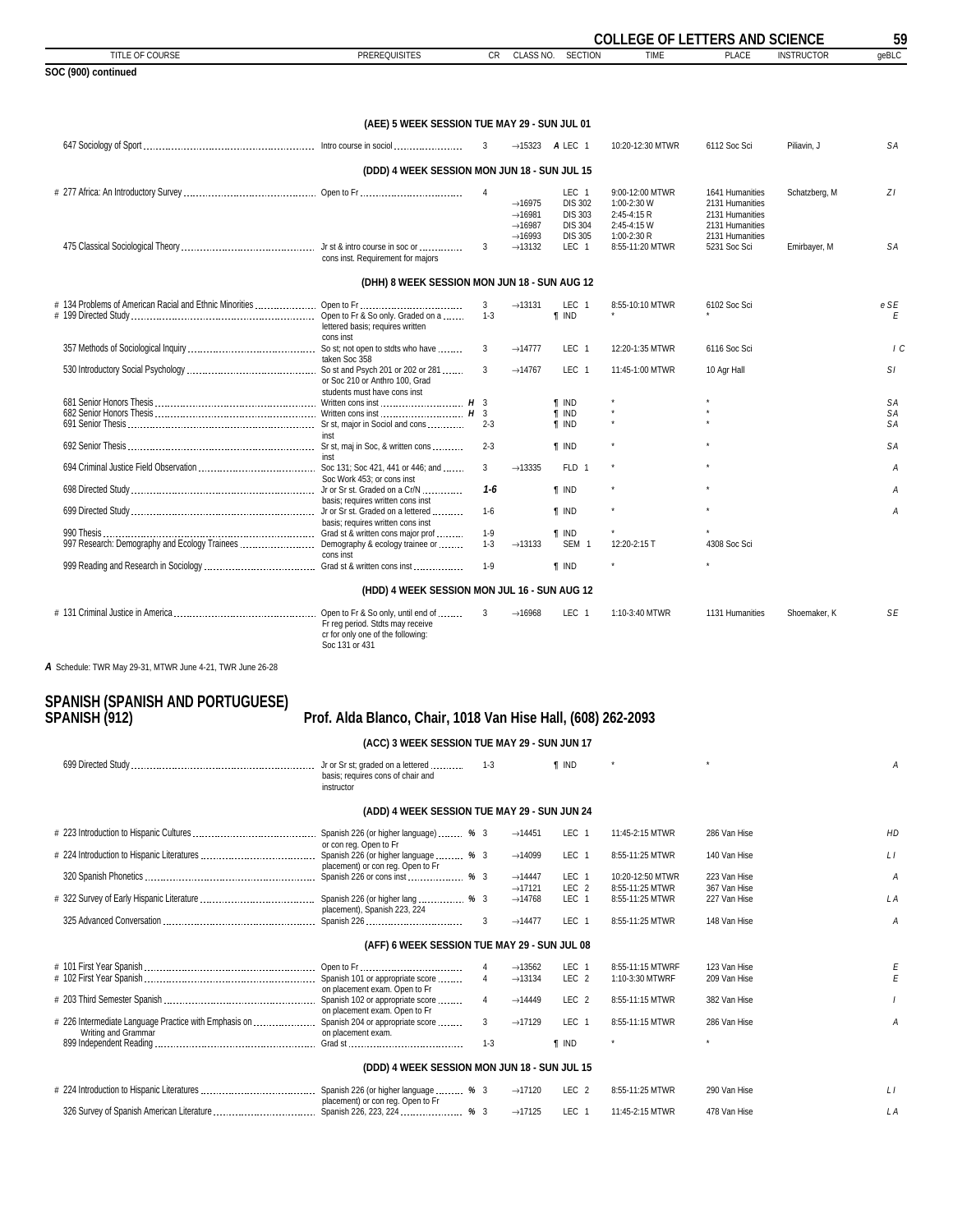SOC (900) continued

| TITLE OF COURSE | PREREQUISITES | CR | CLASS NO. | SECTION | TIME | PLACE | INSTRUCTOR | geBLC |
|---|---|---|---|---|---|---|---|---|
| **(AEE) 5 WEEK SESSION TUE MAY 29 - SUN JUL 01** | | | | | | | | |
| 647 Sociology of Sport | Intro course in sociol | 3 | →15323 | *A* LEC 1 | 10:20-12:30 MTWR | 6112 Soc Sci | Piliavin, J | SA |
| **(DDD) 4 WEEK SESSION MON JUN 18 - SUN JUL 15** | | | | | | | | |
| # 277 Africa: An Introductory Survey | Open to Fr | 4 | | LEC 1 | 9:00-12:00 MTWR | 1641 Humanities | Schatzberg, M | ZI |
| | | | →16975 | DIS 302 | 1:00-2:30 W | 2131 Humanities | | |
| | | | →16981 | DIS 303 | 2:45-4:15 R | 2131 Humanities | | |
| | | | →16987 | DIS 304 | 2:45-4:15 W | 2131 Humanities | | |
| | | | →16993 | DIS 305 | 1:00-2:30 R | 2131 Humanities | | |
| 475 Classical Sociological Theory | Jr st & intro course in soc or cons inst. Requirement for majors | 3 | →13132 | LEC 1 | 8:55-11:20 MTWR | 5231 Soc Sci | Emirbayer, M | SA |
| **(DHH) 8 WEEK SESSION MON JUN 18 - SUN AUG 12** | | | | | | | | |
| # 134 Problems of American Racial and Ethnic Minorities | Open to Fr | 3 | →13131 | LEC 1 | 8:55-10:10 MTWR | 6102 Soc Sci | | e SE |
| # 199 Directed Study | Open to Fr & So only. Graded on a lettered basis; requires written cons inst | 1-3 | | ¶ IND | * | * | | E |
| 357 Methods of Sociological Inquiry | So st; not open to stdts who have taken Soc 358 | 3 | →14777 | LEC 1 | 12:20-1:35 MTWR | 6116 Soc Sci | | I C |
| 530 Introductory Social Psychology | So st and Psych 201 or 202 or 281 or Soc 210 or Anthro 100, Grad students must have cons inst | 3 | →14767 | LEC 1 | 11:45-1:00 MTWR | 10 Agr Hall | | SI |
| 681 Senior Honors Thesis | Written cons inst *H* | 3 | | ¶ IND | * | * | | SA |
| 682 Senior Honors Thesis | Written cons inst *H* | 3 | | ¶ IND | * | * | | SA |
| 691 Senior Thesis | Sr st, major in Sociol and cons inst | 2-3 | | ¶ IND | * | * | | SA |
| 692 Senior Thesis | Sr st, maj in Soc, & written cons inst | 2-3 | | ¶ IND | * | * | | SA |
| 694 Criminal Justice Field Observation | Soc 131; Soc 421, 441 or 446; and Soc Work 453; or cons inst | 3 | →13335 | FLD 1 | * | * | | A |
| 698 Directed Study | Jr or Sr st. Graded on a Cr/N basis; requires written cons inst | *1-6* | | ¶ IND | * | * | | A |
| 699 Directed Study | Jr or Sr st. Graded on a lettered basis; requires written cons inst | 1-6 | | ¶ IND | * | * | | A |
| 990 Thesis | Grad st & written cons major prof | 1-9 | | ¶ IND | * | * | | |
| 997 Research: Demography and Ecology Trainees | Demography & ecology trainee or cons inst | 1-3 | →13133 | SEM 1 | 12:20-2:15 T | 4308 Soc Sci | | |
| 999 Reading and Research in Sociology | Grad st & written cons inst | 1-9 | | ¶ IND | * | * | | |
| **(HDD) 4 WEEK SESSION MON JUL 16 - SUN AUG 12** | | | | | | | | |
| # 131 Criminal Justice in America | Open to Fr & So only, until end of Fr reg period. Stdts may receive cr for only one of the following: Soc 131 or 431 | 3 | →16968 | LEC 1 | 1:10-3:40 MTWR | 1131 Humanities | Shoemaker, K | SE |

*A* Schedule: TWR May 29-31, MTWR June 4-21, TWR June 26-28

## SPANISH (SPANISH AND PORTUGUESE)
## SPANISH (912) Prof. Alda Blanco, Chair, 1018 Van Hise Hall, (608) 262-2093

| TITLE OF COURSE | PREREQUISITES | CR | CLASS NO. | SECTION | TIME | PLACE | INSTRUCTOR | geBLC |
|---|---|---|---|---|---|---|---|---|
| **(ACC) 3 WEEK SESSION TUE MAY 29 - SUN JUN 17** | | | | | | | | |
| 699 Directed Study | Jr or Sr st; graded on a lettered basis; requires cons of chair and instructor | 1-3 | | ¶ IND | * | * | | A |
| **(ADD) 4 WEEK SESSION TUE MAY 29 - SUN JUN 24** | | | | | | | | |
| # 223 Introduction to Hispanic Cultures | Spanish 226 (or higher language) or con reg. Open to Fr % | 3 | →14451 | LEC 1 | 11:45-2:15 MTWR | 286 Van Hise | | HD |
| # 224 Introduction to Hispanic Literatures | Spanish 226 (or higher language placement) or con reg. Open to Fr % | 3 | →14099 | LEC 1 | 8:55-11:25 MTWR | 140 Van Hise | | LI |
| 320 Spanish Phonetics | Spanish 226 or cons inst % | 3 | →14447 | LEC 1 | 10:20-12:50 MTWR | 223 Van Hise | | A |
| | | | →17121 | LEC 2 | 8:55-11:25 MTWR | 367 Van Hise | | |
| # 322 Survey of Early Hispanic Literature | Spanish 226 (or higher lang placement), Spanish 223, 224 % | 3 | →14768 | LEC 1 | 8:55-11:25 MTWR | 227 Van Hise | | LA |
| 325 Advanced Conversation | Spanish 226 | 3 | →14477 | LEC 1 | 8:55-11:25 MTWR | 148 Van Hise | | A |
| **(AFF) 6 WEEK SESSION TUE MAY 29 - SUN JUL 08** | | | | | | | | |
| # 101 First Year Spanish | Open to Fr | 4 | →13562 | LEC 1 | 8:55-11:15 MTWRF | 123 Van Hise | | E |
| # 102 First Year Spanish | Spanish 101 or appropriate score on placement exam. Open to Fr | 4 | →13134 | LEC 2 | 1:10-3:30 MTWRF | 209 Van Hise | | E |
| # 203 Third Semester Spanish | Spanish 102 or appropriate score on placement exam. Open to Fr | 4 | →14449 | LEC 2 | 8:55-11:15 MTWR | 382 Van Hise | | I |
| # 226 Intermediate Language Practice with Emphasis on Writing and Grammar | Spanish 204 or appropriate score on placement exam. | 3 | →17129 | LEC 1 | 8:55-11:15 MTWR | 286 Van Hise | | A |
| 899 Independent Reading | Grad st | 1-3 | | ¶ IND | * | * | | |
| **(DDD) 4 WEEK SESSION MON JUN 18 - SUN JUL 15** | | | | | | | | |
| # 224 Introduction to Hispanic Literatures | Spanish 226 (or higher language placement) or con reg. Open to Fr % | 3 | →17120 | LEC 2 | 8:55-11:25 MTWR | 290 Van Hise | | LI |
| 326 Survey of Spanish American Literature | Spanish 226, 223, 224 % | 3 | →17125 | LEC 1 | 11:45-2:15 MTWR | 478 Van Hise | | LA |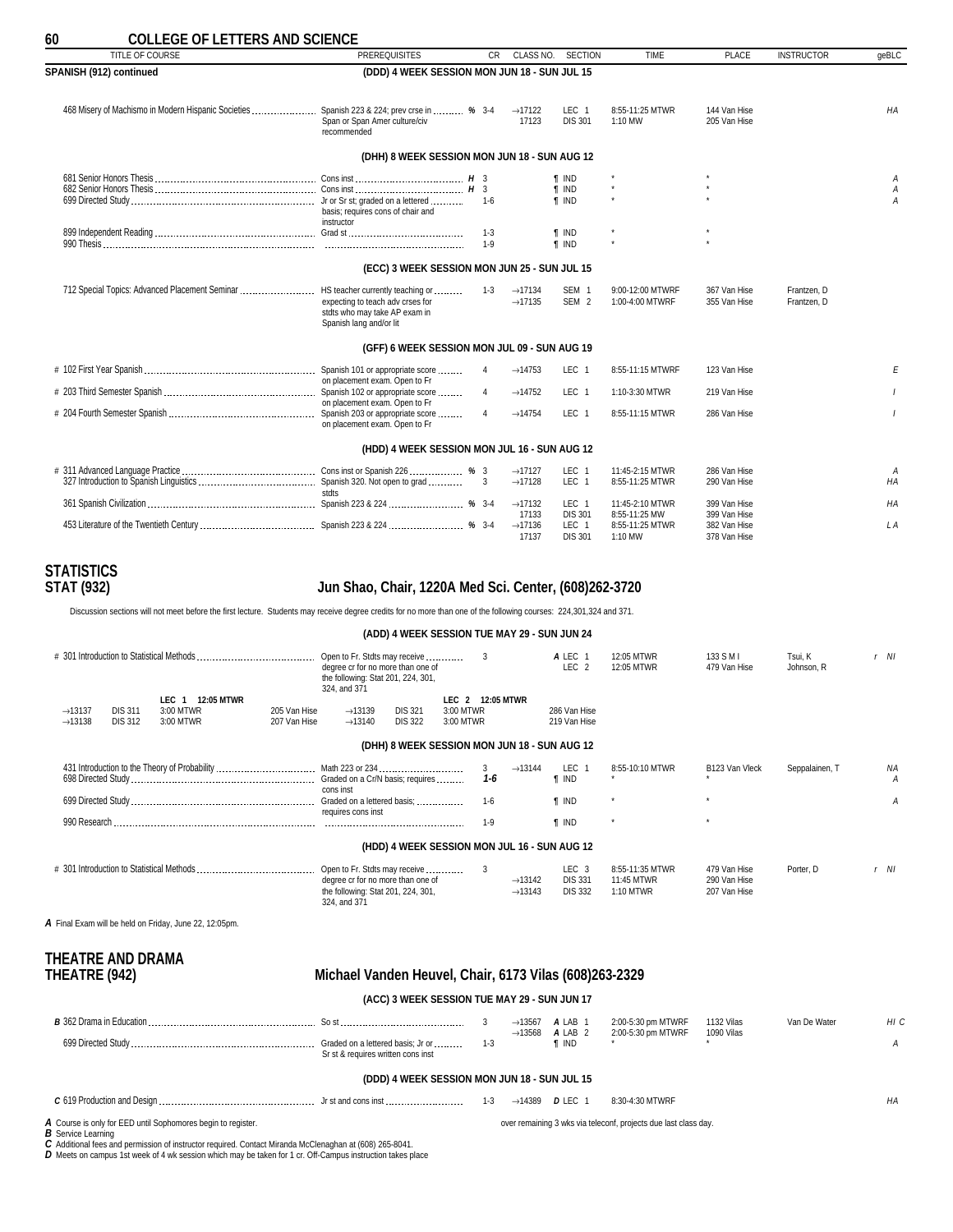# COLLEGE OF LETTERS AND SCIENCE

| TITLE OF COURSE | PREREQUISITES | CR | CLASS NO. | SECTION | TIME | PLACE | INSTRUCTOR | geBLC |
|---|---|---|---|---|---|---|---|---|

## SPANISH (912) continued

**(DDD) 4 WEEK SESSION MON JUN 18 - SUN JUL 15**

| TITLE OF COURSE | PREREQUISITES | CR | CLASS NO. | SECTION | TIME | PLACE | INSTRUCTOR | geBLC |
|---|---|---|---|---|---|---|---|---|
| 468 Misery of Machismo in Modern Hispanic Societies | Spanish 223 & 224; prev crse in Span or Span Amer culture/civ recommended % | 3-4 | →17122 | LEC 1 | 8:55-11:25 MTWR | 144 Van Hise | | HA |
| | | | 17123 | DIS 301 | 1:10 MW | 205 Van Hise | | |

**(DHH) 8 WEEK SESSION MON JUN 18 - SUN AUG 12**

| TITLE OF COURSE | PREREQUISITES | CR | CLASS NO. | SECTION | TIME | PLACE | INSTRUCTOR | geBLC |
|---|---|---|---|---|---|---|---|---|
| 681 Senior Honors Thesis | Cons inst H | 3 | | ¶ IND | * | * | | A |
| 682 Senior Honors Thesis | Cons inst H | 3 | | ¶ IND | * | * | | A |
| 699 Directed Study | Jr or Sr st; graded on a lettered basis; requires cons of chair and instructor | 1-6 | | ¶ IND | * | * | | A |
| 899 Independent Reading | Grad st | 1-3 | | ¶ IND | * | * | | |
| 990 Thesis | | 1-9 | | ¶ IND | * | * | | |

**(ECC) 3 WEEK SESSION MON JUN 25 - SUN JUL 15**

| TITLE OF COURSE | PREREQUISITES | CR | CLASS NO. | SECTION | TIME | PLACE | INSTRUCTOR | geBLC |
|---|---|---|---|---|---|---|---|---|
| 712 Special Topics: Advanced Placement Seminar | HS teacher currently teaching or expecting to teach adv crses for stdts who may take AP exam in Spanish lang and/or lit | 1-3 | →17134 | SEM 1 | 9:00-12:00 MTWRF | 367 Van Hise | Frantzen, D | |
| | | | →17135 | SEM 2 | 1:00-4:00 MTWRF | 355 Van Hise | Frantzen, D | |

**(GFF) 6 WEEK SESSION MON JUL 09 - SUN AUG 19**

| TITLE OF COURSE | PREREQUISITES | CR | CLASS NO. | SECTION | TIME | PLACE | INSTRUCTOR | geBLC |
|---|---|---|---|---|---|---|---|---|
| # 102 First Year Spanish | Spanish 101 or appropriate score on placement exam. Open to Fr | 4 | →14753 | LEC 1 | 8:55-11:15 MTWRF | 123 Van Hise | | E |
| # 203 Third Semester Spanish | Spanish 102 or appropriate score on placement exam. Open to Fr | 4 | →14752 | LEC 1 | 1:10-3:30 MTWR | 219 Van Hise | | I |
| # 204 Fourth Semester Spanish | Spanish 203 or appropriate score on placement exam. Open to Fr | 4 | →14754 | LEC 1 | 8:55-11:15 MTWR | 286 Van Hise | | I |

**(HDD) 4 WEEK SESSION MON JUL 16 - SUN AUG 12**

| TITLE OF COURSE | PREREQUISITES | CR | CLASS NO. | SECTION | TIME | PLACE | INSTRUCTOR | geBLC |
|---|---|---|---|---|---|---|---|---|
| # 311 Advanced Language Practice | Cons inst or Spanish 226 % | 3 | →17127 | LEC 1 | 11:45-2:15 MTWR | 286 Van Hise | | A |
| 327 Introduction to Spanish Linguistics | Spanish 320. Not open to grad stdts | 3 | →17128 | LEC 1 | 8:55-11:25 MTWR | 290 Van Hise | | HA |
| 361 Spanish Civilization | Spanish 223 & 224 % | 3-4 | →17132 | LEC 1 | 11:45-2:10 MTWR | 399 Van Hise | | HA |
| | | | 17133 | DIS 301 | 8:55-11:25 MW | 399 Van Hise | | |
| 453 Literature of the Twentieth Century | Spanish 223 & 224 % | 3-4 | →17136 | LEC 1 | 8:55-11:25 MTWR | 382 Van Hise | | L A |
| | | | 17137 | DIS 301 | 1:10 MW | 378 Van Hise | | |

## STATISTICS
## STAT (932) — Jun Shao, Chair, 1220A Med Sci. Center, (608)262-3720

Discussion sections will not meet before the first lecture. Students may receive degree credits for no more than one of the following courses: 224,301,324 and 371.

**(ADD) 4 WEEK SESSION TUE MAY 29 - SUN JUN 24**

| TITLE OF COURSE | PREREQUISITES | CR | CLASS NO. | SECTION | TIME | PLACE | INSTRUCTOR | geBLC |
|---|---|---|---|---|---|---|---|---|
| # 301 Introduction to Statistical Methods | Open to Fr. Stdts may receive degree cr for no more than one of the following: Stat 201, 224, 301, 324, and 371 | 3 | | A LEC 1 | 12:05 MTWR | 133 S M I | Tsui, K | r NI |
| | | | | LEC 2 | 12:05 MTWR | 479 Van Hise | Johnson, R | |

| LEC 1 12:05 MTWR | | | | LEC 2 12:05 MTWR | | | |
|---|---|---|---|---|---|---|---|
| →13137 | DIS 311 | 3:00 MTWR | 205 Van Hise | →13139 | DIS 321 | 3:00 MTWR | 286 Van Hise |
| →13138 | DIS 312 | 3:00 MTWR | 207 Van Hise | →13140 | DIS 322 | 3:00 MTWR | 219 Van Hise |

**(DHH) 8 WEEK SESSION MON JUN 18 - SUN AUG 12**

| TITLE OF COURSE | PREREQUISITES | CR | CLASS NO. | SECTION | TIME | PLACE | INSTRUCTOR | geBLC |
|---|---|---|---|---|---|---|---|---|
| 431 Introduction to the Theory of Probability | Math 223 or 234 | 3 | →13144 | LEC 1 | 8:55-10:10 MTWR | B123 Van Vleck | Seppalainen, T | NA |
| 698 Directed Study | Graded on a Cr/N basis; requires cons inst | 1-6 | | ¶ IND | * | * | | A |
| 699 Directed Study | Graded on a lettered basis; requires cons inst | 1-6 | | ¶ IND | * | * | | A |
| 990 Research | | 1-9 | | ¶ IND | * | * | | |

**(HDD) 4 WEEK SESSION MON JUL 16 - SUN AUG 12**

| TITLE OF COURSE | PREREQUISITES | CR | CLASS NO. | SECTION | TIME | PLACE | INSTRUCTOR | geBLC |
|---|---|---|---|---|---|---|---|---|
| # 301 Introduction to Statistical Methods | Open to Fr. Stdts may receive degree cr for no more than one of the following: Stat 201, 224, 301, 324, and 371 | 3 | | LEC 3 | 8:55-11:35 MTWR | 479 Van Hise | Porter, D | r NI |
| | | | →13142 | DIS 331 | 11:45 MTWR | 290 Van Hise | | |
| | | | →13143 | DIS 332 | 1:10 MTWR | 207 Van Hise | | |

*A* Final Exam will be held on Friday, June 22, 12:05pm.

## THEATRE AND DRAMA
## THEATRE (942) — Michael Vanden Heuvel, Chair, 6173 Vilas (608)263-2329

**(ACC) 3 WEEK SESSION TUE MAY 29 - SUN JUN 17**

| TITLE OF COURSE | PREREQUISITES | CR | CLASS NO. | SECTION | TIME | PLACE | INSTRUCTOR | geBLC |
|---|---|---|---|---|---|---|---|---|
| B 362 Drama in Education | So st | 3 | →13567 | A LAB 1 | 2:00-5:30 pm MTWRF | 1132 Vilas | Van De Water | HI C |
| | | | →13568 | A LAB 2 | 2:00-5:30 pm MTWRF | 1090 Vilas | | |
| 699 Directed Study | Graded on a lettered basis; Jr or Sr st & requires written cons inst | 1-3 | | ¶ IND | * | * | | A |

**(DDD) 4 WEEK SESSION MON JUN 18 - SUN JUL 15**

| TITLE OF COURSE | PREREQUISITES | CR | CLASS NO. | SECTION | TIME | PLACE | INSTRUCTOR | geBLC |
|---|---|---|---|---|---|---|---|---|
| C 619 Production and Design | Jr st and cons inst | 1-3 | →14389 | D LEC 1 | 8:30-4:30 MTWRF | | | HA |

*A* Course is only for EED until Sophomores begin to register.
*B* Service Learning
*C* Additional fees and permission of instructor required. Contact Miranda McClenaghan at (608) 265-8041.
*D* Meets on campus 1st week of 4 wk session which may be taken for 1 cr. Off-Campus instruction takes place over remaining 3 wks via teleconf, projects due last class day.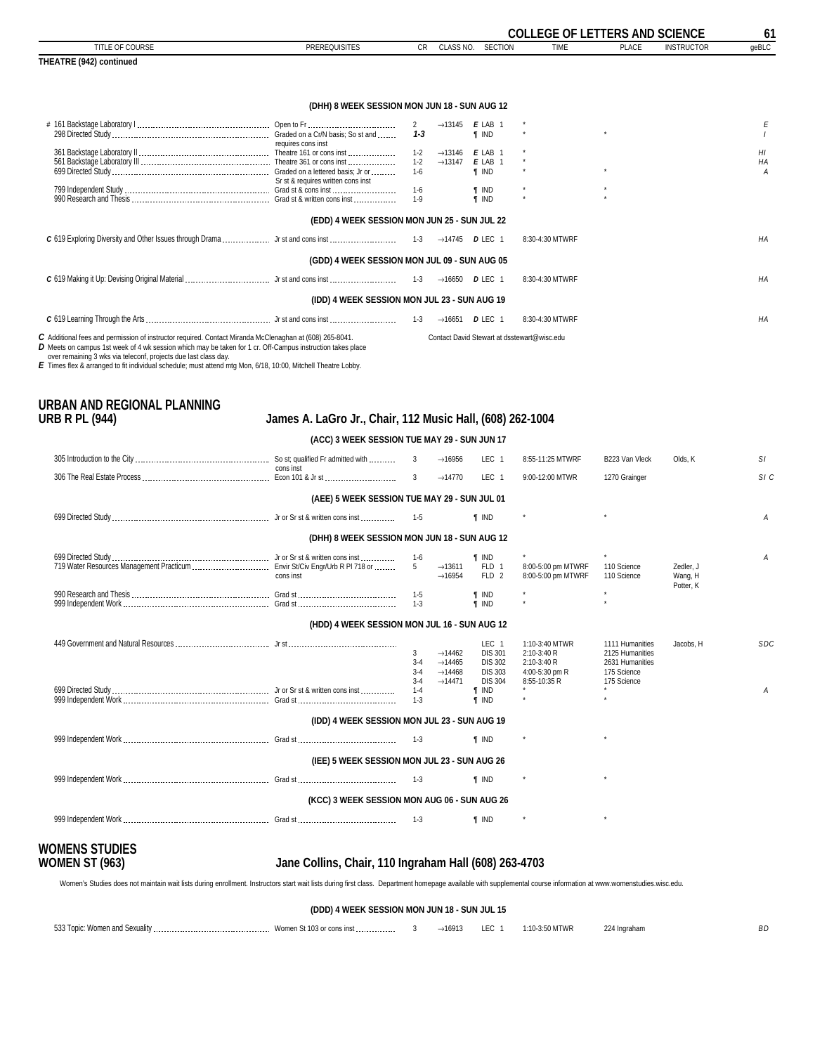## THEATRE (942) continued

| TITLE OF COURSE | PREREQUISITES | CR | CLASS NO. | SECTION | TIME | PLACE | INSTRUCTOR | geBLC |
|---|---|---|---|---|---|---|---|---|
| **(DHH) 8 WEEK SESSION MON JUN 18 - SUN AUG 12** | | | | | | | | |
| # 161 Backstage Laboratory I | Open to Fr | 2 | →13145 | *E* LAB 1 | * | | | *E* |
| 298 Directed Study | Graded on a Cr/N basis; So st and requires cons inst | *1-3* | | ¶ IND | * | * | | *I* |
| 361 Backstage Laboratory II | Theatre 161 or cons inst | 1-2 | →13146 | *E* LAB 1 | * | | | *HI* |
| 561 Backstage Laboratory III | Theatre 361 or cons inst | 1-2 | →13147 | *E* LAB 1 | * | | | *HA* |
| 699 Directed Study | Graded on a lettered basis; Jr or Sr st & requires written cons inst | 1-6 | | ¶ IND | * | * | | *A* |
| 799 Independent Study | Grad st & cons inst | 1-6 | | ¶ IND | * | * | | |
| 990 Research and Thesis | Grad st & written cons inst | 1-9 | | ¶ IND | * | * | | |
| **(EDD) 4 WEEK SESSION MON JUN 25 - SUN JUL 22** | | | | | | | | |
| *C* 619 Exploring Diversity and Other Issues through Drama | Jr st and cons inst | 1-3 | →14745 | *D* LEC 1 | 8:30-4:30 MTWRF | | | *HA* |
| **(GDD) 4 WEEK SESSION MON JUL 09 - SUN AUG 05** | | | | | | | | |
| *C* 619 Making it Up: Devising Original Material | Jr st and cons inst | 1-3 | →16650 | *D* LEC 1 | 8:30-4:30 MTWRF | | | *HA* |
| **(IDD) 4 WEEK SESSION MON JUL 23 - SUN AUG 19** | | | | | | | | |
| *C* 619 Learning Through the Arts | Jr st and cons inst | 1-3 | →16651 | *D* LEC 1 | 8:30-4:30 MTWRF | | | *HA* |

***C*** Additional fees and permission of instructor required. Contact Miranda McClenaghan at (608) 265-8041. Contact David Stewart at dsstewart@wisc.edu
***D*** Meets on campus 1st week of 4 wk session which may be taken for 1 cr. Off-Campus instruction takes place over remaining 3 wks via teleconf, projects due last class day.
***E*** Times flex & arranged to fit individual schedule; must attend mtg Mon, 6/18, 10:00, Mitchell Theatre Lobby.

## URBAN AND REGIONAL PLANNING
## URB R PL (944) — James A. LaGro Jr., Chair, 112 Music Hall, (608) 262-1004

| TITLE OF COURSE | PREREQUISITES | CR | CLASS NO. | SECTION | TIME | PLACE | INSTRUCTOR | geBLC |
|---|---|---|---|---|---|---|---|---|
| **(ACC) 3 WEEK SESSION TUE MAY 29 - SUN JUN 17** | | | | | | | | |
| 305 Introduction to the City | So st; qualified Fr admitted with cons inst | 3 | →16956 | LEC 1 | 8:55-11:25 MTWRF | B223 Van Vleck | Olds, K | *SI* |
| 306 The Real Estate Process | Econ 101 & Jr st | 3 | →14770 | LEC 1 | 9:00-12:00 MTWR | 1270 Grainger | | *SI C* |
| **(AEE) 5 WEEK SESSION TUE MAY 29 - SUN JUL 01** | | | | | | | | |
| 699 Directed Study | Jr or Sr st & written cons inst | 1-5 | | ¶ IND | * | * | | *A* |
| **(DHH) 8 WEEK SESSION MON JUN 18 - SUN AUG 12** | | | | | | | | |
| 699 Directed Study | Jr or Sr st & written cons inst | 1-6 | | ¶ IND | * | * | | *A* |
| 719 Water Resources Management Practicum | Envir St/Civ Engr/Urb R Pl 718 or cons inst | 5 | →13611 | FLD 1 | 8:00-5:00 pm MTWRF | 110 Science | Zedler, J | |
| | | | →16954 | FLD 2 | 8:00-5:00 pm MTWRF | 110 Science | Wang, H Potter, K | |
| 990 Research and Thesis | Grad st | 1-5 | | ¶ IND | * | * | | |
| 999 Independent Work | Grad st | 1-3 | | ¶ IND | * | * | | |
| **(HDD) 4 WEEK SESSION MON JUL 16 - SUN AUG 12** | | | | | | | | |
| 449 Government and Natural Resources | Jr st | | | LEC 1 | 1:10-3:40 MTWR | 1111 Humanities | Jacobs, H | *SDC* |
| | | 3 | →14462 | DIS 301 | 2:10-3:40 R | 2125 Humanities | | |
| | | 3-4 | →14465 | DIS 302 | 2:10-3:40 R | 2631 Humanities | | |
| | | 3-4 | →14468 | DIS 303 | 4:00-5:30 pm R | 175 Science | | |
| | | 3-4 | →14471 | DIS 304 | 8:55-10:35 R | 175 Science | | |
| 699 Directed Study | Jr or Sr st & written cons inst | 1-4 | | ¶ IND | * | * | | *A* |
| 999 Independent Work | Grad st | 1-3 | | ¶ IND | * | * | | |
| **(IDD) 4 WEEK SESSION MON JUL 23 - SUN AUG 19** | | | | | | | | |
| 999 Independent Work | Grad st | 1-3 | | ¶ IND | * | * | | |
| **(IEE) 5 WEEK SESSION MON JUL 23 - SUN AUG 26** | | | | | | | | |
| 999 Independent Work | Grad st | 1-3 | | ¶ IND | * | * | | |
| **(KCC) 3 WEEK SESSION MON AUG 06 - SUN AUG 26** | | | | | | | | |
| 999 Independent Work | Grad st | 1-3 | | ¶ IND | * | * | | |

## WOMENS STUDIES
## WOMEN ST (963) — Jane Collins, Chair, 110 Ingraham Hall (608) 263-4703

Women's Studies does not maintain wait lists during enrollment. Instructors start wait lists during first class. Department homepage available with supplemental course information at www.womenstudies.wisc.edu.

| TITLE OF COURSE | PREREQUISITES | CR | CLASS NO. | SECTION | TIME | PLACE | INSTRUCTOR | geBLC |
|---|---|---|---|---|---|---|---|---|
| **(DDD) 4 WEEK SESSION MON JUN 18 - SUN JUL 15** | | | | | | | | |
| 533 Topic: Women and Sexuality | Women St 103 or cons inst | 3 | →16913 | LEC 1 | 1:10-3:50 MTWR | 224 Ingraham | | *BD* |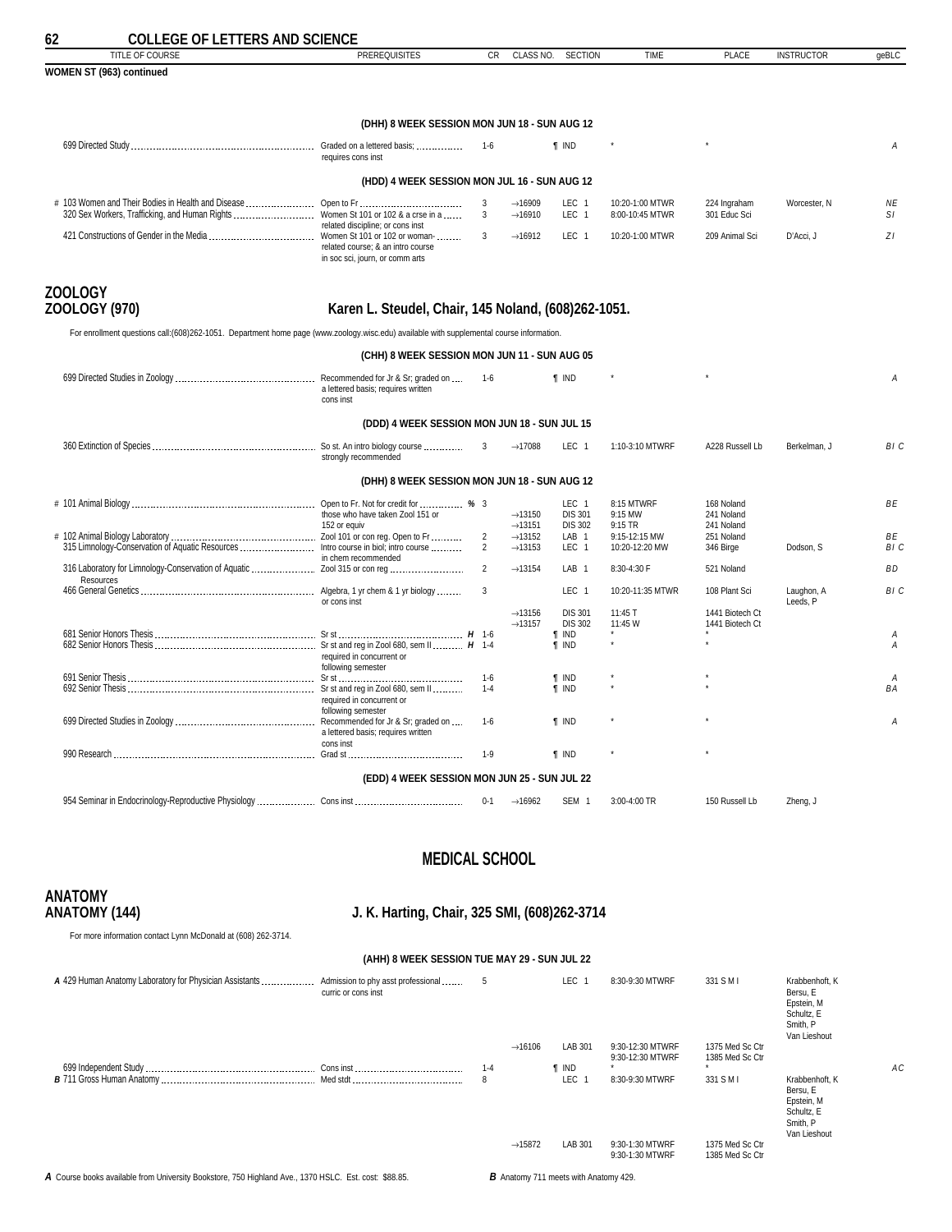## COLLEGE OF LETTERS AND SCIENCE

**WOMEN ST (963) continued**

| TITLE OF COURSE | PREREQUISITES | CR | CLASS NO. | SECTION | TIME | PLACE | INSTRUCTOR | geBLC |
|---|---|---|---|---|---|---|---|---|
| **(DHH) 8 WEEK SESSION MON JUN 18 - SUN AUG 12** | | | | | | | | |
| 699 Directed Study | Graded on a lettered basis; requires cons inst | 1-6 | | ¶ IND | * | * | | A |
| **(HDD) 4 WEEK SESSION MON JUL 16 - SUN AUG 12** | | | | | | | | |
| # 103 Women and Their Bodies in Health and Disease | Open to Fr | 3 | →16909 | LEC 1 | 10:20-1:00 MTWR | 224 Ingraham | Worcester, N | NE |
| 320 Sex Workers, Trafficking, and Human Rights | Women St 101 or 102 & a crse in a related discipline; or cons inst | 3 | →16910 | LEC 1 | 8:00-10:45 MTWR | 301 Educ Sci | | SI |
| 421 Constructions of Gender in the Media | Women St 101 or 102 or woman-related course; & an intro course in soc sci, journ, or comm arts | 3 | →16912 | LEC 1 | 10:20-1:00 MTWR | 209 Animal Sci | D'Acci, J | ZI |

# ZOOLOGY

## ZOOLOGY (970) — Karen L. Steudel, Chair, 145 Noland, (608)262-1051.

For enrollment questions call:(608)262-1051. Department home page (www.zoology.wisc.edu) available with supplemental course information.

| TITLE OF COURSE | PREREQUISITES | CR | CLASS NO. | SECTION | TIME | PLACE | INSTRUCTOR | geBLC |
|---|---|---|---|---|---|---|---|---|
| **(CHH) 8 WEEK SESSION MON JUN 11 - SUN AUG 05** | | | | | | | | |
| 699 Directed Studies in Zoology | Recommended for Jr & Sr; graded on a lettered basis; requires written cons inst | 1-6 | | ¶ IND | * | * | | A |
| **(DDD) 4 WEEK SESSION MON JUN 18 - SUN JUL 15** | | | | | | | | |
| 360 Extinction of Species | So st. An intro biology course strongly recommended | 3 | →17088 | LEC 1 | 1:10-3:10 MTWRF | A228 Russell Lb | Berkelman, J | BI C |
| **(DHH) 8 WEEK SESSION MON JUN 18 - SUN AUG 12** | | | | | | | | |
| # 101 Animal Biology | Open to Fr. Not for credit for those who have taken Zool 151 or 152 or equiv % | 3 | | LEC 1 | 8:15 MTWRF | 168 Noland | | BE |
| | | | →13150 | DIS 301 | 9:15 MW | 241 Noland | | |
| | | | →13151 | DIS 302 | 9:15 TR | 241 Noland | | |
| # 102 Animal Biology Laboratory | Zool 101 or con reg. Open to Fr | 2 | →13152 | LAB 1 | 9:15-12:15 MW | 251 Noland | | BE |
| 315 Limnology-Conservation of Aquatic Resources | Intro course in biol; intro course in chem recommended | 2 | →13153 | LEC 1 | 10:20-12:20 MW | 346 Birge | Dodson, S | BI C |
| 316 Laboratory for Limnology-Conservation of Aquatic Resources | Zool 315 or con reg | 2 | →13154 | LAB 1 | 8:30-4:30 F | 521 Noland | | BD |
| 466 General Genetics | Algebra, 1 yr chem & 1 yr biology or cons inst | 3 | | LEC 1 | 10:20-11:35 MTWR | 108 Plant Sci | Laughon, A; Leeds, P | BI C |
| | | | →13156 | DIS 301 | 11:45 T | 1441 Biotech Ct | | |
| | | | →13157 | DIS 302 | 11:45 W | 1441 Biotech Ct | | |
| 681 Senior Honors Thesis | Sr st H | 1-6 | | ¶ IND | * | * | | A |
| 682 Senior Honors Thesis | Sr st and reg in Zool 680, sem II required in concurrent or following semester H | 1-4 | | ¶ IND | * | * | | A |
| 691 Senior Thesis | Sr st | 1-6 | | ¶ IND | * | * | | A |
| 692 Senior Thesis | Sr st and reg in Zool 680, sem II required in concurrent or following semester | 1-4 | | ¶ IND | * | * | | BA |
| 699 Directed Studies in Zoology | Recommended for Jr & Sr; graded on a lettered basis; requires written cons inst | 1-6 | | ¶ IND | * | * | | A |
| 990 Research | Grad st | 1-9 | | ¶ IND | * | * | | |
| **(EDD) 4 WEEK SESSION MON JUN 25 - SUN JUL 22** | | | | | | | | |
| 954 Seminar in Endocrinology-Reproductive Physiology | Cons inst | 0-1 | →16962 | SEM 1 | 3:00-4:00 TR | 150 Russell Lb | Zheng, J | |

# MEDICAL SCHOOL

# ANATOMY

## ANATOMY (144) — J. K. Harting, Chair, 325 SMI, (608)262-3714

For more information contact Lynn McDonald at (608) 262-3714.

| TITLE OF COURSE | PREREQUISITES | CR | CLASS NO. | SECTION | TIME | PLACE | INSTRUCTOR | geBLC |
|---|---|---|---|---|---|---|---|---|
| **(AHH) 8 WEEK SESSION TUE MAY 29 - SUN JUL 22** | | | | | | | | |
| *A* 429 Human Anatomy Laboratory for Physician Assistants | Admission to phy asst professional curric or cons inst | 5 | | LEC 1 | 8:30-9:30 MTWRF | 331 S M I | Krabbenhoft, K; Bersu, E; Epstein, M; Schultz, E; Smith, P; Van Lieshout | |
| | | | →16106 | LAB 301 | 9:30-12:30 MTWRF; 9:30-12:30 MTWRF | 1375 Med Sc Ctr; 1385 Med Sc Ctr | | |
| 699 Independent Study | Cons inst | 1-4 | | ¶ IND | * | * | | AC |
| *B* 711 Gross Human Anatomy | Med stdt | 8 | | LEC 1 | 8:30-9:30 MTWRF | 331 S M I | Krabbenhoft, K; Bersu, E; Epstein, M; Schultz, E; Smith, P; Van Lieshout | |
| | | | →15872 | LAB 301 | 9:30-1:30 MTWRF; 9:30-1:30 MTWRF | 1375 Med Sc Ctr; 1385 Med Sc Ctr | | |

*A* Course books available from University Bookstore, 750 Highland Ave., 1370 HSLC. Est. cost: $88.85.

*B* Anatomy 711 meets with Anatomy 429.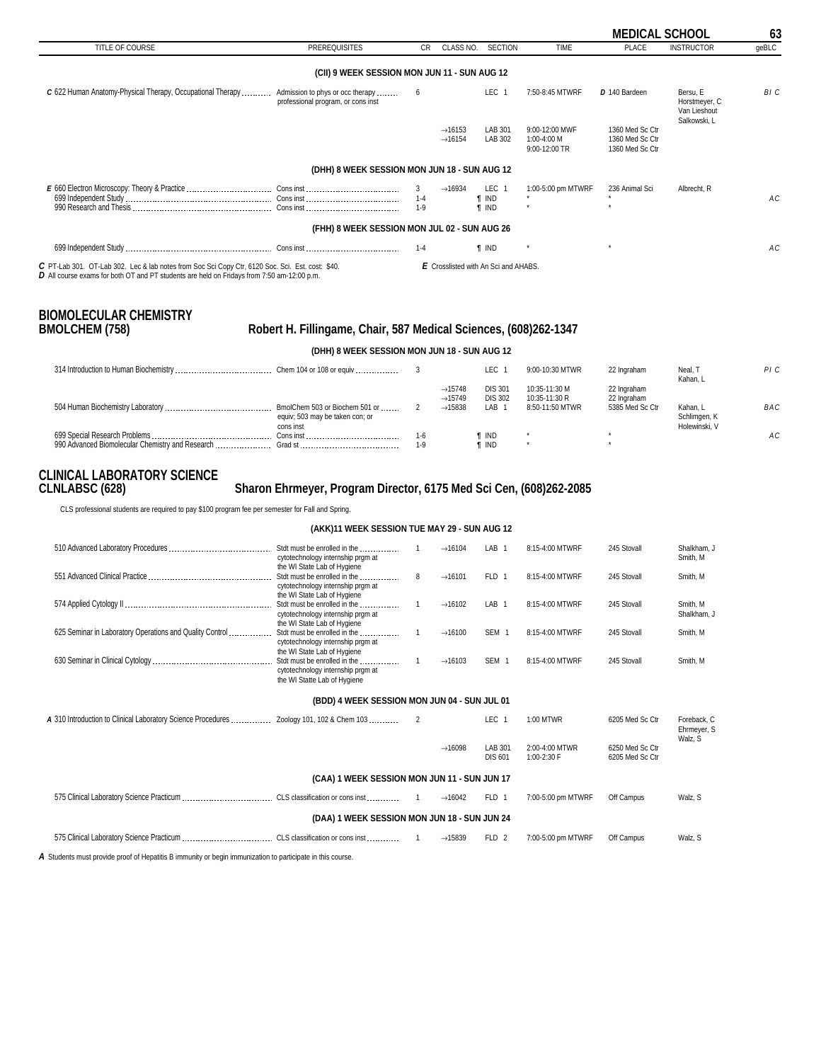## MEDICAL SCHOOL

| TITLE OF COURSE | PREREQUISITES | CR | CLASS NO. | SECTION | TIME | PLACE | INSTRUCTOR | geBLC |
|---|---|---|---|---|---|---|---|---|
| **(CII) 9 WEEK SESSION MON JUN 11 - SUN AUG 12** | | | | | | | | |
| *C* 622 Human Anatomy-Physical Therapy, Occupational Therapy | Admission to phys or occ therapy professional program, or cons inst | 6 | | LEC 1 | 7:50-8:45 MTWRF | *D* 140 Bardeen | Bersu, E Horstmeyer, C Van Lieshout Salkowski, L | BI C |
| | | | →16153 | LAB 301 | 9:00-12:00 MWF | 1360 Med Sc Ctr | | |
| | | | →16154 | LAB 302 | 1:00-4:00 M | 1360 Med Sc Ctr | | |
| | | | | | 9:00-12:00 TR | 1360 Med Sc Ctr | | |
| **(DHH) 8 WEEK SESSION MON JUN 18 - SUN AUG 12** | | | | | | | | |
| *E* 660 Electron Microscopy: Theory & Practice | Cons inst | 3 | →16934 | LEC 1 | 1:00-5:00 pm MTWRF | 236 Animal Sci | Albrecht, R | |
| 699 Independent Study | Cons inst | 1-4 | | ¶ IND | * | * | | AC |
| 990 Research and Thesis | Cons inst | 1-9 | | ¶ IND | * | * | | |
| **(FHH) 8 WEEK SESSION MON JUL 02 - SUN AUG 26** | | | | | | | | |
| 699 Independent Study | Cons inst | 1-4 | | ¶ IND | * | * | | AC |

*C* PT-Lab 301. OT-Lab 302. Lec & lab notes from Soc Sci Copy Ctr, 6120 Soc. Sci. Est. cost: $40.
*D* All course exams for both OT and PT students are held on Fridays from 7:50 am-12:00 p.m.
*E* Crosslisted with An Sci and AHABS.

## BIOMOLECULAR CHEMISTRY
## BMOLCHEM (758) — Robert H. Fillingame, Chair, 587 Medical Sciences, (608)262-1347

| TITLE OF COURSE | PREREQUISITES | CR | CLASS NO. | SECTION | TIME | PLACE | INSTRUCTOR | geBLC |
|---|---|---|---|---|---|---|---|---|
| **(DHH) 8 WEEK SESSION MON JUN 18 - SUN AUG 12** | | | | | | | | |
| 314 Introduction to Human Biochemistry | Chem 104 or 108 or equiv | 3 | | LEC 1 | 9:00-10:30 MTWR | 22 Ingraham | Neal, T Kahan, L | PI C |
| | | | →15748 | DIS 301 | 10:35-11:30 M | 22 Ingraham | | |
| | | | →15749 | DIS 302 | 10:35-11:30 R | 22 Ingraham | | |
| 504 Human Biochemistry Laboratory | BmolChem 503 or Biochem 501 or equiv; 503 may be taken con; or cons inst | 2 | →15838 | LAB 1 | 8:50-11:50 MTWR | 5385 Med Sc Ctr | Kahan, L Schlimgen, K Holewinski, V | BAC |
| 699 Special Research Problems | Cons inst | 1-6 | | ¶ IND | * | * | | AC |
| 990 Advanced Biomolecular Chemistry and Research | Grad st | 1-9 | | ¶ IND | * | * | | |

## CLINICAL LABORATORY SCIENCE
## CLNLABSC (628) — Sharon Ehrmeyer, Program Director, 6175 Med Sci Cen, (608)262-2085

CLS professional students are required to pay $100 program fee per semester for Fall and Spring.

| TITLE OF COURSE | PREREQUISITES | CR | CLASS NO. | SECTION | TIME | PLACE | INSTRUCTOR | geBLC |
|---|---|---|---|---|---|---|---|---|
| **(AKK)11 WEEK SESSION TUE MAY 29 - SUN AUG 12** | | | | | | | | |
| 510 Advanced Laboratory Procedures | Stdt must be enrolled in the cytotechnology internship prgm at the WI State Lab of Hygiene | 1 | →16104 | LAB 1 | 8:15-4:00 MTWRF | 245 Stovall | Shalkham, J Smith, M | |
| 551 Advanced Clinical Practice | Stdt must be enrolled in the cytotechnology internship prgm at the WI State Lab of Hygiene | 8 | →16101 | FLD 1 | 8:15-4:00 MTWRF | 245 Stovall | Smith, M | |
| 574 Applied Cytology II | Stdt must be enrolled in the cytotechnology internship prgm at the WI State Lab of Hygiene | 1 | →16102 | LAB 1 | 8:15-4:00 MTWRF | 245 Stovall | Smith, M Shalkham, J | |
| 625 Seminar in Laboratory Operations and Quality Control | Stdt must be enrolled in the cytotechnology internship prgm at the WI State Lab of Hygiene | 1 | →16100 | SEM 1 | 8:15-4:00 MTWRF | 245 Stovall | Smith, M | |
| 630 Seminar in Clinical Cytology | Stdt must be enrolled in the cytotechnology internship prgm at the WI Statte Lab of Hygiene | 1 | →16103 | SEM 1 | 8:15-4:00 MTWRF | 245 Stovall | Smith, M | |
| **(BDD) 4 WEEK SESSION MON JUN 04 - SUN JUL 01** | | | | | | | | |
| *A* 310 Introduction to Clinical Laboratory Science Procedures | Zoology 101, 102 & Chem 103 | 2 | | LEC 1 | 1:00 MTWR | 6205 Med Sc Ctr | Foreback, C Ehrmeyer, S Walz, S | |
| | | | →16098 | LAB 301 | 2:00-4:00 MTWR | 6250 Med Sc Ctr | | |
| | | | | DIS 601 | 1:00-2:30 F | 6205 Med Sc Ctr | | |
| **(CAA) 1 WEEK SESSION MON JUN 11 - SUN JUN 17** | | | | | | | | |
| 575 Clinical Laboratory Science Practicum | CLS classification or cons inst | 1 | →16042 | FLD 1 | 7:00-5:00 pm MTWRF | Off Campus | Walz, S | |
| **(DAA) 1 WEEK SESSION MON JUN 18 - SUN JUN 24** | | | | | | | | |
| 575 Clinical Laboratory Science Practicum | CLS classification or cons inst | 1 | →15839 | FLD 2 | 7:00-5:00 pm MTWRF | Off Campus | Walz, S | |

*A* Students must provide proof of Hepatitis B immunity or begin immunization to participate in this course.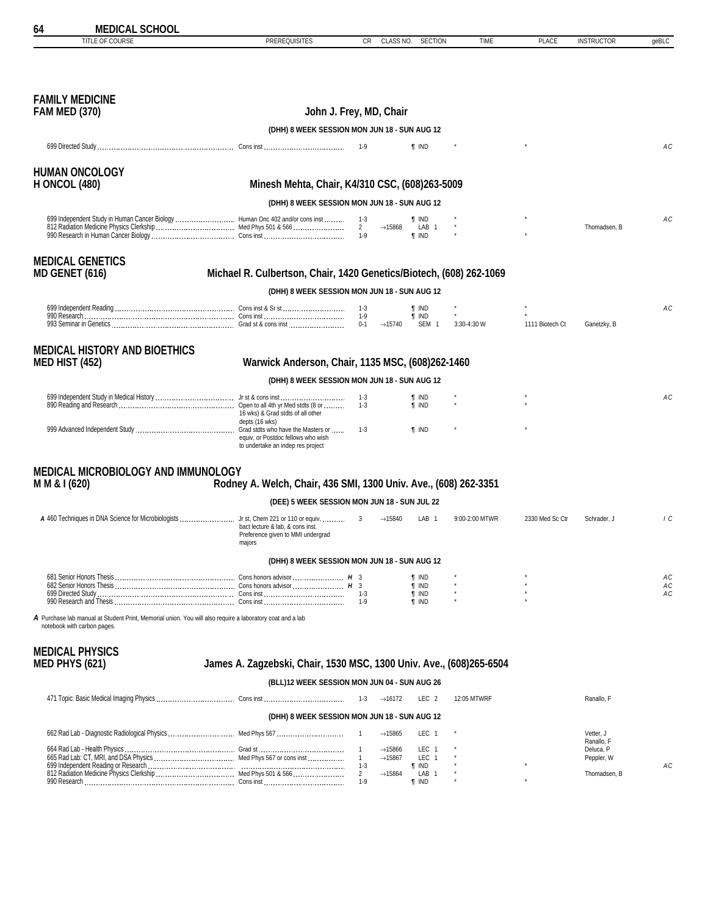# MEDICAL SCHOOL

## FAMILY MEDICINE
**FAM MED (370)** — John J. Frey, MD, Chair

**(DHH) 8 WEEK SESSION MON JUN 18 - SUN AUG 12**

| TITLE OF COURSE | PREREQUISITES | CR | CLASS NO. | SECTION | TIME | PLACE | INSTRUCTOR | geBLC |
|---|---|---|---|---|---|---|---|---|
| 699 Directed Study | Cons inst | 1-9 | | ¶ IND | * | * | | AC |

## HUMAN ONCOLOGY
**H ONCOL (480)** — Minesh Mehta, Chair, K4/310 CSC, (608)263-5009

**(DHH) 8 WEEK SESSION MON JUN 18 - SUN AUG 12**

| TITLE OF COURSE | PREREQUISITES | CR | CLASS NO. | SECTION | TIME | PLACE | INSTRUCTOR | geBLC |
|---|---|---|---|---|---|---|---|---|
| 699 Independent Study in Human Cancer Biology | Human Onc 402 and/or cons inst | 1-3 | | ¶ IND | * | * | | AC |
| 812 Radiation Medicine Physics Clerkship | Med Phys 501 & 566 | 2 | →15868 | LAB 1 | * | | Thomadsen, B | |
| 990 Research in Human Cancer Biology | Cons inst | 1-9 | | ¶ IND | * | * | | |

## MEDICAL GENETICS
**MD GENET (616)** — Michael R. Culbertson, Chair, 1420 Genetics/Biotech, (608) 262-1069

**(DHH) 8 WEEK SESSION MON JUN 18 - SUN AUG 12**

| TITLE OF COURSE | PREREQUISITES | CR | CLASS NO. | SECTION | TIME | PLACE | INSTRUCTOR | geBLC |
|---|---|---|---|---|---|---|---|---|
| 699 Independent Reading | Cons inst & Sr st | 1-3 | | ¶ IND | * | * | | AC |
| 990 Research | Cons inst | 1-9 | | ¶ IND | * | * | | |
| 993 Seminar in Genetics | Grad st & cons inst | 0-1 | →15740 | SEM 1 | 3:30-4:30 W | 1111 Biotech Ct | Ganetzky, B | |

## MEDICAL HISTORY AND BIOETHICS
**MED HIST (452)** — Warwick Anderson, Chair, 1135 MSC, (608)262-1460

**(DHH) 8 WEEK SESSION MON JUN 18 - SUN AUG 12**

| TITLE OF COURSE | PREREQUISITES | CR | CLASS NO. | SECTION | TIME | PLACE | INSTRUCTOR | geBLC |
|---|---|---|---|---|---|---|---|---|
| 699 Independent Study in Medical History | Jr st & cons inst | 1-3 | | ¶ IND | * | * | | AC |
| 890 Reading and Research | Open to all 4th yr Med stdts (8 or 16 wks) & Grad stdts of all other depts (16 wks) | 1-3 | | ¶ IND | * | * | | |
| 999 Advanced Independent Study | Grad stdts who have the Masters or equiv, or Postdoc fellows who wish to undertake an indep res project | 1-3 | | ¶ IND | * | * | | |

## MEDICAL MICROBIOLOGY AND IMMUNOLOGY
**M M & I (620)** — Rodney A. Welch, Chair, 436 SMI, 1300 Univ. Ave., (608) 262-3351

**(DEE) 5 WEEK SESSION MON JUN 18 - SUN JUL 22**

| TITLE OF COURSE | PREREQUISITES | CR | CLASS NO. | SECTION | TIME | PLACE | INSTRUCTOR | geBLC |
|---|---|---|---|---|---|---|---|---|
| *A* 460 Techniques in DNA Science for Microbiologists | Jr st, Chem 221 or 110 or equiv, bact lecture & lab, & cons inst. Preference given to MMI undergrad majors | 3 | →15840 | LAB 1 | 9:00-2:00 MTWR | 2330 Med Sc Ctr | Schrader, J | I C |

**(DHH) 8 WEEK SESSION MON JUN 18 - SUN AUG 12**

| TITLE OF COURSE | PREREQUISITES | CR | CLASS NO. | SECTION | TIME | PLACE | INSTRUCTOR | geBLC |
|---|---|---|---|---|---|---|---|---|
| 681 Senior Honors Thesis | Cons honors advisor | *H* 3 | | ¶ IND | * | * | | AC |
| 682 Senior Honors Thesis | Cons honors advisor | *H* 3 | | ¶ IND | * | * | | AC |
| 699 Directed Study | Cons inst | 1-3 | | ¶ IND | * | * | | AC |
| 990 Research and Thesis | Cons inst | 1-9 | | ¶ IND | * | * | | |

*A* Purchase lab manual at Student Print, Memorial union. You will also require a laboratory coat and a lab notebook with carbon pages.

## MEDICAL PHYSICS
**MED PHYS (621)** — James A. Zagzebski, Chair, 1530 MSC, 1300 Univ. Ave., (608)265-6504

**(BLL)12 WEEK SESSION MON JUN 04 - SUN AUG 26**

| TITLE OF COURSE | PREREQUISITES | CR | CLASS NO. | SECTION | TIME | PLACE | INSTRUCTOR | geBLC |
|---|---|---|---|---|---|---|---|---|
| 471 Topic: Basic Medical Imaging Physics | Cons inst | 1-3 | →16172 | LEC 2 | 12:05 MTWRF | | Ranallo, F | |

**(DHH) 8 WEEK SESSION MON JUN 18 - SUN AUG 12**

| TITLE OF COURSE | PREREQUISITES | CR | CLASS NO. | SECTION | TIME | PLACE | INSTRUCTOR | geBLC |
|---|---|---|---|---|---|---|---|---|
| 662 Rad Lab - Diagnostic Radiological Physics | Med Phys 567 | 1 | →15865 | LEC 1 | * | | Vetter, J; Ranallo, F | |
| 664 Rad Lab - Health Physics | Grad st | 1 | →15866 | LEC 1 | * | | Deluca, P | |
| 665 Rad Lab: CT, MRI, and DSA Physics | Med Phys 567 or cons inst | 1 | →15867 | LEC 1 | * | | Peppler, W | |
| 699 Independent Reading or Research | | 1-3 | | ¶ IND | * | * | | AC |
| 812 Radiation Medicine Physics Clerkship | Med Phys 501 & 566 | 2 | →15864 | LAB 1 | * | | Thomadsen, B | |
| 990 Research | Cons inst | 1-9 | | ¶ IND | * | * | | |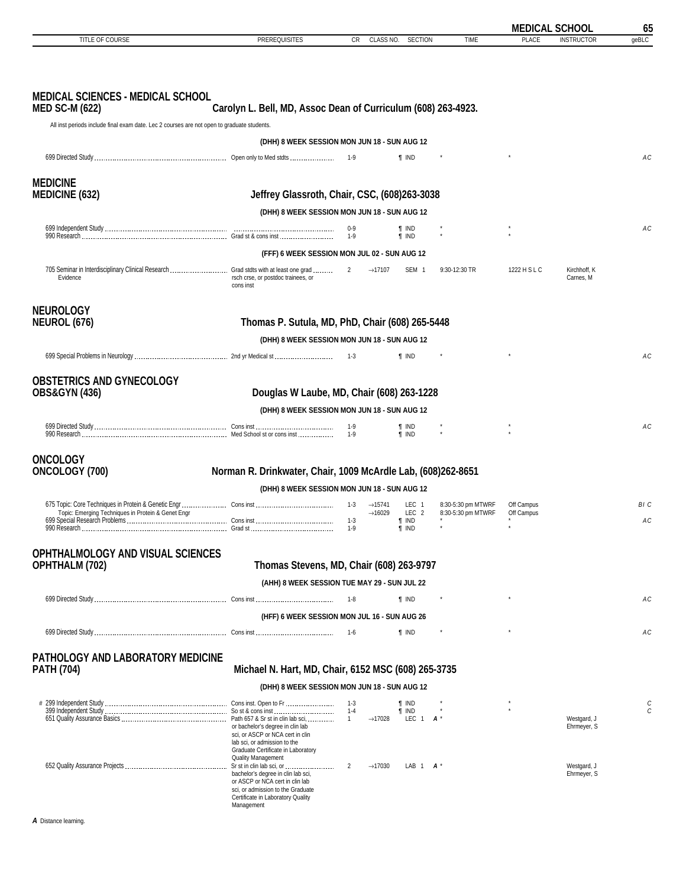## MEDICAL SCIENCES - MEDICAL SCHOOL

**MED SC-M (622)** — Carolyn L. Bell, MD, Assoc Dean of Curriculum (608) 263-4923.

All inst periods include final exam date. Lec 2 courses are not open to graduate students.

**(DHH) 8 WEEK SESSION MON JUN 18 - SUN AUG 12**

| TITLE OF COURSE | PREREQUISITES | CR | CLASS NO. | SECTION | TIME | PLACE | INSTRUCTOR | geBLC |
|---|---|---|---|---|---|---|---|---|
| 699 Directed Study | Open only to Med stdts | 1-9 | | ¶ IND | * | * | | AC |

## MEDICINE

**MEDICINE (632)** — Jeffrey Glassroth, Chair, CSC, (608)263-3038

**(DHH) 8 WEEK SESSION MON JUN 18 - SUN AUG 12**

| TITLE OF COURSE | PREREQUISITES | CR | CLASS NO. | SECTION | TIME | PLACE | INSTRUCTOR | geBLC |
|---|---|---|---|---|---|---|---|---|
| 699 Independent Study | | 0-9 | | ¶ IND | * | * | | AC |
| 990 Research | Grad st & cons inst | 1-9 | | ¶ IND | * | * | | |

**(FFF) 6 WEEK SESSION MON JUL 02 - SUN AUG 12**

| TITLE OF COURSE | PREREQUISITES | CR | CLASS NO. | SECTION | TIME | PLACE | INSTRUCTOR | geBLC |
|---|---|---|---|---|---|---|---|---|
| 705 Seminar in Interdisciplinary Clinical Research Evidence | Grad stdts with at least one grad rsch crse, or postdoc trainees, or cons inst | 2 | →17107 | SEM 1 | 9:30-12:30 TR | 1222 H S L C | Kirchhoff, K; Carnes, M | |

## NEUROLOGY

**NEUROL (676)** — Thomas P. Sutula, MD, PhD, Chair (608) 265-5448

**(DHH) 8 WEEK SESSION MON JUN 18 - SUN AUG 12**

| TITLE OF COURSE | PREREQUISITES | CR | CLASS NO. | SECTION | TIME | PLACE | INSTRUCTOR | geBLC |
|---|---|---|---|---|---|---|---|---|
| 699 Special Problems in Neurology | 2nd yr Medical st | 1-3 | | ¶ IND | * | * | | AC |

## OBSTETRICS AND GYNECOLOGY

**OBS&GYN (436)** — Douglas W Laube, MD, Chair (608) 263-1228

**(DHH) 8 WEEK SESSION MON JUN 18 - SUN AUG 12**

| TITLE OF COURSE | PREREQUISITES | CR | CLASS NO. | SECTION | TIME | PLACE | INSTRUCTOR | geBLC |
|---|---|---|---|---|---|---|---|---|
| 699 Directed Study | Cons inst | 1-9 | | ¶ IND | * | * | | AC |
| 990 Research | Med School st or cons inst | 1-9 | | ¶ IND | * | * | | |

## ONCOLOGY

**ONCOLOGY (700)** — Norman R. Drinkwater, Chair, 1009 McArdle Lab, (608)262-8651

**(DHH) 8 WEEK SESSION MON JUN 18 - SUN AUG 12**

| TITLE OF COURSE | PREREQUISITES | CR | CLASS NO. | SECTION | TIME | PLACE | INSTRUCTOR | geBLC |
|---|---|---|---|---|---|---|---|---|
| 675 Topic: Core Techniques in Protein & Genetic Engr | Cons inst | 1-3 | →15741 | LEC 1 | 8:30-5:30 pm MTWRF | Off Campus | | BI C |
| Topic: Emerging Techniques in Protein & Genet Engr | | | →16029 | LEC 2 | 8:30-5:30 pm MTWRF | Off Campus | | |
| 699 Special Research Problems | Cons inst | 1-3 | | ¶ IND | * | * | | AC |
| 990 Research | Grad st | 1-9 | | ¶ IND | * | * | | |

## OPHTHALMOLOGY AND VISUAL SCIENCES

**OPHTHALM (702)** — Thomas Stevens, MD, Chair (608) 263-9797

**(AHH) 8 WEEK SESSION TUE MAY 29 - SUN JUL 22**

| TITLE OF COURSE | PREREQUISITES | CR | CLASS NO. | SECTION | TIME | PLACE | INSTRUCTOR | geBLC |
|---|---|---|---|---|---|---|---|---|
| 699 Directed Study | Cons inst | 1-8 | | ¶ IND | * | * | | AC |

**(HFF) 6 WEEK SESSION MON JUL 16 - SUN AUG 26**

| TITLE OF COURSE | PREREQUISITES | CR | CLASS NO. | SECTION | TIME | PLACE | INSTRUCTOR | geBLC |
|---|---|---|---|---|---|---|---|---|
| 699 Directed Study | Cons inst | 1-6 | | ¶ IND | * | * | | AC |

## PATHOLOGY AND LABORATORY MEDICINE

**PATH (704)** — Michael N. Hart, MD, Chair, 6152 MSC (608) 265-3735

**(DHH) 8 WEEK SESSION MON JUN 18 - SUN AUG 12**

| TITLE OF COURSE | PREREQUISITES | CR | CLASS NO. | SECTION | TIME | PLACE | INSTRUCTOR | geBLC |
|---|---|---|---|---|---|---|---|---|
| # 299 Independent Study | Cons inst. Open to Fr | 1-3 | | ¶ IND | * | * | | C |
| 399 Independent Study | So st & cons inst | 1-4 | | ¶ IND | * | * | | C |
| 651 Quality Assurance Basics | Path 657 & Sr st in clin lab sci, or bachelor's degree in clin lab sci, or ASCP or NCA cert in clin lab sci, or admission to the Graduate Certificate in Laboratory Quality Management | 1 | →17028 | LEC 1 | A * | | Westgard, J; Ehrmeyer, S | |
| 652 Quality Assurance Projects | Sr st in clin lab sci, or bachelor's degree in clin lab sci, or ASCP or NCA cert in clin lab sci, or admission to the Graduate Certificate in Laboratory Quality Management | 2 | →17030 | LAB 1 | A * | | Westgard, J; Ehrmeyer, S | |

***A*** Distance learning.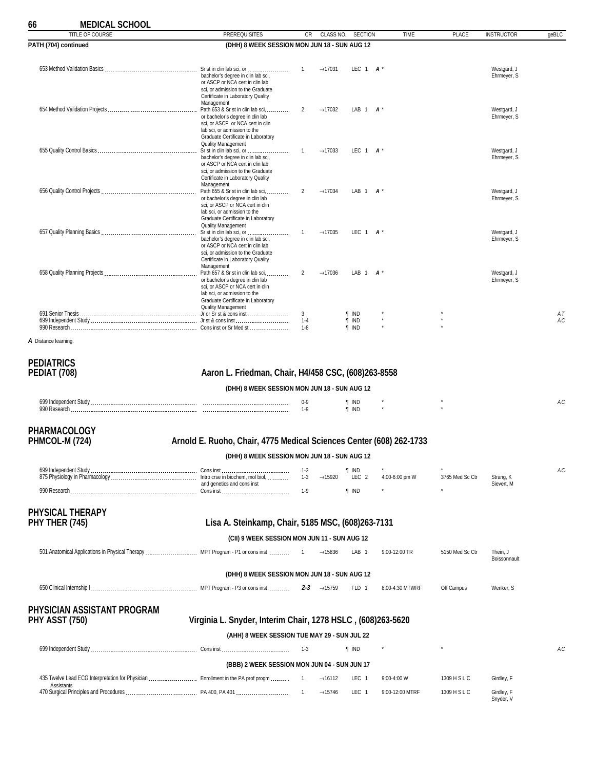## MEDICAL SCHOOL

| TITLE OF COURSE | PREREQUISITES | CR | CLASS NO. | SECTION | TIME | PLACE | INSTRUCTOR | geBLC |
|---|---|---|---|---|---|---|---|---|
| **PATH (704) continued** | **(DHH) 8 WEEK SESSION MON JUN 18 - SUN AUG 12** | | | | | | | |
| 653 Method Validation Basics | Sr st in clin lab sci, or bachelor's degree in clin lab sci, or ASCP or NCA cert in clin lab sci, or admission to the Graduate Certificate in Laboratory Quality Management | 1 | →17031 | LEC 1 *A* * | | | Westgard, J Ehrmeyer, S | |
| 654 Method Validation Projects | Path 653 & Sr st in clin lab sci, or bachelor's degree in clin lab sci, or ASCP or NCA cert in clin lab sci, or admission to the Graduate Certificate in Laboratory Quality Management | 2 | →17032 | LAB 1 *A* * | | | Westgard, J Ehrmeyer, S | |
| 655 Quality Control Basics | Sr st in clin lab sci, or bachelor's degree in clin lab sci, or ASCP or NCA cert in clin lab sci, or admission to the Graduate Certificate in Laboratory Quality Management | 1 | →17033 | LEC 1 *A* * | | | Westgard, J Ehrmeyer, S | |
| 656 Quality Control Projects | Path 655 & Sr st in clin lab sci, or bachelor's degree in clin lab sci, or ASCP or NCA cert in clin lab sci, or admission to the Graduate Certificate in Laboratory Quality Management | 2 | →17034 | LAB 1 *A* * | | | Westgard, J Ehrmeyer, S | |
| 657 Quality Planning Basics | Sr st in clin lab sci, or bachelor's degree in clin lab sci, or ASCP or NCA cert in clin lab sci, or admission to the Graduate Certificate in Laboratory Quality Management | 1 | →17035 | LEC 1 *A* * | | | Westgard, J Ehrmeyer, S | |
| 658 Quality Planning Projects | Path 657 & Sr st in clin lab sci, or bachelor's degree in clin lab sci, or ASCP or NCA cert in clin lab sci, or admission to the Graduate Certificate in Laboratory Quality Management | 2 | →17036 | LAB 1 *A* * | | | Westgard, J Ehrmeyer, S | |
| 691 Senior Thesis | Jr or Sr st & cons inst | 3 | | ¶ IND | * | * | | AT |
| 699 Independent Study | Jr st & cons inst | 1-4 | | ¶ IND | * | * | | AC |
| 990 Research | Cons inst or Sr Med st | 1-8 | | ¶ IND | * | * | | |

***A*** Distance learning.

## PEDIATRICS
## PEDIAT (708) — Aaron L. Friedman, Chair, H4/458 CSC, (608)263-8558

| TITLE OF COURSE | PREREQUISITES | CR | CLASS NO. | SECTION | TIME | PLACE | INSTRUCTOR | geBLC |
|---|---|---|---|---|---|---|---|---|
| | **(DHH) 8 WEEK SESSION MON JUN 18 - SUN AUG 12** | | | | | | | |
| 699 Independent Study | | 0-9 | | ¶ IND | * | * | | AC |
| 990 Research | | 1-9 | | ¶ IND | * | * | | |

## PHARMACOLOGY
## PHMCOL-M (724) — Arnold E. Ruoho, Chair, 4775 Medical Sciences Center (608) 262-1733

| TITLE OF COURSE | PREREQUISITES | CR | CLASS NO. | SECTION | TIME | PLACE | INSTRUCTOR | geBLC |
|---|---|---|---|---|---|---|---|---|
| | **(DHH) 8 WEEK SESSION MON JUN 18 - SUN AUG 12** | | | | | | | |
| 699 Independent Study | Cons inst | 1-3 | | ¶ IND | * | * | | AC |
| 875 Physiology in Pharmacology | Intro crse in biochem, mol biol, and genetics and cons inst | 1-3 | →15920 | LEC 2 | 4:00-6:00 pm W | 3765 Med Sc Ctr | Strang, K Sievert, M | |
| 990 Research | Cons inst | 1-9 | | ¶ IND | * | * | | |

## PHYSICAL THERAPY
## PHY THER (745) — Lisa A. Steinkamp, Chair, 5185 MSC, (608)263-7131

| TITLE OF COURSE | PREREQUISITES | CR | CLASS NO. | SECTION | TIME | PLACE | INSTRUCTOR | geBLC |
|---|---|---|---|---|---|---|---|---|
| | **(CII) 9 WEEK SESSION MON JUN 11 - SUN AUG 12** | | | | | | | |
| 501 Anatomical Applications in Physical Therapy | MPT Program - P1 or cons inst | 1 | →15836 | LAB 1 | 9:00-12:00 TR | 5150 Med Sc Ctr | Thein, J Boissonnault | |
| | **(DHH) 8 WEEK SESSION MON JUN 18 - SUN AUG 12** | | | | | | | |
| 650 Clinical Internship I | MPT Program - P3 or cons inst | ***2-3*** | →15759 | FLD 1 | 8:00-4:30 MTWRF | Off Campus | Wenker, S | |

## PHYSICIAN ASSISTANT PROGRAM
## PHY ASST (750) — Virginia L. Snyder, Interim Chair, 1278 HSLC , (608)263-5620

| TITLE OF COURSE | PREREQUISITES | CR | CLASS NO. | SECTION | TIME | PLACE | INSTRUCTOR | geBLC |
|---|---|---|---|---|---|---|---|---|
| | **(AHH) 8 WEEK SESSION TUE MAY 29 - SUN JUL 22** | | | | | | | |
| 699 Independent Study | Cons inst | 1-3 | | ¶ IND | * | * | | AC |
| | **(BBB) 2 WEEK SESSION MON JUN 04 - SUN JUN 17** | | | | | | | |
| 435 Twelve Lead ECG Interpretation for Physician Assistants | Enrollment in the PA prof progm | 1 | →16112 | LEC 1 | 9:00-4:00 W | 1309 H S L C | Girdley, F | |
| 470 Surgical Principles and Procedures | PA 400, PA 401 | 1 | →15746 | LEC 1 | 9:00-12:00 MTRF | 1309 H S L C | Girdley, F Snyder, V | |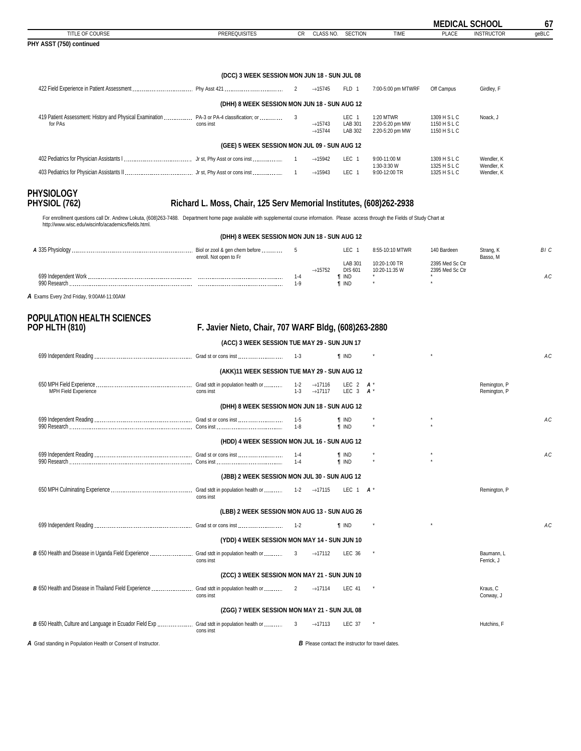| TITLE OF COURSE | PREREQUISITES | CR | CLASS NO. | SECTION | TIME | PLACE | INSTRUCTOR | geBLC |
|---|---|---|---|---|---|---|---|---|

**PHY ASST (750) continued**

**(DCC) 3 WEEK SESSION MON JUN 18 - SUN JUL 08**

| TITLE OF COURSE | PREREQUISITES | CR | CLASS NO. | SECTION | TIME | PLACE | INSTRUCTOR | geBLC |
|---|---|---|---|---|---|---|---|---|
| 422 Field Experience in Patient Assessment | Phy Asst 421 | 2 | →15745 | FLD 1 | 7:00-5:00 pm MTWRF | Off Campus | Girdley, F | |

**(DHH) 8 WEEK SESSION MON JUN 18 - SUN AUG 12**

| TITLE OF COURSE | PREREQUISITES | CR | CLASS NO. | SECTION | TIME | PLACE | INSTRUCTOR | geBLC |
|---|---|---|---|---|---|---|---|---|
| 419 Patient Assessment: History and Physical Examination for PAs | PA-3 or PA-4 classification; or cons inst | 3 | | LEC 1 | 1:20 MTWR | 1309 H S L C | Noack, J | |
| | | | →15743 | LAB 301 | 2:20-5:20 pm MW | 1150 H S L C | | |
| | | | →15744 | LAB 302 | 2:20-5:20 pm MW | 1150 H S L C | | |

**(GEE) 5 WEEK SESSION MON JUL 09 - SUN AUG 12**

| TITLE OF COURSE | PREREQUISITES | CR | CLASS NO. | SECTION | TIME | PLACE | INSTRUCTOR | geBLC |
|---|---|---|---|---|---|---|---|---|
| 402 Pediatrics for Physician Assistants I | Jr st, Phy Asst or cons inst | 1 | →15942 | LEC 1 | 9:00-11:00 M | 1309 H S L C | Wendler, K | |
| | | | | | 1:30-3:30 W | 1325 H S L C | Wendler, K | |
| 403 Pediatrics for Physician Assistants II | Jr st, Phy Asst or cons inst | 1 | →15943 | LEC 1 | 9:00-12:00 TR | 1325 H S L C | Wendler, K | |

# PHYSIOLOGY
## PHYSIOL (762) — Richard L. Moss, Chair, 125 Serv Memorial Institutes, (608)262-2938

For enrollment questions call Dr. Andrew Lokuta, (608)263-7488. Department home page available with supplemental course information. Please access through the Fields of Study Chart at http://www.wisc.edu/wiscinfo/academics/fields.html.

**(DHH) 8 WEEK SESSION MON JUN 18 - SUN AUG 12**

| TITLE OF COURSE | PREREQUISITES | CR | CLASS NO. | SECTION | TIME | PLACE | INSTRUCTOR | geBLC |
|---|---|---|---|---|---|---|---|---|
| *A* 335 Physiology | Biol or zool & gen chem before enroll. Not open to Fr | 5 | | LEC 1 | 8:55-10:10 MTWR | 140 Bardeen | Strang, K; Basso, M | B I C |
| | | | | LAB 301 | 10:20-1:00 TR | 2395 Med Sc Ctr | | |
| | | | →15752 | DIS 601 | 10:20-11:35 W | 2395 Med Sc Ctr | | |
| 699 Independent Work | | 1-4 | | ¶ IND | * | * | | A C |
| 990 Research | | 1-9 | | ¶ IND | * | * | | |

*A* Exams Every 2nd Friday, 9:00AM-11:00AM

# POPULATION HEALTH SCIENCES
## POP HLTH (810) — F. Javier Nieto, Chair, 707 WARF Bldg, (608)263-2880

**(ACC) 3 WEEK SESSION TUE MAY 29 - SUN JUN 17**

| TITLE OF COURSE | PREREQUISITES | CR | CLASS NO. | SECTION | TIME | PLACE | INSTRUCTOR | geBLC |
|---|---|---|---|---|---|---|---|---|
| 699 Independent Reading | Grad st or cons inst | 1-3 | | ¶ IND | * | * | | A C |

**(AKK)11 WEEK SESSION TUE MAY 29 - SUN AUG 12**

| TITLE OF COURSE | PREREQUISITES | CR | CLASS NO. | SECTION | TIME | PLACE | INSTRUCTOR | geBLC |
|---|---|---|---|---|---|---|---|---|
| 650 MPH Field Experience | Grad stdt in population health or cons inst | 1-2 | →17116 | LEC 2 | *A* * | | Remington, P | |
| MPH Field Experience | | 1-3 | →17117 | LEC 3 | *A* * | | Remington, P | |

**(DHH) 8 WEEK SESSION MON JUN 18 - SUN AUG 12**

| TITLE OF COURSE | PREREQUISITES | CR | CLASS NO. | SECTION | TIME | PLACE | INSTRUCTOR | geBLC |
|---|---|---|---|---|---|---|---|---|
| 699 Independent Reading | Grad st or cons inst | 1-5 | | ¶ IND | * | * | | A C |
| 990 Research | Cons inst | 1-8 | | ¶ IND | * | * | | |

**(HDD) 4 WEEK SESSION MON JUL 16 - SUN AUG 12**

| TITLE OF COURSE | PREREQUISITES | CR | CLASS NO. | SECTION | TIME | PLACE | INSTRUCTOR | geBLC |
|---|---|---|---|---|---|---|---|---|
| 699 Independent Reading | Grad st or cons inst | 1-4 | | ¶ IND | * | * | | A C |
| 990 Research | Cons inst | 1-4 | | ¶ IND | * | * | | |

**(JBB) 2 WEEK SESSION MON JUL 30 - SUN AUG 12**

| TITLE OF COURSE | PREREQUISITES | CR | CLASS NO. | SECTION | TIME | PLACE | INSTRUCTOR | geBLC |
|---|---|---|---|---|---|---|---|---|
| 650 MPH Culminating Experience | Grad stdt in population health or cons inst | 1-2 | →17115 | LEC 1 | *A* * | | Remington, P | |

**(LBB) 2 WEEK SESSION MON AUG 13 - SUN AUG 26**

| TITLE OF COURSE | PREREQUISITES | CR | CLASS NO. | SECTION | TIME | PLACE | INSTRUCTOR | geBLC |
|---|---|---|---|---|---|---|---|---|
| 699 Independent Reading | Grad st or cons inst | 1-2 | | ¶ IND | * | * | | A C |

**(YDD) 4 WEEK SESSION MON MAY 14 - SUN JUN 10**

| TITLE OF COURSE | PREREQUISITES | CR | CLASS NO. | SECTION | TIME | PLACE | INSTRUCTOR | geBLC |
|---|---|---|---|---|---|---|---|---|
| *B* 650 Health and Disease in Uganda Field Experience | Grad stdt in population health or cons inst | 3 | →17112 | LEC 36 | * | | Baumann, L; Ferrick, J | |

**(ZCC) 3 WEEK SESSION MON MAY 21 - SUN JUN 10**

| TITLE OF COURSE | PREREQUISITES | CR | CLASS NO. | SECTION | TIME | PLACE | INSTRUCTOR | geBLC |
|---|---|---|---|---|---|---|---|---|
| *B* 650 Health and Disease in Thailand Field Experience | Grad stdt in population health or cons inst | 2 | →17114 | LEC 41 | * | | Kraus, C; Conway, J | |

**(ZGG) 7 WEEK SESSION MON MAY 21 - SUN JUL 08**

| TITLE OF COURSE | PREREQUISITES | CR | CLASS NO. | SECTION | TIME | PLACE | INSTRUCTOR | geBLC |
|---|---|---|---|---|---|---|---|---|
| *B* 650 Health, Culture and Language in Ecuador Field Exp | Grad stdt in population health or cons inst | 3 | →17113 | LEC 37 | * | | Hutchins, F | |

*A* Grad standing in Population Health or Consent of Instructor.

*B* Please contact the instructor for travel dates.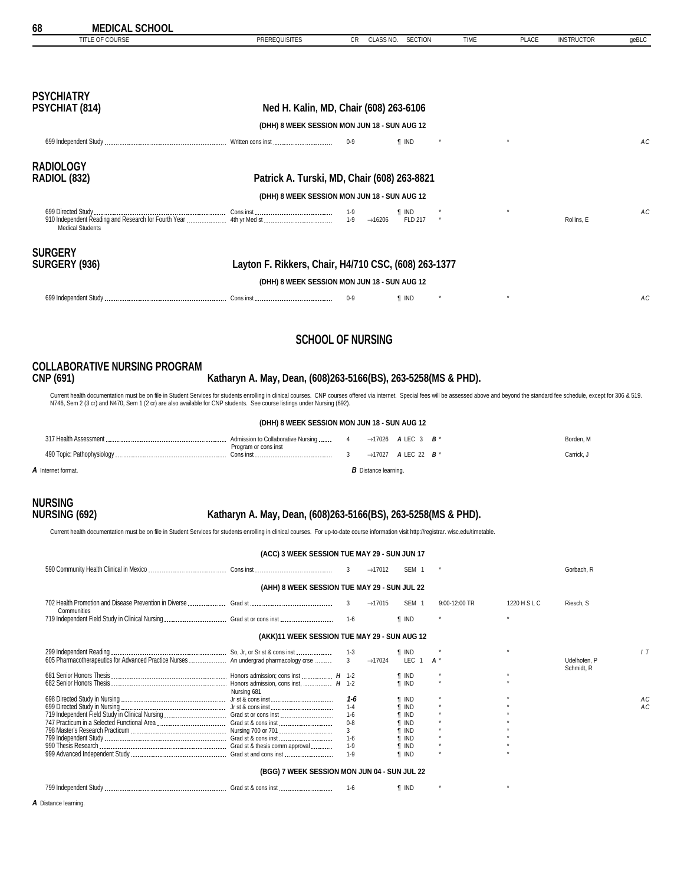## MEDICAL SCHOOL

| TITLE OF COURSE | PREREQUISITES | CR | CLASS NO. | SECTION | TIME | PLACE | INSTRUCTOR | geBLC |
|---|---|---|---|---|---|---|---|---|

## PSYCHIATRY
### PSYCHIAT (814) — Ned H. Kalin, MD, Chair (608) 263-6106

**(DHH) 8 WEEK SESSION MON JUN 18 - SUN AUG 12**

| TITLE OF COURSE | PREREQUISITES | CR | CLASS NO. | SECTION | TIME | PLACE | INSTRUCTOR | geBLC |
|---|---|---|---|---|---|---|---|---|
| 699 Independent Study | Written cons inst | 0-9 | | ¶ IND | * | * | | AC |

## RADIOLOGY
### RADIOL (832) — Patrick A. Turski, MD, Chair (608) 263-8821

**(DHH) 8 WEEK SESSION MON JUN 18 - SUN AUG 12**

| TITLE OF COURSE | PREREQUISITES | CR | CLASS NO. | SECTION | TIME | PLACE | INSTRUCTOR | geBLC |
|---|---|---|---|---|---|---|---|---|
| 699 Directed Study | Cons inst | 1-9 | | ¶ IND | * | * | | AC |
| 910 Independent Reading and Research for Fourth Year Medical Students | 4th yr Med st | 1-9 | →16206 | FLD 217 | * | | Rollins, E | |

## SURGERY
### SURGERY (936) — Layton F. Rikkers, Chair, H4/710 CSC, (608) 263-1377

**(DHH) 8 WEEK SESSION MON JUN 18 - SUN AUG 12**

| TITLE OF COURSE | PREREQUISITES | CR | CLASS NO. | SECTION | TIME | PLACE | INSTRUCTOR | geBLC |
|---|---|---|---|---|---|---|---|---|
| 699 Independent Study | Cons inst | 0-9 | | ¶ IND | * | * | | AC |

# SCHOOL OF NURSING

## COLLABORATIVE NURSING PROGRAM
### CNP (691) — Katharyn A. May, Dean, (608)263-5166(BS), 263-5258(MS & PHD).

Current health documentation must be on file in Student Services for students enrolling in clinical courses. CNP courses offered via internet. Special fees will be assessed above and beyond the standard fee schedule, except for 306 & 519. N746, Sem 2 (3 cr) and N470, Sem 1 (2 cr) are also available for CNP students. See course listings under Nursing (692).

**(DHH) 8 WEEK SESSION MON JUN 18 - SUN AUG 12**

| TITLE OF COURSE | PREREQUISITES | CR | CLASS NO. | SECTION | TIME | PLACE | INSTRUCTOR | geBLC |
|---|---|---|---|---|---|---|---|---|
| 317 Health Assessment | Admission to Collaborative Nursing Program or cons inst | 4 | →17026 | *A* LEC 3 | *B* * | | Borden, M | |
| 490 Topic: Pathophysiology | Cons inst | 3 | →17027 | *A* LEC 22 | *B* * | | Carrick, J | |

***A*** Internet format. ***B*** Distance learning.

## NURSING
### NURSING (692) — Katharyn A. May, Dean, (608)263-5166(BS), 263-5258(MS & PHD).

Current health documentation must be on file in Student Services for students enrolling in clinical courses. For up-to-date course information visit http://registrar. wisc.edu/timetable.

**(ACC) 3 WEEK SESSION TUE MAY 29 - SUN JUN 17**

| TITLE OF COURSE | PREREQUISITES | CR | CLASS NO. | SECTION | TIME | PLACE | INSTRUCTOR | geBLC |
|---|---|---|---|---|---|---|---|---|
| 590 Community Health Clinical in Mexico | Cons inst | 3 | →17012 | SEM 1 | * | | Gorbach, R | |

**(AHH) 8 WEEK SESSION TUE MAY 29 - SUN JUL 22**

| TITLE OF COURSE | PREREQUISITES | CR | CLASS NO. | SECTION | TIME | PLACE | INSTRUCTOR | geBLC |
|---|---|---|---|---|---|---|---|---|
| 702 Health Promotion and Disease Prevention in Diverse Communities | Grad st | 3 | →17015 | SEM 1 | 9:00-12:00 TR | 1220 H S L C | Riesch, S | |
| 719 Independent Field Study in Clinical Nursing | Grad st or cons inst | 1-6 | | ¶ IND | * | * | | |

**(AKK)11 WEEK SESSION TUE MAY 29 - SUN AUG 12**

| TITLE OF COURSE | PREREQUISITES | CR | CLASS NO. | SECTION | TIME | PLACE | INSTRUCTOR | geBLC |
|---|---|---|---|---|---|---|---|---|
| 299 Independent Reading | So, Jr, or Sr st & cons inst | 1-3 | | ¶ IND | * | * | | I T |
| 605 Pharmacotherapeutics for Advanced Practice Nurses | An undergrad pharmacology crse | 3 | →17024 | LEC 1 | *A* * | | Udelhofen, P Schmidt, R | |
| 681 Senior Honors Thesis | Honors admission; cons inst *H* | 1-2 | | ¶ IND | * | * | | |
| 682 Senior Honors Thesis | Honors admission, cons inst, Nursing 681 *H* | 1-2 | | ¶ IND | * | * | | |
| 698 Directed Study in Nursing | Jr st & cons inst | *1-6* | | ¶ IND | * | * | | AC |
| 699 Directed Study in Nursing | Jr st & cons inst | 1-4 | | ¶ IND | * | * | | AC |
| 719 Independent Field Study in Clinical Nursing | Grad st or cons inst | 1-6 | | ¶ IND | * | * | | |
| 747 Practicum in a Selected Functional Area | Grad st & cons inst | 0-8 | | ¶ IND | * | * | | |
| 798 Master's Research Practicum | Nursing 700 or 701 | 3 | | ¶ IND | * | * | | |
| 799 Independent Study | Grad st & cons inst | 1-6 | | ¶ IND | * | * | | |
| 990 Thesis Research | Grad st & thesis comm approval | 1-9 | | ¶ IND | * | * | | |
| 999 Advanced Independent Study | Grad st and cons inst | 1-9 | | ¶ IND | * | * | | |

**(BGG) 7 WEEK SESSION MON JUN 04 - SUN JUL 22**

| TITLE OF COURSE | PREREQUISITES | CR | CLASS NO. | SECTION | TIME | PLACE | INSTRUCTOR | geBLC |
|---|---|---|---|---|---|---|---|---|
| 799 Independent Study | Grad st & cons inst | 1-6 | | ¶ IND | * | * | | |

***A*** Distance learning.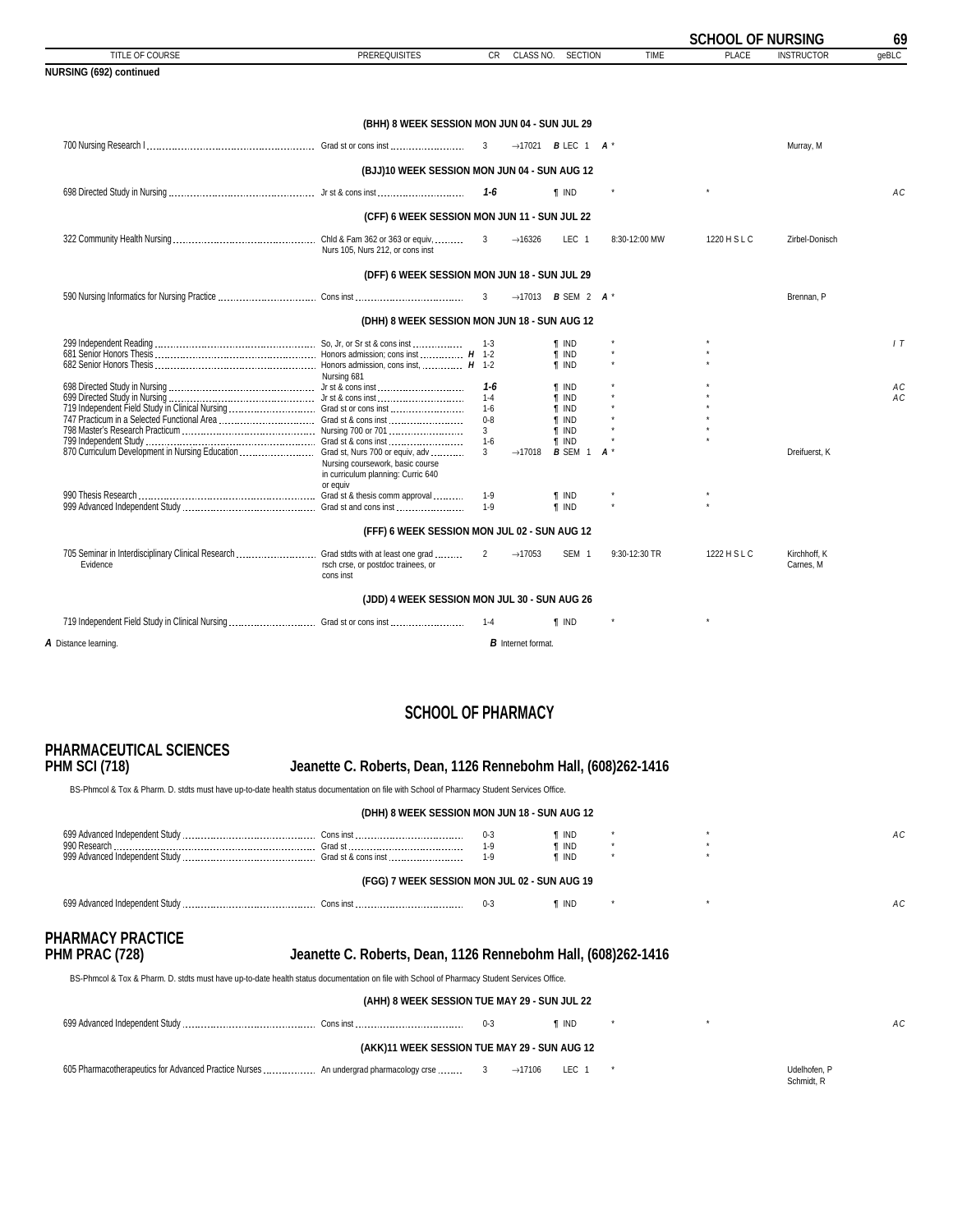**NURSING (692) continued**

| TITLE OF COURSE | PREREQUISITES | | CR | CLASS NO. | SECTION | | TIME | PLACE | INSTRUCTOR | geBLC |
|---|---|---|---|---|---|---|---|---|---|---|
| | **(BHH) 8 WEEK SESSION MON JUN 04 - SUN JUL 29** | | | | | | | | | |
| 700 Nursing Research I | Grad st or cons inst | | 3 | →17021 | *B* LEC 1 | *A* | * | | Murray, M | |
| | **(BJJ)10 WEEK SESSION MON JUN 04 - SUN AUG 12** | | | | | | | | | |
| 698 Directed Study in Nursing | Jr st & cons inst | | *1-6* | | ¶ IND | | * | * | | *AC* |
| | **(CFF) 6 WEEK SESSION MON JUN 11 - SUN JUL 22** | | | | | | | | | |
| 322 Community Health Nursing | Chld & Fam 362 or 363 or equiv, Nurs 105, Nurs 212, or cons inst | | 3 | →16326 | LEC 1 | | 8:30-12:00 MW | 1220 H S L C | Zirbel-Donisch | |
| | **(DFF) 6 WEEK SESSION MON JUN 18 - SUN JUL 29** | | | | | | | | | |
| 590 Nursing Informatics for Nursing Practice | Cons inst | | 3 | →17013 | *B* SEM 2 | *A* | * | | Brennan, P | |
| | **(DHH) 8 WEEK SESSION MON JUN 18 - SUN AUG 12** | | | | | | | | | |
| 299 Independent Reading | So, Jr, or Sr st & cons inst | | 1-3 | | ¶ IND | | * | * | | *I T* |
| 681 Senior Honors Thesis | Honors admission; cons inst | *H* | 1-2 | | ¶ IND | | * | * | | |
| 682 Senior Honors Thesis | Honors admission, cons inst, Nursing 681 | *H* | 1-2 | | ¶ IND | | * | * | | |
| 698 Directed Study in Nursing | Jr st & cons inst | | *1-6* | | ¶ IND | | * | * | | *AC* |
| 699 Directed Study in Nursing | Jr st & cons inst | | 1-4 | | ¶ IND | | * | * | | *AC* |
| 719 Independent Field Study in Clinical Nursing | Grad st or cons inst | | 1-6 | | ¶ IND | | * | * | | |
| 747 Practicum in a Selected Functional Area | Grad st & cons inst | | 0-8 | | ¶ IND | | * | * | | |
| 798 Master's Research Practicum | Nursing 700 or 701 | | 3 | | ¶ IND | | * | * | | |
| 799 Independent Study | Grad st & cons inst | | 1-6 | | ¶ IND | | * | * | | |
| 870 Curriculum Development in Nursing Education | Grad st, Nurs 700 or equiv, adv Nursing coursework, basic course in curriculum planning: Curric 640 or equiv | | 3 | →17018 | *B* SEM 1 | *A* | * | | Dreifuerst, K | |
| 990 Thesis Research | Grad st & thesis comm approval | | 1-9 | | ¶ IND | | * | * | | |
| 999 Advanced Independent Study | Grad st and cons inst | | 1-9 | | ¶ IND | | * | * | | |
| | **(FFF) 6 WEEK SESSION MON JUL 02 - SUN JUL 22** | | | | | | | | | |
| 705 Seminar in Interdisciplinary Clinical Research Evidence | Grad stdts with at least one grad rsch crse, or postdoc trainees, or cons inst | | 2 | →17053 | SEM 1 | | 9:30-12:30 TR | 1222 H S L C | Kirchhoff, K; Carnes, M | |
| | **(JDD) 4 WEEK SESSION MON JUL 30 - SUN AUG 26** | | | | | | | | | |
| 719 Independent Field Study in Clinical Nursing | Grad st or cons inst | | 1-4 | | ¶ IND | | * | * | | |

*A* Distance learning. *B* Internet format.

# SCHOOL OF PHARMACY

## PHARMACEUTICAL SCIENCES
## PHM SCI (718) — Jeanette C. Roberts, Dean, 1126 Rennebohm Hall, (608)262-1416

BS-Phmcol & Tox & Pharm. D. stdts must have up-to-date health status documentation on file with School of Pharmacy Student Services Office.

| TITLE OF COURSE | PREREQUISITES | CR | CLASS NO. | SECTION | TIME | PLACE | INSTRUCTOR | geBLC |
|---|---|---|---|---|---|---|---|---|
| | **(DHH) 8 WEEK SESSION MON JUN 18 - SUN AUG 12** | | | | | | | |
| 699 Advanced Independent Study | Cons inst | 0-3 | | ¶ IND | * | * | | *AC* |
| 990 Research | Grad st | 1-9 | | ¶ IND | * | * | | |
| 999 Advanced Independent Study | Grad st & cons inst | 1-9 | | ¶ IND | * | * | | |
| | **(FGG) 7 WEEK SESSION MON JUL 02 - SUN AUG 19** | | | | | | | |
| 699 Advanced Independent Study | Cons inst | 0-3 | | ¶ IND | * | * | | *AC* |

## PHARMACY PRACTICE
## PHM PRAC (728) — Jeanette C. Roberts, Dean, 1126 Rennebohm Hall, (608)262-1416

BS-Phmcol & Tox & Pharm. D. stdts must have up-to-date health status documentation on file with School of Pharmacy Student Services Office.

| TITLE OF COURSE | PREREQUISITES | CR | CLASS NO. | SECTION | TIME | PLACE | INSTRUCTOR | geBLC |
|---|---|---|---|---|---|---|---|---|
| | **(AHH) 8 WEEK SESSION TUE MAY 29 - SUN JUL 22** | | | | | | | |
| 699 Advanced Independent Study | Cons inst | 0-3 | | ¶ IND | * | * | | *AC* |
| | **(AKK)11 WEEK SESSION TUE MAY 29 - SUN AUG 12** | | | | | | | |
| 605 Pharmacotherapeutics for Advanced Practice Nurses | An undergrad pharmacology crse | 3 | →17106 | LEC 1 | * | | Udelhofen, P; Schmidt, R | |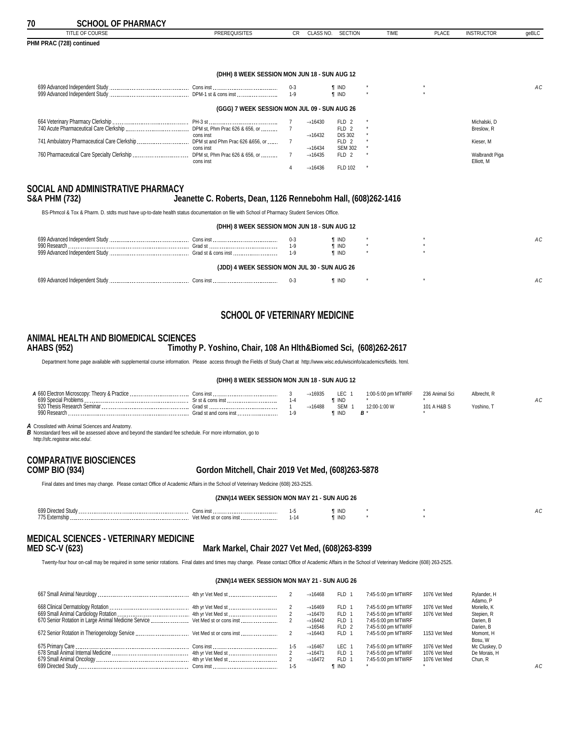# SCHOOL OF PHARMACY

**PHM PRAC (728) continued**

**(DHH) 8 WEEK SESSION MON JUN 18 - SUN AUG 12**

| TITLE OF COURSE | PREREQUISITES | CR | CLASS NO. | SECTION | TIME | PLACE | INSTRUCTOR | geBLC |
|---|---|---|---|---|---|---|---|---|
| 699 Advanced Independent Study | Cons inst | 0-3 | | ¶ IND | * | * | | AC |
| 999 Advanced Independent Study | DPM-1 st & cons inst | 1-9 | | ¶ IND | * | * | | |

**(GGG) 7 WEEK SESSION MON JUL 09 - SUN AUG 26**

| TITLE OF COURSE | PREREQUISITES | CR | CLASS NO. | SECTION | TIME | PLACE | INSTRUCTOR | geBLC |
|---|---|---|---|---|---|---|---|---|
| 664 Veterinary Pharmacy Clerkship | PH-3 st | 7 | →16430 | FLD 2 | * | | Michalski, D | |
| 740 Acute Pharmaceutical Care Clerkship | DPM st, Phm Prac 626 & 656, or cons inst | 7 | | FLD 2 | * | | Breslow, R | |
| | | | →16432 | DIS 302 | * | | | |
| 741 Ambulatory Pharmaceutical Care Clerkship | DPM st and Phm Prac 626 &656, or cons inst | 7 | | FLD 2 | * | | Kieser, M | |
| | | | →16434 | SEM 302 | * | | | |
| 760 Pharmaceutical Care Specialty Clerkship | DPM st, Phm Prac 626 & 656, or cons inst | 7 | →16435 | FLD 2 | * | | Walbrandt Piga | |
| | | | | | | | Elliott, M | |
| | | 4 | →16436 | FLD 102 | * | | | |

## SOCIAL AND ADMINISTRATIVE PHARMACY

**S&A PHM (732)** — **Jeanette C. Roberts, Dean, 1126 Rennebohm Hall, (608)262-1416**

BS-Phmcol & Tox & Pharm. D. stdts must have up-to-date health status documentation on file with School of Pharmacy Student Services Office.

**(DHH) 8 WEEK SESSION MON JUN 18 - SUN AUG 12**

| TITLE OF COURSE | PREREQUISITES | CR | CLASS NO. | SECTION | TIME | PLACE | INSTRUCTOR | geBLC |
|---|---|---|---|---|---|---|---|---|
| 699 Advanced Independent Study | Cons inst | 0-3 | | ¶ IND | * | * | | AC |
| 990 Research | Grad st | 1-9 | | ¶ IND | * | * | | |
| 999 Advanced Independent Study | Grad st & cons inst | 1-9 | | ¶ IND | * | * | | |

**(JDD) 4 WEEK SESSION MON JUL 30 - SUN AUG 26**

| TITLE OF COURSE | PREREQUISITES | CR | CLASS NO. | SECTION | TIME | PLACE | INSTRUCTOR | geBLC |
|---|---|---|---|---|---|---|---|---|
| 699 Advanced Independent Study | Cons inst | 0-3 | | ¶ IND | * | * | | AC |

# SCHOOL OF VETERINARY MEDICINE

## ANIMAL HEALTH AND BIOMEDICAL SCIENCES

**AHABS (952)** — **Timothy P. Yoshino, Chair, 108 An Hlth&Biomed Sci, (608)262-2617**

Department home page available with supplemental course information. Please access through the Fields of Study Chart at http://www.wisc.edu/wiscinfo/academics/fields. html.

**(DHH) 8 WEEK SESSION MON JUN 18 - SUN AUG 12**

| TITLE OF COURSE | PREREQUISITES | CR | CLASS NO. | SECTION | TIME | PLACE | INSTRUCTOR | geBLC |
|---|---|---|---|---|---|---|---|---|
| *A* 660 Electron Microscopy: Theory & Practice | Cons inst | 3 | →16935 | LEC 1 | 1:00-5:00 pm MTWRF | 236 Animal Sci | Albrecht, R | |
| 699 Special Problems | Sr st & cons inst | 1-4 | | ¶ IND | * | * | | AC |
| 920 Thesis Research Seminar | Grad st | 1 | →16488 | SEM 1 | 12:00-1:00 W | 101 A H&B S | Yoshino, T | |
| 990 Research | Grad st and cons inst | 1-9 | | ¶ IND | *B* * | * | | |

*A* Crosslisted with Animal Sciences and Anatomy.
*B* Nonstandard fees will be assessed above and beyond the standard fee schedule. For more information, go to http://sfc.registrar.wisc.edu/.

## COMPARATIVE BIOSCIENCES

**COMP BIO (934)** — **Gordon Mitchell, Chair 2019 Vet Med, (608)263-5878**

Final dates and times may change. Please contact Office of Academic Affairs in the School of Veterinary Medicine (608) 263-2525.

**(ZNN)14 WEEK SESSION MON MAY 21 - SUN AUG 26**

| TITLE OF COURSE | PREREQUISITES | CR | CLASS NO. | SECTION | TIME | PLACE | INSTRUCTOR | geBLC |
|---|---|---|---|---|---|---|---|---|
| 699 Directed Study | Cons inst | 1-5 | | ¶ IND | * | * | | AC |
| 775 Externship | Vet Med st or cons inst | 1-14 | | ¶ IND | * | * | | |

## MEDICAL SCIENCES - VETERINARY MEDICINE

**MED SC-V (623)** — **Mark Markel, Chair 2027 Vet Med, (608)263-8399**

Twenty-four hour on-call may be required in some senior rotations. Final dates and times may change. Please contact Office of Academic Affairs in the School of Veterinary Medicine (608) 263-2525.

**(ZNN)14 WEEK SESSION MON MAY 21 - SUN AUG 26**

| TITLE OF COURSE | PREREQUISITES | CR | CLASS NO. | SECTION | TIME | PLACE | INSTRUCTOR | geBLC |
|---|---|---|---|---|---|---|---|---|
| 667 Small Animal Neurology | 4th yr Vet Med st | 2 | →16468 | FLD 1 | 7:45-5:00 pm MTWRF | 1076 Vet Med | Rylander, H | |
| | | | | | | | Adamo, P | |
| 668 Clinical Dermatology Rotation | 4th yr Vet Med st | 2 | →16469 | FLD 1 | 7:45-5:00 pm MTWRF | 1076 Vet Med | Moriello, K | |
| 669 Small Animal Cardiology Rotation | 4th yr Vet Med st | 2 | →16470 | FLD 1 | 7:45-5:00 pm MTWRF | 1076 Vet Med | Stepien, R | |
| 670 Senior Rotation in Large Animal Medicine Service | Vet Med st or cons inst | 2 | →16442 | FLD 1 | 7:45-5:00 pm MTWRF | | Darien, B | |
| | | | →16546 | FLD 2 | 7:45-5:00 pm MTWRF | | Darien, B | |
| 672 Senior Rotation in Theriogenology Service | Vet Med st or cons inst | 2 | →16443 | FLD 1 | 7:45-5:00 pm MTWRF | 1153 Vet Med | Momont, H | |
| | | | | | | | Bosu, W | |
| 675 Primary Care | Cons inst | 1-5 | →16467 | LEC 1 | 7:45-5:00 pm MTWRF | 1076 Vet Med | Mc Cluskey, D | |
| 678 Small Animal Internal Medicine | 4th yr Vet Med st | 2 | →16471 | FLD 1 | 7:45-5:00 pm MTWRF | 1076 Vet Med | De Morais, H | |
| 679 Small Animal Oncology | 4th yr Vet Med st | 2 | →16472 | FLD 1 | 7:45-5:00 pm MTWRF | 1076 Vet Med | Chun, R | |
| 699 Directed Study | Cons inst | 1-5 | | ¶ IND | * | * | | AC |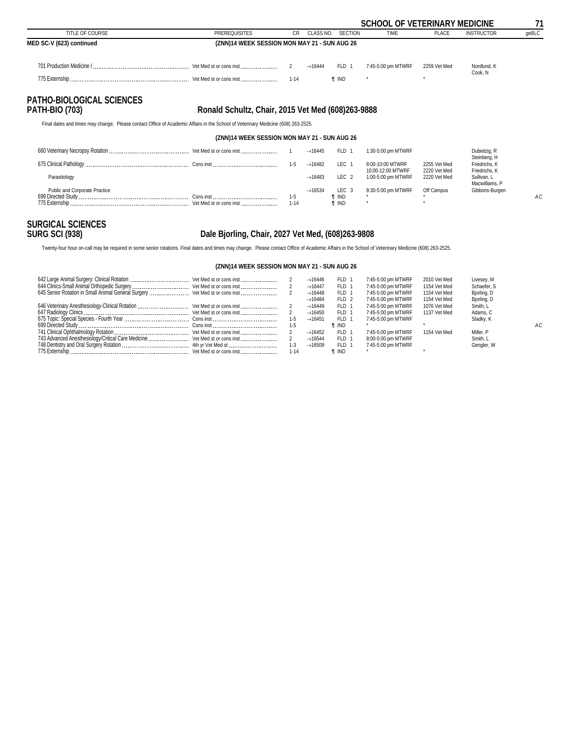| TITLE OF COURSE | PREREQUISITES | CR | CLASS NO. | SECTION | TIME | PLACE | INSTRUCTOR | geBLC |
|---|---|---|---|---|---|---|---|---|

**MED SC-V (623) continued**

**(ZNN)14 WEEK SESSION MON MAY 21 - SUN AUG 26**

| TITLE OF COURSE | PREREQUISITES | CR | CLASS NO. | SECTION | TIME | PLACE | INSTRUCTOR | geBLC |
|---|---|---|---|---|---|---|---|---|
| 701 Production Medicine I | Vet Med st or cons inst | 2 | →16444 | FLD 1 | 7:45-5:00 pm MTWRF | 2259 Vet Med | Nordlund, K<br>Cook, N | |
| 775 Externship | Vet Med st or cons inst | 1-14 | | ¶ IND | * | * | | |

## PATHO-BIOLOGICAL SCIENCES

## PATH-BIO (703) Ronald Schultz, Chair, 2015 Vet Med (608)263-9888

Final dates and times may change. Please contact Office of Academic Affairs in the School of Veterinary Medicine (608) 263-2525.

**(ZNN)14 WEEK SESSION MON MAY 21 - SUN AUG 26**

| TITLE OF COURSE | PREREQUISITES | CR | CLASS NO. | SECTION | TIME | PLACE | INSTRUCTOR | geBLC |
|---|---|---|---|---|---|---|---|---|
| 660 Veterinary Necropsy Rotation | Vet Med st or cons inst | 1 | →16445 | FLD 1 | 1:30-5:00 pm MTWRF | | Dubielzig, R<br>Steinberg, H | |
| 675 Clinical Pathology | Cons inst | 1-5 | →16482 | LEC 1 | 8:00-10:00 MTWRF<br>10:00-12:00 MTWRF | 2255 Vet Med<br>2220 Vet Med | Friedrichs, K<br>Friedrichs, K | |
| Parasitology | | | →16483 | LEC 2 | 1:00-5:00 pm MTWRF | 2220 Vet Med | Sullivan, L<br>Macwilliams, P | |
| Public and Corporate Practice | | | →16534 | LEC 3 | 8:30-5:00 pm MTWRF | Off Campus | Gibbons-Burgen | |
| 699 Directed Study | Cons inst | 1-5 | | ¶ IND | * | * | | AC |
| 775 Externship | Vet Med st or cons inst | 1-14 | | ¶ IND | * | * | | |

## SURGICAL SCIENCES

## SURG SCI (938) Dale Bjorling, Chair, 2027 Vet Med, (608)263-9808

Twenty-four hour on-call may be required in some senior rotations. Final dates and times may change. Please contact Office of Academic Affairs in the School of Veterinary Medicine (608) 263-2525.

**(ZNN)14 WEEK SESSION MON MAY 21 - SUN AUG 26**

| TITLE OF COURSE | PREREQUISITES | CR | CLASS NO. | SECTION | TIME | PLACE | INSTRUCTOR | geBLC |
|---|---|---|---|---|---|---|---|---|
| 642 Large Animal Surgery: Clinical Rotation | Vet Med st or cons inst | 2 | →16446 | FLD 1 | 7:45-5:00 pm MTWRF | 2010 Vet Med | Livesey, M | |
| 644 Clinics-Small Animal Orthopedic Surgery | Vet Med st or cons inst | 2 | →16447 | FLD 1 | 7:45-5:00 pm MTWRF | 1154 Vet Med | Schaefer, S | |
| 645 Senior Rotation in Small Animal General Surgery | Vet Med st or cons inst | 2 | →16448 | FLD 1 | 7:45-5:00 pm MTWRF | 1154 Vet Med | Bjorling, D | |
| | | | →16484 | FLD 2 | 7:45-5:00 pm MTWRF | 1154 Vet Med | Bjorling, D | |
| 646 Veterinary Anesthesiology-Clinical Rotation | Vet Med st or cons inst | 2 | →16449 | FLD 1 | 7:45-5:00 pm MTWRF | 1076 Vet Med | Smith, L | |
| 647 Radiology Clinics | Vet Med st or cons inst | 2 | →16450 | FLD 1 | 7:45-5:00 pm MTWRF | 1137 Vet Med | Adams, C | |
| 675 Topic: Special Species - Fourth Year | Cons inst | 1-5 | →16451 | FLD 1 | 7:45-5:00 pm MTWRF | | Sladky, K | |
| 699 Directed Study | Cons inst | 1-5 | | ¶ IND | * | * | | AC |
| 741 Clinical Ophthalmology Rotation | Vet Med st or cons inst | 2 | →16452 | FLD 1 | 7:45-5:00 pm MTWRF | 1154 Vet Med | Miller, P | |
| 743 Advanced Anesthesiology/Critical Care Medicine | Vet Med st or cons inst | 2 | →16544 | FLD 1 | 8:00-5:00 pm MTWRF | | Smith, L | |
| 748 Dentistry and Oral Surgery Rotation | 4th yr Vet Med st | 1-3 | →16509 | FLD 1 | 7:45-5:00 pm MTWRF | | Gengler, W | |
| 775 Externship | Vet Med st or cons inst | 1-14 | | ¶ IND | * | * | | |